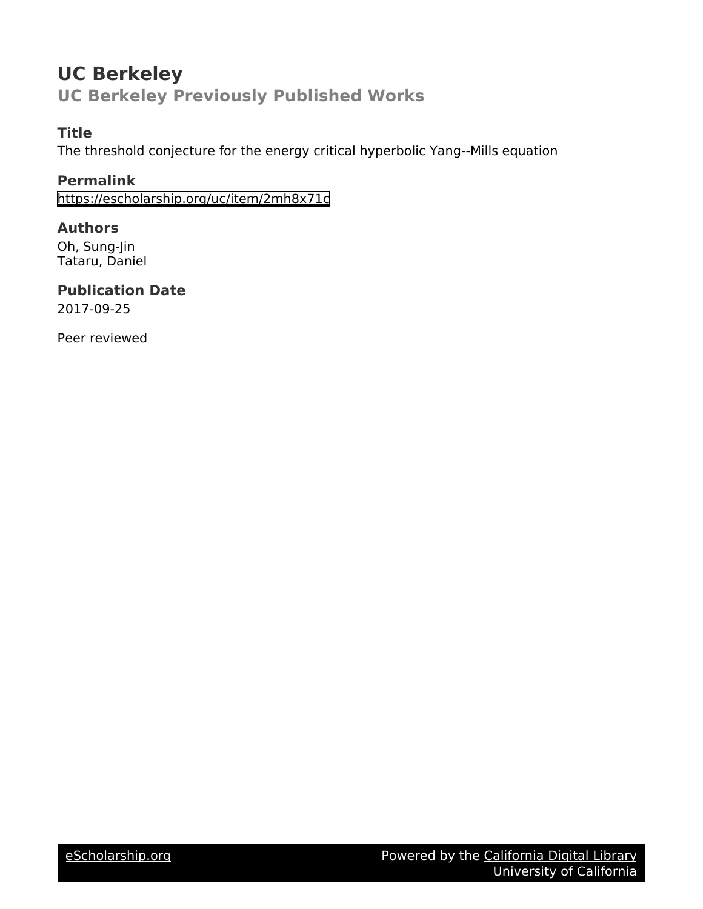# UC Berkeley

## UC Berkeley Previously Published Works

### Title

The threshold conjecture for the energy critical hyperbolic Yang--Mills equation

### Permalink

https://escholarship.org/uc/item/2mh8x71c

### Authors

Oh, Sung-Jin
Tataru, Daniel

### Publication Date

2017-09-25

Peer reviewed

eScholarship.org Powered by the California Digital Library University of California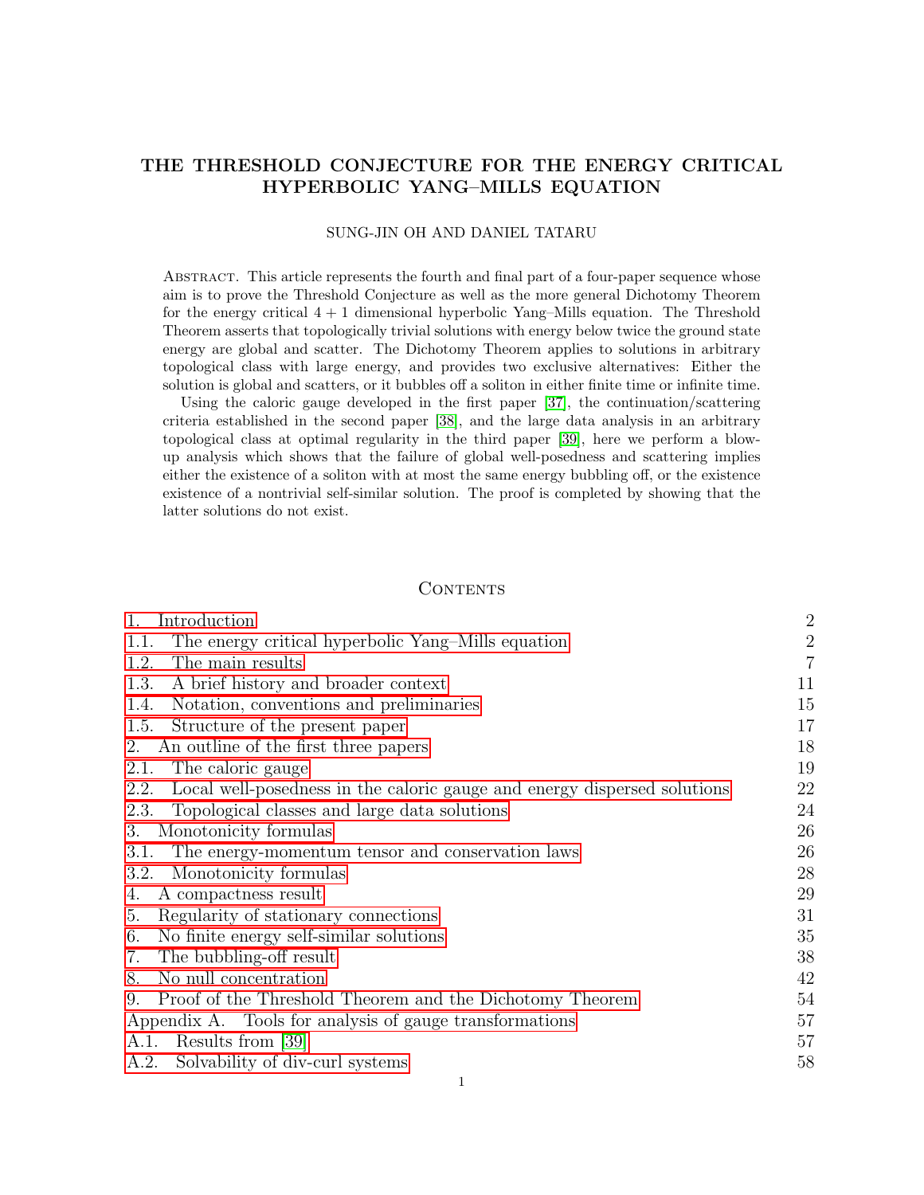# THE THRESHOLD CONJECTURE FOR THE ENERGY CRITICAL HYPERBOLIC YANG–MILLS EQUATION

SUNG-JIN OH AND DANIEL TATARU

Abstract. This article represents the fourth and final part of a four-paper sequence whose aim is to prove the Threshold Conjecture as well as the more general Dichotomy Theorem for the energy critical $4+1$ dimensional hyperbolic Yang–Mills equation. The Threshold Theorem asserts that topologically trivial solutions with energy below twice the ground state energy are global and scatter. The Dichotomy Theorem applies to solutions in arbitrary topological class with large energy, and provides two exclusive alternatives: Either the solution is global and scatters, or it bubbles off a soliton in either finite time or infinite time.

Using the caloric gauge developed in the first paper [37], the continuation/scattering criteria established in the second paper [38], and the large data analysis in an arbitrary topological class at optimal regularity in the third paper [39], here we perform a blow-up analysis which shows that the failure of global well-posedness and scattering implies either the existence of a soliton with at most the same energy bubbling off, or the existence existence of a nontrivial self-similar solution. The proof is completed by showing that the latter solutions do not exist.

## Contents

| | |
|---|---|
| 1. Introduction | 2 |
| 1.1. The energy critical hyperbolic Yang–Mills equation | 2 |
| 1.2. The main results | 7 |
| 1.3. A brief history and broader context | 11 |
| 1.4. Notation, conventions and preliminaries | 15 |
| 1.5. Structure of the present paper | 17 |
| 2. An outline of the first three papers | 18 |
| 2.1. The caloric gauge | 19 |
| 2.2. Local well-posedness in the caloric gauge and energy dispersed solutions | 22 |
| 2.3. Topological classes and large data solutions | 24 |
| 3. Monotonicity formulas | 26 |
| 3.1. The energy-momentum tensor and conservation laws | 26 |
| 3.2. Monotonicity formulas | 28 |
| 4. A compactness result | 29 |
| 5. Regularity of stationary connections | 31 |
| 6. No finite energy self-similar solutions | 35 |
| 7. The bubbling-off result | 38 |
| 8. No null concentration | 42 |
| 9. Proof of the Threshold Theorem and the Dichotomy Theorem | 54 |
| Appendix A. Tools for analysis of gauge transformations | 57 |
| A.1. Results from [39] | 57 |
| A.2. Solvability of div-curl systems | 58 |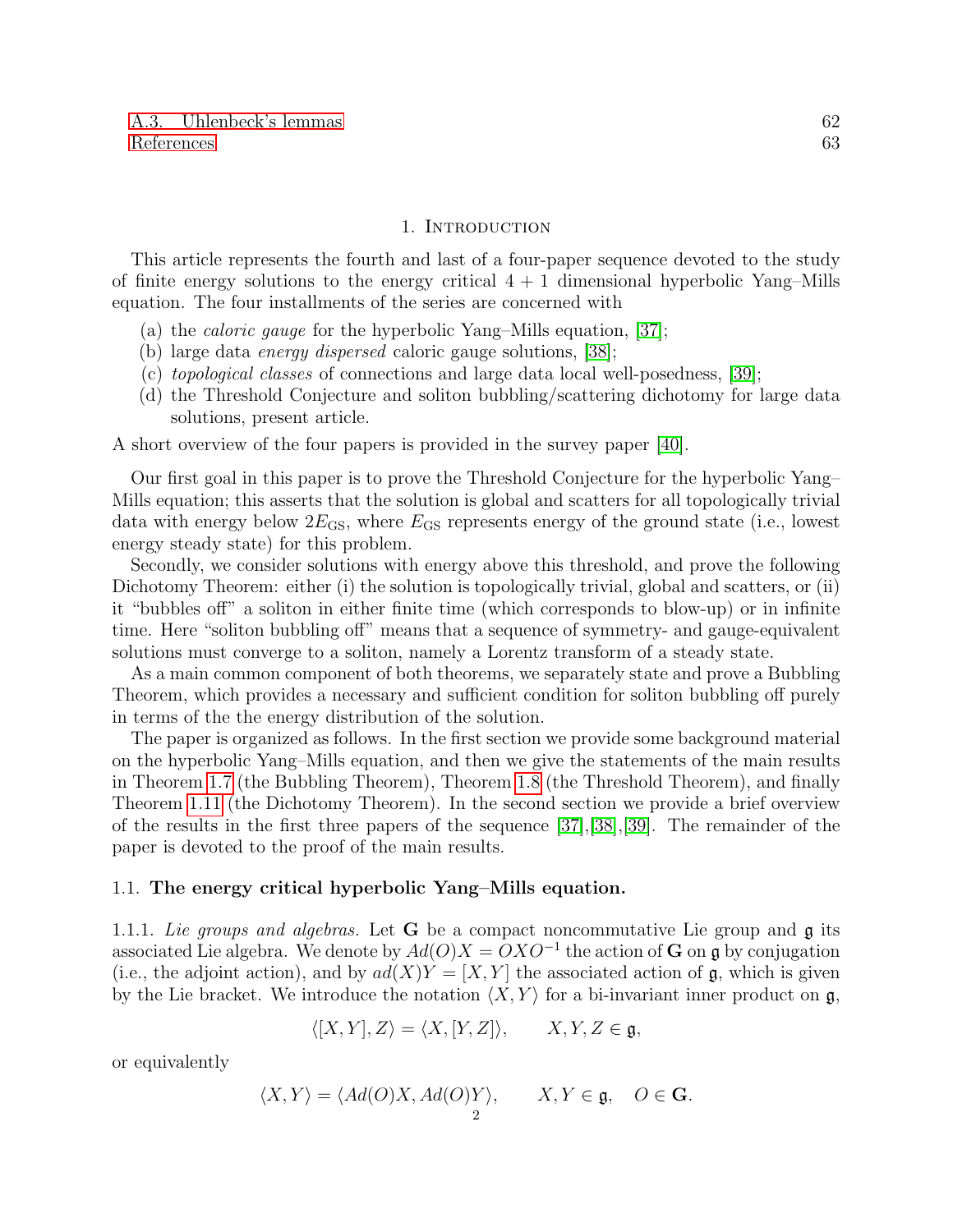A.3. Uhlenbeck's lemmas 62
References 63

## 1. Introduction

This article represents the fourth and last of a four-paper sequence devoted to the study of finite energy solutions to the energy critical $4+1$ dimensional hyperbolic Yang–Mills equation. The four installments of the series are concerned with

(a) the *caloric gauge* for the hyperbolic Yang–Mills equation, [37];
(b) large data *energy dispersed* caloric gauge solutions, [38];
(c) *topological classes* of connections and large data local well-posedness, [39];
(d) the Threshold Conjecture and soliton bubbling/scattering dichotomy for large data solutions, present article.

A short overview of the four papers is provided in the survey paper [40].

Our first goal in this paper is to prove the Threshold Conjecture for the hyperbolic Yang–Mills equation; this asserts that the solution is global and scatters for all topologically trivial data with energy below $2E_{\text{GS}}$, where $E_{\text{GS}}$ represents energy of the ground state (i.e., lowest energy steady state) for this problem.

Secondly, we consider solutions with energy above this threshold, and prove the following Dichotomy Theorem: either (i) the solution is topologically trivial, global and scatters, or (ii) it "bubbles off" a soliton in either finite time (which corresponds to blow-up) or in infinite time. Here "soliton bubbling off" means that a sequence of symmetry- and gauge-equivalent solutions must converge to a soliton, namely a Lorentz transform of a steady state.

As a main common component of both theorems, we separately state and prove a Bubbling Theorem, which provides a necessary and sufficient condition for soliton bubbling off purely in terms of the the energy distribution of the solution.

The paper is organized as follows. In the first section we provide some background material on the hyperbolic Yang–Mills equation, and then we give the statements of the main results in Theorem 1.7 (the Bubbling Theorem), Theorem 1.8 (the Threshold Theorem), and finally Theorem 1.11 (the Dichotomy Theorem). In the second section we provide a brief overview of the results in the first three papers of the sequence [37],[38],[39]. The remainder of the paper is devoted to the proof of the main results.

### 1.1. The energy critical hyperbolic Yang–Mills equation.

1.1.1. *Lie groups and algebras.* Let $\mathbf{G}$ be a compact noncommutative Lie group and $\mathfrak{g}$ its associated Lie algebra. We denote by $Ad(O)X = OXO^{-1}$ the action of $\mathbf{G}$ on $\mathfrak{g}$ by conjugation (i.e., the adjoint action), and by $ad(X)Y = [X,Y]$ the associated action of $\mathfrak{g}$, which is given by the Lie bracket. We introduce the notation $\langle X, Y\rangle$ for a bi-invariant inner product on $\mathfrak{g}$,

$$\langle [X,Y], Z\rangle = \langle X, [Y,Z]\rangle, \qquad X,Y,Z \in \mathfrak{g},$$

or equivalently

$$\langle X, Y\rangle = \langle Ad(O)X, Ad(O)Y\rangle, \qquad X,Y \in \mathfrak{g}, \quad O \in \mathbf{G}.$$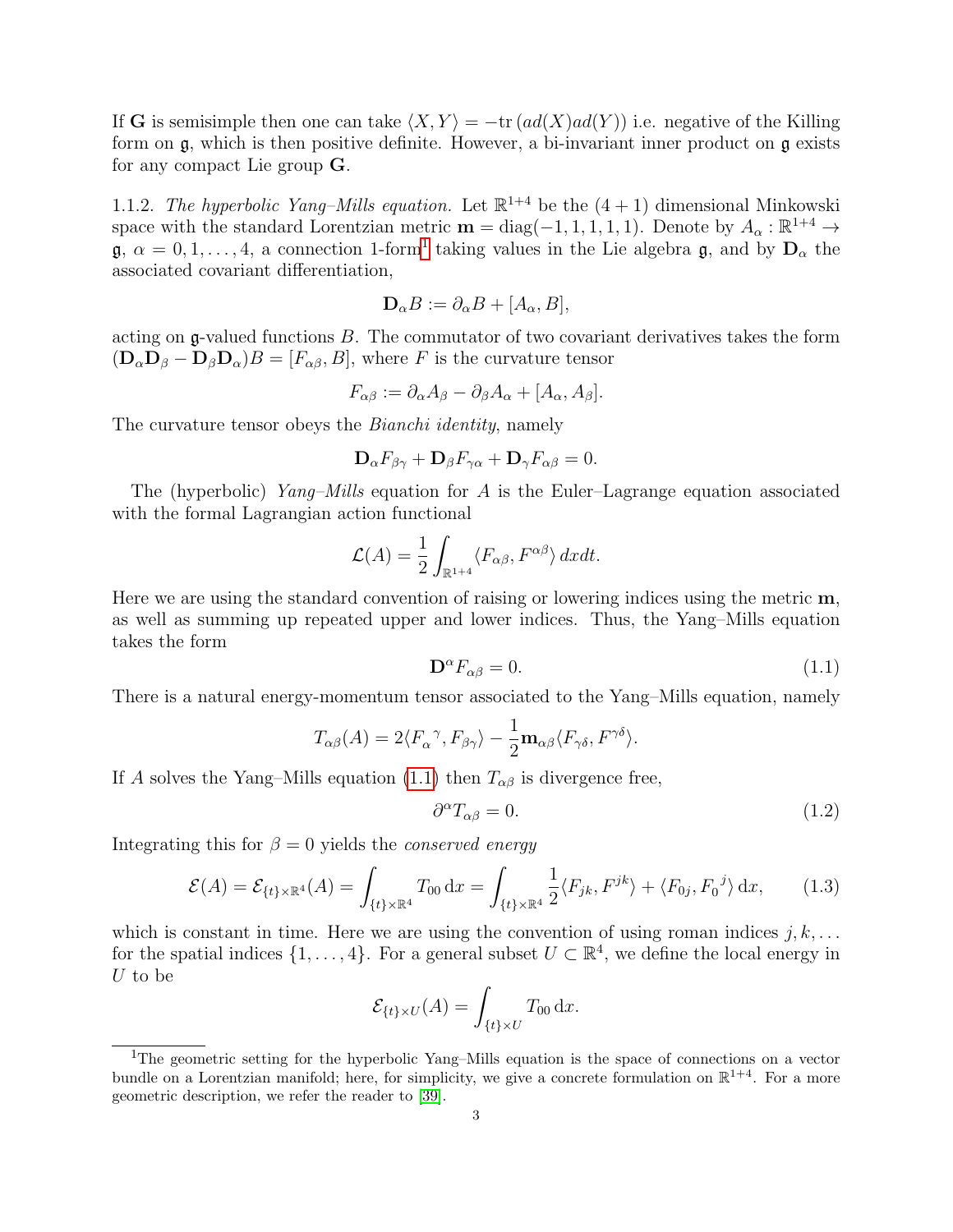If $\mathbf{G}$ is semisimple then one can take $\langle X, Y\rangle = -\mathrm{tr}\,(ad(X)ad(Y))$ i.e. negative of the Killing form on $\mathfrak{g}$, which is then positive definite. However, a bi-invariant inner product on $\mathfrak{g}$ exists for any compact Lie group $\mathbf{G}$.

1.1.2. *The hyperbolic Yang–Mills equation.* Let $\mathbb{R}^{1+4}$ be the $(4+1)$ dimensional Minkowski space with the standard Lorentzian metric $\mathbf{m} = \mathrm{diag}(-1, 1, 1, 1, 1)$. Denote by $A_\alpha : \mathbb{R}^{1+4} \to \mathfrak{g}$, $\alpha = 0, 1, \dots, 4$, a connection 1-form[1] taking values in the Lie algebra $\mathfrak{g}$, and by $\mathbf{D}_\alpha$ the associated covariant differentiation,

$$\mathbf{D}_\alpha B := \partial_\alpha B + [A_\alpha, B],$$

acting on $\mathfrak{g}$-valued functions $B$. The commutator of two covariant derivatives takes the form $(\mathbf{D}_\alpha \mathbf{D}_\beta - \mathbf{D}_\beta \mathbf{D}_\alpha)B = [F_{\alpha\beta}, B]$, where $F$ is the curvature tensor

$$F_{\alpha\beta} := \partial_\alpha A_\beta - \partial_\beta A_\alpha + [A_\alpha, A_\beta].$$

The curvature tensor obeys the *Bianchi identity*, namely

$$\mathbf{D}_\alpha F_{\beta\gamma} + \mathbf{D}_\beta F_{\gamma\alpha} + \mathbf{D}_\gamma F_{\alpha\beta} = 0.$$

The (hyperbolic) *Yang–Mills* equation for $A$ is the Euler–Lagrange equation associated with the formal Lagrangian action functional

$$\mathcal{L}(A) = \frac{1}{2} \int_{\mathbb{R}^{1+4}} \langle F_{\alpha\beta}, F^{\alpha\beta}\rangle \, dxdt.$$

Here we are using the standard convention of raising or lowering indices using the metric $\mathbf{m}$, as well as summing up repeated upper and lower indices. Thus, the Yang–Mills equation takes the form

$$\mathbf{D}^\alpha F_{\alpha\beta} = 0. \tag{1.1}$$

There is a natural energy-momentum tensor associated to the Yang–Mills equation, namely

$$T_{\alpha\beta}(A) = 2\langle F_\alpha{}^\gamma, F_{\beta\gamma}\rangle - \frac{1}{2}\mathbf{m}_{\alpha\beta}\langle F_{\gamma\delta}, F^{\gamma\delta}\rangle.$$

If $A$ solves the Yang–Mills equation (1.1) then $T_{\alpha\beta}$ is divergence free,

$$\partial^\alpha T_{\alpha\beta} = 0. \tag{1.2}$$

Integrating this for $\beta = 0$ yields the *conserved energy*

$$\mathcal{E}(A) = \mathcal{E}_{\{t\}\times\mathbb{R}^4}(A) = \int_{\{t\}\times\mathbb{R}^4} T_{00} \, \mathrm{d}x = \int_{\{t\}\times\mathbb{R}^4} \frac{1}{2}\langle F_{jk}, F^{jk}\rangle + \langle F_{0j}, F_0{}^j\rangle \, \mathrm{d}x, \tag{1.3}$$

which is constant in time. Here we are using the convention of using roman indices $j, k, \dots$ for the spatial indices $\{1, \dots, 4\}$. For a general subset $U \subset \mathbb{R}^4$, we define the local energy in $U$ to be

$$\mathcal{E}_{\{t\}\times U}(A) = \int_{\{t\}\times U} T_{00} \, \mathrm{d}x.$$

[1] The geometric setting for the hyperbolic Yang–Mills equation is the space of connections on a vector bundle on a Lorentzian manifold; here, for simplicity, we give a concrete formulation on $\mathbb{R}^{1+4}$. For a more geometric description, we refer the reader to [39].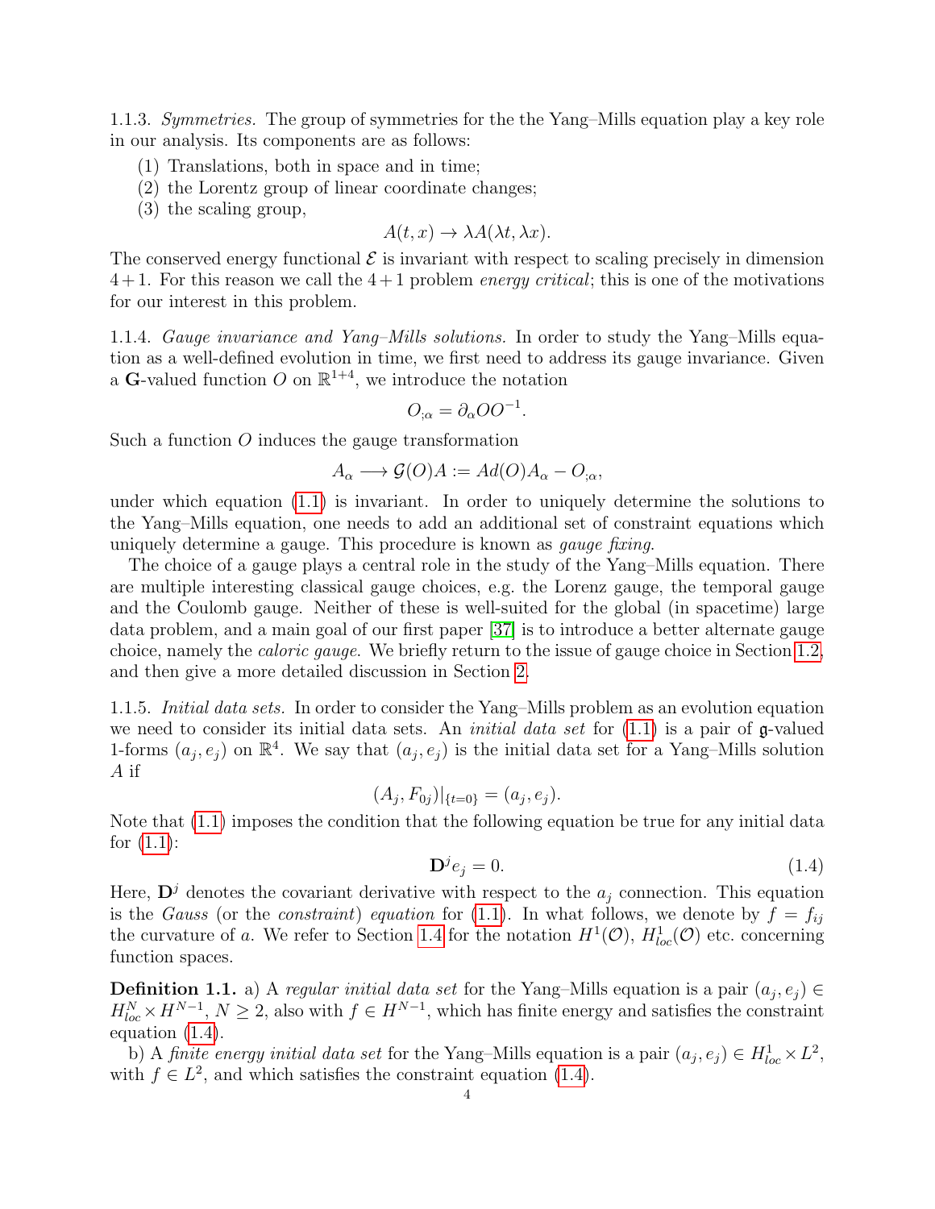1.1.3. *Symmetries.* The group of symmetries for the the Yang–Mills equation play a key role in our analysis. Its components are as follows:

(1) Translations, both in space and in time;
(2) the Lorentz group of linear coordinate changes;
(3) the scaling group,

$$A(t,x) \to \lambda A(\lambda t, \lambda x).$$

The conserved energy functional $\mathcal{E}$ is invariant with respect to scaling precisely in dimension $4+1$. For this reason we call the $4+1$ problem *energy critical*; this is one of the motivations for our interest in this problem.

1.1.4. *Gauge invariance and Yang–Mills solutions.* In order to study the Yang–Mills equation as a well-defined evolution in time, we first need to address its gauge invariance. Given a $\mathbf{G}$-valued function $O$ on $\mathbb{R}^{1+4}$, we introduce the notation

$$O_{;\alpha} = \partial_\alpha O O^{-1}.$$

Such a function $O$ induces the gauge transformation

$$A_\alpha \longrightarrow \mathcal{G}(O)A := Ad(O)A_\alpha - O_{;\alpha},$$

under which equation (1.1) is invariant. In order to uniquely determine the solutions to the Yang–Mills equation, one needs to add an additional set of constraint equations which uniquely determine a gauge. This procedure is known as *gauge fixing*.

The choice of a gauge plays a central role in the study of the Yang–Mills equation. There are multiple interesting classical gauge choices, e.g. the Lorenz gauge, the temporal gauge and the Coulomb gauge. Neither of these is well-suited for the global (in spacetime) large data problem, and a main goal of our first paper [37] is to introduce a better alternate gauge choice, namely the *caloric gauge*. We briefly return to the issue of gauge choice in Section 1.2, and then give a more detailed discussion in Section 2.

1.1.5. *Initial data sets.* In order to consider the Yang–Mills problem as an evolution equation we need to consider its initial data sets. An *initial data set* for (1.1) is a pair of $\mathfrak{g}$-valued 1-forms $(a_j, e_j)$ on $\mathbb{R}^4$. We say that $(a_j, e_j)$ is the initial data set for a Yang–Mills solution $A$ if

$$(A_j, F_{0j})|_{\{t=0\}} = (a_j, e_j).$$

Note that (1.1) imposes the condition that the following equation be true for any initial data for (1.1):

$$\mathbf{D}^j e_j = 0. \tag{1.4}$$

Here, $\mathbf{D}^j$ denotes the covariant derivative with respect to the $a_j$ connection. This equation is the *Gauss* (or the *constraint*) *equation* for (1.1). In what follows, we denote by $f = f_{ij}$ the curvature of $a$. We refer to Section 1.4 for the notation $H^1(\mathcal{O})$, $H^1_{loc}(\mathcal{O})$ etc. concerning function spaces.

**Definition 1.1.** a) A *regular initial data set* for the Yang–Mills equation is a pair $(a_j, e_j) \in H^N_{loc} \times H^{N-1}$, $N \geq 2$, also with $f \in H^{N-1}$, which has finite energy and satisfies the constraint equation (1.4).

b) A *finite energy initial data set* for the Yang–Mills equation is a pair $(a_j, e_j) \in H^1_{loc} \times L^2$, with $f \in L^2$, and which satisfies the constraint equation (1.4).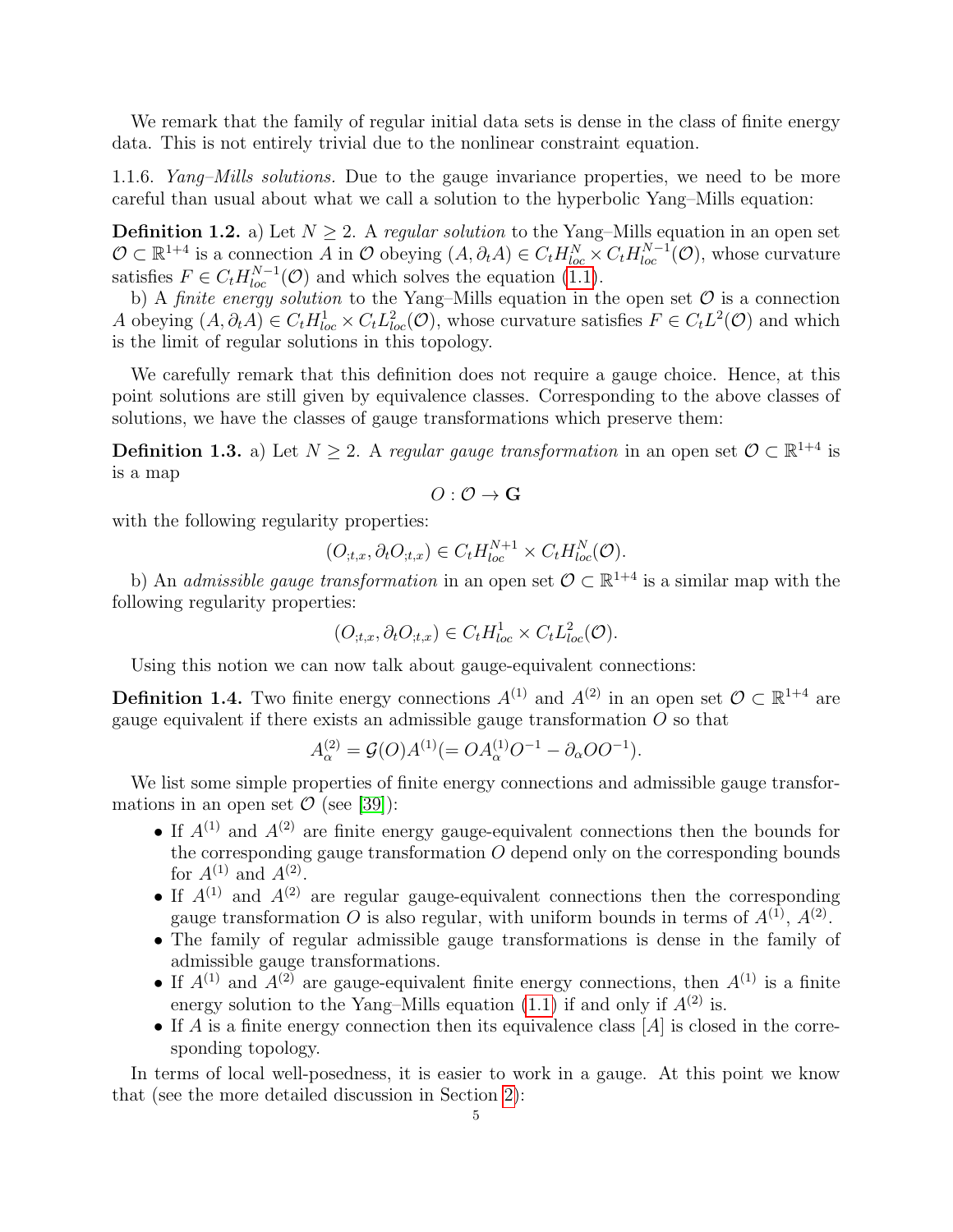We remark that the family of regular initial data sets is dense in the class of finite energy data. This is not entirely trivial due to the nonlinear constraint equation.

1.1.6. *Yang–Mills solutions.* Due to the gauge invariance properties, we need to be more careful than usual about what we call a solution to the hyperbolic Yang–Mills equation:

**Definition 1.2.** a) Let $N \geq 2$. A *regular solution* to the Yang–Mills equation in an open set $\mathcal{O} \subset \mathbb{R}^{1+4}$ is a connection $A$ in $\mathcal{O}$ obeying $(A, \partial_t A) \in C_t H^N_{loc} \times C_t H^{N-1}_{loc}(\mathcal{O})$, whose curvature satisfies $F \in C_t H^{N-1}_{loc}(\mathcal{O})$ and which solves the equation (1.1).

b) A *finite energy solution* to the Yang–Mills equation in the open set $\mathcal{O}$ is a connection $A$ obeying $(A, \partial_t A) \in C_t H^1_{loc} \times C_t L^2_{loc}(\mathcal{O})$, whose curvature satisfies $F \in C_t L^2(\mathcal{O})$ and which is the limit of regular solutions in this topology.

We carefully remark that this definition does not require a gauge choice. Hence, at this point solutions are still given by equivalence classes. Corresponding to the above classes of solutions, we have the classes of gauge transformations which preserve them:

**Definition 1.3.** a) Let $N \geq 2$. A *regular gauge transformation* in an open set $\mathcal{O} \subset \mathbb{R}^{1+4}$ is is a map

$$O : \mathcal{O} \to \mathbf{G}$$

with the following regularity properties:

$$(O_{;t,x}, \partial_t O_{;t,x}) \in C_t H^{N+1}_{loc} \times C_t H^N_{loc}(\mathcal{O}).$$

b) An *admissible gauge transformation* in an open set $\mathcal{O} \subset \mathbb{R}^{1+4}$ is a similar map with the following regularity properties:

$$(O_{;t,x}, \partial_t O_{;t,x}) \in C_t H^1_{loc} \times C_t L^2_{loc}(\mathcal{O}).$$

Using this notion we can now talk about gauge-equivalent connections:

**Definition 1.4.** Two finite energy connections $A^{(1)}$ and $A^{(2)}$ in an open set $\mathcal{O} \subset \mathbb{R}^{1+4}$ are gauge equivalent if there exists an admissible gauge transformation $O$ so that

$$A^{(2)}_\alpha = \mathcal{G}(O)A^{(1)} (= O A^{(1)}_\alpha O^{-1} - \partial_\alpha O O^{-1}).$$

We list some simple properties of finite energy connections and admissible gauge transformations in an open set $\mathcal{O}$ (see [39]):

- If $A^{(1)}$ and $A^{(2)}$ are finite energy gauge-equivalent connections then the bounds for the corresponding gauge transformation $O$ depend only on the corresponding bounds for $A^{(1)}$ and $A^{(2)}$.
- If $A^{(1)}$ and $A^{(2)}$ are regular gauge-equivalent connections then the corresponding gauge transformation $O$ is also regular, with uniform bounds in terms of $A^{(1)}$, $A^{(2)}$.
- The family of regular admissible gauge transformations is dense in the family of admissible gauge transformations.
- If $A^{(1)}$ and $A^{(2)}$ are gauge-equivalent finite energy connections, then $A^{(1)}$ is a finite energy solution to the Yang–Mills equation (1.1) if and only if $A^{(2)}$ is.
- If $A$ is a finite energy connection then its equivalence class $[A]$ is closed in the corresponding topology.

In terms of local well-posedness, it is easier to work in a gauge. At this point we know that (see the more detailed discussion in Section 2):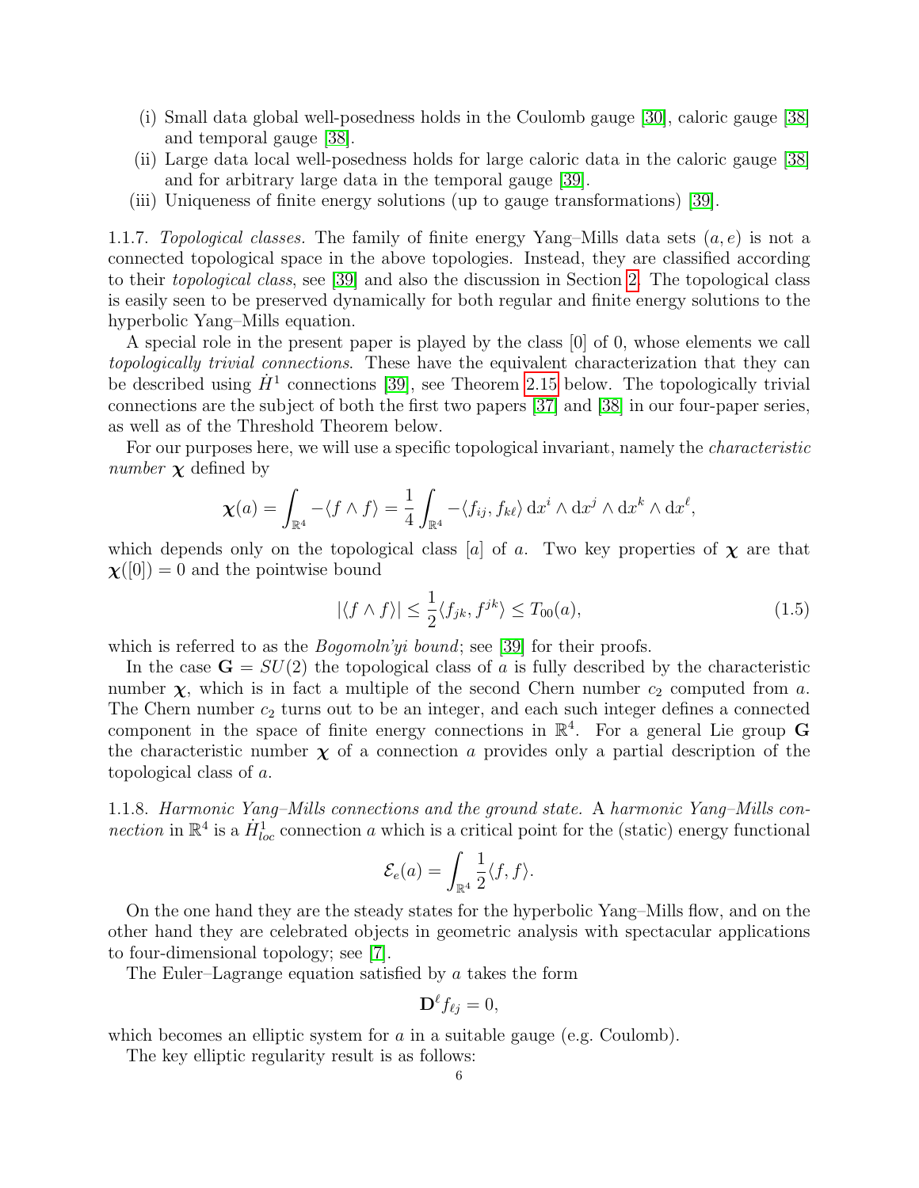(i) Small data global well-posedness holds in the Coulomb gauge [30], caloric gauge [38] and temporal gauge [38].
(ii) Large data local well-posedness holds for large caloric data in the caloric gauge [38] and for arbitrary large data in the temporal gauge [39].
(iii) Uniqueness of finite energy solutions (up to gauge transformations) [39].

1.1.7. *Topological classes.* The family of finite energy Yang–Mills data sets $(a, e)$ is not a connected topological space in the above topologies. Instead, they are classified according to their *topological class*, see [39] and also the discussion in Section 2. The topological class is easily seen to be preserved dynamically for both regular and finite energy solutions to the hyperbolic Yang–Mills equation.

A special role in the present paper is played by the class $[0]$ of 0, whose elements we call *topologically trivial connections*. These have the equivalent characterization that they can be described using $\dot{H}^1$ connections [39], see Theorem 2.15 below. The topologically trivial connections are the subject of both the first two papers [37] and [38] in our four-paper series, as well as of the Threshold Theorem below.

For our purposes here, we will use a specific topological invariant, namely the *characteristic number* $\boldsymbol{\chi}$ defined by

$$\boldsymbol{\chi}(a) = \int_{\mathbb{R}^4} -\langle f \wedge f \rangle = \frac{1}{4} \int_{\mathbb{R}^4} -\langle f_{ij}, f_{k\ell} \rangle \, \mathrm{d}x^i \wedge \mathrm{d}x^j \wedge \mathrm{d}x^k \wedge \mathrm{d}x^\ell,$$

which depends only on the topological class $[a]$ of $a$. Two key properties of $\boldsymbol{\chi}$ are that $\boldsymbol{\chi}([0]) = 0$ and the pointwise bound

$$|\langle f \wedge f \rangle| \leq \frac{1}{2} \langle f_{jk}, f^{jk} \rangle \leq T_{00}(a), \tag{1.5}$$

which is referred to as the *Bogomoln'yi bound*; see [39] for their proofs.

In the case $\mathbf{G} = SU(2)$ the topological class of $a$ is fully described by the characteristic number $\boldsymbol{\chi}$, which is in fact a multiple of the second Chern number $c_2$ computed from $a$. The Chern number $c_2$ turns out to be an integer, and each such integer defines a connected component in the space of finite energy connections in $\mathbb{R}^4$. For a general Lie group $\mathbf{G}$ the characteristic number $\boldsymbol{\chi}$ of a connection $a$ provides only a partial description of the topological class of $a$.

1.1.8. *Harmonic Yang–Mills connections and the ground state.* A *harmonic Yang–Mills connection* in $\mathbb{R}^4$ is a $\dot{H}^1_{loc}$ connection $a$ which is a critical point for the (static) energy functional

$$\mathcal{E}_e(a) = \int_{\mathbb{R}^4} \frac{1}{2} \langle f, f \rangle.$$

On the one hand they are the steady states for the hyperbolic Yang–Mills flow, and on the other hand they are celebrated objects in geometric analysis with spectacular applications to four-dimensional topology; see [7].

The Euler–Lagrange equation satisfied by $a$ takes the form

$$\mathbf{D}^\ell f_{\ell j} = 0,$$

which becomes an elliptic system for $a$ in a suitable gauge (e.g. Coulomb).

The key elliptic regularity result is as follows: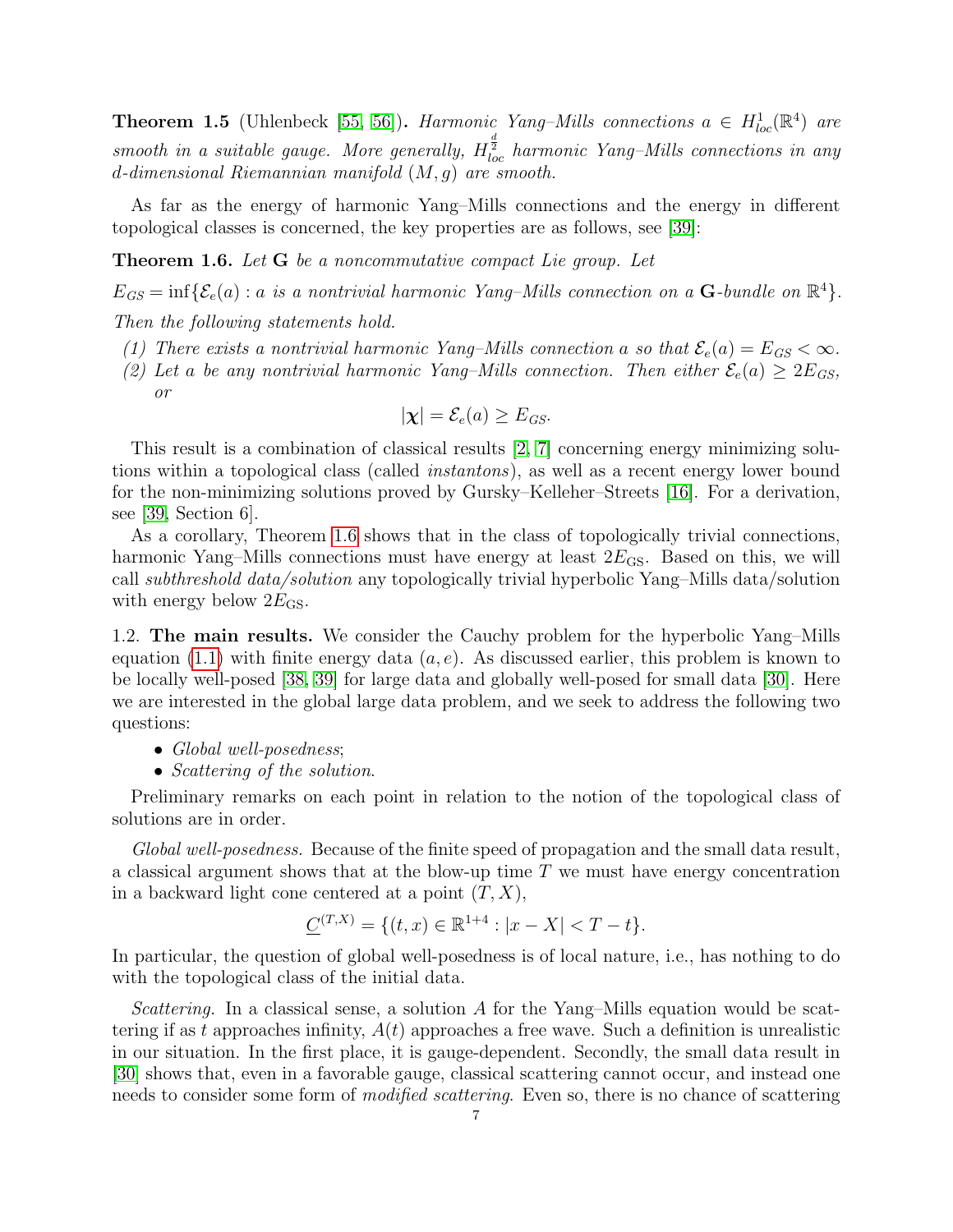**Theorem 1.5** (Uhlenbeck [55, 56])**.** *Harmonic Yang–Mills connections $a \in H^1_{loc}(\mathbb{R}^4)$ are smooth in a suitable gauge. More generally, $H^{\frac{d}{2}}_{loc}$ harmonic Yang–Mills connections in any $d$-dimensional Riemannian manifold $(M, g)$ are smooth.*

As far as the energy of harmonic Yang–Mills connections and the energy in different topological classes is concerned, the key properties are as follows, see [39]:

**Theorem 1.6.** *Let $\mathbf{G}$ be a noncommutative compact Lie group. Let*

$$E_{GS} = \inf\{\mathcal{E}_e(a) : a \text{ is a nontrivial harmonic Yang–Mills connection on a } \mathbf{G}\text{-bundle on } \mathbb{R}^4\}.$$

*Then the following statements hold.*

*(1) There exists a nontrivial harmonic Yang–Mills connection $a$ so that $\mathcal{E}_e(a) = E_{GS} < \infty$.*
*(2) Let $a$ be any nontrivial harmonic Yang–Mills connection. Then either $\mathcal{E}_e(a) \geq 2E_{GS}$, or*

$$|\boldsymbol{\chi}| = \mathcal{E}_e(a) \geq E_{GS}.$$

This result is a combination of classical results [2, 7] concerning energy minimizing solutions within a topological class (called *instantons*), as well as a recent energy lower bound for the non-minimizing solutions proved by Gursky–Kelleher–Streets [16]. For a derivation, see [39, Section 6].

As a corollary, Theorem 1.6 shows that in the class of topologically trivial connections, harmonic Yang–Mills connections must have energy at least $2E_{\mathrm{GS}}$. Based on this, we will call *subthreshold data/solution* any topologically trivial hyperbolic Yang–Mills data/solution with energy below $2E_{\mathrm{GS}}$.

1.2. **The main results.** We consider the Cauchy problem for the hyperbolic Yang–Mills equation (1.1) with finite energy data $(a, e)$. As discussed earlier, this problem is known to be locally well-posed [38, 39] for large data and globally well-posed for small data [30]. Here we are interested in the global large data problem, and we seek to address the following two questions:

- *Global well-posedness*;
- *Scattering of the solution*.

Preliminary remarks on each point in relation to the notion of the topological class of solutions are in order.

*Global well-posedness.* Because of the finite speed of propagation and the small data result, a classical argument shows that at the blow-up time $T$ we must have energy concentration in a backward light cone centered at a point $(T, X)$,

$$\underline{C}^{(T,X)} = \{(t, x) \in \mathbb{R}^{1+4} : |x - X| < T - t\}.$$

In particular, the question of global well-posedness is of local nature, i.e., has nothing to do with the topological class of the initial data.

*Scattering.* In a classical sense, a solution $A$ for the Yang–Mills equation would be scattering if as $t$ approaches infinity, $A(t)$ approaches a free wave. Such a definition is unrealistic in our situation. In the first place, it is gauge-dependent. Secondly, the small data result in [30] shows that, even in a favorable gauge, classical scattering cannot occur, and instead one needs to consider some form of *modified scattering*. Even so, there is no chance of scattering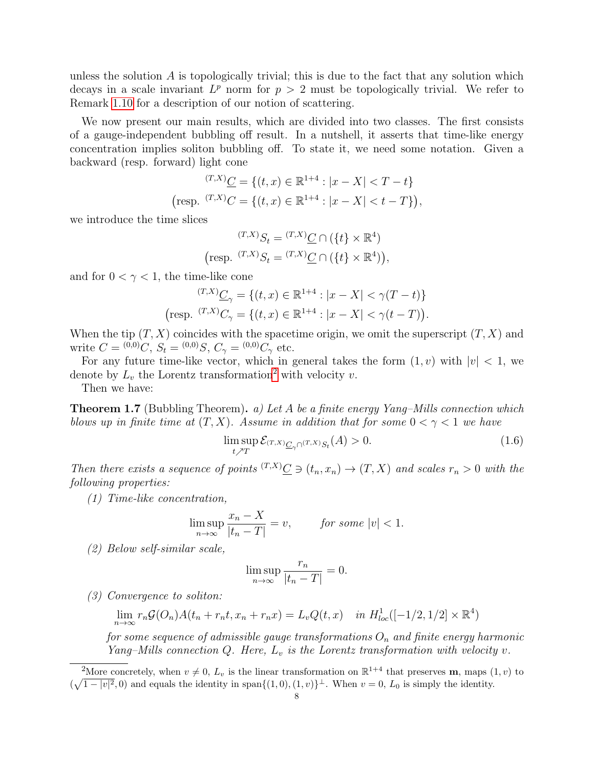unless the solution $A$ is topologically trivial; this is due to the fact that any solution which decays in a scale invariant $L^p$ norm for $p > 2$ must be topologically trivial. We refer to Remark 1.10 for a description of our notion of scattering.

We now present our main results, which are divided into two classes. The first consists of a gauge-independent bubbling off result. In a nutshell, it asserts that time-like energy concentration implies soliton bubbling off. To state it, we need some notation. Given a backward (resp. forward) light cone

$$
{}^{(T,X)}\underline{C} = \{(t,x) \in \mathbb{R}^{1+4} : |x - X| < T - t\}
$$

$$
\big(\text{resp. } {}^{(T,X)}C = \{(t,x) \in \mathbb{R}^{1+4} : |x - X| < t - T\}\big),
$$

we introduce the time slices

$$
{}^{(T,X)}S_t = {}^{(T,X)}\underline{C} \cap (\{t\} \times \mathbb{R}^4)
$$

$$
\big(\text{resp. } {}^{(T,X)}S_t = {}^{(T,X)}\underline{C} \cap (\{t\} \times \mathbb{R}^4)\big),
$$

and for $0 < \gamma < 1$, the time-like cone

$$
{}^{(T,X)}\underline{C}_\gamma = \{(t,x) \in \mathbb{R}^{1+4} : |x - X| < \gamma(T - t)\}
$$

$$
\big(\text{resp. } {}^{(T,X)}C_\gamma = \{(t,x) \in \mathbb{R}^{1+4} : |x - X| < \gamma(t - T)\big).
$$

When the tip $(T,X)$ coincides with the spacetime origin, we omit the superscript $(T,X)$ and write $C = {}^{(0,0)}C$, $S_t = {}^{(0,0)}S$, $C_\gamma = {}^{(0,0)}C_\gamma$ etc.

For any future time-like vector, which in general takes the form $(1,v)$ with $|v| < 1$, we denote by $L_v$ the Lorentz transformation[2] with velocity $v$.

Then we have:

**Theorem 1.7** (Bubbling Theorem)**.** *a) Let $A$ be a finite energy Yang–Mills connection which blows up in finite time at $(T,X)$. Assume in addition that for some $0 < \gamma < 1$ we have*

$$
\limsup_{t \nearrow T} \mathcal{E}_{{}^{(T,X)}\underline{C}_\gamma \cap {}^{(T,X)}S_t}(A) > 0. \tag{1.6}
$$

*Then there exists a sequence of points ${}^{(T,X)}\underline{C} \ni (t_n, x_n) \to (T,X)$ and scales $r_n > 0$ with the following properties:*

*(1) Time-like concentration,*

$$
\limsup_{n\to\infty} \frac{x_n - X}{|t_n - T|} = v, \qquad \text{for some } |v| < 1.
$$

*(2) Below self-similar scale,*

$$
\limsup_{n\to\infty} \frac{r_n}{|t_n - T|} = 0.
$$

*(3) Convergence to soliton:*

$$
\lim_{n\to\infty} r_n \mathcal{G}(O_n) A(t_n + r_n t, x_n + r_n x) = L_v Q(t,x) \quad \text{in } H^1_{loc}([-1/2, 1/2] \times \mathbb{R}^4)
$$

*for some sequence of admissible gauge transformations $O_n$ and finite energy harmonic Yang–Mills connection $Q$. Here, $L_v$ is the Lorentz transformation with velocity $v$.*

---

[2] More concretely, when $v \neq 0$, $L_v$ is the linear transformation on $\mathbb{R}^{1+4}$ that preserves $\mathbf{m}$, maps $(1,v)$ to $(\sqrt{1 - |v|^2}, 0)$ and equals the identity in $\text{span}\{(1,0),(1,v)\}^\perp$. When $v = 0$, $L_0$ is simply the identity.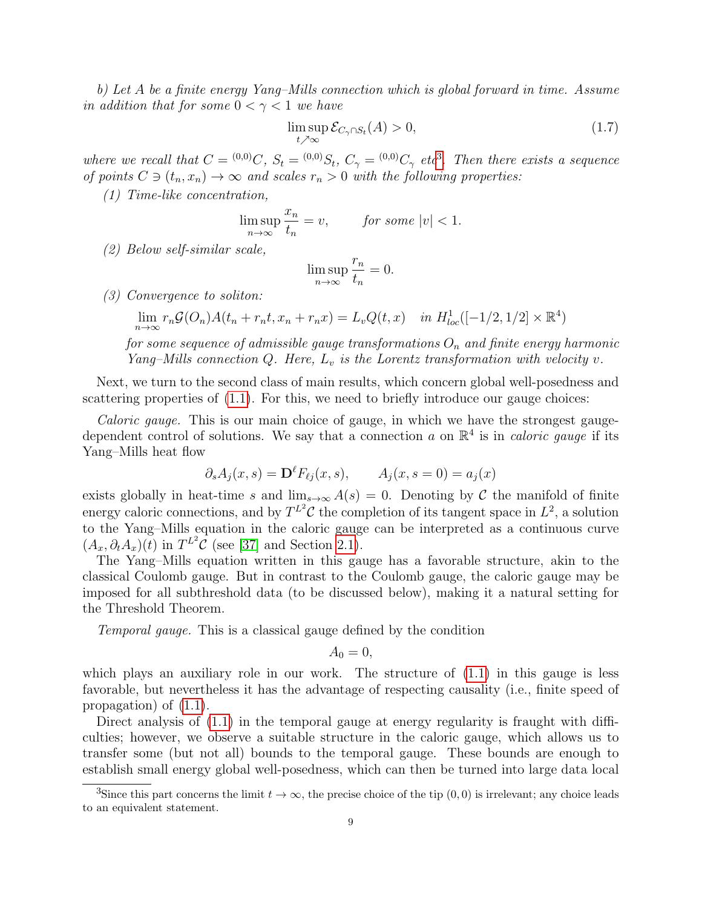*b) Let $A$ be a finite energy Yang–Mills connection which is global forward in time. Assume in addition that for some $0 < \gamma < 1$ we have*

$$\limsup_{t \nearrow \infty} \mathcal{E}_{C_\gamma \cap S_t}(A) > 0, \tag{1.7}$$

*where we recall that $C = {}^{(0,0)}C$, $S_t = {}^{(0,0)}S_t$, $C_\gamma = {}^{(0,0)}C_\gamma$ etc*[3]*. Then there exists a sequence of points $C \ni (t_n, x_n) \to \infty$ and scales $r_n > 0$ with the following properties:*

*(1) Time-like concentration,*

$$\limsup_{n \to \infty} \frac{x_n}{t_n} = v, \qquad \text{for some } |v| < 1.$$

*(2) Below self-similar scale,*

$$\limsup_{n \to \infty} \frac{r_n}{t_n} = 0.$$

*(3) Convergence to soliton:*

$$\lim_{n \to \infty} r_n \mathcal{G}(O_n) A(t_n + r_n t, x_n + r_n x) = L_v Q(t, x) \quad \text{in } H^1_{loc}([-1/2, 1/2] \times \mathbb{R}^4)$$

*for some sequence of admissible gauge transformations $O_n$ and finite energy harmonic Yang–Mills connection $Q$. Here, $L_v$ is the Lorentz transformation with velocity $v$.*

Next, we turn to the second class of main results, which concern global well-posedness and scattering properties of (1.1). For this, we need to briefly introduce our gauge choices:

*Caloric gauge.* This is our main choice of gauge, in which we have the strongest gauge-dependent control of solutions. We say that a connection $a$ on $\mathbb{R}^4$ is in *caloric gauge* if its Yang–Mills heat flow

$$\partial_s A_j(x, s) = \mathbf{D}^\ell F_{\ell j}(x, s), \qquad A_j(x, s = 0) = a_j(x)$$

exists globally in heat-time $s$ and $\lim_{s \to \infty} A(s) = 0$. Denoting by $\mathcal{C}$ the manifold of finite energy caloric connections, and by $T^{L^2}\mathcal{C}$ the completion of its tangent space in $L^2$, a solution to the Yang–Mills equation in the caloric gauge can be interpreted as a continuous curve $(A_x, \partial_t A_x)(t)$ in $T^{L^2}\mathcal{C}$ (see [37] and Section 2.1).

The Yang–Mills equation written in this gauge has a favorable structure, akin to the classical Coulomb gauge. But in contrast to the Coulomb gauge, the caloric gauge may be imposed for all subthreshold data (to be discussed below), making it a natural setting for the Threshold Theorem.

*Temporal gauge.* This is a classical gauge defined by the condition

$$A_0 = 0,$$

which plays an auxiliary role in our work. The structure of (1.1) in this gauge is less favorable, but nevertheless it has the advantage of respecting causality (i.e., finite speed of propagation) of (1.1).

Direct analysis of (1.1) in the temporal gauge at energy regularity is fraught with difficulties; however, we observe a suitable structure in the caloric gauge, which allows us to transfer some (but not all) bounds to the temporal gauge. These bounds are enough to establish small energy global well-posedness, which can then be turned into large data local

[3] Since this part concerns the limit $t \to \infty$, the precise choice of the tip $(0, 0)$ is irrelevant; any choice leads to an equivalent statement.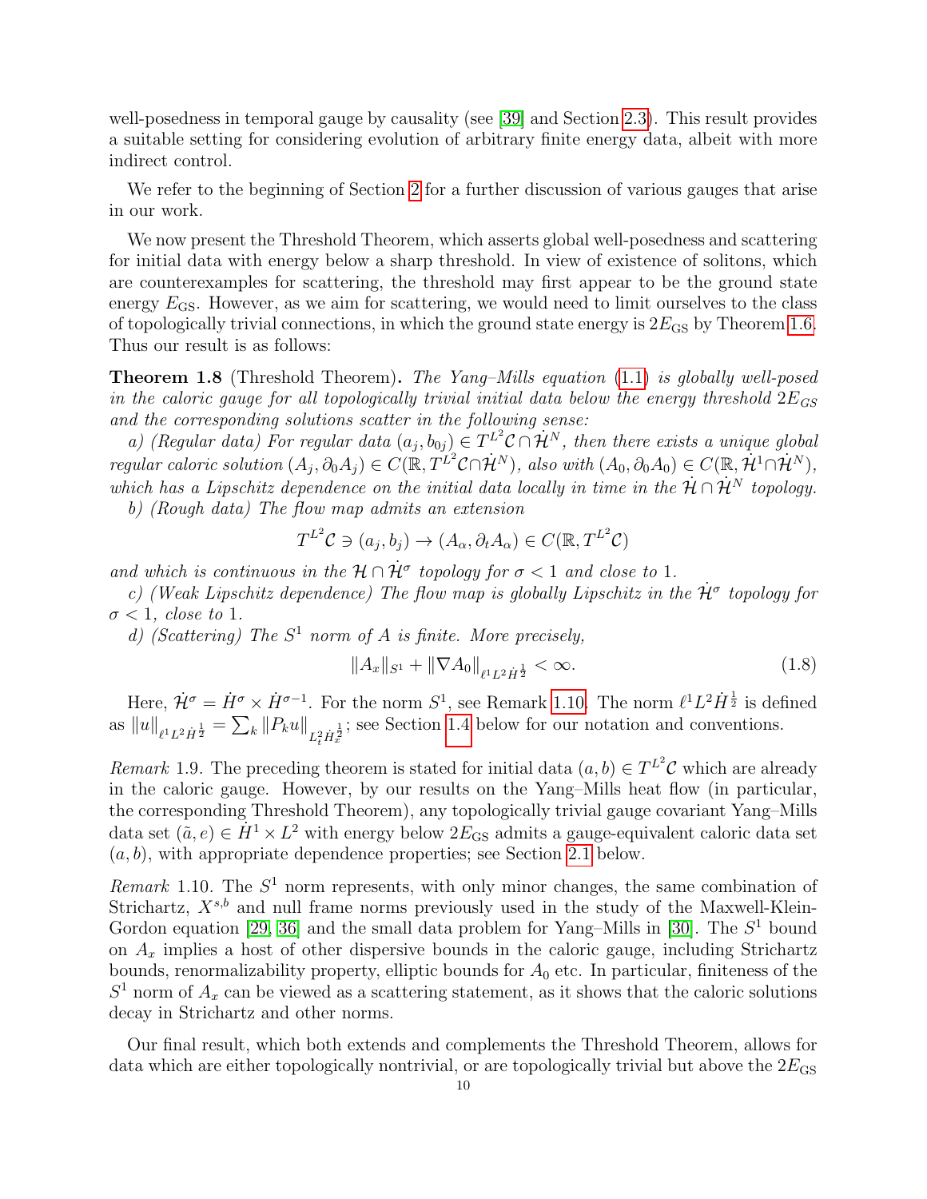well-posedness in temporal gauge by causality (see [39] and Section 2.3). This result provides a suitable setting for considering evolution of arbitrary finite energy data, albeit with more indirect control.

We refer to the beginning of Section 2 for a further discussion of various gauges that arise in our work.

We now present the Threshold Theorem, which asserts global well-posedness and scattering for initial data with energy below a sharp threshold. In view of existence of solitons, which are counterexamples for scattering, the threshold may first appear to be the ground state energy $E_{\mathrm{GS}}$. However, as we aim for scattering, we would need to limit ourselves to the class of topologically trivial connections, in which the ground state energy is $2E_{\mathrm{GS}}$ by Theorem 1.6. Thus our result is as follows:

**Theorem 1.8** (Threshold Theorem)**.** *The Yang–Mills equation (1.1) is globally well-posed in the caloric gauge for all topologically trivial initial data below the energy threshold $2E_{GS}$ and the corresponding solutions scatter in the following sense:*

*a) (Regular data) For regular data $(a_j, b_{0j}) \in T^{L^2}\mathcal{C} \cap \dot{\mathcal{H}}^N$, then there exists a unique global regular caloric solution $(A_j, \partial_0 A_j) \in C(\mathbb{R}, T^{L^2}\mathcal{C} \cap \dot{\mathcal{H}}^N)$, also with $(A_0, \partial_0 A_0) \in C(\mathbb{R}, \dot{\mathcal{H}}^1 \cap \dot{\mathcal{H}}^N)$, which has a Lipschitz dependence on the initial data locally in time in the $\dot{\mathcal{H}} \cap \dot{\mathcal{H}}^N$ topology.*

*b) (Rough data) The flow map admits an extension*

$$T^{L^2}\mathcal{C} \ni (a_j, b_j) \to (A_\alpha, \partial_t A_\alpha) \in C(\mathbb{R}, T^{L^2}\mathcal{C})$$

*and which is continuous in the $\mathcal{H} \cap \dot{\mathcal{H}}^\sigma$ topology for $\sigma < 1$ and close to 1.*

*c) (Weak Lipschitz dependence) The flow map is globally Lipschitz in the $\dot{\mathcal{H}}^\sigma$ topology for $\sigma < 1$, close to 1.*

*d) (Scattering) The $S^1$ norm of $A$ is finite. More precisely,*

$$\|A_x\|_{S^1} + \|\nabla A_0\|_{\ell^1 L^2 \dot{H}^{\frac{1}{2}}} < \infty. \tag{1.8}$$

Here, $\dot{\mathcal{H}}^\sigma = \dot{H}^\sigma \times \dot{H}^{\sigma-1}$. For the norm $S^1$, see Remark 1.10. The norm $\ell^1 L^2 \dot{H}^{\frac{1}{2}}$ is defined as $\|u\|_{\ell^1 L^2 \dot{H}^{\frac{1}{2}}} = \sum_k \|P_k u\|_{L^2_t \dot{H}^{\frac{1}{2}}_x}$; see Section 1.4 below for our notation and conventions.

*Remark* 1.9. The preceding theorem is stated for initial data $(a, b) \in T^{L^2}\mathcal{C}$ which are already in the caloric gauge. However, by our results on the Yang–Mills heat flow (in particular, the corresponding Threshold Theorem), any topologically trivial gauge covariant Yang–Mills data set $(\tilde{a}, e) \in \dot{H}^1 \times L^2$ with energy below $2E_{\mathrm{GS}}$ admits a gauge-equivalent caloric data set $(a, b)$, with appropriate dependence properties; see Section 2.1 below.

*Remark* 1.10. The $S^1$ norm represents, with only minor changes, the same combination of Strichartz, $X^{s,b}$ and null frame norms previously used in the study of the Maxwell-Klein-Gordon equation [29, 36] and the small data problem for Yang–Mills in [30]. The $S^1$ bound on $A_x$ implies a host of other dispersive bounds in the caloric gauge, including Strichartz bounds, renormalizability property, elliptic bounds for $A_0$ etc. In particular, finiteness of the $S^1$ norm of $A_x$ can be viewed as a scattering statement, as it shows that the caloric solutions decay in Strichartz and other norms.

Our final result, which both extends and complements the Threshold Theorem, allows for data which are either topologically nontrivial, or are topologically trivial but above the $2E_{\mathrm{GS}}$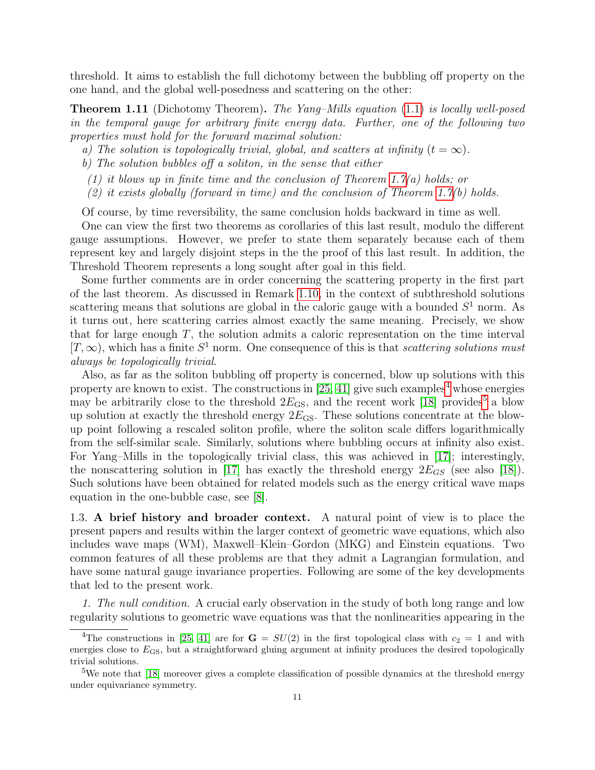threshold. It aims to establish the full dichotomy between the bubbling off property on the one hand, and the global well-posedness and scattering on the other:

**Theorem 1.11** (Dichotomy Theorem)**.** *The Yang–Mills equation (1.1) is locally well-posed in the temporal gauge for arbitrary finite energy data. Further, one of the following two properties must hold for the forward maximal solution:*

*a) The solution is topologically trivial, global, and scatters at infinity ($t = \infty$).*

*b) The solution bubbles off a soliton, in the sense that either*

*(1) it blows up in finite time and the conclusion of Theorem 1.7(a) holds; or*

*(2) it exists globally (forward in time) and the conclusion of Theorem 1.7(b) holds.*

Of course, by time reversibility, the same conclusion holds backward in time as well.

One can view the first two theorems as corollaries of this last result, modulo the different gauge assumptions. However, we prefer to state them separately because each of them represent key and largely disjoint steps in the the proof of this last result. In addition, the Threshold Theorem represents a long sought after goal in this field.

Some further comments are in order concerning the scattering property in the first part of the last theorem. As discussed in Remark 1.10, in the context of subthreshold solutions scattering means that solutions are global in the caloric gauge with a bounded $S^1$ norm. As it turns out, here scattering carries almost exactly the same meaning. Precisely, we show that for large enough $T$, the solution admits a caloric representation on the time interval $[T, \infty)$, which has a finite $S^1$ norm. One consequence of this is that *scattering solutions must always be topologically trivial*.

Also, as far as the soliton bubbling off property is concerned, blow up solutions with this property are known to exist. The constructions in [25, 41] give such examples[4] whose energies may be arbitrarily close to the threshold $2E_{\mathrm{GS}}$, and the recent work [18] provides[5] a blow up solution at exactly the threshold energy $2E_{\mathrm{GS}}$. These solutions concentrate at the blow-up point following a rescaled soliton profile, where the soliton scale differs logarithmically from the self-similar scale. Similarly, solutions where bubbling occurs at infinity also exist. For Yang–Mills in the topologically trivial class, this was achieved in [17]; interestingly, the nonscattering solution in [17] has exactly the threshold energy $2E_{GS}$ (see also [18]). Such solutions have been obtained for related models such as the energy critical wave maps equation in the one-bubble case, see [8].

## 1.3. A brief history and broader context.

A natural point of view is to place the present papers and results within the larger context of geometric wave equations, which also includes wave maps (WM), Maxwell–Klein–Gordon (MKG) and Einstein equations. Two common features of all these problems are that they admit a Lagrangian formulation, and have some natural gauge invariance properties. Following are some of the key developments that led to the present work.

*1. The null condition.* A crucial early observation in the study of both long range and low regularity solutions to geometric wave equations was that the nonlinearities appearing in the

[4] The constructions in [25, 41] are for $\mathbf{G} = SU(2)$ in the first topological class with $c_2 = 1$ and with energies close to $E_{\mathrm{GS}}$, but a straightforward gluing argument at infinity produces the desired topologically trivial solutions.

[5] We note that [18] moreover gives a complete classification of possible dynamics at the threshold energy under equivariance symmetry.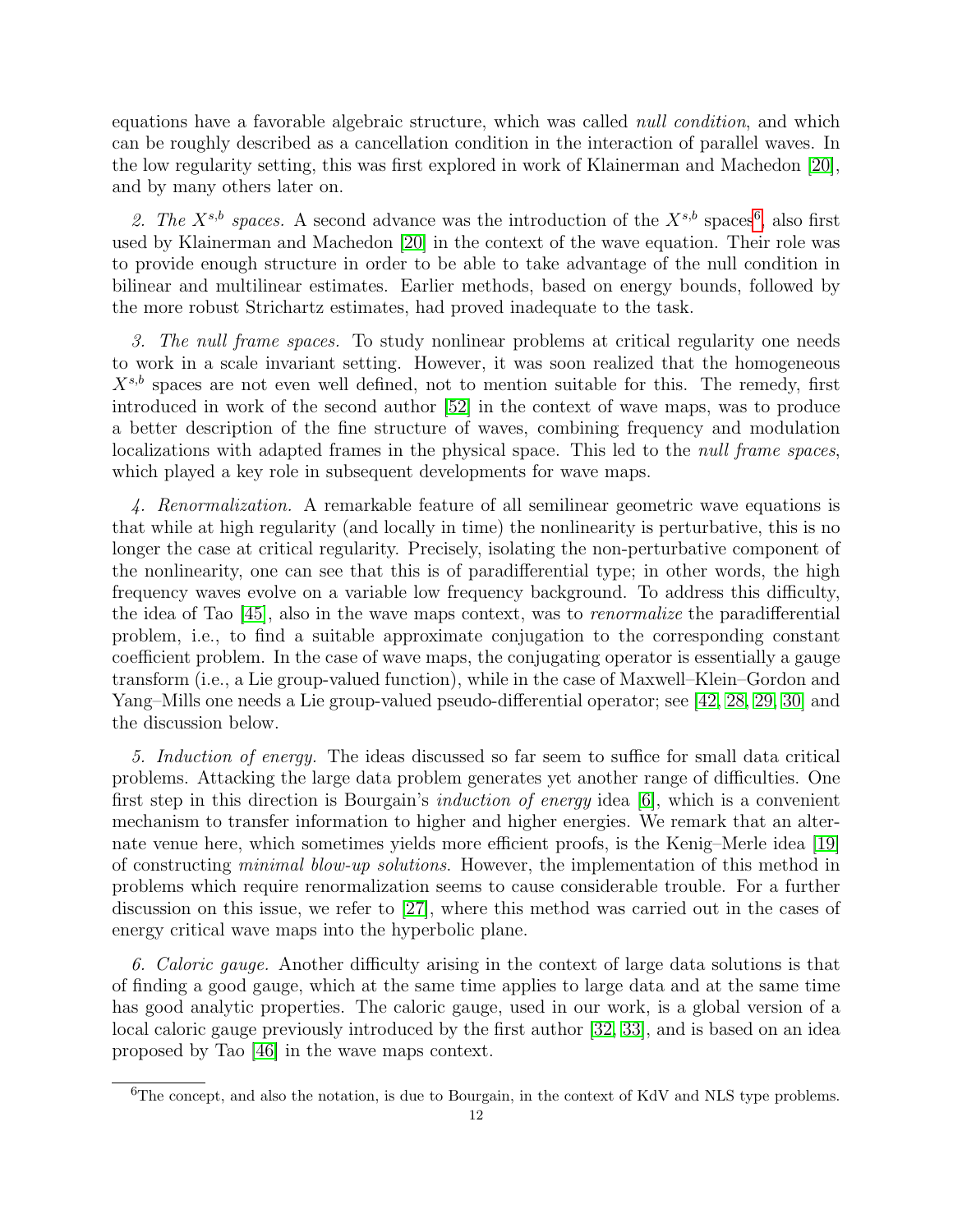equations have a favorable algebraic structure, which was called *null condition*, and which can be roughly described as a cancellation condition in the interaction of parallel waves. In the low regularity setting, this was first explored in work of Klainerman and Machedon [20], and by many others later on.

*2. The $X^{s,b}$ spaces.* A second advance was the introduction of the $X^{s,b}$ spaces[6], also first used by Klainerman and Machedon [20] in the context of the wave equation. Their role was to provide enough structure in order to be able to take advantage of the null condition in bilinear and multilinear estimates. Earlier methods, based on energy bounds, followed by the more robust Strichartz estimates, had proved inadequate to the task.

*3. The null frame spaces.* To study nonlinear problems at critical regularity one needs to work in a scale invariant setting. However, it was soon realized that the homogeneous $X^{s,b}$ spaces are not even well defined, not to mention suitable for this. The remedy, first introduced in work of the second author [52] in the context of wave maps, was to produce a better description of the fine structure of waves, combining frequency and modulation localizations with adapted frames in the physical space. This led to the *null frame spaces*, which played a key role in subsequent developments for wave maps.

*4. Renormalization.* A remarkable feature of all semilinear geometric wave equations is that while at high regularity (and locally in time) the nonlinearity is perturbative, this is no longer the case at critical regularity. Precisely, isolating the non-perturbative component of the nonlinearity, one can see that this is of paradifferential type; in other words, the high frequency waves evolve on a variable low frequency background. To address this difficulty, the idea of Tao [45], also in the wave maps context, was to *renormalize* the paradifferential problem, i.e., to find a suitable approximate conjugation to the corresponding constant coefficient problem. In the case of wave maps, the conjugating operator is essentially a gauge transform (i.e., a Lie group-valued function), while in the case of Maxwell–Klein–Gordon and Yang–Mills one needs a Lie group-valued pseudo-differential operator; see [42, 28, 29, 30] and the discussion below.

*5. Induction of energy.* The ideas discussed so far seem to suffice for small data critical problems. Attacking the large data problem generates yet another range of difficulties. One first step in this direction is Bourgain's *induction of energy* idea [6], which is a convenient mechanism to transfer information to higher and higher energies. We remark that an alternate venue here, which sometimes yields more efficient proofs, is the Kenig–Merle idea [19] of constructing *minimal blow-up solutions*. However, the implementation of this method in problems which require renormalization seems to cause considerable trouble. For a further discussion on this issue, we refer to [27], where this method was carried out in the cases of energy critical wave maps into the hyperbolic plane.

*6. Caloric gauge.* Another difficulty arising in the context of large data solutions is that of finding a good gauge, which at the same time applies to large data and at the same time has good analytic properties. The caloric gauge, used in our work, is a global version of a local caloric gauge previously introduced by the first author [32, 33], and is based on an idea proposed by Tao [46] in the wave maps context.

[6] The concept, and also the notation, is due to Bourgain, in the context of KdV and NLS type problems.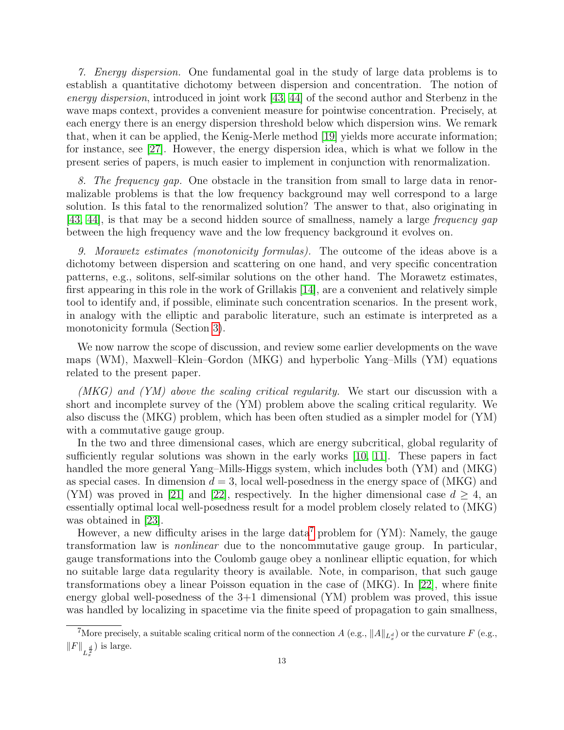*7. Energy dispersion.* One fundamental goal in the study of large data problems is to establish a quantitative dichotomy between dispersion and concentration. The notion of *energy dispersion*, introduced in joint work [43, 44] of the second author and Sterbenz in the wave maps context, provides a convenient measure for pointwise concentration. Precisely, at each energy there is an energy dispersion threshold below which dispersion wins. We remark that, when it can be applied, the Kenig-Merle method [19] yields more accurate information; for instance, see [27]. However, the energy dispersion idea, which is what we follow in the present series of papers, is much easier to implement in conjunction with renormalization.

*8. The frequency gap.* One obstacle in the transition from small to large data in renormalizable problems is that the low frequency background may well correspond to a large solution. Is this fatal to the renormalized solution? The answer to that, also originating in [43, 44], is that may be a second hidden source of smallness, namely a large *frequency gap* between the high frequency wave and the low frequency background it evolves on.

*9. Morawetz estimates (monotonicity formulas).* The outcome of the ideas above is a dichotomy between dispersion and scattering on one hand, and very specific concentration patterns, e.g., solitons, self-similar solutions on the other hand. The Morawetz estimates, first appearing in this role in the work of Grillakis [14], are a convenient and relatively simple tool to identify and, if possible, eliminate such concentration scenarios. In the present work, in analogy with the elliptic and parabolic literature, such an estimate is interpreted as a monotonicity formula (Section 3).

We now narrow the scope of discussion, and review some earlier developments on the wave maps (WM), Maxwell–Klein–Gordon (MKG) and hyperbolic Yang–Mills (YM) equations related to the present paper.

*(MKG) and (YM) above the scaling critical regularity.* We start our discussion with a short and incomplete survey of the (YM) problem above the scaling critical regularity. We also discuss the (MKG) problem, which has been often studied as a simpler model for (YM) with a commutative gauge group.

In the two and three dimensional cases, which are energy subcritical, global regularity of sufficiently regular solutions was shown in the early works [10, 11]. These papers in fact handled the more general Yang–Mills-Higgs system, which includes both (YM) and (MKG) as special cases. In dimension $d = 3$, local well-posedness in the energy space of (MKG) and (YM) was proved in [21] and [22], respectively. In the higher dimensional case $d \geq 4$, an essentially optimal local well-posedness result for a model problem closely related to (MKG) was obtained in [23].

However, a new difficulty arises in the large data[7] problem for (YM): Namely, the gauge transformation law is *nonlinear* due to the noncommutative gauge group. In particular, gauge transformations into the Coulomb gauge obey a nonlinear elliptic equation, for which no suitable large data regularity theory is available. Note, in comparison, that such gauge transformations obey a linear Poisson equation in the case of (MKG). In [22], where finite energy global well-posedness of the 3+1 dimensional (YM) problem was proved, this issue was handled by localizing in spacetime via the finite speed of propagation to gain smallness,

[7] More precisely, a suitable scaling critical norm of the connection $A$ (e.g., $\|A\|_{L^d_x}$) or the curvature $F$ (e.g., $\|F\|_{L^{\frac{d}{2}}_x}$) is large.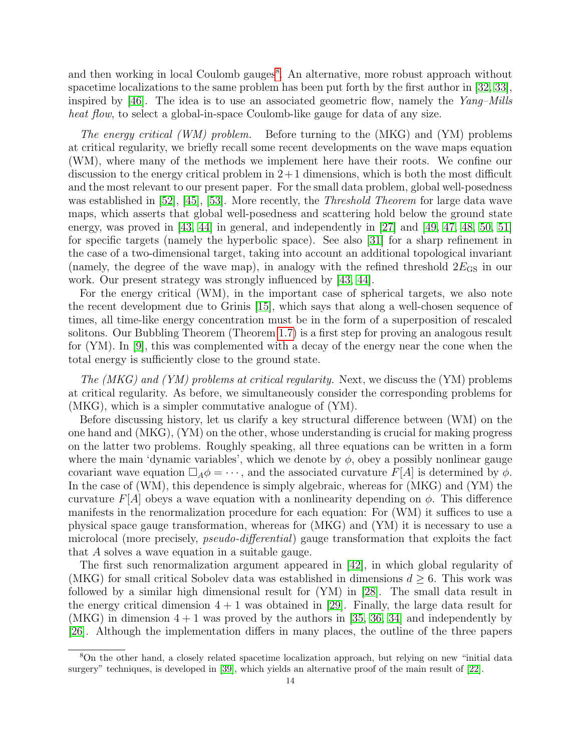and then working in local Coulomb gauges[8]. An alternative, more robust approach without spacetime localizations to the same problem has been put forth by the first author in [32, 33], inspired by [46]. The idea is to use an associated geometric flow, namely the *Yang–Mills heat flow*, to select a global-in-space Coulomb-like gauge for data of any size.

*The energy critical (WM) problem.* Before turning to the (MKG) and (YM) problems at critical regularity, we briefly recall some recent developments on the wave maps equation (WM), where many of the methods we implement here have their roots. We confine our discussion to the energy critical problem in $2+1$ dimensions, which is both the most difficult and the most relevant to our present paper. For the small data problem, global well-posedness was established in [52], [45], [53]. More recently, the *Threshold Theorem* for large data wave maps, which asserts that global well-posedness and scattering hold below the ground state energy, was proved in [43, 44] in general, and independently in [27] and [49, 47, 48, 50, 51] for specific targets (namely the hyperbolic space). See also [31] for a sharp refinement in the case of a two-dimensional target, taking into account an additional topological invariant (namely, the degree of the wave map), in analogy with the refined threshold $2E_{\mathrm{GS}}$ in our work. Our present strategy was strongly influenced by [43, 44].

For the energy critical (WM), in the important case of spherical targets, we also note the recent development due to Grinis [15], which says that along a well-chosen sequence of times, all time-like energy concentration must be in the form of a superposition of rescaled solitons. Our Bubbling Theorem (Theorem 1.7) is a first step for proving an analogous result for (YM). In [9], this was complemented with a decay of the energy near the cone when the total energy is sufficiently close to the ground state.

*The (MKG) and (YM) problems at critical regularity.* Next, we discuss the (YM) problems at critical regularity. As before, we simultaneously consider the corresponding problems for (MKG), which is a simpler commutative analogue of (YM).

Before discussing history, let us clarify a key structural difference between (WM) on the one hand and (MKG), (YM) on the other, whose understanding is crucial for making progress on the latter two problems. Roughly speaking, all three equations can be written in a form where the main 'dynamic variables', which we denote by $\phi$, obey a possibly nonlinear gauge covariant wave equation $\Box_A \phi = \cdots$, and the associated curvature $F[A]$ is determined by $\phi$. In the case of (WM), this dependence is simply algebraic, whereas for (MKG) and (YM) the curvature $F[A]$ obeys a wave equation with a nonlinearity depending on $\phi$. This difference manifests in the renormalization procedure for each equation: For (WM) it suffices to use a physical space gauge transformation, whereas for (MKG) and (YM) it is necessary to use a microlocal (more precisely, *pseudo-differential*) gauge transformation that exploits the fact that $A$ solves a wave equation in a suitable gauge.

The first such renormalization argument appeared in [42], in which global regularity of (MKG) for small critical Sobolev data was established in dimensions $d \geq 6$. This work was followed by a similar high dimensional result for (YM) in [28]. The small data result in the energy critical dimension $4+1$ was obtained in [29]. Finally, the large data result for (MKG) in dimension $4+1$ was proved by the authors in [35, 36, 34] and independently by [26]. Although the implementation differs in many places, the outline of the three papers

[8] On the other hand, a closely related spacetime localization approach, but relying on new "initial data surgery" techniques, is developed in [39], which yields an alternative proof of the main result of [22].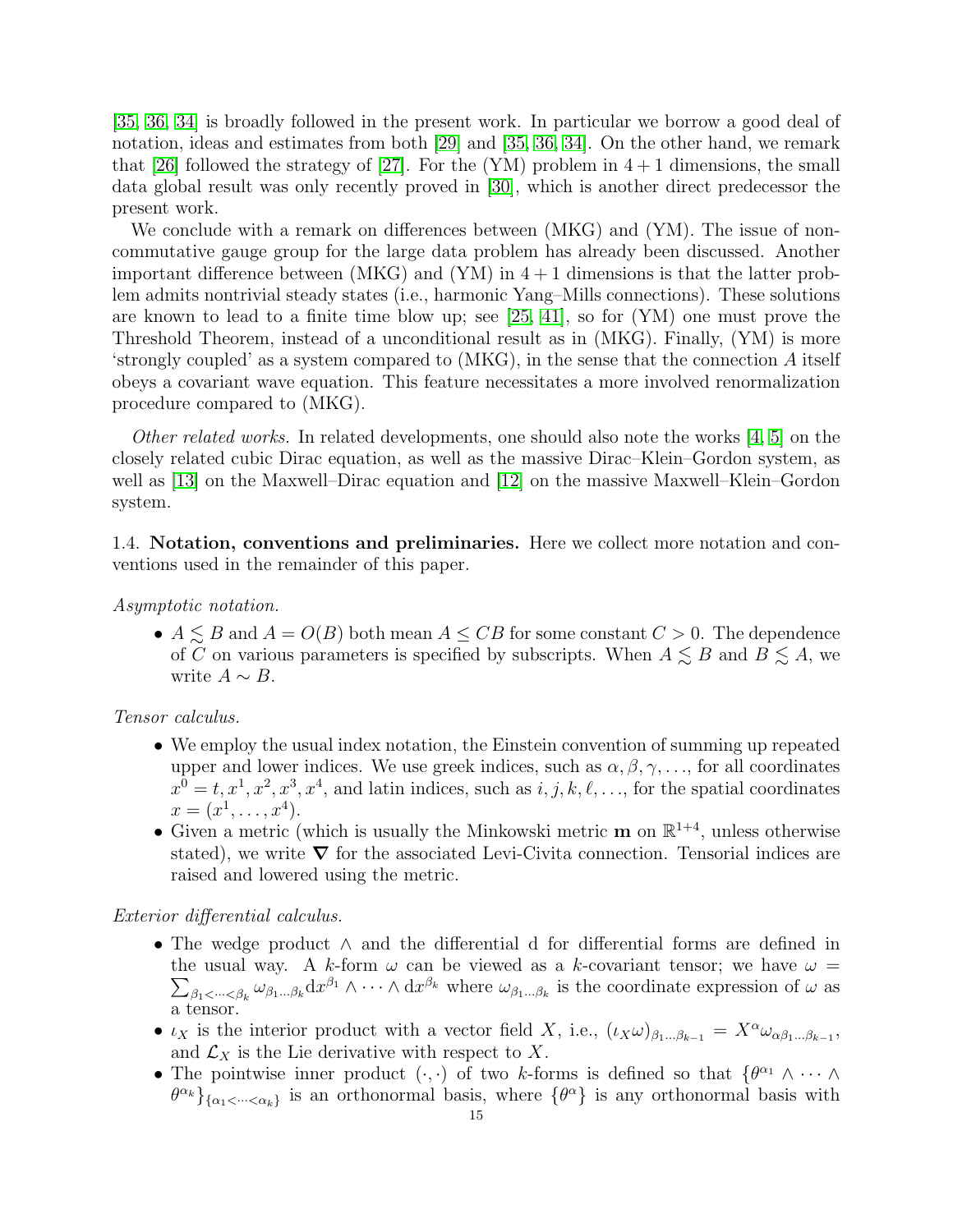[35, 36, 34] is broadly followed in the present work. In particular we borrow a good deal of notation, ideas and estimates from both [29] and [35, 36, 34]. On the other hand, we remark that [26] followed the strategy of [27]. For the (YM) problem in $4+1$ dimensions, the small data global result was only recently proved in [30], which is another direct predecessor the present work.

We conclude with a remark on differences between (MKG) and (YM). The issue of non-commutative gauge group for the large data problem has already been discussed. Another important difference between (MKG) and (YM) in $4+1$ dimensions is that the latter problem admits nontrivial steady states (i.e., harmonic Yang–Mills connections). These solutions are known to lead to a finite time blow up; see [25, 41], so for (YM) one must prove the Threshold Theorem, instead of a unconditional result as in (MKG). Finally, (YM) is more 'strongly coupled' as a system compared to (MKG), in the sense that the connection $A$ itself obeys a covariant wave equation. This feature necessitates a more involved renormalization procedure compared to (MKG).

*Other related works.* In related developments, one should also note the works [4, 5] on the closely related cubic Dirac equation, as well as the massive Dirac–Klein–Gordon system, as well as [13] on the Maxwell–Dirac equation and [12] on the massive Maxwell–Klein–Gordon system.

1.4. **Notation, conventions and preliminaries.** Here we collect more notation and conventions used in the remainder of this paper.

*Asymptotic notation.*

- $A \lesssim B$ and $A = O(B)$ both mean $A \leq CB$ for some constant $C > 0$. The dependence of $C$ on various parameters is specified by subscripts. When $A \lesssim B$ and $B \lesssim A$, we write $A \sim B$.

*Tensor calculus.*

- We employ the usual index notation, the Einstein convention of summing up repeated upper and lower indices. We use greek indices, such as $\alpha, \beta, \gamma, \ldots$, for all coordinates $x^0 = t, x^1, x^2, x^3, x^4$, and latin indices, such as $i, j, k, \ell, \ldots$, for the spatial coordinates $x = (x^1, \ldots, x^4)$.
- Given a metric (which is usually the Minkowski metric $\mathbf{m}$ on $\mathbb{R}^{1+4}$, unless otherwise stated), we write $\boldsymbol{\nabla}$ for the associated Levi-Civita connection. Tensorial indices are raised and lowered using the metric.

*Exterior differential calculus.*

- The wedge product $\wedge$ and the differential $\mathrm{d}$ for differential forms are defined in the usual way. A $k$-form $\omega$ can be viewed as a $k$-covariant tensor; we have $\omega = \sum_{\beta_1 < \cdots < \beta_k} \omega_{\beta_1 \ldots \beta_k} \mathrm{d}x^{\beta_1} \wedge \cdots \wedge \mathrm{d}x^{\beta_k}$ where $\omega_{\beta_1 \ldots \beta_k}$ is the coordinate expression of $\omega$ as a tensor.
- $\iota_X$ is the interior product with a vector field $X$, i.e., $(\iota_X \omega)_{\beta_1 \ldots \beta_{k-1}} = X^\alpha \omega_{\alpha \beta_1 \ldots \beta_{k-1}}$, and $\mathcal{L}_X$ is the Lie derivative with respect to $X$.
- The pointwise inner product $(\cdot, \cdot)$ of two $k$-forms is defined so that $\{\theta^{\alpha_1} \wedge \cdots \wedge \theta^{\alpha_k}\}_{\{\alpha_1 < \cdots < \alpha_k\}}$ is an orthonormal basis, where $\{\theta^\alpha\}$ is any orthonormal basis with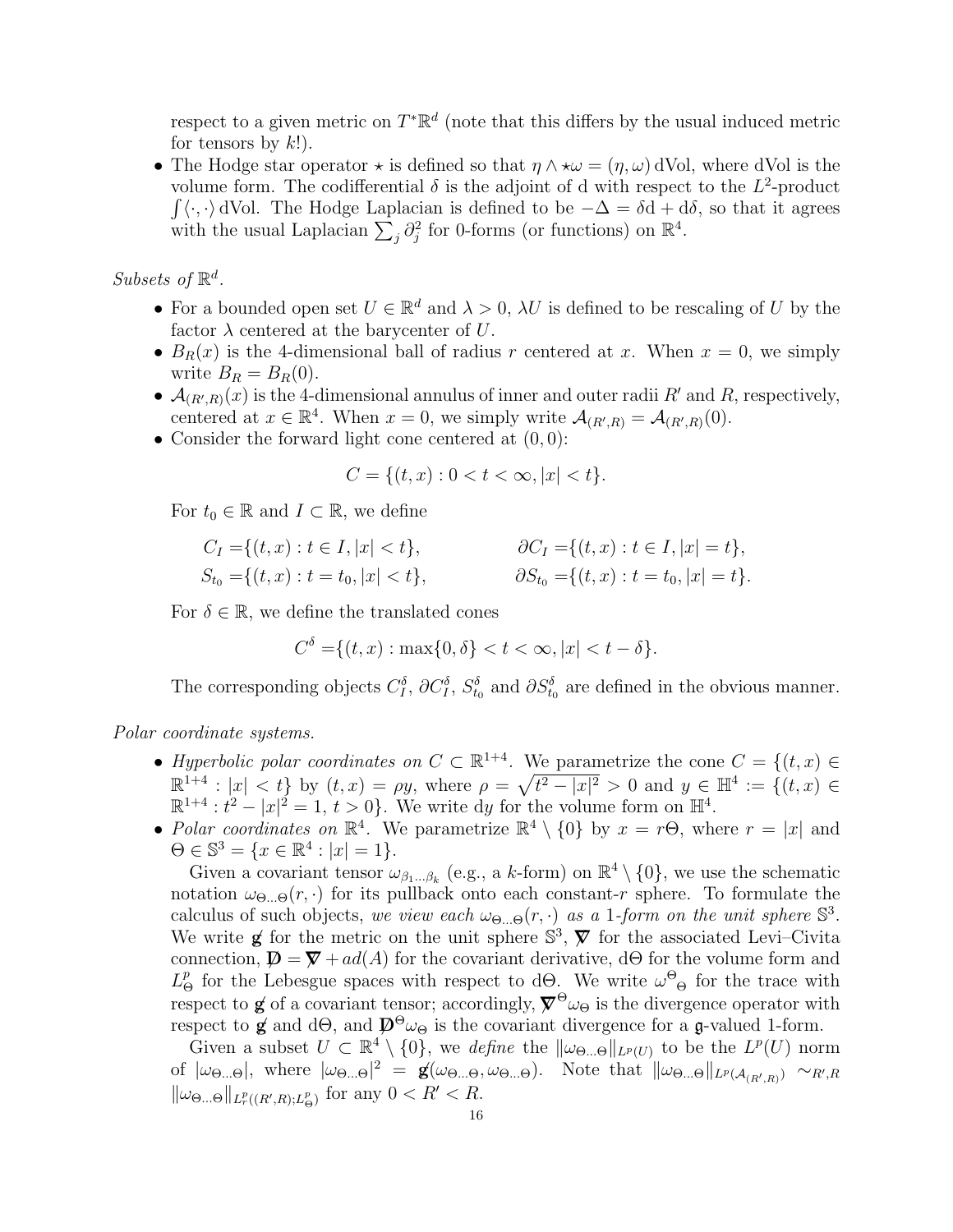respect to a given metric on $T^*\mathbb{R}^d$ (note that this differs by the usual induced metric for tensors by $k!$).

- The Hodge star operator $\star$ is defined so that $\eta \wedge \star\omega = (\eta, \omega)\,\mathrm{dVol}$, where dVol is the volume form. The codifferential $\delta$ is the adjoint of d with respect to the $L^2$-product $\int \langle \cdot, \cdot \rangle \,\mathrm{dVol}$. The Hodge Laplacian is defined to be $-\Delta = \delta \mathrm{d} + \mathrm{d}\delta$, so that it agrees with the usual Laplacian $\sum_j \partial_j^2$ for 0-forms (or functions) on $\mathbb{R}^4$.

*Subsets of $\mathbb{R}^d$.*

- For a bounded open set $U \in \mathbb{R}^d$ and $\lambda > 0$, $\lambda U$ is defined to be rescaling of $U$ by the factor $\lambda$ centered at the barycenter of $U$.
- $B_R(x)$ is the 4-dimensional ball of radius $r$ centered at $x$. When $x = 0$, we simply write $B_R = B_R(0)$.
- $\mathcal{A}_{(R',R)}(x)$ is the 4-dimensional annulus of inner and outer radii $R'$ and $R$, respectively, centered at $x \in \mathbb{R}^4$. When $x = 0$, we simply write $\mathcal{A}_{(R',R)} = \mathcal{A}_{(R',R)}(0)$.
- Consider the forward light cone centered at $(0, 0)$:
$$C = \{(t, x) : 0 < t < \infty, |x| < t\}.$$
For $t_0 \in \mathbb{R}$ and $I \subset \mathbb{R}$, we define
$$\begin{aligned} C_I &= \{(t, x) : t \in I, |x| < t\}, & \partial C_I &= \{(t, x) : t \in I, |x| = t\}, \\ S_{t_0} &= \{(t, x) : t = t_0, |x| < t\}, & \partial S_{t_0} &= \{(t, x) : t = t_0, |x| = t\}. \end{aligned}$$
For $\delta \in \mathbb{R}$, we define the translated cones
$$C^\delta = \{(t, x) : \max\{0, \delta\} < t < \infty, |x| < t - \delta\}.$$
The corresponding objects $C^\delta_I$, $\partial C^\delta_I$, $S^\delta_{t_0}$ and $\partial S^\delta_{t_0}$ are defined in the obvious manner.

*Polar coordinate systems.*

- *Hyperbolic polar coordinates on $C \subset \mathbb{R}^{1+4}$.* We parametrize the cone $C = \{(t, x) \in \mathbb{R}^{1+4} : |x| < t\}$ by $(t, x) = \rho y$, where $\rho = \sqrt{t^2 - |x|^2} > 0$ and $y \in \mathbb{H}^4 := \{(t, x) \in \mathbb{R}^{1+4} : t^2 - |x|^2 = 1, t > 0\}$. We write $\mathrm{d}y$ for the volume form on $\mathbb{H}^4$.
- *Polar coordinates on $\mathbb{R}^4$.* We parametrize $\mathbb{R}^4 \setminus \{0\}$ by $x = r\Theta$, where $r = |x|$ and $\Theta \in \mathbb{S}^3 = \{x \in \mathbb{R}^4 : |x| = 1\}$.

  Given a covariant tensor $\omega_{\beta_1 \ldots \beta_k}$ (e.g., a $k$-form) on $\mathbb{R}^4 \setminus \{0\}$, we use the schematic notation $\omega_{\Theta \ldots \Theta}(r, \cdot)$ for its pullback onto each constant-$r$ sphere. To formulate the calculus of such objects, *we view each $\omega_{\Theta\ldots\Theta}(r, \cdot)$ as a 1-form on the unit sphere $\mathbb{S}^3$.* We write $\not{g}$ for the metric on the unit sphere $\mathbb{S}^3$, $\not{\nabla}$ for the associated Levi–Civita connection, $\not{D} = \not{\nabla} + ad(A)$ for the covariant derivative, $\mathrm{d}\Theta$ for the volume form and $L^p_\Theta$ for the Lebesgue spaces with respect to $\mathrm{d}\Theta$. We write ${\omega^\Theta}_\Theta$ for the trace with respect to $\not{g}$ of a covariant tensor; accordingly, $\not{\nabla}^\Theta \omega_\Theta$ is the divergence operator with respect to $\not{g}$ and $\mathrm{d}\Theta$, and $\not{D}^\Theta \omega_\Theta$ is the covariant divergence for a $\mathfrak{g}$-valued 1-form.

  Given a subset $U \subset \mathbb{R}^4 \setminus \{0\}$, we *define* the $\|\omega_{\Theta\ldots\Theta}\|_{L^p(U)}$ to be the $L^p(U)$ norm of $|\omega_{\Theta\ldots\Theta}|$, where $|\omega_{\Theta\ldots\Theta}|^2 = \not{g}(\omega_{\Theta\ldots\Theta}, \omega_{\Theta\ldots\Theta})$. Note that $\|\omega_{\Theta\ldots\Theta}\|_{L^p(\mathcal{A}_{(R',R)})} \sim_{R',R} \|\omega_{\Theta\ldots\Theta}\|_{L^p_r((R',R); L^p_\Theta)}$ for any $0 < R' < R$.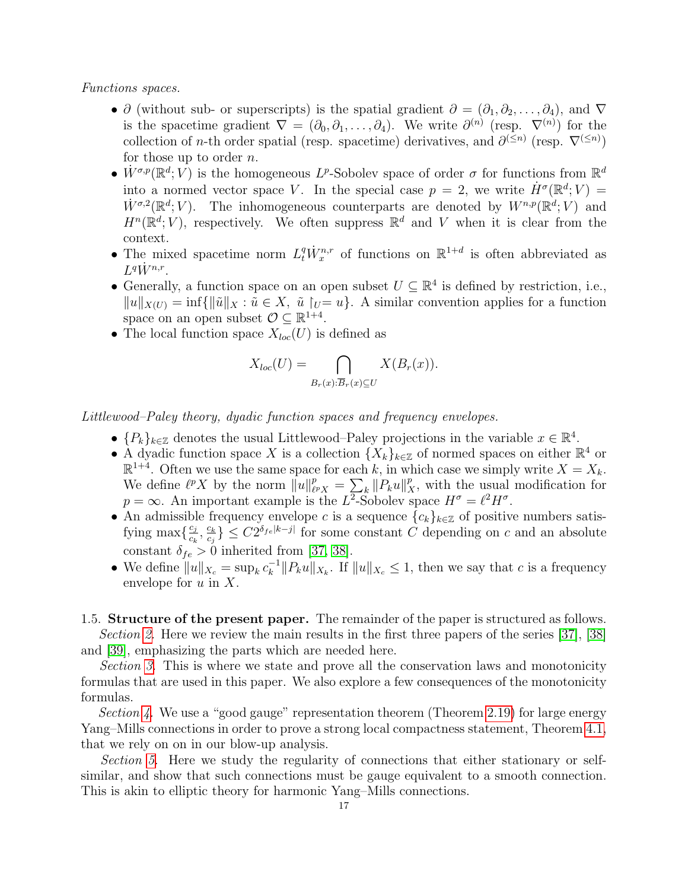*Functions spaces.*

- $\partial$ (without sub- or superscripts) is the spatial gradient $\partial = (\partial_1, \partial_2, \dots, \partial_4)$, and $\nabla$ is the spacetime gradient $\nabla = (\partial_0, \partial_1, \dots, \partial_4)$. We write $\partial^{(n)}$ (resp. $\nabla^{(n)}$) for the collection of $n$-th order spatial (resp. spacetime) derivatives, and $\partial^{(\leq n)}$ (resp. $\nabla^{(\leq n)}$) for those up to order $n$.
- $\dot{W}^{\sigma,p}(\mathbb{R}^d; V)$ is the homogeneous $L^p$-Sobolev space of order $\sigma$ for functions from $\mathbb{R}^d$ into a normed vector space $V$. In the special case $p = 2$, we write $\dot{H}^\sigma(\mathbb{R}^d; V) = \dot{W}^{\sigma,2}(\mathbb{R}^d; V)$. The inhomogeneous counterparts are denoted by $W^{n,p}(\mathbb{R}^d; V)$ and $H^n(\mathbb{R}^d; V)$, respectively. We often suppress $\mathbb{R}^d$ and $V$ when it is clear from the context.
- The mixed spacetime norm $L^q_t \dot{W}^{n,r}_x$ of functions on $\mathbb{R}^{1+d}$ is often abbreviated as $L^q \dot{W}^{n,r}$.
- Generally, a function space on an open subset $U \subseteq \mathbb{R}^4$ is defined by restriction, i.e., $\|u\|_{X(U)} = \inf\{\|\tilde{u}\|_X : \tilde{u} \in X,\ \tilde{u} \restriction_U = u\}$. A similar convention applies for a function space on an open subset $\mathcal{O} \subseteq \mathbb{R}^{1+4}$.
- The local function space $X_{loc}(U)$ is defined as

$$X_{loc}(U) = \bigcap_{B_r(x): \overline{B}_r(x) \subseteq U} X(B_r(x)).$$

*Littlewood–Paley theory, dyadic function spaces and frequency envelopes.*

- $\{P_k\}_{k\in\mathbb{Z}}$ denotes the usual Littlewood–Paley projections in the variable $x \in \mathbb{R}^4$.
- A dyadic function space $X$ is a collection $\{X_k\}_{k\in\mathbb{Z}}$ of normed spaces on either $\mathbb{R}^4$ or $\mathbb{R}^{1+4}$. Often we use the same space for each $k$, in which case we simply write $X = X_k$. We define $\ell^p X$ by the norm $\|u\|^p_{\ell^p X} = \sum_k \|P_k u\|^p_X$, with the usual modification for $p = \infty$. An important example is the $L^2$-Sobolev space $H^\sigma = \ell^2 H^\sigma$.
- An admissible frequency envelope $c$ is a sequence $\{c_k\}_{k\in\mathbb{Z}}$ of positive numbers satisfying $\max\{\frac{c_j}{c_k}, \frac{c_k}{c_j}\} \leq C 2^{\delta_{fe}|k-j|}$ for some constant $C$ depending on $c$ and an absolute constant $\delta_{fe} > 0$ inherited from [37, 38].
- We define $\|u\|_{X_c} = \sup_k c_k^{-1} \|P_k u\|_{X_k}$. If $\|u\|_{X_c} \leq 1$, then we say that $c$ is a frequency envelope for $u$ in $X$.

1.5. **Structure of the present paper.** The remainder of the paper is structured as follows.

*Section 2.* Here we review the main results in the first three papers of the series [37], [38] and [39], emphasizing the parts which are needed here.

*Section 3.* This is where we state and prove all the conservation laws and monotonicity formulas that are used in this paper. We also explore a few consequences of the monotonicity formulas.

*Section 4.* We use a "good gauge" representation theorem (Theorem 2.19) for large energy Yang–Mills connections in order to prove a strong local compactness statement, Theorem 4.1, that we rely on on in our blow-up analysis.

*Section 5.* Here we study the regularity of connections that either stationary or self-similar, and show that such connections must be gauge equivalent to a smooth connection. This is akin to elliptic theory for harmonic Yang–Mills connections.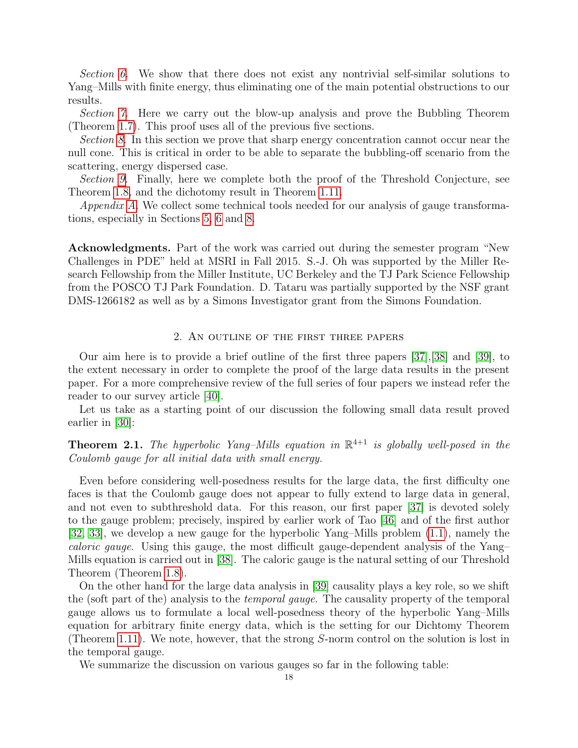*Section 6.* We show that there does not exist any nontrivial self-similar solutions to Yang–Mills with finite energy, thus eliminating one of the main potential obstructions to our results.

*Section 7.* Here we carry out the blow-up analysis and prove the Bubbling Theorem (Theorem 1.7). This proof uses all of the previous five sections.

*Section 8.* In this section we prove that sharp energy concentration cannot occur near the null cone. This is critical in order to be able to separate the bubbling-off scenario from the scattering, energy dispersed case.

*Section 9.* Finally, here we complete both the proof of the Threshold Conjecture, see Theorem 1.8, and the dichotomy result in Theorem 1.11.

*Appendix A.* We collect some technical tools needed for our analysis of gauge transformations, especially in Sections 5, 6 and 8.

**Acknowledgments.** Part of the work was carried out during the semester program "New Challenges in PDE" held at MSRI in Fall 2015. S.-J. Oh was supported by the Miller Research Fellowship from the Miller Institute, UC Berkeley and the TJ Park Science Fellowship from the POSCO TJ Park Foundation. D. Tataru was partially supported by the NSF grant DMS-1266182 as well as by a Simons Investigator grant from the Simons Foundation.

## 2. An outline of the first three papers

Our aim here is to provide a brief outline of the first three papers [37],[38] and [39], to the extent necessary in order to complete the proof of the large data results in the present paper. For a more comprehensive review of the full series of four papers we instead refer the reader to our survey article [40].

Let us take as a starting point of our discussion the following small data result proved earlier in [30]:

**Theorem 2.1.** *The hyperbolic Yang–Mills equation in $\mathbb{R}^{4+1}$ is globally well-posed in the Coulomb gauge for all initial data with small energy.*

Even before considering well-posedness results for the large data, the first difficulty one faces is that the Coulomb gauge does not appear to fully extend to large data in general, and not even to subthreshold data. For this reason, our first paper [37] is devoted solely to the gauge problem; precisely, inspired by earlier work of Tao [46] and of the first author [32, 33], we develop a new gauge for the hyperbolic Yang–Mills problem (1.1), namely the *caloric gauge*. Using this gauge, the most difficult gauge-dependent analysis of the Yang–Mills equation is carried out in [38]. The caloric gauge is the natural setting of our Threshold Theorem (Theorem 1.8).

On the other hand for the large data analysis in [39] causality plays a key role, so we shift the (soft part of the) analysis to the *temporal gauge*. The causality property of the temporal gauge allows us to formulate a local well-posedness theory of the hyperbolic Yang–Mills equation for arbitrary finite energy data, which is the setting for our Dichtomy Theorem (Theorem 1.11). We note, however, that the strong $S$-norm control on the solution is lost in the temporal gauge.

We summarize the discussion on various gauges so far in the following table: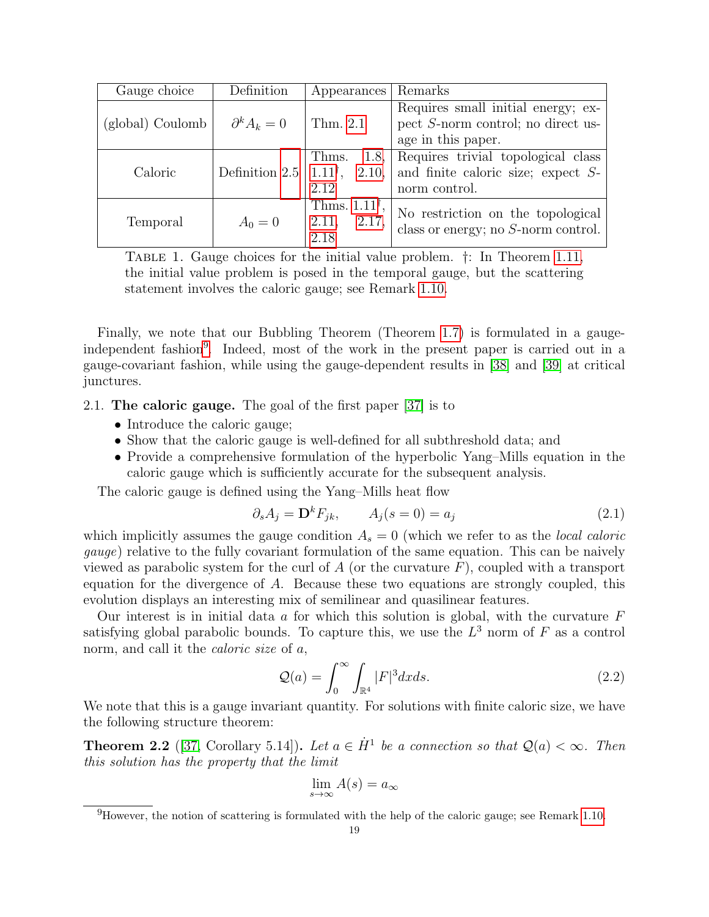| Gauge choice | Definition | Appearances | Remarks |
|---|---|---|---|
| (global) Coulomb | $\partial^k A_k = 0$ | Thm. 2.1 | Requires small initial energy; expect $S$-norm control; no direct usage in this paper. |
| Caloric | Definition 2.5 | Thms. 1.8, 1.11†, 2.10, 2.12 | Requires trivial topological class and finite caloric size; expect $S$-norm control. |
| Temporal | $A_0 = 0$ | Thms. 1.11†, 2.11, 2.17, 2.18 | No restriction on the topological class or energy; no $S$-norm control. |

Table 1. Gauge choices for the initial value problem. †: In Theorem 1.11, the initial value problem is posed in the temporal gauge, but the scattering statement involves the caloric gauge; see Remark 1.10.

Finally, we note that our Bubbling Theorem (Theorem 1.7) is formulated in a gauge-independent fashion[9]. Indeed, most of the work in the present paper is carried out in a gauge-covariant fashion, while using the gauge-dependent results in [38] and [39] at critical junctures.

### 2.1. The caloric gauge.

The goal of the first paper [37] is to

- Introduce the caloric gauge;
- Show that the caloric gauge is well-defined for all subthreshold data; and
- Provide a comprehensive formulation of the hyperbolic Yang–Mills equation in the caloric gauge which is sufficiently accurate for the subsequent analysis.

The caloric gauge is defined using the Yang–Mills heat flow

$$\partial_s A_j = \mathbf{D}^k F_{jk}, \qquad A_j(s=0) = a_j \tag{2.1}$$

which implicitly assumes the gauge condition $A_s = 0$ (which we refer to as the *local caloric gauge*) relative to the fully covariant formulation of the same equation. This can be naively viewed as parabolic system for the curl of $A$ (or the curvature $F$), coupled with a transport equation for the divergence of $A$. Because these two equations are strongly coupled, this evolution displays an interesting mix of semilinear and quasilinear features.

Our interest is in initial data $a$ for which this solution is global, with the curvature $F$ satisfying global parabolic bounds. To capture this, we use the $L^3$ norm of $F$ as a control norm, and call it the *caloric size* of $a$,

$$\mathcal{Q}(a) = \int_0^\infty \int_{\mathbb{R}^4} |F|^3 dx ds. \tag{2.2}$$

We note that this is a gauge invariant quantity. For solutions with finite caloric size, we have the following structure theorem:

**Theorem 2.2** ([37, Corollary 5.14]). *Let $a \in \dot{H}^1$ be a connection so that $\mathcal{Q}(a) < \infty$. Then this solution has the property that the limit*

$$\lim_{s \to \infty} A(s) = a_\infty$$

[9] However, the notion of scattering is formulated with the help of the caloric gauge; see Remark 1.10.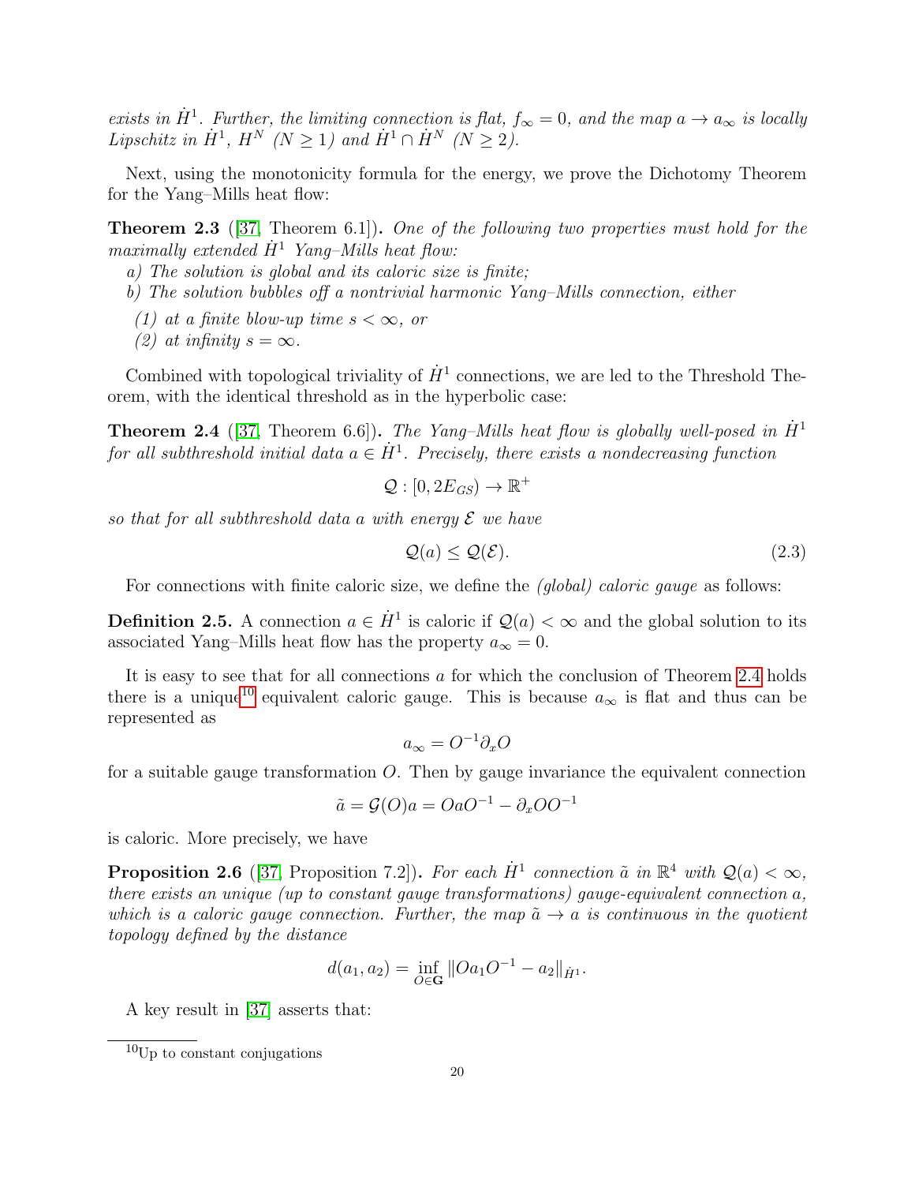*exists in $\dot H^1$. Further, the limiting connection is flat, $f_\infty = 0$, and the map $a \to a_\infty$ is locally Lipschitz in $\dot H^1$, $H^N$ $(N \geq 1)$ and $\dot H^1 \cap \dot H^N$ $(N \geq 2)$.*

Next, using the monotonicity formula for the energy, we prove the Dichotomy Theorem for the Yang–Mills heat flow:

**Theorem 2.3** ([37, Theorem 6.1]). *One of the following two properties must hold for the maximally extended $\dot H^1$ Yang–Mills heat flow:*
*a) The solution is global and its caloric size is finite;*
*b) The solution bubbles off a nontrivial harmonic Yang–Mills connection, either*

*(1) at a finite blow-up time $s < \infty$, or*
*(2) at infinity $s = \infty$.*

Combined with topological triviality of $\dot H^1$ connections, we are led to the Threshold Theorem, with the identical threshold as in the hyperbolic case:

**Theorem 2.4** ([37, Theorem 6.6]). *The Yang–Mills heat flow is globally well-posed in $\dot H^1$ for all subthreshold initial data $a \in \dot H^1$. Precisely, there exists a nondecreasing function*

$$\mathcal{Q} : [0, 2E_{GS}) \to \mathbb{R}^+$$

*so that for all subthreshold data $a$ with energy $\mathcal{E}$ we have*

$$\mathcal{Q}(a) \leq \mathcal{Q}(\mathcal{E}). \tag{2.3}$$

For connections with finite caloric size, we define the *(global) caloric gauge* as follows:

**Definition 2.5.** A connection $a \in \dot H^1$ is caloric if $\mathcal{Q}(a) < \infty$ and the global solution to its associated Yang–Mills heat flow has the property $a_\infty = 0$.

It is easy to see that for all connections $a$ for which the conclusion of Theorem 2.4 holds there is a unique[10] equivalent caloric gauge. This is because $a_\infty$ is flat and thus can be represented as

$$a_\infty = O^{-1}\partial_x O$$

for a suitable gauge transformation $O$. Then by gauge invariance the equivalent connection

$$\tilde a = \mathcal{G}(O)a = OaO^{-1} - \partial_x O O^{-1}$$

is caloric. More precisely, we have

**Proposition 2.6** ([37, Proposition 7.2]). *For each $\dot H^1$ connection $\tilde a$ in $\mathbb{R}^4$ with $\mathcal{Q}(a) < \infty$, there exists an unique (up to constant gauge transformations) gauge-equivalent connection $a$, which is a caloric gauge connection. Further, the map $\tilde a \to a$ is continuous in the quotient topology defined by the distance*

$$d(a_1, a_2) = \inf_{O \in \mathbf{G}} \|Oa_1O^{-1} - a_2\|_{\dot H^1}.$$

A key result in [37] asserts that:

[10] Up to constant conjugations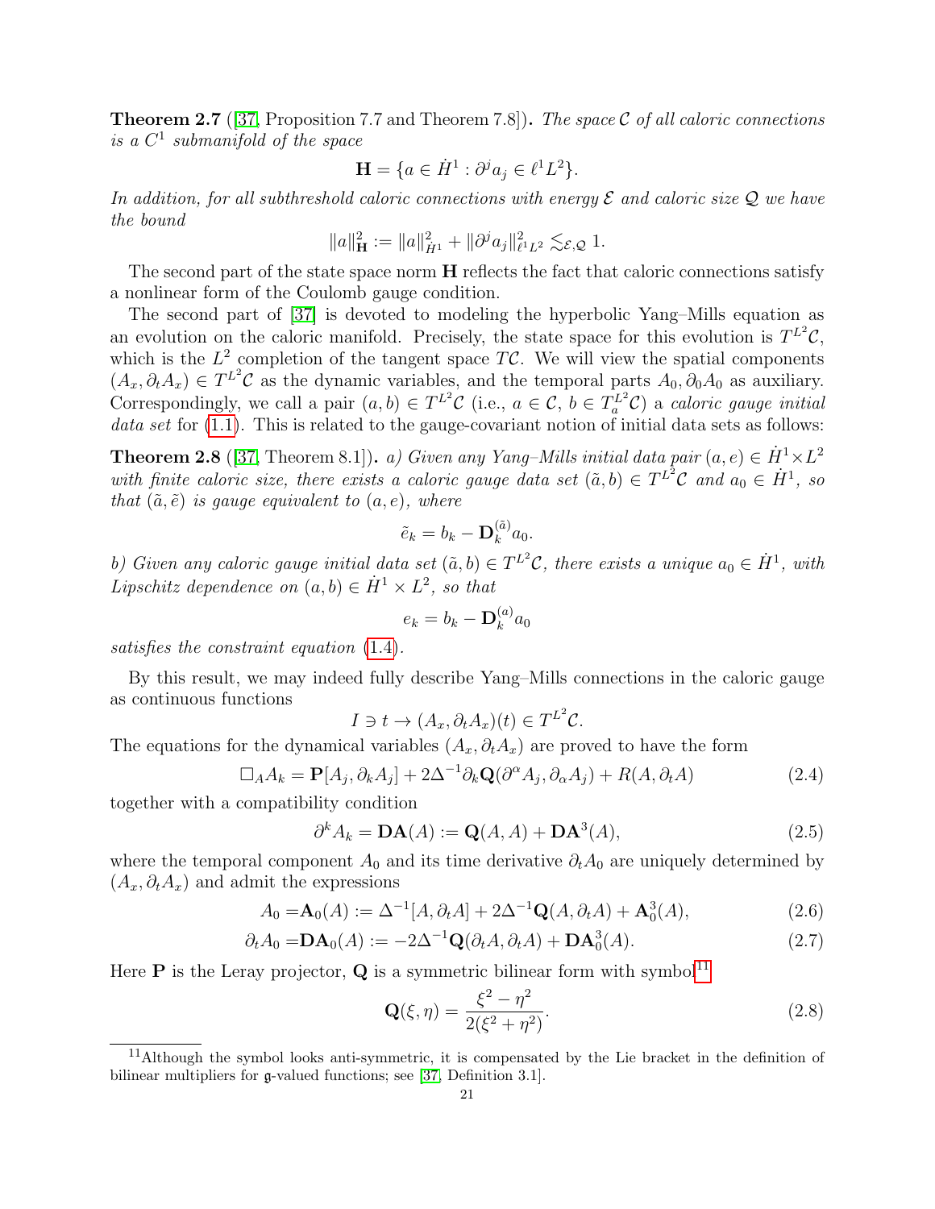**Theorem 2.7** ([37, Proposition 7.7 and Theorem 7.8]). *The space $\mathcal{C}$ of all caloric connections is a $C^1$ submanifold of the space*

$$\mathbf{H} = \{a \in \dot{H}^1 : \partial^j a_j \in \ell^1 L^2\}.$$

*In addition, for all subthreshold caloric connections with energy $\mathcal{E}$ and caloric size $\mathcal{Q}$ we have the bound*

$$\|a\|_{\mathbf{H}}^2 := \|a\|_{\dot{H}^1}^2 + \|\partial^j a_j\|_{\ell^1 L^2}^2 \lesssim_{\mathcal{E},\mathcal{Q}} 1.$$

The second part of the state space norm $\mathbf{H}$ reflects the fact that caloric connections satisfy a nonlinear form of the Coulomb gauge condition.

The second part of [37] is devoted to modeling the hyperbolic Yang–Mills equation as an evolution on the caloric manifold. Precisely, the state space for this evolution is $T^{L^2}\mathcal{C}$, which is the $L^2$ completion of the tangent space $T\mathcal{C}$. We will view the spatial components $(A_x, \partial_t A_x) \in T^{L^2}\mathcal{C}$ as the dynamic variables, and the temporal parts $A_0, \partial_0 A_0$ as auxiliary. Correspondingly, we call a pair $(a, b) \in T^{L^2}\mathcal{C}$ (i.e., $a \in \mathcal{C}$, $b \in T_a^{L^2}\mathcal{C}$) a *caloric gauge initial data set* for (1.1). This is related to the gauge-covariant notion of initial data sets as follows:

**Theorem 2.8** ([37, Theorem 8.1]). *a) Given any Yang–Mills initial data pair $(a, e) \in \dot{H}^1 \times L^2$ with finite caloric size, there exists a caloric gauge data set $(\tilde{a}, b) \in T^{L^2}\mathcal{C}$ and $a_0 \in \dot{H}^1$, so that $(\tilde{a}, \tilde{e})$ is gauge equivalent to $(a, e)$, where*

$$\tilde{e}_k = b_k - \mathbf{D}_k^{(\tilde{a})} a_0.$$

*b) Given any caloric gauge initial data set $(\tilde{a}, b) \in T^{L^2}\mathcal{C}$, there exists a unique $a_0 \in \dot{H}^1$, with Lipschitz dependence on $(a, b) \in \dot{H}^1 \times L^2$, so that*

$$e_k = b_k - \mathbf{D}_k^{(a)} a_0$$

*satisfies the constraint equation (1.4).*

By this result, we may indeed fully describe Yang–Mills connections in the caloric gauge as continuous functions

$$I \ni t \to (A_x, \partial_t A_x)(t) \in T^{L^2}\mathcal{C}.$$

The equations for the dynamical variables $(A_x, \partial_t A_x)$ are proved to have the form

$$\Box_A A_k = \mathbf{P}[A_j, \partial_k A_j] + 2\Delta^{-1}\partial_k \mathbf{Q}(\partial^\alpha A_j, \partial_\alpha A_j) + R(A, \partial_t A) \tag{2.4}$$

together with a compatibility condition

$$\partial^k A_k = \mathbf{DA}(A) := \mathbf{Q}(A, A) + \mathbf{DA}^3(A), \tag{2.5}$$

where the temporal component $A_0$ and its time derivative $\partial_t A_0$ are uniquely determined by $(A_x, \partial_t A_x)$ and admit the expressions

$$A_0 = \mathbf{A}_0(A) := \Delta^{-1}[A, \partial_t A] + 2\Delta^{-1}\mathbf{Q}(A, \partial_t A) + \mathbf{A}_0^3(A), \tag{2.6}$$

$$\partial_t A_0 = \mathbf{DA}_0(A) := -2\Delta^{-1}\mathbf{Q}(\partial_t A, \partial_t A) + \mathbf{DA}_0^3(A). \tag{2.7}$$

Here $\mathbf{P}$ is the Leray projector, $\mathbf{Q}$ is a symmetric bilinear form with symbol[11]

$$\mathbf{Q}(\xi, \eta) = \frac{\xi^2 - \eta^2}{2(\xi^2 + \eta^2)}. \tag{2.8}$$

[11] Although the symbol looks anti-symmetric, it is compensated by the Lie bracket in the definition of bilinear multipliers for $\mathfrak{g}$-valued functions; see [37, Definition 3.1].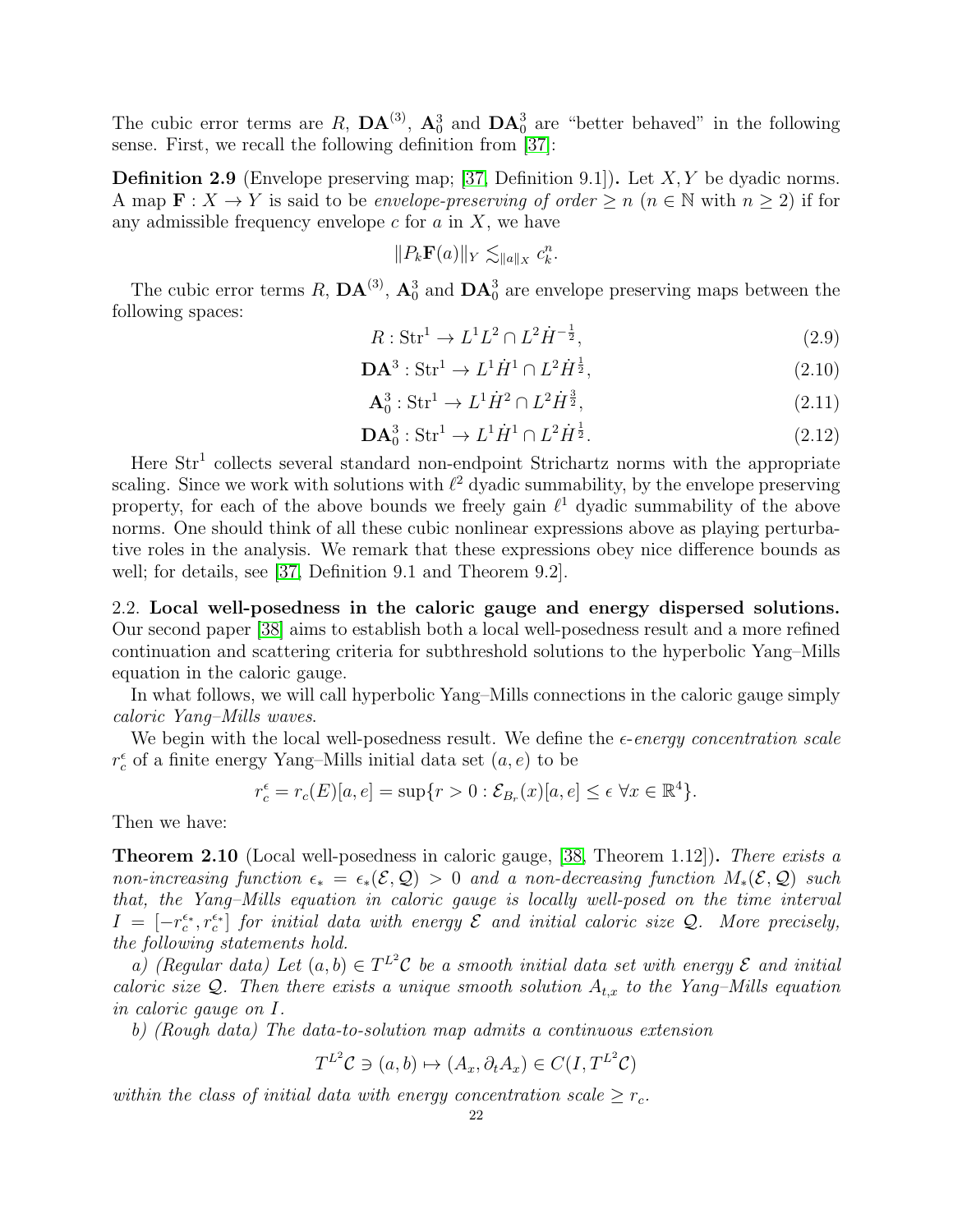The cubic error terms are $R$, $\mathbf{DA}^{(3)}$, $\mathbf{A}_0^3$ and $\mathbf{DA}_0^3$ are "better behaved" in the following sense. First, we recall the following definition from [37]:

**Definition 2.9** (Envelope preserving map; [37, Definition 9.1])**.** Let $X, Y$ be dyadic norms. A map $\mathbf{F} : X \to Y$ is said to be *envelope-preserving of order* $\geq n$ ($n \in \mathbb{N}$ with $n \geq 2$) if for any admissible frequency envelope $c$ for $a$ in $X$, we have

$$\|P_k \mathbf{F}(a)\|_Y \lesssim_{\|a\|_X} c_k^n.$$

The cubic error terms $R$, $\mathbf{DA}^{(3)}$, $\mathbf{A}_0^3$ and $\mathbf{DA}_0^3$ are envelope preserving maps between the following spaces:

$$R : \mathrm{Str}^1 \to L^1 L^2 \cap L^2 \dot{H}^{-\frac{1}{2}}, \tag{2.9}$$

$$\mathbf{DA}^3 : \mathrm{Str}^1 \to L^1 \dot{H}^1 \cap L^2 \dot{H}^{\frac{1}{2}}, \tag{2.10}$$

$$\mathbf{A}_0^3 : \mathrm{Str}^1 \to L^1 \dot{H}^2 \cap L^2 \dot{H}^{\frac{3}{2}}, \tag{2.11}$$

$$\mathbf{DA}_0^3 : \mathrm{Str}^1 \to L^1 \dot{H}^1 \cap L^2 \dot{H}^{\frac{1}{2}}. \tag{2.12}$$

Here $\mathrm{Str}^1$ collects several standard non-endpoint Strichartz norms with the appropriate scaling. Since we work with solutions with $\ell^2$ dyadic summability, by the envelope preserving property, for each of the above bounds we freely gain $\ell^1$ dyadic summability of the above norms. One should think of all these cubic nonlinear expressions above as playing perturbative roles in the analysis. We remark that these expressions obey nice difference bounds as well; for details, see [37, Definition 9.1 and Theorem 9.2].

2.2. **Local well-posedness in the caloric gauge and energy dispersed solutions.** Our second paper [38] aims to establish both a local well-posedness result and a more refined continuation and scattering criteria for subthreshold solutions to the hyperbolic Yang–Mills equation in the caloric gauge.

In what follows, we will call hyperbolic Yang–Mills connections in the caloric gauge simply *caloric Yang–Mills waves*.

We begin with the local well-posedness result. We define the $\epsilon$-*energy concentration scale* $r_c^\epsilon$ of a finite energy Yang–Mills initial data set $(a, e)$ to be

$$r_c^\epsilon = r_c(E)[a, e] = \sup\{r > 0 : \mathcal{E}_{B_r}(x)[a, e] \leq \epsilon \ \forall x \in \mathbb{R}^4\}.$$

Then we have:

**Theorem 2.10** (Local well-posedness in caloric gauge, [38, Theorem 1.12])**.** *There exists a non-increasing function $\epsilon_* = \epsilon_*(\mathcal{E}, \mathcal{Q}) > 0$ and a non-decreasing function $M_*(\mathcal{E}, \mathcal{Q})$ such that, the Yang–Mills equation in caloric gauge is locally well-posed on the time interval $I = [-r_c^{\epsilon_*}, r_c^{\epsilon_*}]$ for initial data with energy $\mathcal{E}$ and initial caloric size $\mathcal{Q}$. More precisely, the following statements hold.*

*a) (Regular data) Let $(a, b) \in T^{L^2}\mathcal{C}$ be a smooth initial data set with energy $\mathcal{E}$ and initial caloric size $\mathcal{Q}$. Then there exists a unique smooth solution $A_{t,x}$ to the Yang–Mills equation in caloric gauge on $I$.*

*b) (Rough data) The data-to-solution map admits a continuous extension*

$$T^{L^2}\mathcal{C} \ni (a, b) \mapsto (A_x, \partial_t A_x) \in C(I, T^{L^2}\mathcal{C})$$

*within the class of initial data with energy concentration scale $\geq r_c$.*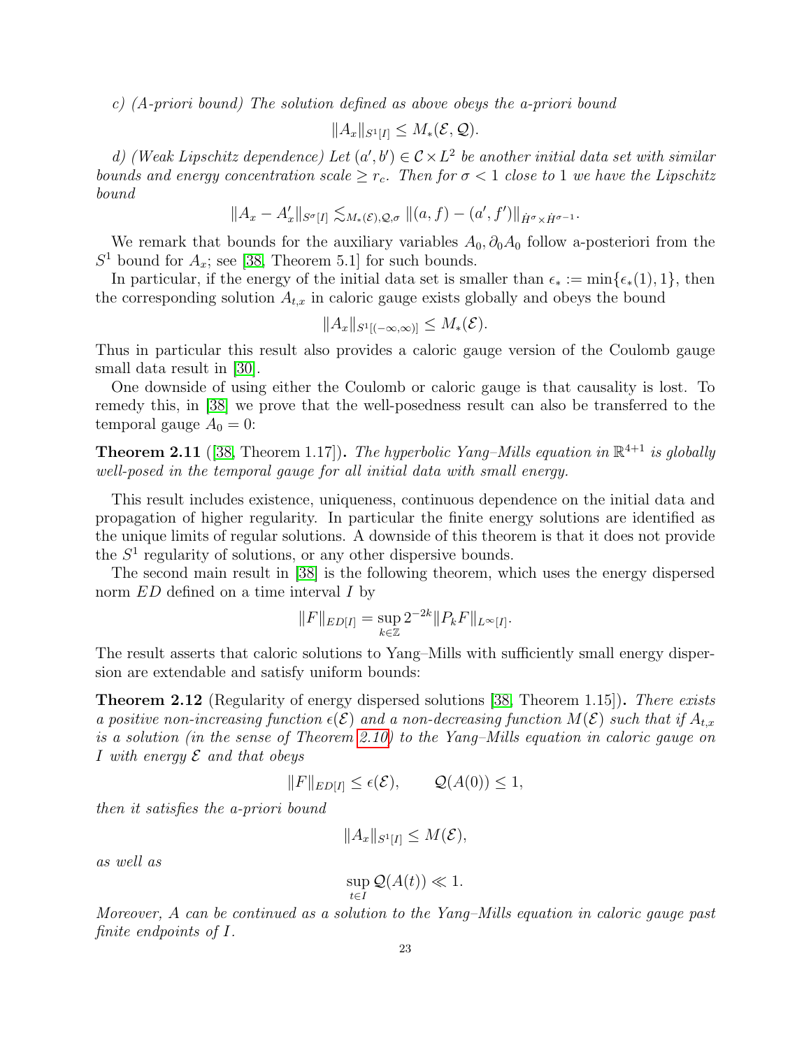*c) (A-priori bound) The solution defined as above obeys the a-priori bound*

$$\|A_x\|_{S^1[I]} \leq M_*(\mathcal{E}, \mathcal{Q}).$$

*d) (Weak Lipschitz dependence) Let $(a', b') \in \mathcal{C} \times L^2$ be another initial data set with similar bounds and energy concentration scale $\geq r_c$. Then for $\sigma < 1$ close to 1 we have the Lipschitz bound*

$$\|A_x - A'_x\|_{S^\sigma[I]} \lesssim_{M_*(\mathcal{E}),\mathcal{Q},\sigma} \|(a, f) - (a', f')\|_{\dot{H}^\sigma \times \dot{H}^{\sigma-1}}.$$

We remark that bounds for the auxiliary variables $A_0, \partial_0 A_0$ follow a-posteriori from the $S^1$ bound for $A_x$; see [38, Theorem 5.1] for such bounds.

In particular, if the energy of the initial data set is smaller than $\epsilon_* := \min\{\epsilon_*(1), 1\}$, then the corresponding solution $A_{t,x}$ in caloric gauge exists globally and obeys the bound

$$\|A_x\|_{S^1[(-\infty,\infty)]} \leq M_*(\mathcal{E}).$$

Thus in particular this result also provides a caloric gauge version of the Coulomb gauge small data result in [30].

One downside of using either the Coulomb or caloric gauge is that causality is lost. To remedy this, in [38] we prove that the well-posedness result can also be transferred to the temporal gauge $A_0 = 0$:

**Theorem 2.11** ([38, Theorem 1.17])**.** *The hyperbolic Yang–Mills equation in $\mathbb{R}^{4+1}$ is globally well-posed in the temporal gauge for all initial data with small energy.*

This result includes existence, uniqueness, continuous dependence on the initial data and propagation of higher regularity. In particular the finite energy solutions are identified as the unique limits of regular solutions. A downside of this theorem is that it does not provide the $S^1$ regularity of solutions, or any other dispersive bounds.

The second main result in [38] is the following theorem, which uses the energy dispersed norm $ED$ defined on a time interval $I$ by

$$\|F\|_{ED[I]} = \sup_{k \in \mathbb{Z}} 2^{-2k} \|P_k F\|_{L^\infty[I]}.$$

The result asserts that caloric solutions to Yang–Mills with sufficiently small energy dispersion are extendable and satisfy uniform bounds:

**Theorem 2.12** (Regularity of energy dispersed solutions [38, Theorem 1.15])**.** *There exists a positive non-increasing function $\epsilon(\mathcal{E})$ and a non-decreasing function $M(\mathcal{E})$ such that if $A_{t,x}$ is a solution (in the sense of Theorem 2.10) to the Yang–Mills equation in caloric gauge on $I$ with energy $\mathcal{E}$ and that obeys*

$$\|F\|_{ED[I]} \leq \epsilon(\mathcal{E}), \qquad \mathcal{Q}(A(0)) \leq 1,$$

*then it satisfies the a-priori bound*

$$\|A_x\|_{S^1[I]} \leq M(\mathcal{E}),$$

*as well as*

$$\sup_{t \in I} \mathcal{Q}(A(t)) \ll 1.$$

*Moreover, $A$ can be continued as a solution to the Yang–Mills equation in caloric gauge past finite endpoints of $I$.*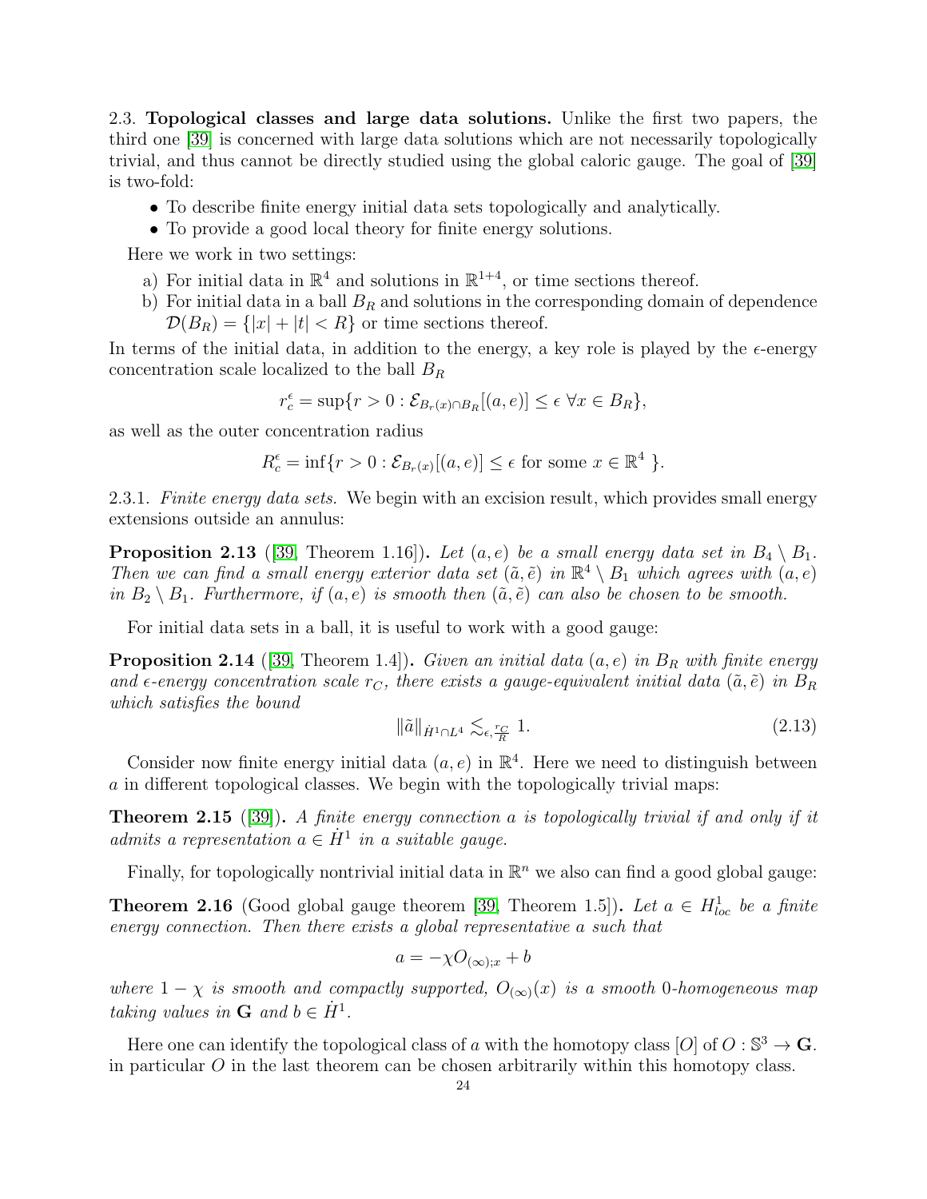2.3. **Topological classes and large data solutions.** Unlike the first two papers, the third one [39] is concerned with large data solutions which are not necessarily topologically trivial, and thus cannot be directly studied using the global caloric gauge. The goal of [39] is two-fold:

- To describe finite energy initial data sets topologically and analytically.
- To provide a good local theory for finite energy solutions.

Here we work in two settings:

a) For initial data in $\mathbb{R}^4$ and solutions in $\mathbb{R}^{1+4}$, or time sections thereof.
b) For initial data in a ball $B_R$ and solutions in the corresponding domain of dependence $\mathcal{D}(B_R) = \{|x| + |t| < R\}$ or time sections thereof.

In terms of the initial data, in addition to the energy, a key role is played by the $\epsilon$-energy concentration scale localized to the ball $B_R$

$$r_c^\epsilon = \sup\{r > 0 : \mathcal{E}_{B_r(x)\cap B_R}[(a, e)] \leq \epsilon \ \forall x \in B_R\},$$

as well as the outer concentration radius

$$R_c^\epsilon = \inf\{r > 0 : \mathcal{E}_{B_r(x)}[(a, e)] \leq \epsilon \text{ for some } x \in \mathbb{R}^4 \ \}.$$

2.3.1. *Finite energy data sets.* We begin with an excision result, which provides small energy extensions outside an annulus:

**Proposition 2.13** ([39, Theorem 1.16])**.** *Let $(a, e)$ be a small energy data set in $B_4 \setminus B_1$. Then we can find a small energy exterior data set $(\tilde{a}, \tilde{e})$ in $\mathbb{R}^4 \setminus B_1$ which agrees with $(a, e)$ in $B_2 \setminus B_1$. Furthermore, if $(a, e)$ is smooth then $(\tilde{a}, \tilde{e})$ can also be chosen to be smooth.*

For initial data sets in a ball, it is useful to work with a good gauge:

**Proposition 2.14** ([39, Theorem 1.4])**.** *Given an initial data $(a, e)$ in $B_R$ with finite energy and $\epsilon$-energy concentration scale $r_C$, there exists a gauge-equivalent initial data $(\tilde{a}, \tilde{e})$ in $B_R$ which satisfies the bound*

$$\|\tilde{a}\|_{\dot{H}^1 \cap L^4} \lesssim_{\epsilon, \frac{r_C}{R}} 1. \tag{2.13}$$

Consider now finite energy initial data $(a, e)$ in $\mathbb{R}^4$. Here we need to distinguish between $a$ in different topological classes. We begin with the topologically trivial maps:

**Theorem 2.15** ([39])**.** *A finite energy connection $a$ is topologically trivial if and only if it admits a representation $a \in \dot{H}^1$ in a suitable gauge.*

Finally, for topologically nontrivial initial data in $\mathbb{R}^n$ we also can find a good global gauge:

**Theorem 2.16** (Good global gauge theorem [39, Theorem 1.5])**.** *Let $a \in H^1_{loc}$ be a finite energy connection. Then there exists a global representative $a$ such that*

$$a = -\chi O_{(\infty);x} + b$$

*where $1 - \chi$ is smooth and compactly supported, $O_{(\infty)}(x)$ is a smooth 0-homogeneous map taking values in $\mathbf{G}$ and $b \in \dot{H}^1$.*

Here one can identify the topological class of $a$ with the homotopy class $[O]$ of $O : \mathbb{S}^3 \to \mathbf{G}$. in particular $O$ in the last theorem can be chosen arbitrarily within this homotopy class.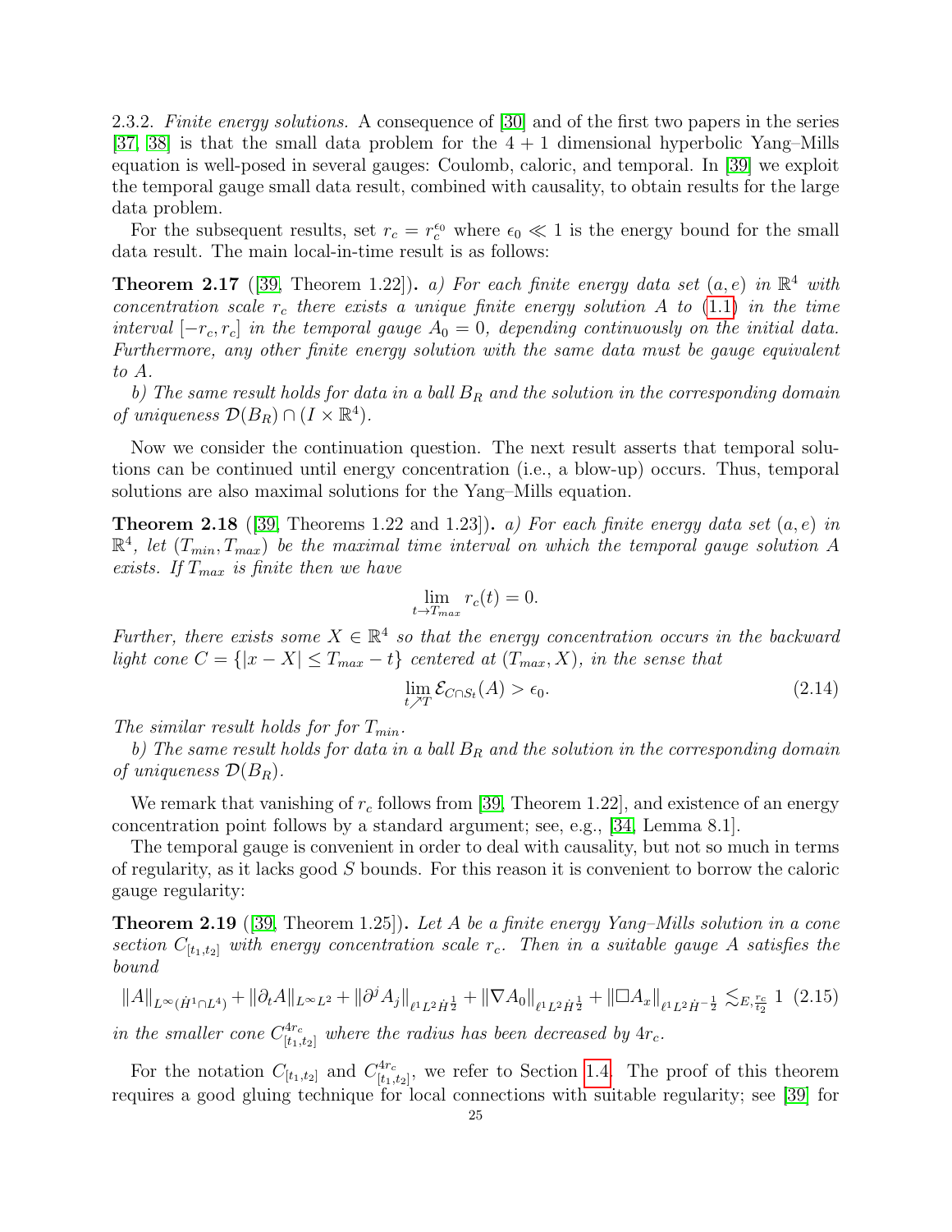2.3.2. *Finite energy solutions.* A consequence of [30] and of the first two papers in the series [37, 38] is that the small data problem for the $4+1$ dimensional hyperbolic Yang–Mills equation is well-posed in several gauges: Coulomb, caloric, and temporal. In [39] we exploit the temporal gauge small data result, combined with causality, to obtain results for the large data problem.

For the subsequent results, set $r_c = r_c^{\epsilon_0}$ where $\epsilon_0 \ll 1$ is the energy bound for the small data result. The main local-in-time result is as follows:

**Theorem 2.17** ([39, Theorem 1.22])**.** *a) For each finite energy data set $(a, e)$ in $\mathbb{R}^4$ with concentration scale $r_c$ there exists a unique finite energy solution $A$ to (1.1) in the time interval $[-r_c, r_c]$ in the temporal gauge $A_0 = 0$, depending continuously on the initial data. Furthermore, any other finite energy solution with the same data must be gauge equivalent to $A$.*

*b) The same result holds for data in a ball $B_R$ and the solution in the corresponding domain of uniqueness $\mathcal{D}(B_R) \cap (I \times \mathbb{R}^4)$.*

Now we consider the continuation question. The next result asserts that temporal solutions can be continued until energy concentration (i.e., a blow-up) occurs. Thus, temporal solutions are also maximal solutions for the Yang–Mills equation.

**Theorem 2.18** ([39, Theorems 1.22 and 1.23])**.** *a) For each finite energy data set $(a, e)$ in $\mathbb{R}^4$, let $(T_{min}, T_{max})$ be the maximal time interval on which the temporal gauge solution $A$ exists. If $T_{max}$ is finite then we have*

$$\lim_{t \to T_{max}} r_c(t) = 0.$$

*Further, there exists some $X \in \mathbb{R}^4$ so that the energy concentration occurs in the backward light cone $C = \{|x - X| \leq T_{max} - t\}$ centered at $(T_{max}, X)$, in the sense that*

$$\lim_{t \nearrow T} \mathcal{E}_{C \cap S_t}(A) > \epsilon_0. \tag{2.14}$$

*The similar result holds for for $T_{min}$.*

*b) The same result holds for data in a ball $B_R$ and the solution in the corresponding domain of uniqueness $\mathcal{D}(B_R)$.*

We remark that vanishing of $r_c$ follows from [39, Theorem 1.22], and existence of an energy concentration point follows by a standard argument; see, e.g., [34, Lemma 8.1].

The temporal gauge is convenient in order to deal with causality, but not so much in terms of regularity, as it lacks good $S$ bounds. For this reason it is convenient to borrow the caloric gauge regularity:

**Theorem 2.19** ([39, Theorem 1.25])**.** *Let $A$ be a finite energy Yang–Mills solution in a cone section $C_{[t_1,t_2]}$ with energy concentration scale $r_c$. Then in a suitable gauge $A$ satisfies the bound*

$$\|A\|_{L^\infty(\dot{H}^1 \cap L^4)} + \|\partial_t A\|_{L^\infty L^2} + \|\partial^j A_j\|_{\ell^1 L^2 \dot{H}^{\frac{1}{2}}} + \|\nabla A_0\|_{\ell^1 L^2 \dot{H}^{\frac{1}{2}}} + \|\Box A_x\|_{\ell^1 L^2 \dot{H}^{-\frac{1}{2}}} \lesssim_{E, \frac{r_c}{t_2}} 1 \tag{2.15}$$

*in the smaller cone $C^{4r_c}_{[t_1,t_2]}$ where the radius has been decreased by $4r_c$.*

For the notation $C_{[t_1,t_2]}$ and $C^{4r_c}_{[t_1,t_2]}$, we refer to Section 1.4. The proof of this theorem requires a good gluing technique for local connections with suitable regularity; see [39] for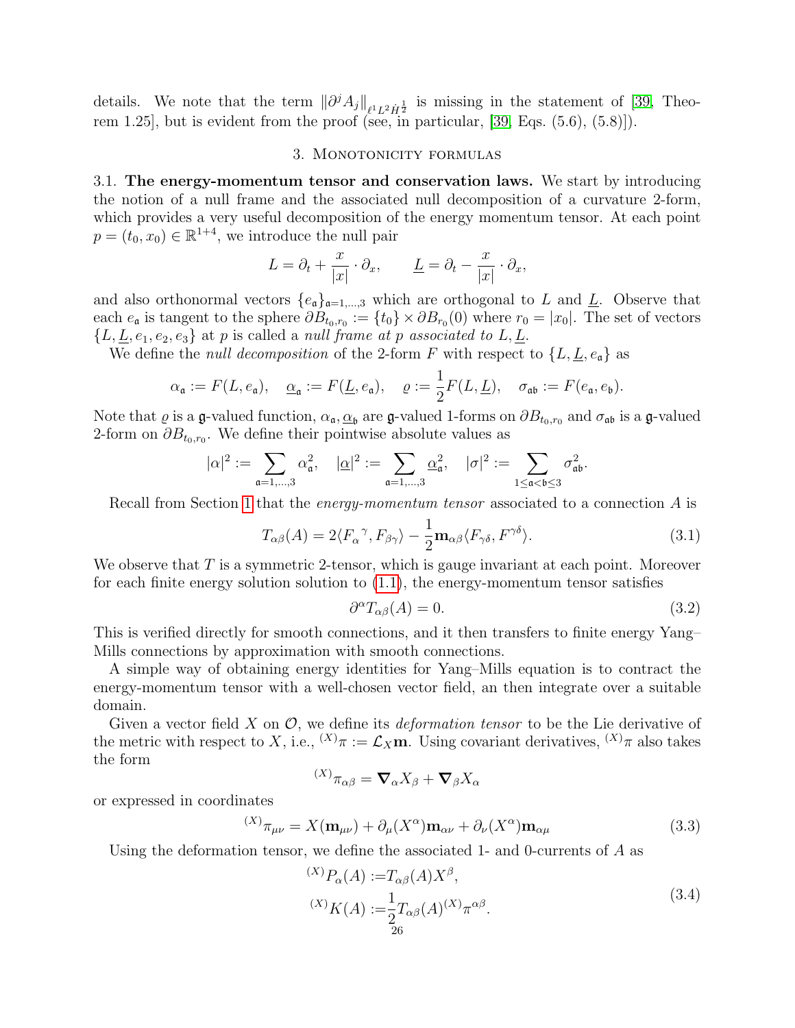details. We note that the term $\|\partial^j A_j\|_{\ell^1 L^2 \dot{H}^{\frac{1}{2}}}$ is missing in the statement of [39, Theorem 1.25], but is evident from the proof (see, in particular, [39, Eqs. (5.6), (5.8)]).

## 3. Monotonicity formulas

**3.1. The energy-momentum tensor and conservation laws.** We start by introducing the notion of a null frame and the associated null decomposition of a curvature 2-form, which provides a very useful decomposition of the energy momentum tensor. At each point $p = (t_0, x_0) \in \mathbb{R}^{1+4}$, we introduce the null pair

$$L = \partial_t + \frac{x}{|x|} \cdot \partial_x, \qquad \underline{L} = \partial_t - \frac{x}{|x|} \cdot \partial_x,$$

and also orthonormal vectors $\{e_{\mathfrak{a}}\}_{\mathfrak{a}=1,\dots,3}$ which are orthogonal to $L$ and $\underline{L}$. Observe that each $e_{\mathfrak{a}}$ is tangent to the sphere $\partial B_{t_0,r_0} := \{t_0\} \times \partial B_{r_0}(0)$ where $r_0 = |x_0|$. The set of vectors $\{L, \underline{L}, e_1, e_2, e_3\}$ at $p$ is called a *null frame at $p$ associated to $L, \underline{L}$*.

We define the *null decomposition* of the 2-form $F$ with respect to $\{L, \underline{L}, e_{\mathfrak{a}}\}$ as

$$\alpha_{\mathfrak{a}} := F(L, e_{\mathfrak{a}}), \quad \underline{\alpha}_{\mathfrak{a}} := F(\underline{L}, e_{\mathfrak{a}}), \quad \varrho := \frac{1}{2} F(L, \underline{L}), \quad \sigma_{\mathfrak{a}\mathfrak{b}} := F(e_{\mathfrak{a}}, e_{\mathfrak{b}}).$$

Note that $\varrho$ is a $\mathfrak{g}$-valued function, $\alpha_{\mathfrak{a}}, \underline{\alpha}_{\mathfrak{b}}$ are $\mathfrak{g}$-valued 1-forms on $\partial B_{t_0,r_0}$ and $\sigma_{\mathfrak{a}\mathfrak{b}}$ is a $\mathfrak{g}$-valued 2-form on $\partial B_{t_0,r_0}$. We define their pointwise absolute values as

$$|\alpha|^2 := \sum_{\mathfrak{a}=1,\dots,3} \alpha_{\mathfrak{a}}^2, \quad |\underline{\alpha}|^2 := \sum_{\mathfrak{a}=1,\dots,3} \underline{\alpha}_{\mathfrak{a}}^2, \quad |\sigma|^2 := \sum_{1 \le \mathfrak{a} < \mathfrak{b} \le 3} \sigma_{\mathfrak{a}\mathfrak{b}}^2.$$

Recall from Section 1 that the *energy-momentum tensor* associated to a connection $A$ is

$$T_{\alpha\beta}(A) = 2\langle F_{\alpha}{}^{\gamma}, F_{\beta\gamma}\rangle - \frac{1}{2}\mathbf{m}_{\alpha\beta}\langle F_{\gamma\delta}, F^{\gamma\delta}\rangle. \tag{3.1}$$

We observe that $T$ is a symmetric 2-tensor, which is gauge invariant at each point. Moreover for each finite energy solution solution to (1.1), the energy-momentum tensor satisfies

$$\partial^{\alpha} T_{\alpha\beta}(A) = 0. \tag{3.2}$$

This is verified directly for smooth connections, and it then transfers to finite energy Yang–Mills connections by approximation with smooth connections.

A simple way of obtaining energy identities for Yang–Mills equation is to contract the energy-momentum tensor with a well-chosen vector field, an then integrate over a suitable domain.

Given a vector field $X$ on $\mathcal{O}$, we define its *deformation tensor* to be the Lie derivative of the metric with respect to $X$, i.e., ${}^{(X)}\pi := \mathcal{L}_X \mathbf{m}$. Using covariant derivatives, ${}^{(X)}\pi$ also takes the form

$${}^{(X)}\pi_{\alpha\beta} = \boldsymbol{\nabla}_{\alpha} X_{\beta} + \boldsymbol{\nabla}_{\beta} X_{\alpha}$$

or expressed in coordinates

$${}^{(X)}\pi_{\mu\nu} = X(\mathbf{m}_{\mu\nu}) + \partial_{\mu}(X^{\alpha})\mathbf{m}_{\alpha\nu} + \partial_{\nu}(X^{\alpha})\mathbf{m}_{\alpha\mu} \tag{3.3}$$

Using the deformation tensor, we define the associated 1- and 0-currents of $A$ as

$$\begin{aligned} {}^{(X)}P_{\alpha}(A) &:= T_{\alpha\beta}(A) X^{\beta}, \\ {}^{(X)}K(A) &:= \frac{1}{2} T_{\alpha\beta}(A)\, {}^{(X)}\pi^{\alpha\beta}. \end{aligned} \tag{3.4}$$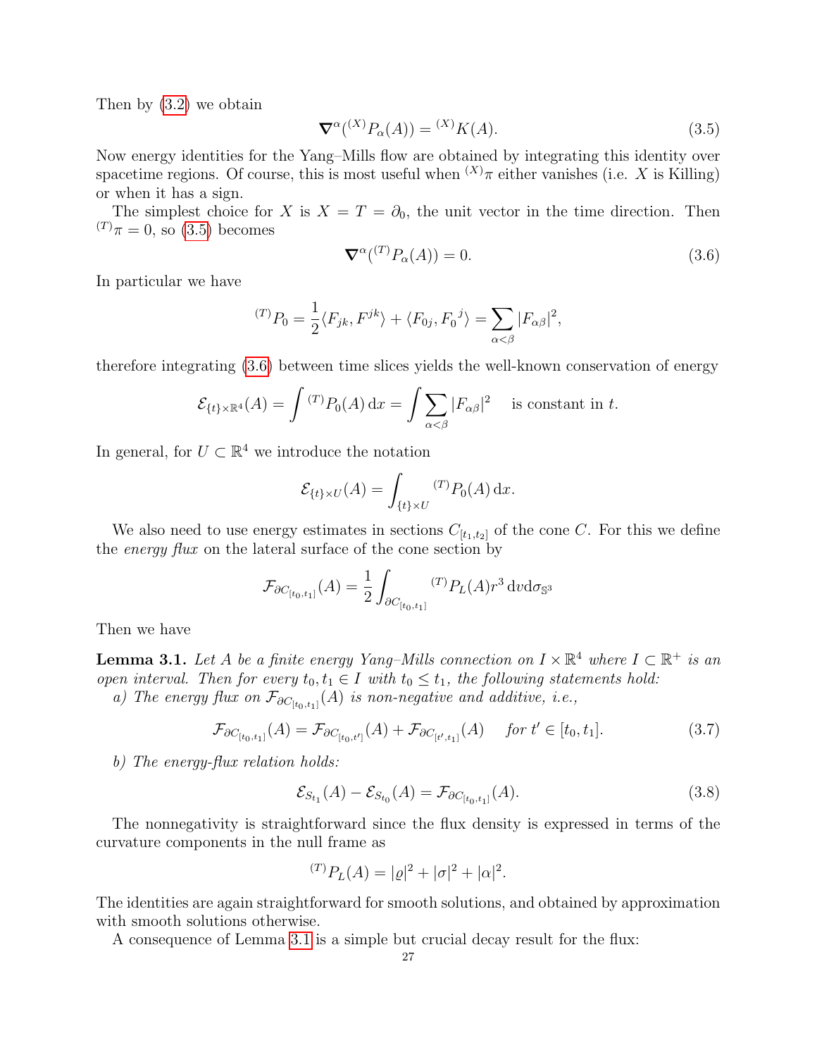Then by (3.2) we obtain

$$\boldsymbol{\nabla}^\alpha({}^{(X)}P_\alpha(A)) = {}^{(X)}K(A). \tag{3.5}$$

Now energy identities for the Yang–Mills flow are obtained by integrating this identity over spacetime regions. Of course, this is most useful when ${}^{(X)}\pi$ either vanishes (i.e. $X$ is Killing) or when it has a sign.

The simplest choice for $X$ is $X = T = \partial_0$, the unit vector in the time direction. Then ${}^{(T)}\pi = 0$, so (3.5) becomes

$$\boldsymbol{\nabla}^\alpha({}^{(T)}P_\alpha(A)) = 0. \tag{3.6}$$

In particular we have

$${}^{(T)}P_0 = \frac{1}{2}\langle F_{jk}, F^{jk}\rangle + \langle F_{0j}, {F_0}^j\rangle = \sum_{\alpha<\beta} |F_{\alpha\beta}|^2,$$

therefore integrating (3.6) between time slices yields the well-known conservation of energy

$$\mathcal{E}_{\{t\}\times\mathbb{R}^4}(A) = \int {}^{(T)}P_0(A)\,\mathrm{d}x = \int \sum_{\alpha<\beta}|F_{\alpha\beta}|^2 \quad \text{ is constant in } t.$$

In general, for $U \subset \mathbb{R}^4$ we introduce the notation

$$\mathcal{E}_{\{t\}\times U}(A) = \int_{\{t\}\times U} {}^{(T)}P_0(A)\,\mathrm{d}x.$$

We also need to use energy estimates in sections $C_{[t_1,t_2]}$ of the cone $C$. For this we define the *energy flux* on the lateral surface of the cone section by

$$\mathcal{F}_{\partial C_{[t_0,t_1]}}(A) = \frac{1}{2}\int_{\partial C_{[t_0,t_1]}} {}^{(T)}P_L(A) r^3\,\mathrm{d}v\mathrm{d}\sigma_{\mathbb{S}^3}$$

Then we have

**Lemma 3.1.** *Let $A$ be a finite energy Yang–Mills connection on $I \times \mathbb{R}^4$ where $I \subset \mathbb{R}^+$ is an open interval. Then for every $t_0, t_1 \in I$ with $t_0 \leq t_1$, the following statements hold:*

*a) The energy flux on $\mathcal{F}_{\partial C_{[t_0,t_1]}}(A)$ is non-negative and additive, i.e.,*

$$\mathcal{F}_{\partial C_{[t_0,t_1]}}(A) = \mathcal{F}_{\partial C_{[t_0,t']}}(A) + \mathcal{F}_{\partial C_{[t',t_1]}}(A) \quad \text{ for } t' \in [t_0, t_1]. \tag{3.7}$$

*b) The energy-flux relation holds:*

$$\mathcal{E}_{S_{t_1}}(A) - \mathcal{E}_{S_{t_0}}(A) = \mathcal{F}_{\partial C_{[t_0,t_1]}}(A). \tag{3.8}$$

The nonnegativity is straightforward since the flux density is expressed in terms of the curvature components in the null frame as

$${}^{(T)}P_L(A) = |\varrho|^2 + |\sigma|^2 + |\alpha|^2.$$

The identities are again straightforward for smooth solutions, and obtained by approximation with smooth solutions otherwise.

A consequence of Lemma 3.1 is a simple but crucial decay result for the flux: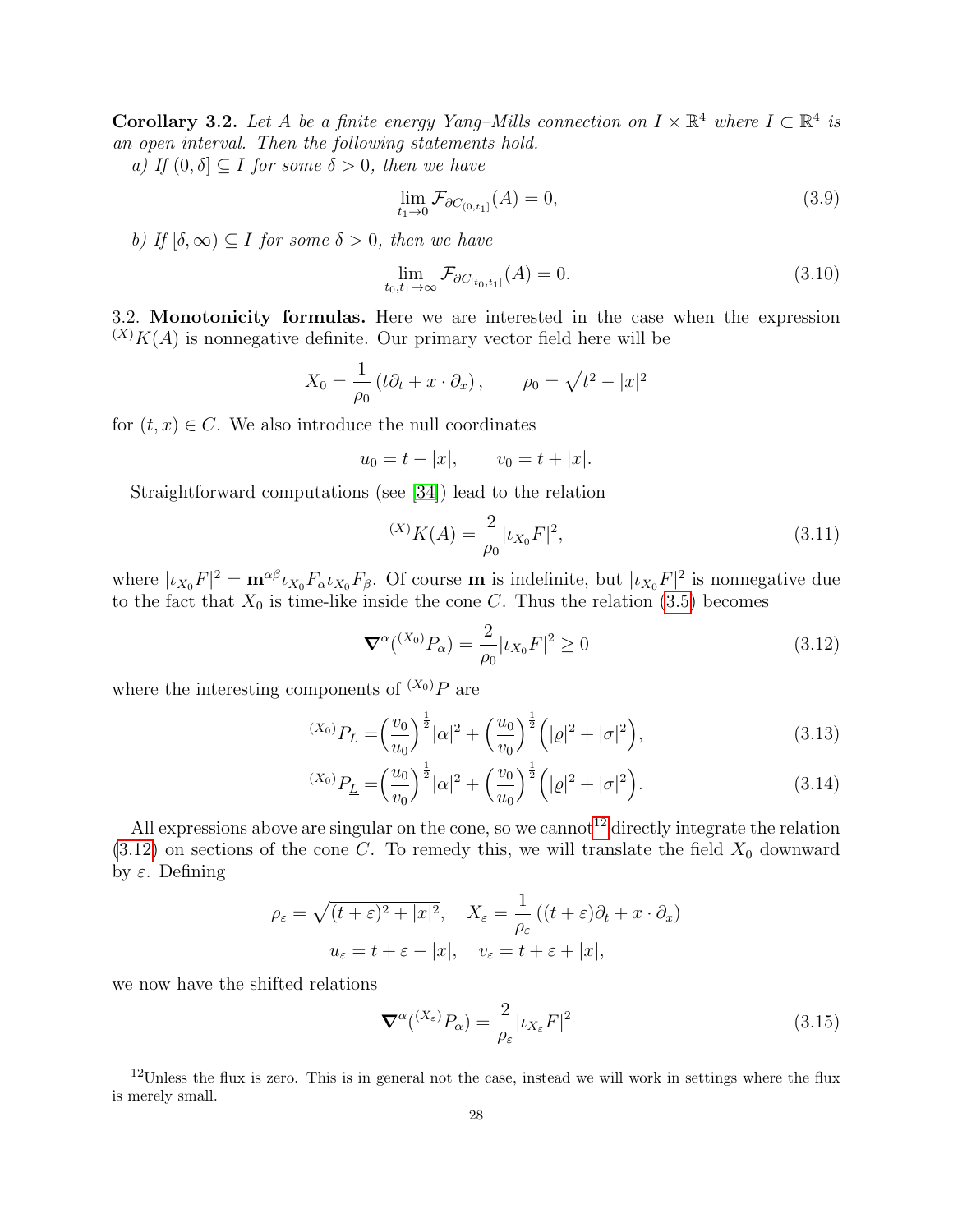**Corollary 3.2.** *Let $A$ be a finite energy Yang–Mills connection on $I \times \mathbb{R}^4$ where $I \subset \mathbb{R}^4$ is an open interval. Then the following statements hold.*

*a) If $(0, \delta] \subseteq I$ for some $\delta > 0$, then we have*

$$\lim_{t_1 \to 0} \mathcal{F}_{\partial C_{(0,t_1]}}(A) = 0, \tag{3.9}$$

*b) If $[\delta, \infty) \subseteq I$ for some $\delta > 0$, then we have*

$$\lim_{t_0, t_1 \to \infty} \mathcal{F}_{\partial C_{[t_0,t_1]}}(A) = 0. \tag{3.10}$$

3.2. **Monotonicity formulas.** Here we are interested in the case when the expression ${}^{(X)}K(A)$ is nonnegative definite. Our primary vector field here will be

$$X_0 = \frac{1}{\rho_0}\left(t\partial_t + x \cdot \partial_x\right), \qquad \rho_0 = \sqrt{t^2 - |x|^2}$$

for $(t, x) \in C$. We also introduce the null coordinates

$$u_0 = t - |x|, \qquad v_0 = t + |x|.$$

Straightforward computations (see [34]) lead to the relation

$$ {}^{(X)}K(A) = \frac{2}{\rho_0} |\iota_{X_0} F|^2, \tag{3.11}$$

where $|\iota_{X_0} F|^2 = \mathbf{m}^{\alpha\beta} \iota_{X_0} F_\alpha \iota_{X_0} F_\beta$. Of course $\mathbf{m}$ is indefinite, but $|\iota_{X_0} F|^2$ is nonnegative due to the fact that $X_0$ is time-like inside the cone $C$. Thus the relation (3.5) becomes

$$\boldsymbol{\nabla}^\alpha({}^{(X_0)}P_\alpha) = \frac{2}{\rho_0} |\iota_{X_0} F|^2 \geq 0 \tag{3.12}$$

where the interesting components of ${}^{(X_0)}P$ are

$${}^{(X_0)}P_L = \Big(\frac{v_0}{u_0}\Big)^{\frac{1}{2}} |\alpha|^2 + \Big(\frac{u_0}{v_0}\Big)^{\frac{1}{2}} \Big(|\varrho|^2 + |\sigma|^2\Big), \tag{3.13}$$

$${}^{(X_0)}P_{\underline{L}} = \Big(\frac{u_0}{v_0}\Big)^{\frac{1}{2}} |\underline{\alpha}|^2 + \Big(\frac{v_0}{u_0}\Big)^{\frac{1}{2}} \Big(|\varrho|^2 + |\sigma|^2\Big). \tag{3.14}$$

All expressions above are singular on the cone, so we cannot[12] directly integrate the relation (3.12) on sections of the cone $C$. To remedy this, we will translate the field $X_0$ downward by $\varepsilon$. Defining

$$\rho_\varepsilon = \sqrt{(t+\varepsilon)^2 + |x|^2}, \quad X_\varepsilon = \frac{1}{\rho_\varepsilon}\left((t+\varepsilon)\partial_t + x \cdot \partial_x\right)$$
$$u_\varepsilon = t + \varepsilon - |x|, \quad v_\varepsilon = t + \varepsilon + |x|,$$

we now have the shifted relations

$$\boldsymbol{\nabla}^\alpha({}^{(X_\varepsilon)}P_\alpha) = \frac{2}{\rho_\varepsilon} |\iota_{X_\varepsilon} F|^2 \tag{3.15}$$

[12] Unless the flux is zero. This is in general not the case, instead we will work in settings where the flux is merely small.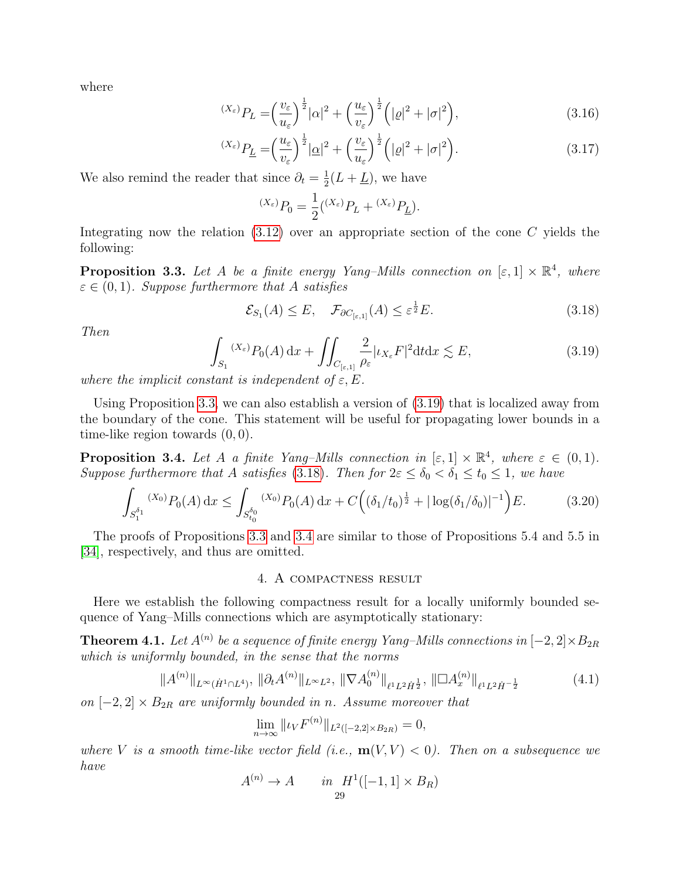where

$$ {}^{(X_\varepsilon)}P_L = \Big(\frac{v_\varepsilon}{u_\varepsilon}\Big)^{\frac12}|\alpha|^2 + \Big(\frac{u_\varepsilon}{v_\varepsilon}\Big)^{\frac12}\Big(|\varrho|^2+|\sigma|^2\Big), \tag{3.16} $$

$$ {}^{(X_\varepsilon)}P_{\underline{L}} = \Big(\frac{u_\varepsilon}{v_\varepsilon}\Big)^{\frac12}|\underline{\alpha}|^2 + \Big(\frac{v_\varepsilon}{u_\varepsilon}\Big)^{\frac12}\Big(|\varrho|^2+|\sigma|^2\Big). \tag{3.17} $$

We also remind the reader that since $\partial_t = \frac12(L+\underline{L})$, we have

$$ {}^{(X_\varepsilon)}P_0 = \frac12({}^{(X_\varepsilon)}P_L + {}^{(X_\varepsilon)}P_{\underline{L}}). $$

Integrating now the relation (3.12) over an appropriate section of the cone $C$ yields the following:

**Proposition 3.3.** *Let $A$ be a finite energy Yang–Mills connection on $[\varepsilon,1]\times\mathbb{R}^4$, where $\varepsilon\in(0,1)$. Suppose furthermore that $A$ satisfies*

$$ \mathcal{E}_{S_1}(A)\le E, \quad \mathcal{F}_{\partial C_{[\varepsilon,1]}}(A)\le \varepsilon^{\frac12}E. \tag{3.18} $$

*Then*

$$ \int_{S_1} {}^{(X_\varepsilon)}P_0(A)\,\mathrm{d}x + \iint_{C_{[\varepsilon,1]}} \frac{2}{\rho_\varepsilon}|\iota_{X_\varepsilon}F|^2 \mathrm{d}t\mathrm{d}x \lesssim E, \tag{3.19} $$

*where the implicit constant is independent of $\varepsilon, E$.*

Using Proposition 3.3, we can also establish a version of (3.19) that is localized away from the boundary of the cone. This statement will be useful for propagating lower bounds in a time-like region towards $(0,0)$.

**Proposition 3.4.** *Let $A$ a finite Yang–Mills connection in $[\varepsilon,1]\times\mathbb{R}^4$, where $\varepsilon\in(0,1)$. Suppose furthermore that $A$ satisfies (3.18). Then for $2\varepsilon\le\delta_0<\delta_1\le t_0\le 1$, we have*

$$ \int_{S_1^{\delta_1}} {}^{(X_0)}P_0(A)\,\mathrm{d}x \le \int_{S_{t_0}^{\delta_0}} {}^{(X_0)}P_0(A)\,\mathrm{d}x + C\Big((\delta_1/t_0)^{\frac12} + |\log(\delta_1/\delta_0)|^{-1}\Big)E. \tag{3.20} $$

The proofs of Propositions 3.3 and 3.4 are similar to those of Propositions 5.4 and 5.5 in [34], respectively, and thus are omitted.

## 4. A compactness result

Here we establish the following compactness result for a locally uniformly bounded sequence of Yang–Mills connections which are asymptotically stationary:

**Theorem 4.1.** *Let $A^{(n)}$ be a sequence of finite energy Yang–Mills connections in $[-2,2]\times B_{2R}$ which is uniformly bounded, in the sense that the norms*

$$ \|A^{(n)}\|_{L^\infty(\dot H^1\cap L^4)},\ \|\partial_t A^{(n)}\|_{L^\infty L^2},\ \|\nabla A_0^{(n)}\|_{\ell^1 L^2 \dot H^{\frac12}},\ \|\Box A_x^{(n)}\|_{\ell^1 L^2 \dot H^{-\frac12}} \tag{4.1} $$

*on $[-2,2]\times B_{2R}$ are uniformly bounded in $n$. Assume moreover that*

$$ \lim_{n\to\infty} \|\iota_V F^{(n)}\|_{L^2([-2,2]\times B_{2R})} = 0, $$

*where $V$ is a smooth time-like vector field (i.e., $\mathbf{m}(V,V)<0$). Then on a subsequence we have*

$$ A^{(n)} \to A \qquad \text{in } H^1([-1,1]\times B_R) $$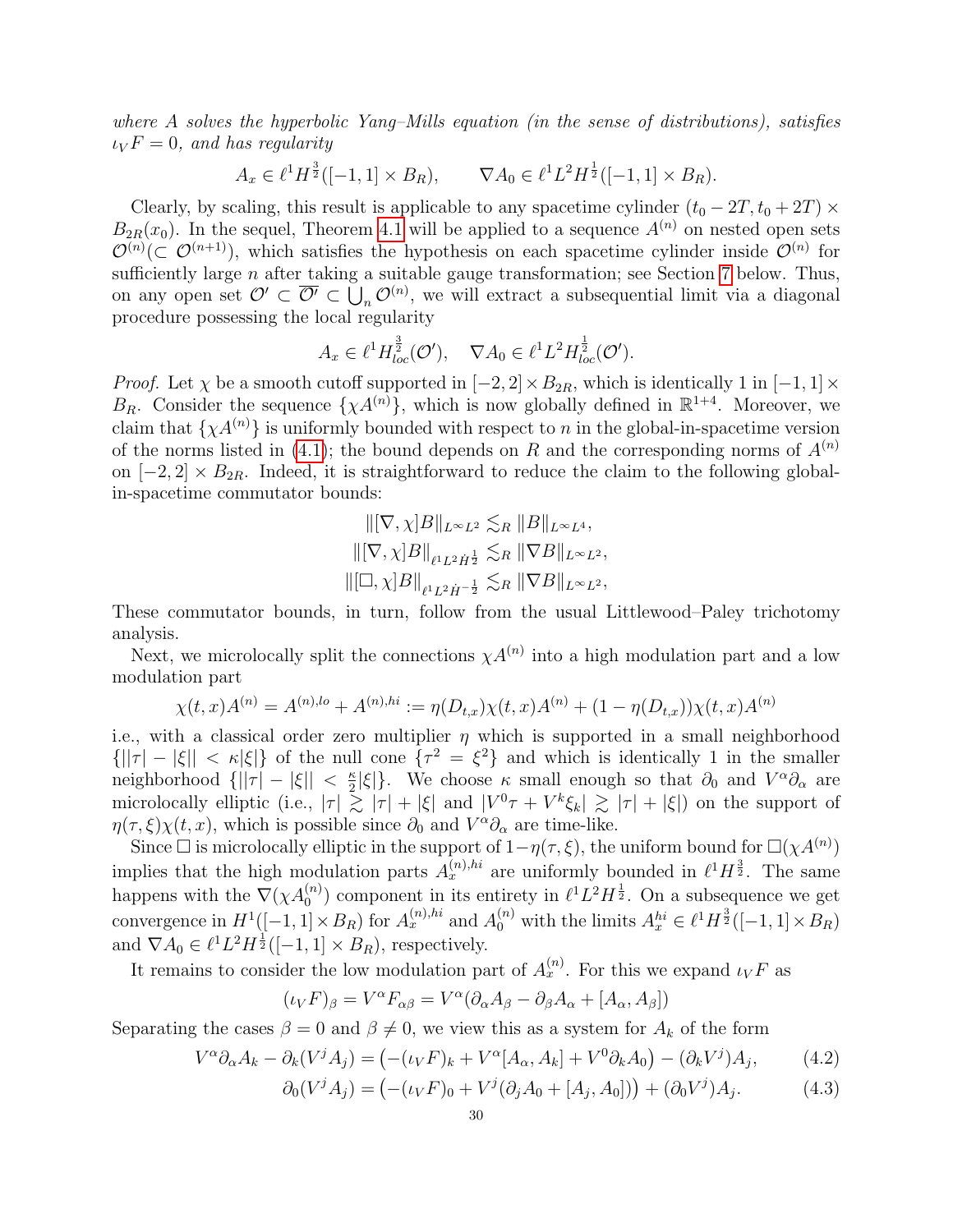*where $A$ solves the hyperbolic Yang–Mills equation (in the sense of distributions), satisfies $\iota_V F = 0$, and has regularity*

$$A_x \in \ell^1 H^{\frac{3}{2}}([-1,1] \times B_R), \qquad \nabla A_0 \in \ell^1 L^2 H^{\frac{1}{2}}([-1,1] \times B_R).$$

Clearly, by scaling, this result is applicable to any spacetime cylinder $(t_0 - 2T, t_0 + 2T) \times B_{2R}(x_0)$. In the sequel, Theorem 4.1 will be applied to a sequence $A^{(n)}$ on nested open sets $\mathcal{O}^{(n)} (\subset \mathcal{O}^{(n+1)})$, which satisfies the hypothesis on each spacetime cylinder inside $\mathcal{O}^{(n)}$ for sufficiently large $n$ after taking a suitable gauge transformation; see Section 7 below. Thus, on any open set $\mathcal{O}' \subset \overline{\mathcal{O}'} \subset \bigcup_n \mathcal{O}^{(n)}$, we will extract a subsequential limit via a diagonal procedure possessing the local regularity

$$A_x \in \ell^1 H^{\frac{3}{2}}_{loc}(\mathcal{O}'), \quad \nabla A_0 \in \ell^1 L^2 H^{\frac{1}{2}}_{loc}(\mathcal{O}').$$

*Proof.* Let $\chi$ be a smooth cutoff supported in $[-2,2] \times B_{2R}$, which is identically 1 in $[-1,1] \times B_R$. Consider the sequence $\{\chi A^{(n)}\}$, which is now globally defined in $\mathbb{R}^{1+4}$. Moreover, we claim that $\{\chi A^{(n)}\}$ is uniformly bounded with respect to $n$ in the global-in-spacetime version of the norms listed in (4.1); the bound depends on $R$ and the corresponding norms of $A^{(n)}$ on $[-2,2] \times B_{2R}$. Indeed, it is straightforward to reduce the claim to the following global-in-spacetime commutator bounds:

$$\|[\nabla, \chi] B\|_{L^\infty L^2} \lesssim_R \|B\|_{L^\infty L^4},$$
$$\|[\nabla, \chi] B\|_{\ell^1 L^2 \dot{H}^{\frac{1}{2}}} \lesssim_R \|\nabla B\|_{L^\infty L^2},$$
$$\|[\Box, \chi] B\|_{\ell^1 L^2 \dot{H}^{-\frac{1}{2}}} \lesssim_R \|\nabla B\|_{L^\infty L^2},$$

These commutator bounds, in turn, follow from the usual Littlewood–Paley trichotomy analysis.

Next, we microlocally split the connections $\chi A^{(n)}$ into a high modulation part and a low modulation part

$$\chi(t,x) A^{(n)} = A^{(n),lo} + A^{(n),hi} := \eta(D_{t,x}) \chi(t,x) A^{(n)} + (1 - \eta(D_{t,x})) \chi(t,x) A^{(n)}$$

i.e., with a classical order zero multiplier $\eta$ which is supported in a small neighborhood $\{||\tau| - |\xi|| < \kappa |\xi|\}$ of the null cone $\{\tau^2 = \xi^2\}$ and which is identically 1 in the smaller neighborhood $\{||\tau| - |\xi|| < \frac{\kappa}{2} |\xi|\}$. We choose $\kappa$ small enough so that $\partial_0$ and $V^\alpha \partial_\alpha$ are microlocally elliptic (i.e., $|\tau| \gtrsim |\tau| + |\xi|$ and $|V^0 \tau + V^k \xi_k| \gtrsim |\tau| + |\xi|$) on the support of $\eta(\tau, \xi) \chi(t,x)$, which is possible since $\partial_0$ and $V^\alpha \partial_\alpha$ are time-like.

Since $\Box$ is microlocally elliptic in the support of $1 - \eta(\tau, \xi)$, the uniform bound for $\Box(\chi A^{(n)})$ implies that the high modulation parts $A_x^{(n),hi}$ are uniformly bounded in $\ell^1 H^{\frac{3}{2}}$. The same happens with the $\nabla(\chi A_0^{(n)})$ component in its entirety in $\ell^1 L^2 H^{\frac{1}{2}}$. On a subsequence we get convergence in $H^1([-1,1] \times B_R)$ for $A_x^{(n),hi}$ and $A_0^{(n)}$ with the limits $A_x^{hi} \in \ell^1 H^{\frac{3}{2}}([-1,1] \times B_R)$ and $\nabla A_0 \in \ell^1 L^2 H^{\frac{1}{2}}([-1,1] \times B_R)$, respectively.

It remains to consider the low modulation part of $A_x^{(n)}$. For this we expand $\iota_V F$ as

$$(\iota_V F)_\beta = V^\alpha F_{\alpha\beta} = V^\alpha (\partial_\alpha A_\beta - \partial_\beta A_\alpha + [A_\alpha, A_\beta])$$

Separating the cases $\beta = 0$ and $\beta \neq 0$, we view this as a system for $A_k$ of the form

$$V^\alpha \partial_\alpha A_k - \partial_k (V^j A_j) = \left( -(\iota_V F)_k + V^\alpha [A_\alpha, A_k] + V^0 \partial_k A_0 \right) - (\partial_k V^j) A_j, \tag{4.2}$$

$$\partial_0 (V^j A_j) = \left( -(\iota_V F)_0 + V^j (\partial_j A_0 + [A_j, A_0]) \right) + (\partial_0 V^j) A_j. \tag{4.3}$$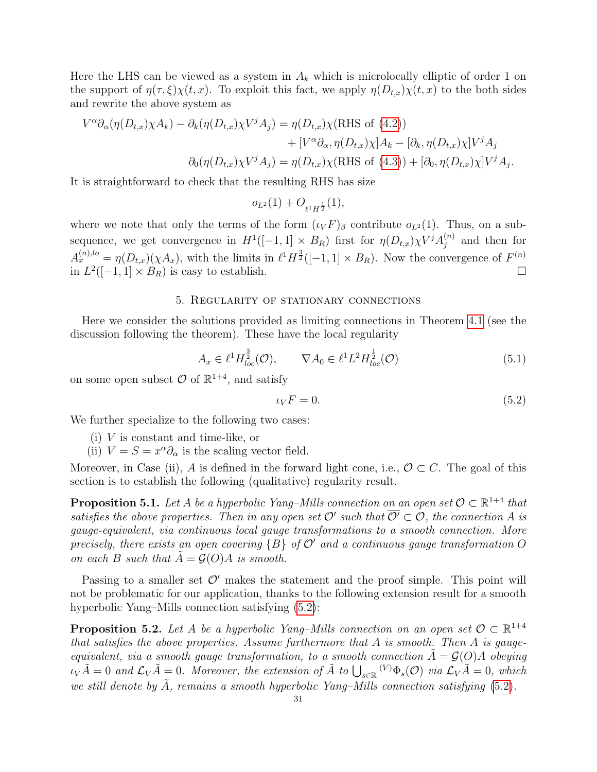Here the LHS can be viewed as a system in $A_k$ which is microlocally elliptic of order 1 on the support of $\eta(\tau,\xi)\chi(t,x)$. To exploit this fact, we apply $\eta(D_{t,x})\chi(t,x)$ to the both sides and rewrite the above system as

$$
\begin{aligned}
V^\alpha \partial_\alpha(\eta(D_{t,x})\chi A_k) - \partial_k(\eta(D_{t,x})\chi V^j A_j) &= \eta(D_{t,x})\chi(\text{RHS of (4.2)}) \\
&\quad + [V^\alpha \partial_\alpha, \eta(D_{t,x})\chi] A_k - [\partial_k, \eta(D_{t,x})\chi] V^j A_j \\
\partial_0(\eta(D_{t,x})\chi V^j A_j) &= \eta(D_{t,x})\chi(\text{RHS of (4.3)}) + [\partial_0, \eta(D_{t,x})\chi] V^j A_j.
\end{aligned}
$$

It is straightforward to check that the resulting RHS has size

$$
o_{L^2}(1) + O_{\ell^1 H^{\frac{1}{2}}}(1),
$$

where we note that only the terms of the form $(\iota_V F)_\beta$ contribute $o_{L^2}(1)$. Thus, on a subsequence, we get convergence in $H^1([-1,1]\times B_R)$ first for $\eta(D_{t,x})\chi V^j A_j^{(n)}$ and then for $A_x^{(n),lo} = \eta(D_{t,x})(\chi A_x)$, with the limits in $\ell^1 H^{\frac{3}{2}}([-1,1]\times B_R)$. Now the convergence of $F^{(n)}$ in $L^2([-1,1]\times B_R)$ is easy to establish. $\square$

## 5. Regularity of stationary connections

Here we consider the solutions provided as limiting connections in Theorem 4.1 (see the discussion following the theorem). These have the local regularity

$$
A_x \in \ell^1 H^{\frac{3}{2}}_{loc}(\mathcal{O}), \qquad \nabla A_0 \in \ell^1 L^2 H^{\frac{1}{2}}_{loc}(\mathcal{O}) \tag{5.1}
$$

on some open subset $\mathcal{O}$ of $\mathbb{R}^{1+4}$, and satisfy

$$
\iota_V F = 0. \tag{5.2}
$$

We further specialize to the following two cases:

(i) $V$ is constant and time-like, or

(ii) $V = S = x^\alpha \partial_\alpha$ is the scaling vector field.

Moreover, in Case (ii), $A$ is defined in the forward light cone, i.e., $\mathcal{O} \subset C$. The goal of this section is to establish the following (qualitative) regularity result.

**Proposition 5.1.** *Let $A$ be a hyperbolic Yang–Mills connection on an open set $\mathcal{O} \subset \mathbb{R}^{1+4}$ that satisfies the above properties. Then in any open set $\mathcal{O}'$ such that $\overline{\mathcal{O}'} \subset \mathcal{O}$, the connection $A$ is gauge-equivalent, via continuous local gauge transformations to a smooth connection. More precisely, there exists an open covering $\{B\}$ of $\mathcal{O}'$ and a continuous gauge transformation $O$ on each $B$ such that $\tilde{A} = \mathcal{G}(O)A$ is smooth.*

Passing to a smaller set $\mathcal{O}'$ makes the statement and the proof simple. This point will not be problematic for our application, thanks to the following extension result for a smooth hyperbolic Yang–Mills connection satisfying (5.2):

**Proposition 5.2.** *Let $A$ be a hyperbolic Yang–Mills connection on an open set $\mathcal{O} \subset \mathbb{R}^{1+4}$ that satisfies the above properties. Assume furthermore that $A$ is smooth. Then $A$ is gauge-equivalent, via a smooth gauge transformation, to a smooth connection $\tilde{A} = \mathcal{G}(O)A$ obeying $\iota_V \tilde{A} = 0$ and $\mathcal{L}_V \tilde{A} = 0$. Moreover, the extension of $\tilde{A}$ to $\bigcup_{s\in\mathbb{R}} {}^{(V)}\Phi_s(\mathcal{O})$ via $\mathcal{L}_V \tilde{A} = 0$, which we still denote by $\tilde{A}$, remains a smooth hyperbolic Yang–Mills connection satisfying (5.2).*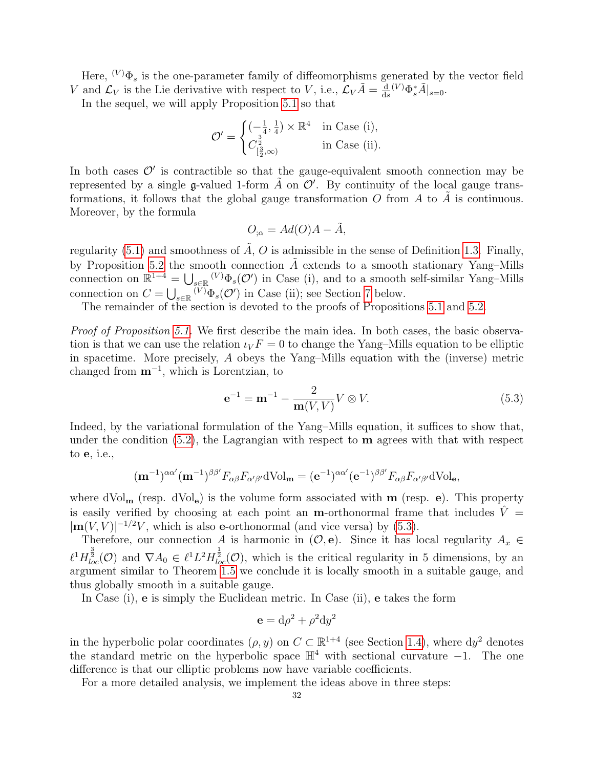Here, ${}^{(V)}\Phi_s$ is the one-parameter family of diffeomorphisms generated by the vector field $V$ and $\mathcal{L}_V$ is the Lie derivative with respect to $V$, i.e., $\mathcal{L}_V \tilde{A} = \frac{\mathrm{d}}{\mathrm{d}s} {}^{(V)}\Phi_s^* \tilde{A}|_{s=0}$.

In the sequel, we will apply Proposition 5.1 so that

$$\mathcal{O}' = \begin{cases} (-\frac{1}{4}, \frac{1}{4}) \times \mathbb{R}^4 & \text{in Case (i)}, \\ C^{\frac{3}{2}}_{[\frac{3}{2}, \infty)} & \text{in Case (ii)}. \end{cases}$$

In both cases $\mathcal{O}'$ is contractible so that the gauge-equivalent smooth connection may be represented by a single $\mathfrak{g}$-valued 1-form $\tilde{A}$ on $\mathcal{O}'$. By continuity of the local gauge transformations, it follows that the global gauge transformation $O$ from $A$ to $\tilde{A}$ is continuous. Moreover, by the formula

$$O_{;\alpha} = Ad(O)A - \tilde{A},$$

regularity (5.1) and smoothness of $\tilde{A}$, $O$ is admissible in the sense of Definition 1.3. Finally, by Proposition 5.2 the smooth connection $\tilde{A}$ extends to a smooth stationary Yang–Mills connection on $\mathbb{R}^{1+4} = \bigcup_{s \in \mathbb{R}} {}^{(V)}\Phi_s(\mathcal{O}')$ in Case (i), and to a smooth self-similar Yang–Mills connection on $C = \bigcup_{s \in \mathbb{R}} {}^{(V)}\Phi_s(\mathcal{O}')$ in Case (ii); see Section 7 below.

The remainder of the section is devoted to the proofs of Propositions 5.1 and 5.2.

*Proof of Proposition 5.1.* We first describe the main idea. In both cases, the basic observation is that we can use the relation $\iota_V F = 0$ to change the Yang–Mills equation to be elliptic in spacetime. More precisely, $A$ obeys the Yang–Mills equation with the (inverse) metric changed from $\mathbf{m}^{-1}$, which is Lorentzian, to

$$\mathbf{e}^{-1} = \mathbf{m}^{-1} - \frac{2}{\mathbf{m}(V, V)} V \otimes V. \tag{5.3}$$

Indeed, by the variational formulation of the Yang–Mills equation, it suffices to show that, under the condition (5.2), the Lagrangian with respect to $\mathbf{m}$ agrees with that with respect to $\mathbf{e}$, i.e.,

$$(\mathbf{m}^{-1})^{\alpha\alpha'}(\mathbf{m}^{-1})^{\beta\beta'} F_{\alpha\beta} F_{\alpha'\beta'} \mathrm{dVol}_{\mathbf{m}} = (\mathbf{e}^{-1})^{\alpha\alpha'}(\mathbf{e}^{-1})^{\beta\beta'} F_{\alpha\beta} F_{\alpha'\beta'} \mathrm{dVol}_{\mathbf{e}},$$

where $\mathrm{dVol}_{\mathbf{m}}$ (resp. $\mathrm{dVol}_{\mathbf{e}}$) is the volume form associated with $\mathbf{m}$ (resp. $\mathbf{e}$). This property is easily verified by choosing at each point an $\mathbf{m}$-orthonormal frame that includes $\hat{V} = |\mathbf{m}(V, V)|^{-1/2} V$, which is also $\mathbf{e}$-orthonormal (and vice versa) by (5.3).

Therefore, our connection $A$ is harmonic in $(\mathcal{O}, \mathbf{e})$. Since it has local regularity $A_x \in \ell^1 H^{\frac{3}{2}}_{loc}(\mathcal{O})$ and $\nabla A_0 \in \ell^1 L^2 H^{\frac{1}{2}}_{loc}(\mathcal{O})$, which is the critical regularity in 5 dimensions, by an argument similar to Theorem 1.5 we conclude it is locally smooth in a suitable gauge, and thus globally smooth in a suitable gauge.

In Case (i), $\mathbf{e}$ is simply the Euclidean metric. In Case (ii), $\mathbf{e}$ takes the form

$$\mathbf{e} = \mathrm{d}\rho^2 + \rho^2 \mathrm{d}y^2$$

in the hyperbolic polar coordinates $(\rho, y)$ on $C \subset \mathbb{R}^{1+4}$ (see Section 1.4), where $\mathrm{d}y^2$ denotes the standard metric on the hyperbolic space $\mathbb{H}^4$ with sectional curvature $-1$. The one difference is that our elliptic problems now have variable coefficients.

For a more detailed analysis, we implement the ideas above in three steps: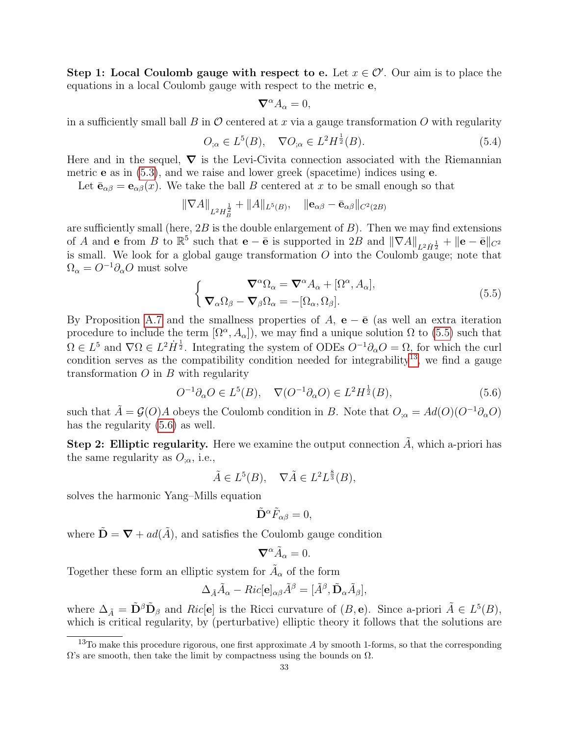**Step 1: Local Coulomb gauge with respect to e.** Let $x \in \mathcal{O}'$. Our aim is to place the equations in a local Coulomb gauge with respect to the metric $\mathbf{e}$,

$$\boldsymbol{\nabla}^\alpha A_\alpha = 0,$$

in a sufficiently small ball $B$ in $\mathcal{O}$ centered at $x$ via a gauge transformation $O$ with regularity

$$O_{;\alpha} \in L^5(B), \quad \nabla O_{;\alpha} \in L^2 H^{\frac{1}{2}}(B). \tag{5.4}$$

Here and in the sequel, $\boldsymbol{\nabla}$ is the Levi-Civita connection associated with the Riemannian metric $\mathbf{e}$ as in (5.3), and we raise and lower greek (spacetime) indices using $\mathbf{e}$.

Let $\bar{\mathbf{e}}_{\alpha\beta} = \mathbf{e}_{\alpha\beta}(x)$. We take the ball $B$ centered at $x$ to be small enough so that

$$\|\nabla A\|_{L^2 H^{\frac{1}{2}}_B} + \|A\|_{L^5(B)}, \quad \|\mathbf{e}_{\alpha\beta} - \bar{\mathbf{e}}_{\alpha\beta}\|_{C^2(2B)}$$

are sufficiently small (here, $2B$ is the double enlargement of $B$). Then we may find extensions of $A$ and $\mathbf{e}$ from $B$ to $\mathbb{R}^5$ such that $\mathbf{e} - \bar{\mathbf{e}}$ is supported in $2B$ and $\|\nabla A\|_{L^2 \dot{H}^{\frac{1}{2}}} + \|\mathbf{e} - \bar{\mathbf{e}}\|_{C^2}$ is small. We look for a global gauge transformation $O$ into the Coulomb gauge; note that $\Omega_\alpha = O^{-1}\partial_\alpha O$ must solve

$$\begin{cases} \boldsymbol{\nabla}^\alpha \Omega_\alpha = \boldsymbol{\nabla}^\alpha A_\alpha + [\Omega^\alpha, A_\alpha], \\ \boldsymbol{\nabla}_\alpha \Omega_\beta - \boldsymbol{\nabla}_\beta \Omega_\alpha = -[\Omega_\alpha, \Omega_\beta]. \end{cases} \tag{5.5}$$

By Proposition A.7 and the smallness properties of $A$, $\mathbf{e} - \bar{\mathbf{e}}$ (as well an extra iteration procedure to include the term $[\Omega^\alpha, A_\alpha]$), we may find a unique solution $\Omega$ to (5.5) such that $\Omega \in L^5$ and $\nabla\Omega \in L^2 \dot{H}^{\frac{1}{2}}$. Integrating the system of ODEs $O^{-1}\partial_\alpha O = \Omega$, for which the curl condition serves as the compatibility condition needed for integrability[13], we find a gauge transformation $O$ in $B$ with regularity

$$O^{-1}\partial_\alpha O \in L^5(B), \quad \nabla(O^{-1}\partial_\alpha O) \in L^2 H^{\frac{1}{2}}(B), \tag{5.6}$$

such that $\tilde{A} = \mathcal{G}(O)A$ obeys the Coulomb condition in $B$. Note that $O_{;\alpha} = Ad(O)(O^{-1}\partial_\alpha O)$ has the regularity (5.6) as well.

**Step 2: Elliptic regularity.** Here we examine the output connection $\tilde{A}$, which a-priori has the same regularity as $O_{;\alpha}$, i.e.,

$$\tilde{A} \in L^5(B), \quad \nabla\tilde{A} \in L^2 L^{\frac{8}{3}}(B),$$

solves the harmonic Yang–Mills equation

$$\tilde{\mathbf{D}}^\alpha \tilde{F}_{\alpha\beta} = 0,$$

where $\tilde{\mathbf{D}} = \boldsymbol{\nabla} + ad(\tilde{A})$, and satisfies the Coulomb gauge condition

$$\boldsymbol{\nabla}^\alpha \tilde{A}_\alpha = 0.$$

Together these form an elliptic system for $\tilde{A}_\alpha$ of the form

$$\Delta_{\tilde{A}} \tilde{A}_\alpha - Ric[\mathbf{e}]_{\alpha\beta}\tilde{A}^\beta = [\tilde{A}^\beta, \tilde{\mathbf{D}}_\alpha \tilde{A}_\beta],$$

where $\Delta_{\tilde{A}} = \tilde{\mathbf{D}}^\beta \tilde{\mathbf{D}}_\beta$ and $Ric[\mathbf{e}]$ is the Ricci curvature of $(B, \mathbf{e})$. Since a-priori $\tilde{A} \in L^5(B)$, which is critical regularity, by (perturbative) elliptic theory it follows that the solutions are

[13] To make this procedure rigorous, one first approximate $A$ by smooth 1-forms, so that the corresponding $\Omega$'s are smooth, then take the limit by compactness using the bounds on $\Omega$.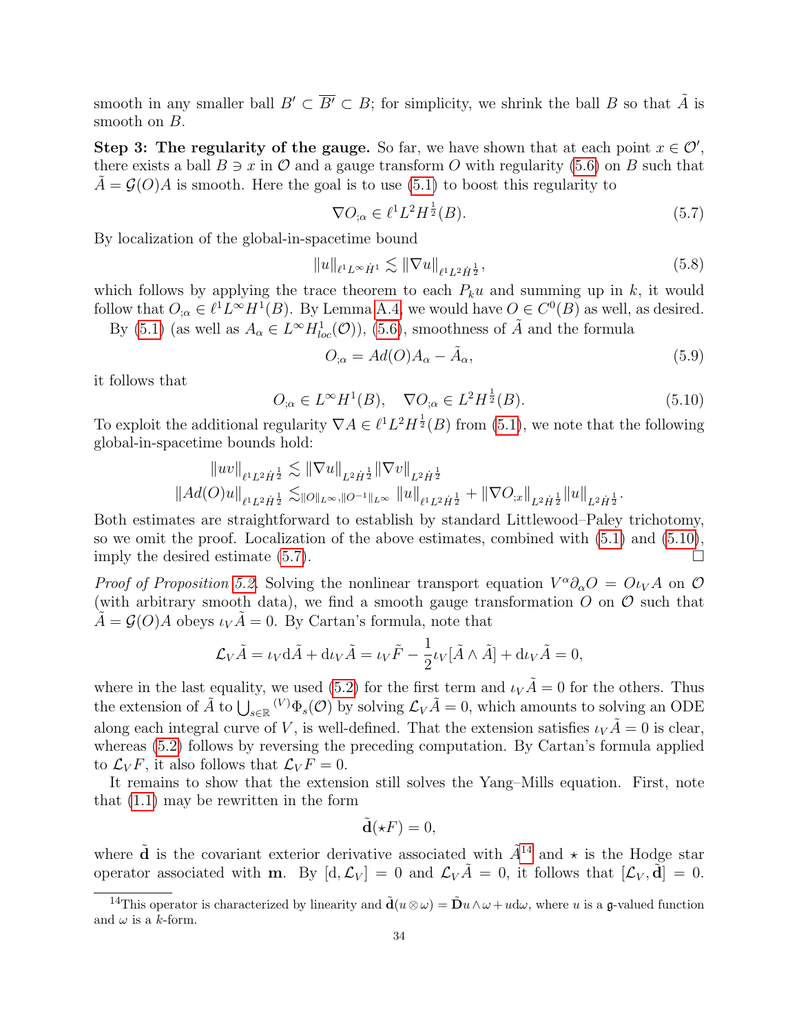smooth in any smaller ball $B' \subset \overline{B'} \subset B$; for simplicity, we shrink the ball $B$ so that $\tilde{A}$ is smooth on $B$.

**Step 3: The regularity of the gauge.** So far, we have shown that at each point $x \in \mathcal{O}'$, there exists a ball $B \ni x$ in $\mathcal{O}$ and a gauge transform $O$ with regularity (5.6) on $B$ such that $\tilde{A} = \mathcal{G}(O)A$ is smooth. Here the goal is to use (5.1) to boost this regularity to

$$\nabla O_{;\alpha} \in \ell^1 L^2 H^{\frac{1}{2}}(B). \tag{5.7}$$

By localization of the global-in-spacetime bound

$$\|u\|_{\ell^1 L^\infty \dot{H}^1} \lesssim \|\nabla u\|_{\ell^1 L^2 \dot{H}^{\frac{1}{2}}}, \tag{5.8}$$

which follows by applying the trace theorem to each $P_k u$ and summing up in $k$, it would follow that $O_{;\alpha} \in \ell^1 L^\infty H^1(B)$. By Lemma A.4, we would have $O \in C^0(B)$ as well, as desired.

By (5.1) (as well as $A_\alpha \in L^\infty H^1_{loc}(\mathcal{O})$), (5.6), smoothness of $\tilde{A}$ and the formula

$$O_{;\alpha} = Ad(O)A_\alpha - \tilde{A}_\alpha, \tag{5.9}$$

it follows that

$$O_{;\alpha} \in L^\infty H^1(B), \quad \nabla O_{;\alpha} \in L^2 H^{\frac{1}{2}}(B). \tag{5.10}$$

To exploit the additional regularity $\nabla A \in \ell^1 L^2 H^{\frac{1}{2}}(B)$ from (5.1), we note that the following global-in-spacetime bounds hold:

$$\|uv\|_{\ell^1 L^2 \dot{H}^{\frac{1}{2}}} \lesssim \|\nabla u\|_{L^2 \dot{H}^{\frac{1}{2}}} \|\nabla v\|_{L^2 \dot{H}^{\frac{1}{2}}}$$

$$\|Ad(O)u\|_{\ell^1 L^2 \dot{H}^{\frac{1}{2}}} \lesssim_{\|O\|_{L^\infty}, \|O^{-1}\|_{L^\infty}} \|u\|_{\ell^1 L^2 \dot{H}^{\frac{1}{2}}} + \|\nabla O_{;x}\|_{L^2 \dot{H}^{\frac{1}{2}}} \|u\|_{L^2 \dot{H}^{\frac{1}{2}}}.$$

Both estimates are straightforward to establish by standard Littlewood–Paley trichotomy, so we omit the proof. Localization of the above estimates, combined with (5.1) and (5.10), imply the desired estimate (5.7). $\square$

*Proof of Proposition 5.2.* Solving the nonlinear transport equation $V^\alpha \partial_\alpha O = O \iota_V A$ on $\mathcal{O}$ (with arbitrary smooth data), we find a smooth gauge transformation $O$ on $\mathcal{O}$ such that $\tilde{A} = \mathcal{G}(O)A$ obeys $\iota_V \tilde{A} = 0$. By Cartan's formula, note that

$$\mathcal{L}_V \tilde{A} = \iota_V \mathrm{d}\tilde{A} + \mathrm{d}\iota_V \tilde{A} = \iota_V \tilde{F} - \frac{1}{2}\iota_V [\tilde{A} \wedge \tilde{A}] + \mathrm{d}\iota_V \tilde{A} = 0,$$

where in the last equality, we used (5.2) for the first term and $\iota_V \tilde{A} = 0$ for the others. Thus the extension of $\tilde{A}$ to $\bigcup_{s \in \mathbb{R}} {}^{(V)}\Phi_s(\mathcal{O})$ by solving $\mathcal{L}_V \tilde{A} = 0$, which amounts to solving an ODE along each integral curve of $V$, is well-defined. That the extension satisfies $\iota_V \tilde{A} = 0$ is clear, whereas (5.2) follows by reversing the preceding computation. By Cartan's formula applied to $\mathcal{L}_V F$, it also follows that $\mathcal{L}_V F = 0$.

It remains to show that the extension still solves the Yang–Mills equation. First, note that (1.1) may be rewritten in the form

$$\tilde{\mathbf{d}}(\star F) = 0,$$

where $\tilde{\mathbf{d}}$ is the covariant exterior derivative associated with $\tilde{A}$[14] and $\star$ is the Hodge star operator associated with $\mathbf{m}$. By $[\mathrm{d}, \mathcal{L}_V] = 0$ and $\mathcal{L}_V \tilde{A} = 0$, it follows that $[\mathcal{L}_V, \tilde{\mathbf{d}}] = 0$.

[14]This operator is characterized by linearity and $\tilde{\mathbf{d}}(u \otimes \omega) = \tilde{\mathbf{D}}u \wedge \omega + u \mathrm{d}\omega$, where $u$ is a $\mathfrak{g}$-valued function and $\omega$ is a $k$-form.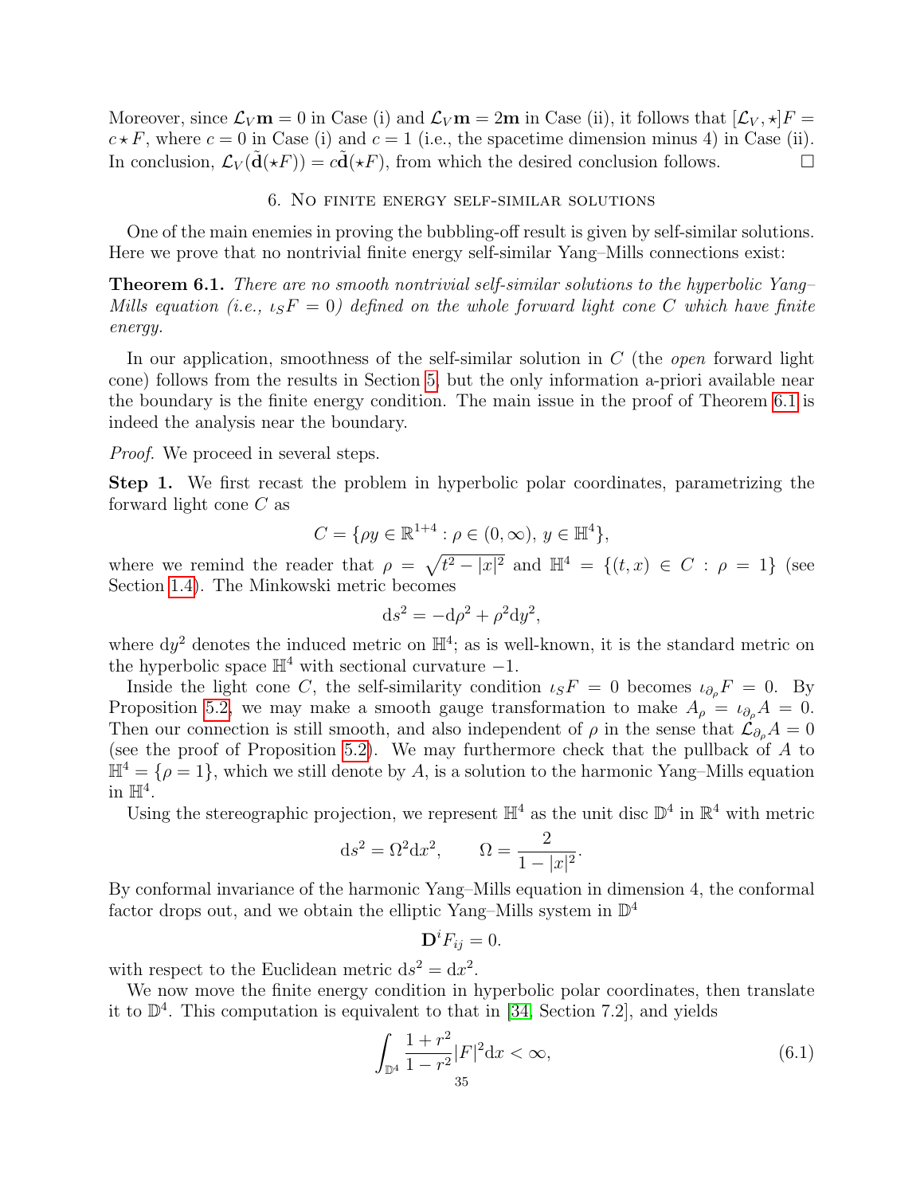Moreover, since $\mathcal{L}_V \mathbf{m} = 0$ in Case (i) and $\mathcal{L}_V \mathbf{m} = 2\mathbf{m}$ in Case (ii), it follows that $[\mathcal{L}_V, \star]F = c \star F$, where $c = 0$ in Case (i) and $c = 1$ (i.e., the spacetime dimension minus 4) in Case (ii). In conclusion, $\mathcal{L}_V(\tilde{\mathbf{d}}(\star F)) = c\tilde{\mathbf{d}}(\star F)$, from which the desired conclusion follows. □

## 6. No finite energy self-similar solutions

One of the main enemies in proving the bubbling-off result is given by self-similar solutions. Here we prove that no nontrivial finite energy self-similar Yang–Mills connections exist:

**Theorem 6.1.** *There are no smooth nontrivial self-similar solutions to the hyperbolic Yang–Mills equation (i.e., $\iota_S F = 0$) defined on the whole forward light cone $C$ which have finite energy.*

In our application, smoothness of the self-similar solution in $C$ (the *open* forward light cone) follows from the results in Section 5, but the only information a-priori available near the boundary is the finite energy condition. The main issue in the proof of Theorem 6.1 is indeed the analysis near the boundary.

*Proof.* We proceed in several steps.

**Step 1.** We first recast the problem in hyperbolic polar coordinates, parametrizing the forward light cone $C$ as

$$C = \{\rho y \in \mathbb{R}^{1+4} : \rho \in (0, \infty),\ y \in \mathbb{H}^4\},$$

where we remind the reader that $\rho = \sqrt{t^2 - |x|^2}$ and $\mathbb{H}^4 = \{(t, x) \in C : \rho = 1\}$ (see Section 1.4). The Minkowski metric becomes

$$\mathrm{d}s^2 = -\mathrm{d}\rho^2 + \rho^2 \mathrm{d}y^2,$$

where $\mathrm{d}y^2$ denotes the induced metric on $\mathbb{H}^4$; as is well-known, it is the standard metric on the hyperbolic space $\mathbb{H}^4$ with sectional curvature $-1$.

Inside the light cone $C$, the self-similarity condition $\iota_S F = 0$ becomes $\iota_{\partial_\rho} F = 0$. By Proposition 5.2, we may make a smooth gauge transformation to make $A_\rho = \iota_{\partial_\rho} A = 0$. Then our connection is still smooth, and also independent of $\rho$ in the sense that $\mathcal{L}_{\partial_\rho} A = 0$ (see the proof of Proposition 5.2). We may furthermore check that the pullback of $A$ to $\mathbb{H}^4 = \{\rho = 1\}$, which we still denote by $A$, is a solution to the harmonic Yang–Mills equation in $\mathbb{H}^4$.

Using the stereographic projection, we represent $\mathbb{H}^4$ as the unit disc $\mathbb{D}^4$ in $\mathbb{R}^4$ with metric

$$\mathrm{d}s^2 = \Omega^2 \mathrm{d}x^2, \qquad \Omega = \frac{2}{1 - |x|^2}.$$

By conformal invariance of the harmonic Yang–Mills equation in dimension 4, the conformal factor drops out, and we obtain the elliptic Yang–Mills system in $\mathbb{D}^4$

$$\mathbf{D}^i F_{ij} = 0.$$

with respect to the Euclidean metric $\mathrm{d}s^2 = \mathrm{d}x^2$.

We now move the finite energy condition in hyperbolic polar coordinates, then translate it to $\mathbb{D}^4$. This computation is equivalent to that in [34, Section 7.2], and yields

$$\int_{\mathbb{D}^4} \frac{1 + r^2}{1 - r^2} |F|^2 \mathrm{d}x < \infty, \tag{6.1}$$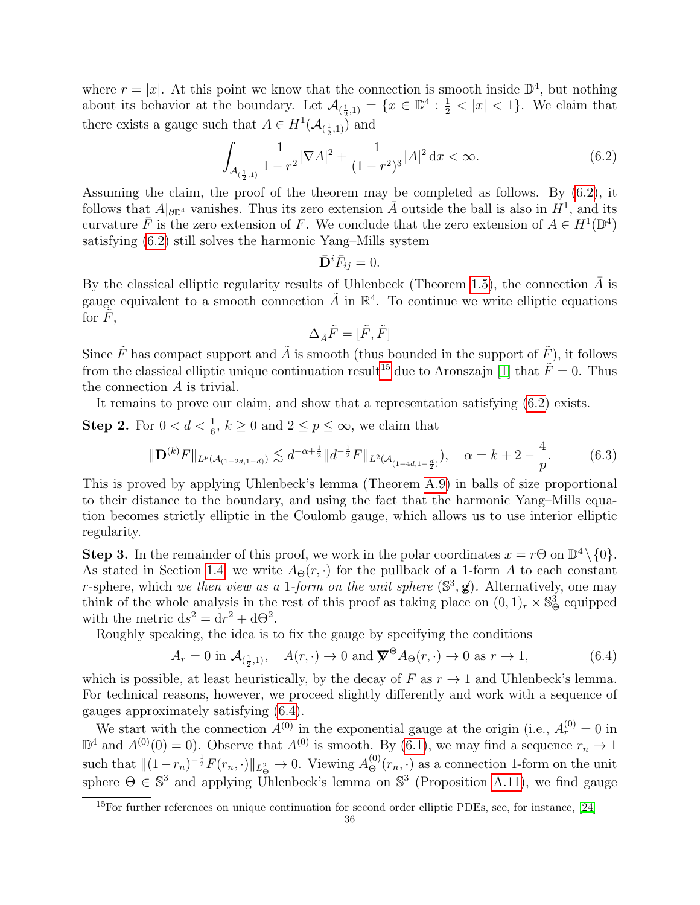where $r = |x|$. At this point we know that the connection is smooth inside $\mathbb{D}^4$, but nothing about its behavior at the boundary. Let $\mathcal{A}_{(\frac{1}{2},1)} = \{x \in \mathbb{D}^4 : \frac{1}{2} < |x| < 1\}$. We claim that there exists a gauge such that $A \in H^1(\mathcal{A}_{(\frac{1}{2},1)})$ and

$$\int_{\mathcal{A}_{(\frac{1}{2},1)}} \frac{1}{1-r^2}|\nabla A|^2 + \frac{1}{(1-r^2)^3}|A|^2 \,\mathrm{d}x < \infty. \tag{6.2}$$

Assuming the claim, the proof of the theorem may be completed as follows. By (6.2), it follows that $A|_{\partial \mathbb{D}^4}$ vanishes. Thus its zero extension $\bar{A}$ outside the ball is also in $H^1$, and its curvature $\bar{F}$ is the zero extension of $F$. We conclude that the zero extension of $A \in H^1(\mathbb{D}^4)$ satisfying (6.2) still solves the harmonic Yang–Mills system

$$\bar{\mathbf{D}}^i \bar{F}_{ij} = 0.$$

By the classical elliptic regularity results of Uhlenbeck (Theorem 1.5), the connection $\bar{A}$ is gauge equivalent to a smooth connection $\tilde{A}$ in $\mathbb{R}^4$. To continue we write elliptic equations for $\tilde{F}$,

$$\Delta_{\tilde{A}} \tilde{F} = [\tilde{F}, \tilde{F}]$$

Since $\tilde{F}$ has compact support and $\tilde{A}$ is smooth (thus bounded in the support of $\tilde{F}$), it follows from the classical elliptic unique continuation result[15] due to Aronszajn [1] that $\tilde{F} = 0$. Thus the connection $A$ is trivial.

It remains to prove our claim, and show that a representation satisfying (6.2) exists.

**Step 2.** For $0 < d < \frac{1}{6}$, $k \geq 0$ and $2 \leq p \leq \infty$, we claim that

$$\|\mathbf{D}^{(k)} F\|_{L^p(\mathcal{A}_{(1-2d,1-d)})} \lesssim d^{-\alpha+\frac{1}{2}} \|d^{-\frac{1}{2}} F\|_{L^2(\mathcal{A}_{(1-4d,1-\frac{d}{2})})}, \quad \alpha = k + 2 - \frac{4}{p}. \tag{6.3}$$

This is proved by applying Uhlenbeck's lemma (Theorem A.9) in balls of size proportional to their distance to the boundary, and using the fact that the harmonic Yang–Mills equation becomes strictly elliptic in the Coulomb gauge, which allows us to use interior elliptic regularity.

**Step 3.** In the remainder of this proof, we work in the polar coordinates $x = r\Theta$ on $\mathbb{D}^4 \setminus \{0\}$. As stated in Section 1.4, we write $A_\Theta(r, \cdot)$ for the pullback of a 1-form $A$ to each constant $r$-sphere, which *we then view as a* 1*-form on the unit sphere* $(\mathbb{S}^3, \mathring{\mathbf{g}})$. Alternatively, one may think of the whole analysis in the rest of this proof as taking place on $(0,1)_r \times \mathbb{S}^3_\Theta$ equipped with the metric $\mathrm{d}s^2 = \mathrm{d}r^2 + \mathrm{d}\Theta^2$.

Roughly speaking, the idea is to fix the gauge by specifying the conditions

$$A_r = 0 \text{ in } \mathcal{A}_{(\frac{1}{2},1)}, \quad A(r,\cdot) \to 0 \text{ and } \boldsymbol{\nabla}^\Theta A_\Theta(r,\cdot) \to 0 \text{ as } r \to 1, \tag{6.4}$$

which is possible, at least heuristically, by the decay of $F$ as $r \to 1$ and Uhlenbeck's lemma. For technical reasons, however, we proceed slightly differently and work with a sequence of gauges approximately satisfying (6.4).

We start with the connection $A^{(0)}$ in the exponential gauge at the origin (i.e., $A^{(0)}_r = 0$ in $\mathbb{D}^4$ and $A^{(0)}(0) = 0$). Observe that $A^{(0)}$ is smooth. By (6.1), we may find a sequence $r_n \to 1$ such that $\|(1-r_n)^{-\frac{1}{2}} F(r_n, \cdot)\|_{L^2_\Theta} \to 0$. Viewing $A^{(0)}_\Theta(r_n, \cdot)$ as a connection 1-form on the unit sphere $\Theta \in \mathbb{S}^3$ and applying Uhlenbeck's lemma on $\mathbb{S}^3$ (Proposition A.11), we find gauge

[15] For further references on unique continuation for second order elliptic PDEs, see, for instance, [24]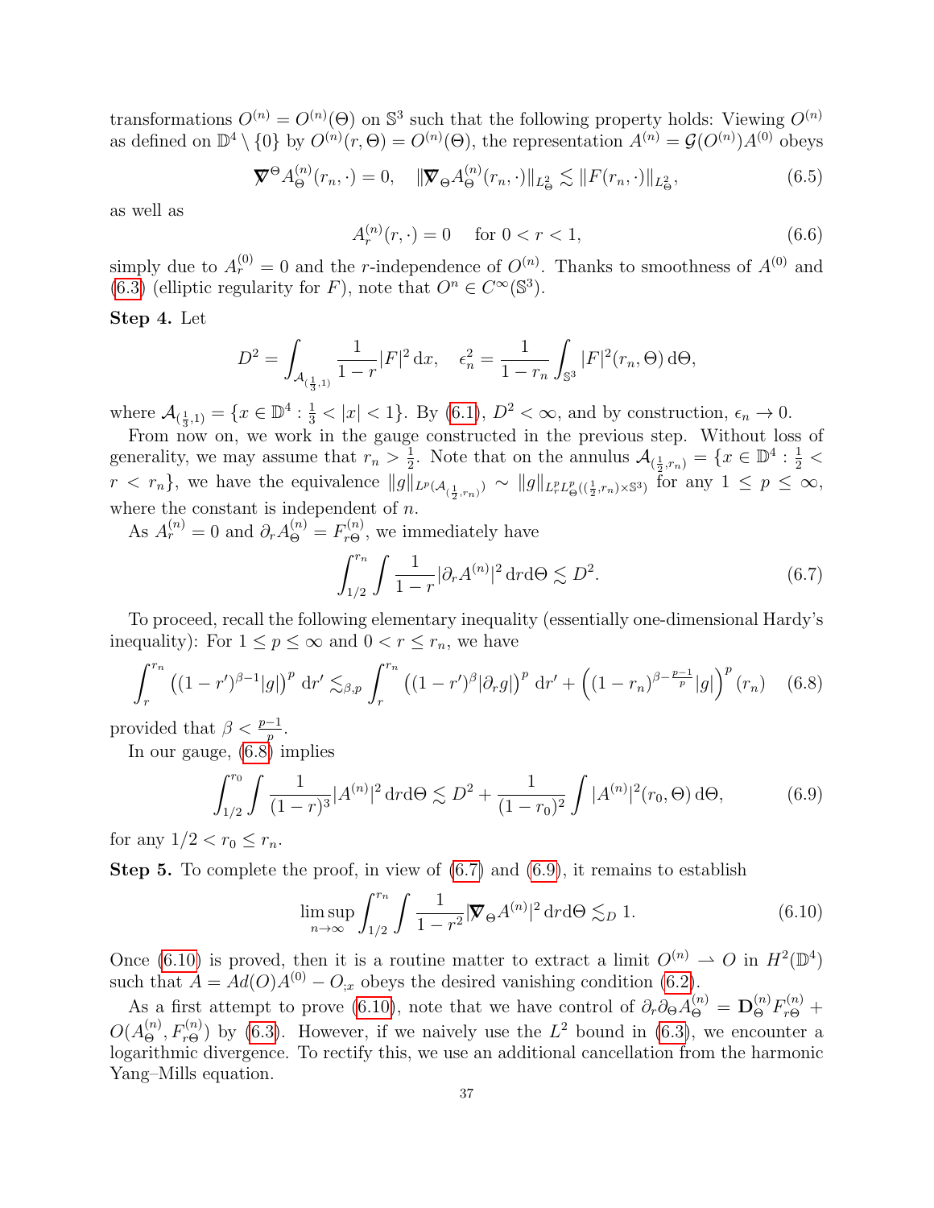transformations $O^{(n)} = O^{(n)}(\Theta)$ on $\mathbb{S}^3$ such that the following property holds: Viewing $O^{(n)}$ as defined on $\mathbb{D}^4 \setminus \{0\}$ by $O^{(n)}(r, \Theta) = O^{(n)}(\Theta)$, the representation $A^{(n)} = \mathcal{G}(O^{(n)})A^{(0)}$ obeys

$$\boldsymbol{\nabla}^{\Theta} A^{(n)}_{\Theta}(r_n, \cdot) = 0, \quad \|\boldsymbol{\nabla}_{\Theta} A^{(n)}_{\Theta}(r_n, \cdot)\|_{L^2_{\Theta}} \lesssim \|F(r_n, \cdot)\|_{L^2_{\Theta}}, \tag{6.5}$$

as well as

$$A^{(n)}_r(r, \cdot) = 0 \quad \text{ for } 0 < r < 1, \tag{6.6}$$

simply due to $A^{(0)}_r = 0$ and the $r$-independence of $O^{(n)}$. Thanks to smoothness of $A^{(0)}$ and (6.3) (elliptic regularity for $F$), note that $O^n \in C^\infty(\mathbb{S}^3)$.

**Step 4.** Let

$$D^2 = \int_{\mathcal{A}_{(\frac{1}{3},1)}} \frac{1}{1-r}|F|^2 \, \mathrm{d}x, \quad \epsilon_n^2 = \frac{1}{1-r_n} \int_{\mathbb{S}^3} |F|^2(r_n, \Theta) \, \mathrm{d}\Theta,$$

where $\mathcal{A}_{(\frac{1}{3},1)} = \{x \in \mathbb{D}^4 : \frac{1}{3} < |x| < 1\}$. By (6.1), $D^2 < \infty$, and by construction, $\epsilon_n \to 0$.

From now on, we work in the gauge constructed in the previous step. Without loss of generality, we may assume that $r_n > \frac{1}{2}$. Note that on the annulus $\mathcal{A}_{(\frac{1}{2},r_n)} = \{x \in \mathbb{D}^4 : \frac{1}{2} < r < r_n\}$, we have the equivalence $\|g\|_{L^p(\mathcal{A}_{(\frac{1}{2},r_n)})} \sim \|g\|_{L^p_r L^p_\Theta((\frac{1}{2},r_n)\times\mathbb{S}^3)}$ for any $1 \leq p \leq \infty$, where the constant is independent of $n$.

As $A^{(n)}_r = 0$ and $\partial_r A^{(n)}_\Theta = F^{(n)}_{r\Theta}$, we immediately have

$$\int_{1/2}^{r_n} \int \frac{1}{1-r} |\partial_r A^{(n)}|^2 \, \mathrm{d}r\mathrm{d}\Theta \lesssim D^2. \tag{6.7}$$

To proceed, recall the following elementary inequality (essentially one-dimensional Hardy's inequality): For $1 \leq p \leq \infty$ and $0 < r \leq r_n$, we have

$$\int_r^{r_n} \left((1-r')^{\beta-1}|g|\right)^p \, \mathrm{d}r' \lesssim_{\beta,p} \int_r^{r_n} \left((1-r')^{\beta}|\partial_r g|\right)^p \, \mathrm{d}r' + \left((1-r_n)^{\beta - \frac{p-1}{p}}|g|\right)^p(r_n) \tag{6.8}$$

provided that $\beta < \frac{p-1}{p}$.

In our gauge, (6.8) implies

$$\int_{1/2}^{r_0} \int \frac{1}{(1-r)^3} |A^{(n)}|^2 \, \mathrm{d}r\mathrm{d}\Theta \lesssim D^2 + \frac{1}{(1-r_0)^2} \int |A^{(n)}|^2(r_0, \Theta) \, \mathrm{d}\Theta, \tag{6.9}$$

for any $1/2 < r_0 \leq r_n$.

**Step 5.** To complete the proof, in view of (6.7) and (6.9), it remains to establish

$$\limsup_{n\to\infty} \int_{1/2}^{r_n} \int \frac{1}{1-r^2} |\boldsymbol{\nabla}_\Theta A^{(n)}|^2 \, \mathrm{d}r\mathrm{d}\Theta \lesssim_D 1. \tag{6.10}$$

Once (6.10) is proved, then it is a routine matter to extract a limit $O^{(n)} \rightharpoonup O$ in $H^2(\mathbb{D}^4)$ such that $A = Ad(O)A^{(0)} - O_{;x}$ obeys the desired vanishing condition (6.2).

As a first attempt to prove (6.10), note that we have control of $\partial_r \partial_\Theta A^{(n)}_\Theta = \mathbf{D}^{(n)}_\Theta F^{(n)}_{r\Theta} + O(A^{(n)}_\Theta, F^{(n)}_{r\Theta})$ by (6.3). However, if we naively use the $L^2$ bound in (6.3), we encounter a logarithmic divergence. To rectify this, we use an additional cancellation from the harmonic Yang–Mills equation.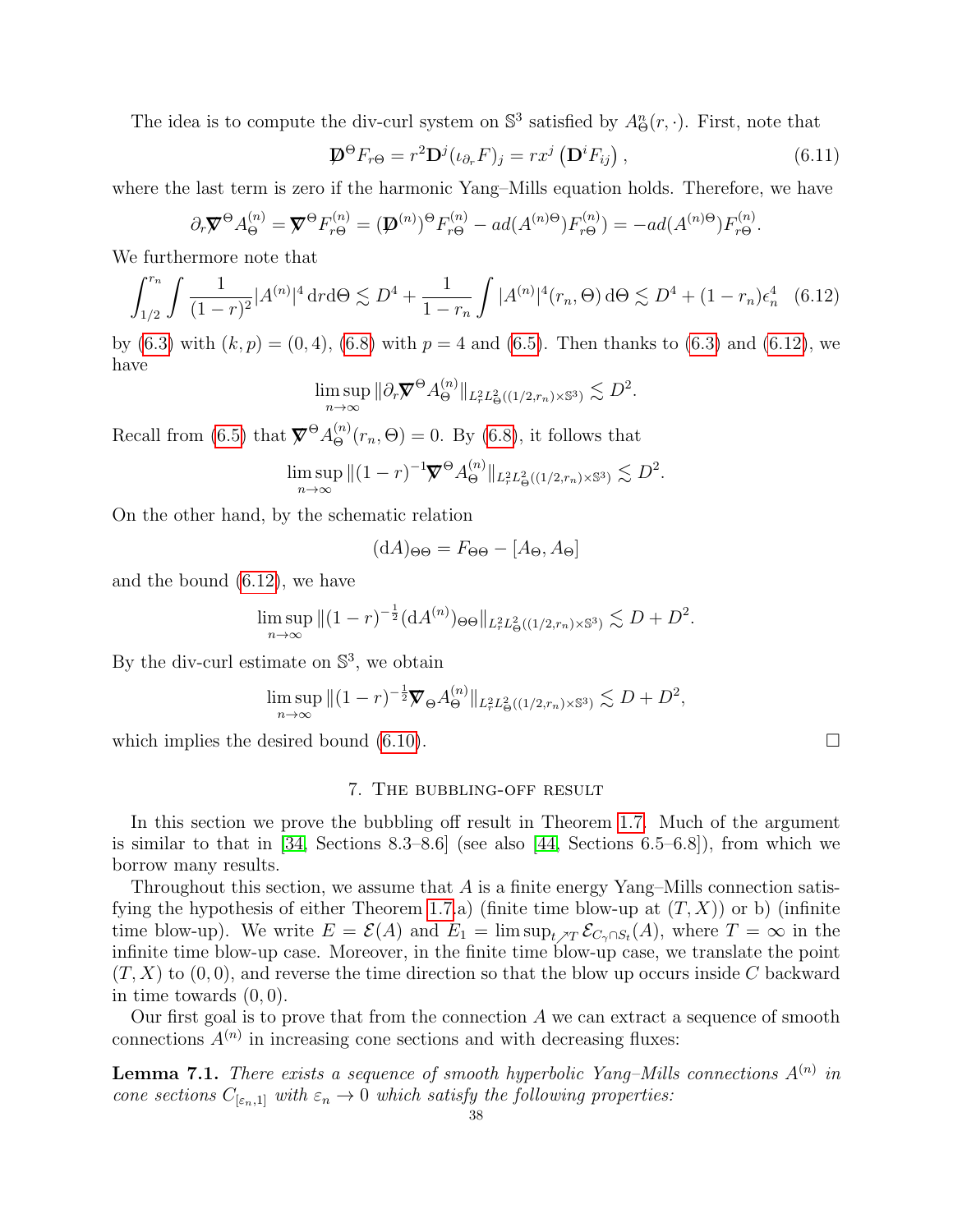The idea is to compute the div-curl system on $\mathbb{S}^3$ satisfied by $A^n_\Theta(r,\cdot)$. First, note that

$$\not{\mathbf{D}}^\Theta F_{r\Theta} = r^2 \mathbf{D}^j (\iota_{\partial_r} F)_j = r x^j \left(\mathbf{D}^i F_{ij}\right), \tag{6.11}$$

where the last term is zero if the harmonic Yang–Mills equation holds. Therefore, we have

$$\partial_r \not{\nabla}^\Theta A^{(n)}_\Theta = \not{\nabla}^\Theta F^{(n)}_{r\Theta} = (\not{\mathbf{D}}^{(n)})^\Theta F^{(n)}_{r\Theta} - ad(A^{(n)\Theta}) F^{(n)}_{r\Theta}) = -ad(A^{(n)\Theta}) F^{(n)}_{r\Theta}.$$

We furthermore note that

$$\int_{1/2}^{r_n} \int \frac{1}{(1-r)^2} |A^{(n)}|^4 \,\mathrm{d}r\mathrm{d}\Theta \lesssim D^4 + \frac{1}{1-r_n} \int |A^{(n)}|^4 (r_n, \Theta)\,\mathrm{d}\Theta \lesssim D^4 + (1-r_n)\epsilon_n^4 \tag{6.12}$$

by (6.3) with $(k,p) = (0,4)$, (6.8) with $p=4$ and (6.5). Then thanks to (6.3) and (6.12), we have

$$\limsup_{n\to\infty} \|\partial_r \not{\nabla}^\Theta A^{(n)}_\Theta\|_{L^2_r L^2_\Theta((1/2,r_n)\times\mathbb{S}^3)} \lesssim D^2.$$

Recall from (6.5) that $\not{\nabla}^\Theta A^{(n)}_\Theta(r_n,\Theta) = 0$. By (6.8), it follows that

$$\limsup_{n\to\infty} \|(1-r)^{-1} \not{\nabla}^\Theta A^{(n)}_\Theta\|_{L^2_r L^2_\Theta((1/2,r_n)\times\mathbb{S}^3)} \lesssim D^2.$$

On the other hand, by the schematic relation

$$(\mathrm{d}A)_{\Theta\Theta} = F_{\Theta\Theta} - [A_\Theta, A_\Theta]$$

and the bound (6.12), we have

$$\limsup_{n\to\infty} \|(1-r)^{-\frac{1}{2}} (\mathrm{d}A^{(n)})_{\Theta\Theta}\|_{L^2_r L^2_\Theta((1/2,r_n)\times\mathbb{S}^3)} \lesssim D + D^2.$$

By the div-curl estimate on $\mathbb{S}^3$, we obtain

$$\limsup_{n\to\infty} \|(1-r)^{-\frac{1}{2}} \not{\nabla}_\Theta A^{(n)}_\Theta\|_{L^2_r L^2_\Theta((1/2,r_n)\times\mathbb{S}^3)} \lesssim D + D^2,$$

which implies the desired bound (6.10). □

## 7. The bubbling-off result

In this section we prove the bubbling off result in Theorem 1.7. Much of the argument is similar to that in [34, Sections 8.3–8.6] (see also [44, Sections 6.5–6.8]), from which we borrow many results.

Throughout this section, we assume that $A$ is a finite energy Yang–Mills connection satisfying the hypothesis of either Theorem 1.7.a) (finite time blow-up at $(T,X)$) or b) (infinite time blow-up). We write $E = \mathcal{E}(A)$ and $E_1 = \limsup_{t\nearrow T} \mathcal{E}_{C_\gamma \cap S_t}(A)$, where $T = \infty$ in the infinite time blow-up case. Moreover, in the finite time blow-up case, we translate the point $(T,X)$ to $(0,0)$, and reverse the time direction so that the blow up occurs inside $C$ backward in time towards $(0,0)$.

Our first goal is to prove that from the connection $A$ we can extract a sequence of smooth connections $A^{(n)}$ in increasing cone sections and with decreasing fluxes:

**Lemma 7.1.** *There exists a sequence of smooth hyperbolic Yang–Mills connections $A^{(n)}$ in cone sections $C_{[\varepsilon_n,1]}$ with $\varepsilon_n \to 0$ which satisfy the following properties:*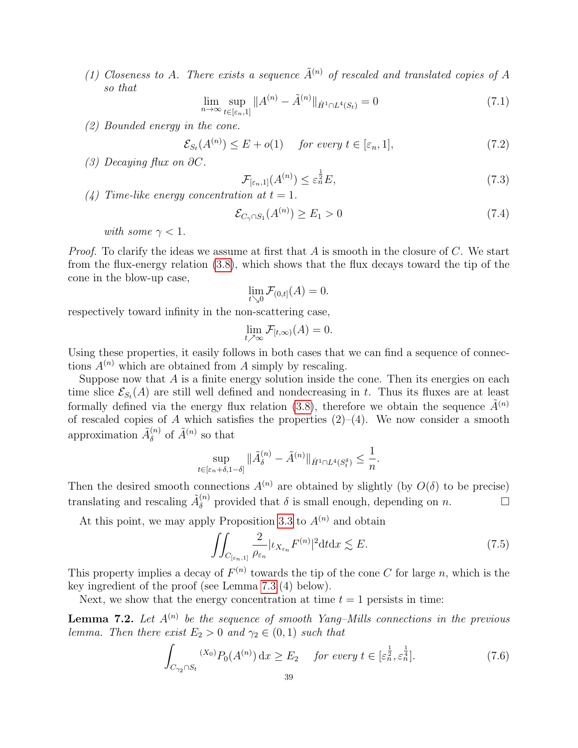(1) *Closeness to A. There exists a sequence $\tilde{A}^{(n)}$ of rescaled and translated copies of A so that*
$$\lim_{n\to\infty} \sup_{t\in[\varepsilon_n,1]} \|A^{(n)} - \tilde{A}^{(n)}\|_{\dot{H}^1\cap L^4(S_t)} = 0 \tag{7.1}$$

(2) *Bounded energy in the cone.*
$$\mathcal{E}_{S_t}(A^{(n)}) \le E + o(1) \quad \text{for every } t \in [\varepsilon_n, 1], \tag{7.2}$$

(3) *Decaying flux on $\partial C$.*
$$\mathcal{F}_{[\varepsilon_n,1]}(A^{(n)}) \le \varepsilon_n^{\frac{1}{2}} E, \tag{7.3}$$

(4) *Time-like energy concentration at $t = 1$.*
$$\mathcal{E}_{C_\gamma\cap S_1}(A^{(n)}) \ge E_1 > 0 \tag{7.4}$$

*with some $\gamma < 1$.*

*Proof.* To clarify the ideas we assume at first that $A$ is smooth in the closure of $C$. We start from the flux-energy relation (3.8), which shows that the flux decays toward the tip of the cone in the blow-up case,
$$\lim_{t\searrow 0} \mathcal{F}_{(0,t]}(A) = 0.$$
respectively toward infinity in the non-scattering case,
$$\lim_{t\nearrow \infty} \mathcal{F}_{[t,\infty)}(A) = 0.$$
Using these properties, it easily follows in both cases that we can find a sequence of connections $A^{(n)}$ which are obtained from $A$ simply by rescaling.

Suppose now that $A$ is a finite energy solution inside the cone. Then its energies on each time slice $\mathcal{E}_{S_t}(A)$ are still well defined and nondecreasing in $t$. Thus its fluxes are at least formally defined via the energy flux relation (3.8), therefore we obtain the sequence $\tilde{A}^{(n)}$ of rescaled copies of $A$ which satisfies the properties (2)–(4). We now consider a smooth approximation $\tilde{A}^{(n)}_\delta$ of $\tilde{A}^{(n)}$ so that
$$\sup_{t\in[\varepsilon_n+\delta,1-\delta]} \|\tilde{A}^{(n)}_\delta - \tilde{A}^{(n)}\|_{\dot{H}^1\cap L^4(S^\delta_t)} \le \frac{1}{n}.$$
Then the desired smooth connections $A^{(n)}$ are obtained by slightly (by $O(\delta)$ to be precise) translating and rescaling $\tilde{A}^{(n)}_\delta$ provided that $\delta$ is small enough, depending on $n$. $\square$

At this point, we may apply Proposition 3.3 to $A^{(n)}$ and obtain
$$\iint_{C_{[\varepsilon_n,1]}} \frac{2}{\rho_{\varepsilon_n}} |\iota_{X_{\varepsilon_n}} F^{(n)}|^2 \mathrm{d}t\mathrm{d}x \lesssim E. \tag{7.5}$$
This property implies a decay of $F^{(n)}$ towards the tip of the cone $C$ for large $n$, which is the key ingredient of the proof (see Lemma 7.3.(4) below).

Next, we show that the energy concentration at time $t = 1$ persists in time:

**Lemma 7.2.** *Let $A^{(n)}$ be the sequence of smooth Yang–Mills connections in the previous lemma. Then there exist $E_2 > 0$ and $\gamma_2 \in (0,1)$ such that*
$$\int_{C_{\gamma_2}\cap S_t} {}^{(X_0)}P_0(A^{(n)})\,\mathrm{d}x \ge E_2 \quad \text{for every } t \in [\varepsilon_n^{\frac{1}{2}}, \varepsilon_n^{\frac{1}{4}}]. \tag{7.6}$$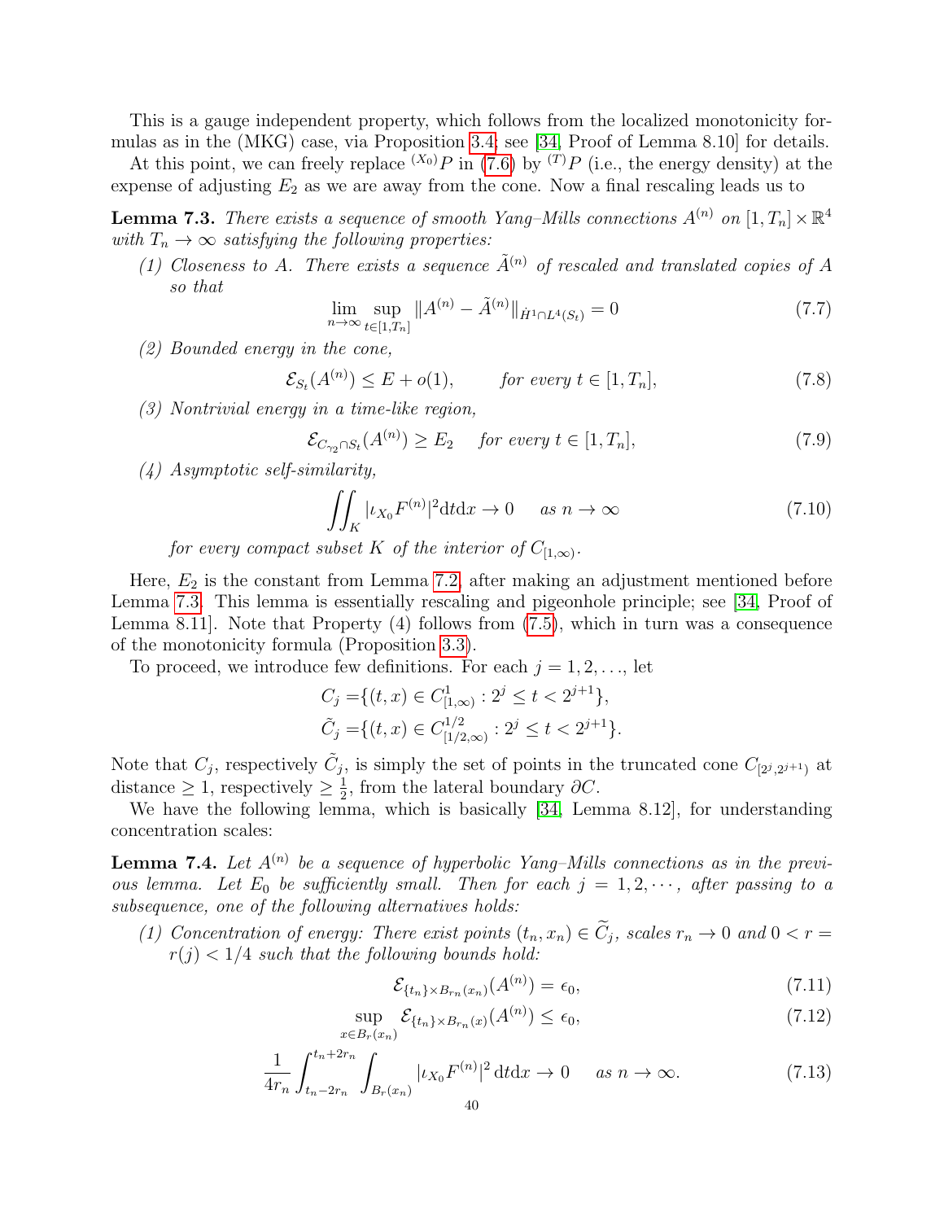This is a gauge independent property, which follows from the localized monotonicity formulas as in the (MKG) case, via Proposition 3.4; see [34, Proof of Lemma 8.10] for details.

At this point, we can freely replace ${}^{(X_0)}P$ in (7.6) by ${}^{(T)}P$ (i.e., the energy density) at the expense of adjusting $E_2$ as we are away from the cone. Now a final rescaling leads us to

**Lemma 7.3.** *There exists a sequence of smooth Yang–Mills connections $A^{(n)}$ on $[1, T_n] \times \mathbb{R}^4$ with $T_n \to \infty$ satisfying the following properties:*

*(1) Closeness to A. There exists a sequence $\tilde{A}^{(n)}$ of rescaled and translated copies of $A$ so that*

$$\lim_{n\to\infty} \sup_{t\in[1,T_n]} \|A^{(n)} - \tilde{A}^{(n)}\|_{\dot{H}^1 \cap L^4(S_t)} = 0 \tag{7.7}$$

*(2) Bounded energy in the cone,*

$$\mathcal{E}_{S_t}(A^{(n)}) \le E + o(1), \qquad \text{for every } t \in [1, T_n], \tag{7.8}$$

*(3) Nontrivial energy in a time-like region,*

$$\mathcal{E}_{C_{\gamma_2} \cap S_t}(A^{(n)}) \ge E_2 \quad \text{for every } t \in [1, T_n], \tag{7.9}$$

*(4) Asymptotic self-similarity,*

$$\iint_K |\iota_{X_0} F^{(n)}|^2 \mathrm{d}t\mathrm{d}x \to 0 \quad \text{as } n \to \infty \tag{7.10}$$

*for every compact subset $K$ of the interior of $C_{[1,\infty)}$.*

Here, $E_2$ is the constant from Lemma 7.2, after making an adjustment mentioned before Lemma 7.3. This lemma is essentially rescaling and pigeonhole principle; see [34, Proof of Lemma 8.11]. Note that Property (4) follows from (7.5), which in turn was a consequence of the monotonicity formula (Proposition 3.3).

To proceed, we introduce few definitions. For each $j = 1, 2, \ldots$, let

$$\begin{aligned} C_j =& \{(t,x) \in C^1_{[1,\infty)} : 2^j \le t < 2^{j+1}\}, \\ \tilde{C}_j =& \{(t,x) \in C^{1/2}_{[1/2,\infty)} : 2^j \le t < 2^{j+1}\}. \end{aligned}$$

Note that $C_j$, respectively $\tilde{C}_j$, is simply the set of points in the truncated cone $C_{[2^j,2^{j+1})}$ at distance $\ge 1$, respectively $\ge \frac{1}{2}$, from the lateral boundary $\partial C$.

We have the following lemma, which is basically [34, Lemma 8.12], for understanding concentration scales:

**Lemma 7.4.** *Let $A^{(n)}$ be a sequence of hyperbolic Yang–Mills connections as in the previous lemma. Let $E_0$ be sufficiently small. Then for each $j = 1, 2, \cdots$, after passing to a subsequence, one of the following alternatives holds:*

*(1) Concentration of energy: There exist points $(t_n, x_n) \in \widetilde{C}_j$, scales $r_n \to 0$ and $0 < r = r(j) < 1/4$ such that the following bounds hold:*

$$\mathcal{E}_{\{t_n\}\times B_{r_n}(x_n)}(A^{(n)}) = \epsilon_0, \tag{7.11}$$

$$\sup_{x\in B_r(x_n)} \mathcal{E}_{\{t_n\}\times B_{r_n}(x)}(A^{(n)}) \le \epsilon_0, \tag{7.12}$$

$$\frac{1}{4r_n}\int_{t_n-2r_n}^{t_n+2r_n}\int_{B_r(x_n)} |\iota_{X_0}F^{(n)}|^2 \,\mathrm{d}t\mathrm{d}x \to 0 \quad \text{as } n \to \infty. \tag{7.13}$$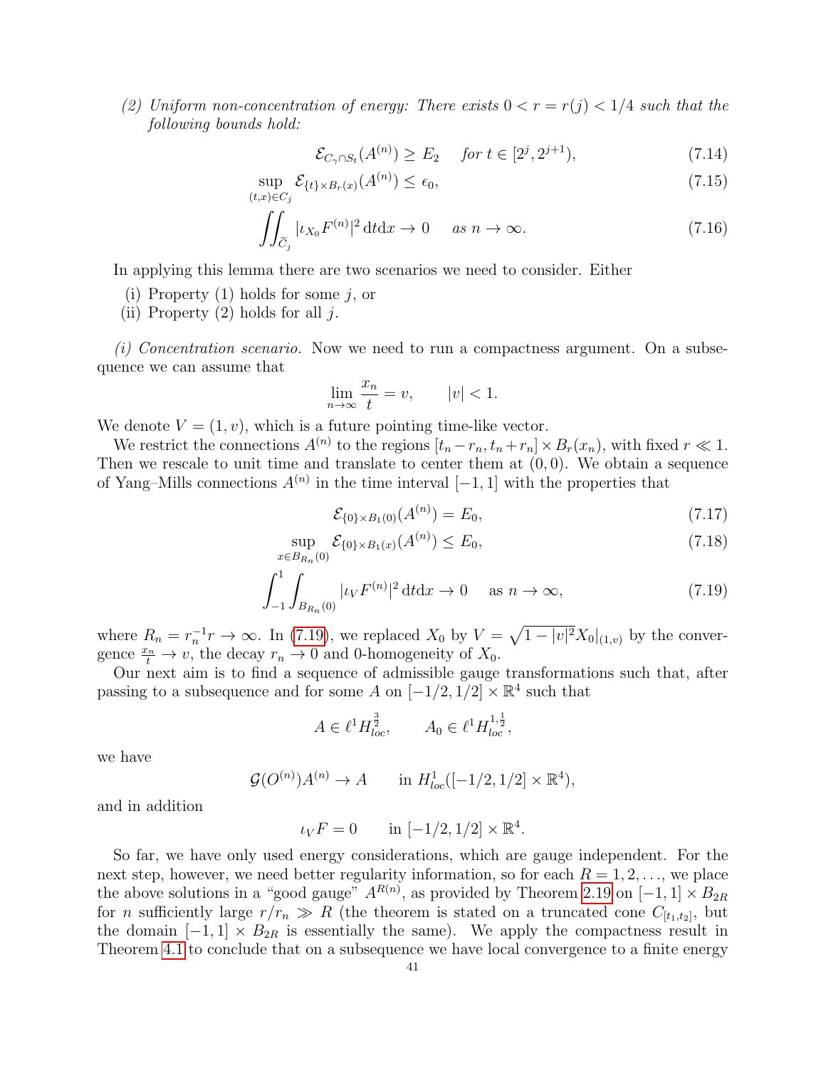(2) *Uniform non-concentration of energy: There exists $0 < r = r(j) < 1/4$ such that the following bounds hold:*

$$\mathcal{E}_{C_\gamma \cap S_t}(A^{(n)}) \geq E_2 \quad \text{for } t \in [2^j, 2^{j+1}), \tag{7.14}$$

$$\sup_{(t,x)\in C_j} \mathcal{E}_{\{t\}\times B_r(x)}(A^{(n)}) \leq \epsilon_0, \tag{7.15}$$

$$\iint_{\widetilde{C}_j} |\iota_{X_0} F^{(n)}|^2 \,\mathrm{d}t\mathrm{d}x \to 0 \quad \text{as } n \to \infty. \tag{7.16}$$

In applying this lemma there are two scenarios we need to consider. Either

(i) Property (1) holds for some $j$, or
(ii) Property (2) holds for all $j$.

*(i) Concentration scenario.* Now we need to run a compactness argument. On a subsequence we can assume that

$$\lim_{n\to\infty} \frac{x_n}{t} = v, \qquad |v| < 1.$$

We denote $V = (1, v)$, which is a future pointing time-like vector.

We restrict the connections $A^{(n)}$ to the regions $[t_n - r_n, t_n + r_n] \times B_r(x_n)$, with fixed $r \ll 1$. Then we rescale to unit time and translate to center them at $(0, 0)$. We obtain a sequence of Yang–Mills connections $A^{(n)}$ in the time interval $[-1, 1]$ with the properties that

$$\mathcal{E}_{\{0\}\times B_1(0)}(A^{(n)}) = E_0, \tag{7.17}$$

$$\sup_{x\in B_{R_n}(0)} \mathcal{E}_{\{0\}\times B_1(x)}(A^{(n)}) \leq E_0, \tag{7.18}$$

$$\int_{-1}^{1}\int_{B_{R_n}(0)} |\iota_V F^{(n)}|^2 \,\mathrm{d}t\mathrm{d}x \to 0 \quad \text{as } n \to \infty, \tag{7.19}$$

where $R_n = r_n^{-1} r \to \infty$. In (7.19), we replaced $X_0$ by $V = \sqrt{1 - |v|^2} X_0|_{(1,v)}$ by the convergence $\frac{x_n}{t} \to v$, the decay $r_n \to 0$ and 0-homogeneity of $X_0$.

Our next aim is to find a sequence of admissible gauge transformations such that, after passing to a subsequence and for some $A$ on $[-1/2, 1/2] \times \mathbb{R}^4$ such that

$$A \in \ell^1 H^{\frac{3}{2}}_{loc}, \qquad A_0 \in \ell^1 H^{1,\frac{1}{2}}_{loc},$$

we have

$$\mathcal{G}(O^{(n)}) A^{(n)} \to A \qquad \text{in } H^1_{loc}([-1/2, 1/2] \times \mathbb{R}^4),$$

and in addition

$$\iota_V F = 0 \qquad \text{in } [-1/2, 1/2] \times \mathbb{R}^4.$$

So far, we have only used energy considerations, which are gauge independent. For the next step, however, we need better regularity information, so for each $R = 1, 2, \ldots$, we place the above solutions in a "good gauge" $A^{R(n)}$, as provided by Theorem 2.19 on $[-1, 1] \times B_{2R}$ for $n$ sufficiently large $r/r_n \gg R$ (the theorem is stated on a truncated cone $C_{[t_1,t_2]}$, but the domain $[-1, 1] \times B_{2R}$ is essentially the same). We apply the compactness result in Theorem 4.1 to conclude that on a subsequence we have local convergence to a finite energy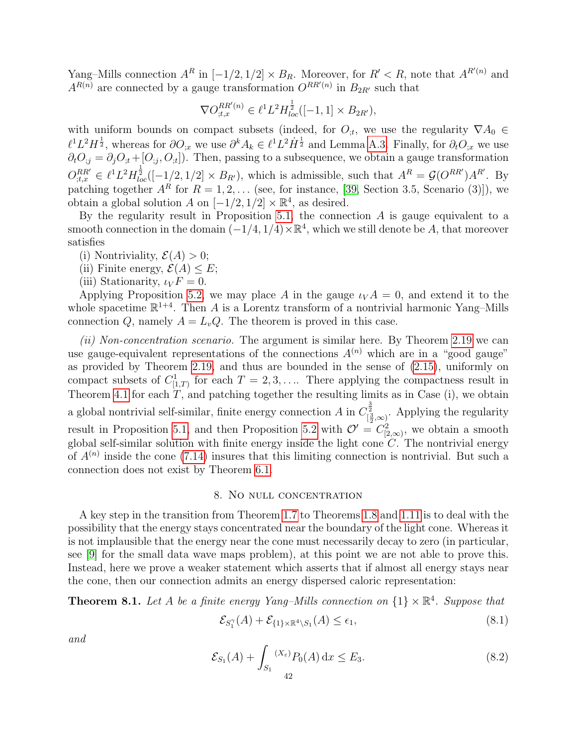Yang–Mills connection $A^R$ in $[-1/2, 1/2] \times B_R$. Moreover, for $R' < R$, note that $A^{R'(n)}$ and $A^{R(n)}$ are connected by a gauge transformation $O^{RR'(n)}$ in $B_{2R'}$ such that

$$\nabla O^{RR'(n)}_{;t,x} \in \ell^1 L^2 H^{\frac{1}{2}}_{loc}([-1, 1] \times B_{2R'}),$$

with uniform bounds on compact subsets (indeed, for $O_{;t}$, we use the regularity $\nabla A_0 \in \ell^1 L^2 H^{\frac{1}{2}}$, whereas for $\partial O_{;x}$ we use $\partial^k A_k \in \ell^1 L^2 \dot{H}^{\frac{1}{2}}$ and Lemma A.3. Finally, for $\partial_t O_{;x}$ we use $\partial_t O_{;j} = \partial_j O_{;t} + [O_{;j}, O_{;t}]$). Then, passing to a subsequence, we obtain a gauge transformation $O^{RR'}_{;t,x} \in \ell^1 L^2 H^{\frac{1}{2}}_{loc}([-1/2, 1/2] \times B_{R'})$, which is admissible, such that $A^R = \mathcal{G}(O^{RR'}) A^{R'}$. By patching together $A^R$ for $R = 1, 2, \ldots$ (see, for instance, [39, Section 3.5, Scenario (3)]), we obtain a global solution $A$ on $[-1/2, 1/2] \times \mathbb{R}^4$, as desired.

By the regularity result in Proposition 5.1, the connection $A$ is gauge equivalent to a smooth connection in the domain $(-1/4, 1/4) \times \mathbb{R}^4$, which we still denote be $A$, that moreover satisfies

(i) Nontriviality, $\mathcal{E}(A) > 0$;
(ii) Finite energy, $\mathcal{E}(A) \leq E$;
(iii) Stationarity, $\iota_V F = 0$.

Applying Proposition 5.2, we may place $A$ in the gauge $\iota_V A = 0$, and extend it to the whole spacetime $\mathbb{R}^{1+4}$. Then $A$ is a Lorentz transform of a nontrivial harmonic Yang–Mills connection $Q$, namely $A = L_v Q$. The theorem is proved in this case.

*(ii) Non-concentration scenario.* The argument is similar here. By Theorem 2.19 we can use gauge-equivalent representations of the connections $A^{(n)}$ which are in a "good gauge" as provided by Theorem 2.19, and thus are bounded in the sense of (2.15), uniformly on compact subsets of $C^1_{[1,T)}$ for each $T = 2, 3, \ldots$. There applying the compactness result in Theorem 4.1 for each $T$, and patching together the resulting limits as in Case (i), we obtain a global nontrivial self-similar, finite energy connection $A$ in $C^{\frac{3}{2}}_{[\frac{3}{2},\infty)}$. Applying the regularity result in Proposition 5.1, and then Proposition 5.2 with $\mathcal{O}' = C^2_{[2,\infty)}$, we obtain a smooth global self-similar solution with finite energy inside the light cone $C$. The nontrivial energy of $A^{(n)}$ inside the cone (7.14) insures that this limiting connection is nontrivial. But such a connection does not exist by Theorem 6.1.

## 8. No null concentration

A key step in the transition from Theorem 1.7 to Theorems 1.8 and 1.11 is to deal with the possibility that the energy stays concentrated near the boundary of the light cone. Whereas it is not implausible that the energy near the cone must necessarily decay to zero (in particular, see [9] for the small data wave maps problem), at this point we are not able to prove this. Instead, here we prove a weaker statement which asserts that if almost all energy stays near the cone, then our connection admits an energy dispersed caloric representation:

**Theorem 8.1.** *Let $A$ be a finite energy Yang–Mills connection on $\{1\} \times \mathbb{R}^4$. Suppose that*

$$\mathcal{E}_{S_1^\gamma}(A) + \mathcal{E}_{\{1\}\times\mathbb{R}^4\setminus S_1}(A) \leq \epsilon_1, \tag{8.1}$$

*and*

$$\mathcal{E}_{S_1}(A) + \int_{S_1} {}^{(X_\varepsilon)}P_0(A)\, dx \leq E_3. \tag{8.2}$$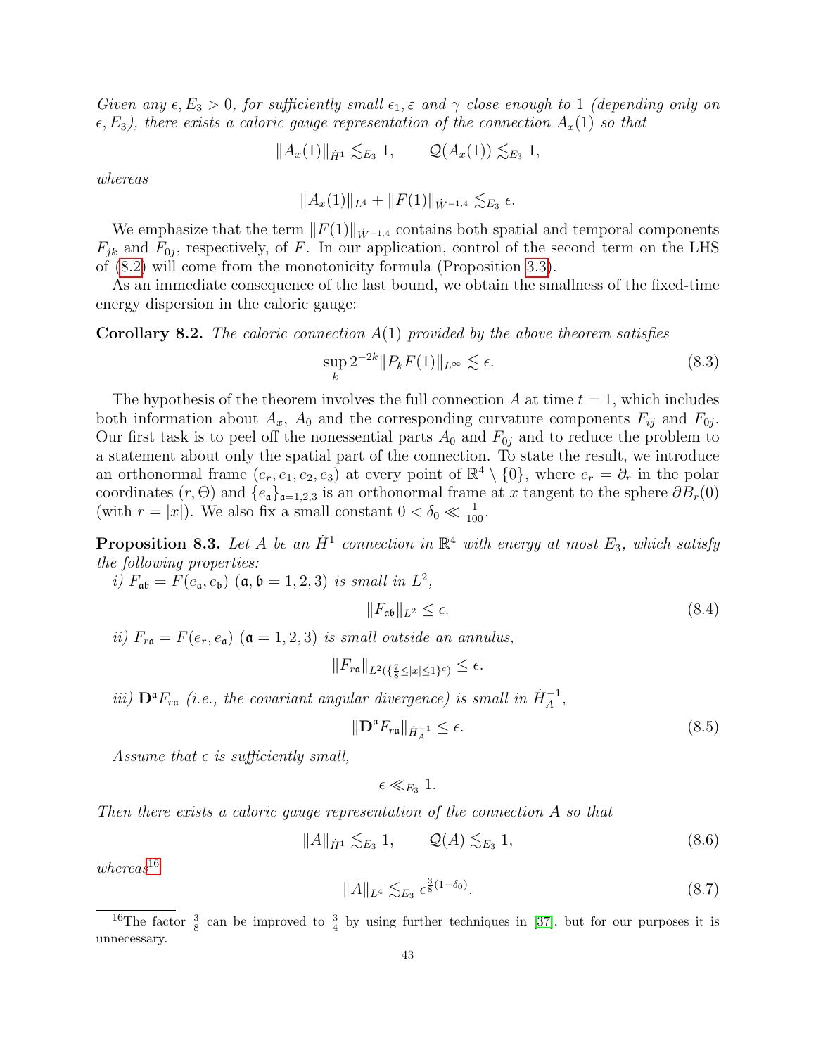*Given any $\epsilon, E_3 > 0$, for sufficiently small $\epsilon_1, \varepsilon$ and $\gamma$ close enough to 1 (depending only on $\epsilon, E_3$), there exists a caloric gauge representation of the connection $A_x(1)$ so that*

$$\|A_x(1)\|_{\dot{H}^1} \lesssim_{E_3} 1, \qquad \mathcal{Q}(A_x(1)) \lesssim_{E_3} 1,$$

*whereas*

$$\|A_x(1)\|_{L^4} + \|F(1)\|_{\dot{W}^{-1,4}} \lesssim_{E_3} \epsilon.$$

We emphasize that the term $\|F(1)\|_{\dot{W}^{-1,4}}$ contains both spatial and temporal components $F_{jk}$ and $F_{0j}$, respectively, of $F$. In our application, control of the second term on the LHS of (8.2) will come from the monotonicity formula (Proposition 3.3).

As an immediate consequence of the last bound, we obtain the smallness of the fixed-time energy dispersion in the caloric gauge:

**Corollary 8.2.** *The caloric connection $A(1)$ provided by the above theorem satisfies*

$$\sup_k 2^{-2k} \|P_k F(1)\|_{L^\infty} \lesssim \epsilon. \tag{8.3}$$

The hypothesis of the theorem involves the full connection $A$ at time $t = 1$, which includes both information about $A_x$, $A_0$ and the corresponding curvature components $F_{ij}$ and $F_{0j}$. Our first task is to peel off the nonessential parts $A_0$ and $F_{0j}$ and to reduce the problem to a statement about only the spatial part of the connection. To state the result, we introduce an orthonormal frame $(e_r, e_1, e_2, e_3)$ at every point of $\mathbb{R}^4 \setminus \{0\}$, where $e_r = \partial_r$ in the polar coordinates $(r, \Theta)$ and $\{e_{\mathfrak{a}}\}_{\mathfrak{a}=1,2,3}$ is an orthonormal frame at $x$ tangent to the sphere $\partial B_r(0)$ (with $r = |x|$). We also fix a small constant $0 < \delta_0 \ll \frac{1}{100}$.

**Proposition 8.3.** *Let $A$ be an $\dot{H}^1$ connection in $\mathbb{R}^4$ with energy at most $E_3$, which satisfy the following properties:*

*i) $F_{\mathfrak{a}\mathfrak{b}} = F(e_{\mathfrak{a}}, e_{\mathfrak{b}})$ ($\mathfrak{a}, \mathfrak{b} = 1, 2, 3$) is small in $L^2$,*

$$\|F_{\mathfrak{a}\mathfrak{b}}\|_{L^2} \leq \epsilon. \tag{8.4}$$

*ii) $F_{r\mathfrak{a}} = F(e_r, e_{\mathfrak{a}})$ ($\mathfrak{a} = 1, 2, 3$) is small outside an annulus,*

$$\|F_{r\mathfrak{a}}\|_{L^2(\{\frac{7}{8} \leq |x| \leq 1\}^c)} \leq \epsilon.$$

*iii) $\mathbf{D}^{\mathfrak{a}} F_{r\mathfrak{a}}$ (i.e., the covariant angular divergence) is small in $\dot{H}^{-1}_A$,*

$$\|\mathbf{D}^{\mathfrak{a}} F_{r\mathfrak{a}}\|_{\dot{H}^{-1}_A} \leq \epsilon. \tag{8.5}$$

*Assume that $\epsilon$ is sufficiently small,*

$$\epsilon \ll_{E_3} 1.$$

*Then there exists a caloric gauge representation of the connection $A$ so that*

$$\|A\|_{\dot{H}^1} \lesssim_{E_3} 1, \qquad \mathcal{Q}(A) \lesssim_{E_3} 1, \tag{8.6}$$

*whereas*[16]

$$\|A\|_{L^4} \lesssim_{E_3} \epsilon^{\frac{3}{8}(1-\delta_0)}. \tag{8.7}$$

[16] The factor $\frac{3}{8}$ can be improved to $\frac{3}{4}$ by using further techniques in [37], but for our purposes it is unnecessary.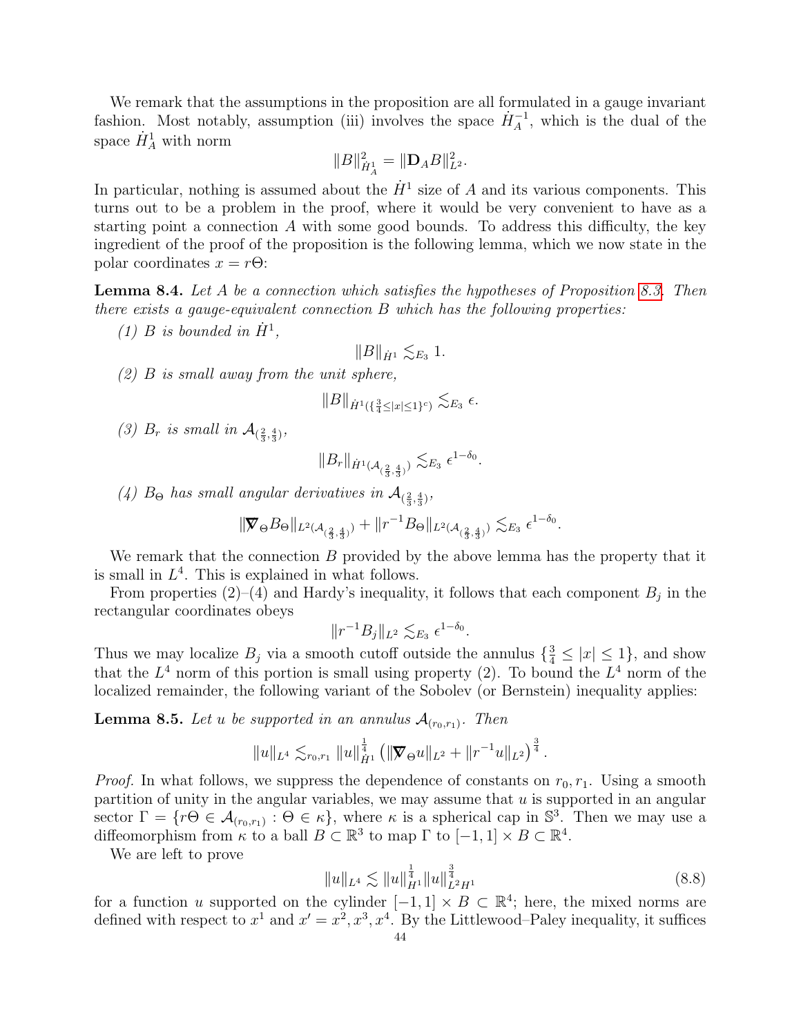We remark that the assumptions in the proposition are all formulated in a gauge invariant fashion. Most notably, assumption (iii) involves the space $\dot{H}^{-1}_A$, which is the dual of the space $\dot{H}^1_A$ with norm

$$\|B\|^2_{\dot{H}^1_A} = \|\mathbf{D}_A B\|^2_{L^2}.$$

In particular, nothing is assumed about the $\dot{H}^1$ size of $A$ and its various components. This turns out to be a problem in the proof, where it would be very convenient to have as a starting point a connection $A$ with some good bounds. To address this difficulty, the key ingredient of the proof of the proposition is the following lemma, which we now state in the polar coordinates $x = r\Theta$:

**Lemma 8.4.** *Let $A$ be a connection which satisfies the hypotheses of Proposition 8.3. Then there exists a gauge-equivalent connection $B$ which has the following properties:*

*(1) $B$ is bounded in $\dot{H}^1$,*

$$\|B\|_{\dot{H}^1} \lesssim_{E_3} 1.$$

*(2) $B$ is small away from the unit sphere,*

$$\|B\|_{\dot{H}^1(\{\frac{3}{4} \leq |x| \leq 1\}^c)} \lesssim_{E_3} \epsilon.$$

*(3) $B_r$ is small in $\mathcal{A}_{(\frac{2}{3},\frac{4}{3})}$,*

$$\|B_r\|_{\dot{H}^1(\mathcal{A}_{(\frac{2}{3},\frac{4}{3})})} \lesssim_{E_3} \epsilon^{1-\delta_0}.$$

*(4) $B_\Theta$ has small angular derivatives in $\mathcal{A}_{(\frac{2}{3},\frac{4}{3})}$,*

$$\|\boldsymbol{\nabla}_\Theta B_\Theta\|_{L^2(\mathcal{A}_{(\frac{2}{3},\frac{4}{3})})} + \|r^{-1} B_\Theta\|_{L^2(\mathcal{A}_{(\frac{2}{3},\frac{4}{3})})} \lesssim_{E_3} \epsilon^{1-\delta_0}.$$

We remark that the connection $B$ provided by the above lemma has the property that it is small in $L^4$. This is explained in what follows.

From properties (2)–(4) and Hardy's inequality, it follows that each component $B_j$ in the rectangular coordinates obeys

$$\|r^{-1} B_j\|_{L^2} \lesssim_{E_3} \epsilon^{1-\delta_0}.$$

Thus we may localize $B_j$ via a smooth cutoff outside the annulus $\{\frac{3}{4} \leq |x| \leq 1\}$, and show that the $L^4$ norm of this portion is small using property (2). To bound the $L^4$ norm of the localized remainder, the following variant of the Sobolev (or Bernstein) inequality applies:

**Lemma 8.5.** *Let $u$ be supported in an annulus $\mathcal{A}_{(r_0,r_1)}$. Then*

$$\|u\|_{L^4} \lesssim_{r_0,r_1} \|u\|^{\frac{1}{4}}_{\dot{H}^1} \left(\|\boldsymbol{\nabla}_\Theta u\|_{L^2} + \|r^{-1} u\|_{L^2}\right)^{\frac{3}{4}}.$$

*Proof.* In what follows, we suppress the dependence of constants on $r_0, r_1$. Using a smooth partition of unity in the angular variables, we may assume that $u$ is supported in an angular sector $\Gamma = \{r\Theta \in \mathcal{A}_{(r_0,r_1)} : \Theta \in \kappa\}$, where $\kappa$ is a spherical cap in $\mathbb{S}^3$. Then we may use a diffeomorphism from $\kappa$ to a ball $B \subset \mathbb{R}^3$ to map $\Gamma$ to $[-1,1] \times B \subset \mathbb{R}^4$.

We are left to prove

$$\|u\|_{L^4} \lesssim \|u\|^{\frac{1}{4}}_{H^1} \|u\|^{\frac{3}{4}}_{L^2 H^1} \tag{8.8}$$

for a function $u$ supported on the cylinder $[-1,1] \times B \subset \mathbb{R}^4$; here, the mixed norms are defined with respect to $x^1$ and $x' = x^2, x^3, x^4$. By the Littlewood–Paley inequality, it suffices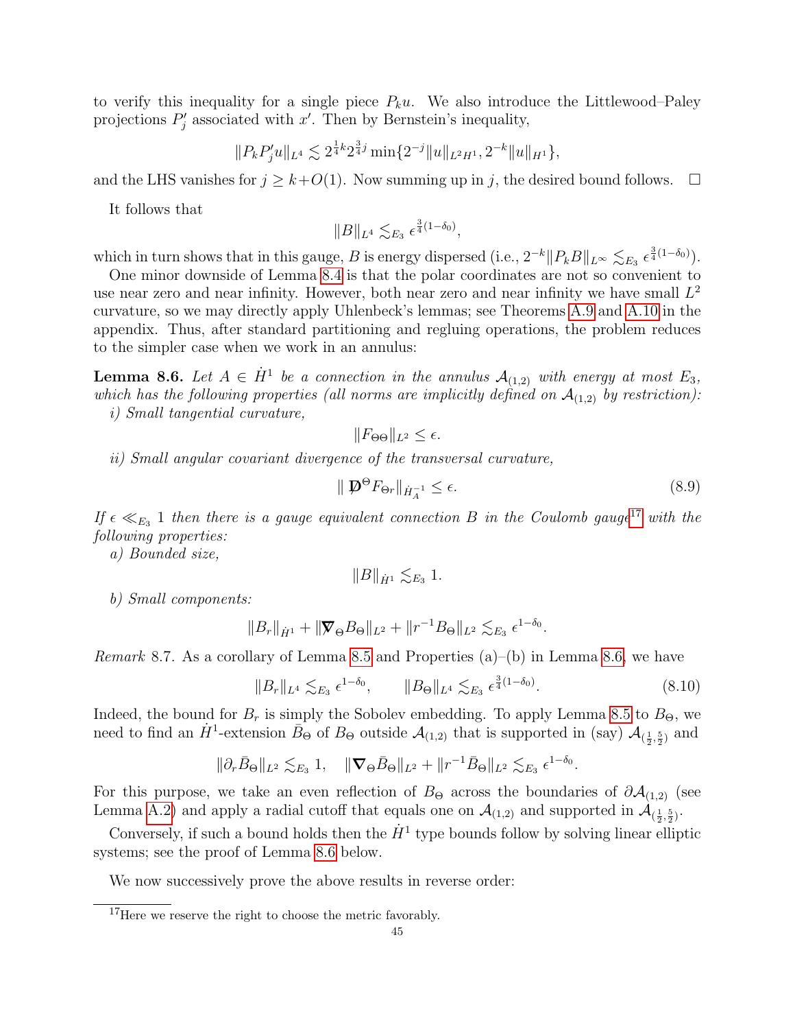to verify this inequality for a single piece $P_k u$. We also introduce the Littlewood–Paley projections $P'_j$ associated with $x'$. Then by Bernstein's inequality,

$$\|P_k P'_j u\|_{L^4} \lesssim 2^{\frac{1}{4}k} 2^{\frac{3}{4}j} \min\{2^{-j}\|u\|_{L^2 H^1}, 2^{-k}\|u\|_{H^1}\},$$

and the LHS vanishes for $j \geq k + O(1)$. Now summing up in $j$, the desired bound follows. $\square$

It follows that

$$\|B\|_{L^4} \lesssim_{E_3} \epsilon^{\frac{3}{4}(1-\delta_0)},$$

which in turn shows that in this gauge, $B$ is energy dispersed (i.e., $2^{-k}\|P_k B\|_{L^\infty} \lesssim_{E_3} \epsilon^{\frac{3}{4}(1-\delta_0)}$).

One minor downside of Lemma 8.4 is that the polar coordinates are not so convenient to use near zero and near infinity. However, both near zero and near infinity we have small $L^2$ curvature, so we may directly apply Uhlenbeck's lemmas; see Theorems A.9 and A.10 in the appendix. Thus, after standard partitioning and regluing operations, the problem reduces to the simpler case when we work in an annulus:

**Lemma 8.6.** *Let $A \in \dot{H}^1$ be a connection in the annulus $\mathcal{A}_{(1,2)}$ with energy at most $E_3$, which has the following properties (all norms are implicitly defined on $\mathcal{A}_{(1,2)}$ by restriction):*
*i) Small tangential curvature,*

$$\|F_{\Theta\Theta}\|_{L^2} \leq \epsilon.$$

*ii) Small angular covariant divergence of the transversal curvature,*

$$\|\,\mathbf{D}^\Theta F_{\Theta r}\|_{\dot{H}_A^{-1}} \leq \epsilon. \tag{8.9}$$

*If $\epsilon \ll_{E_3} 1$ then there is a gauge equivalent connection $B$ in the Coulomb gauge*[17] *with the following properties:*
*a) Bounded size,*

$$\|B\|_{\dot{H}^1} \lesssim_{E_3} 1.$$

*b) Small components:*

$$\|B_r\|_{\dot{H}^1} + \|\boldsymbol{\nabla}_\Theta B_\Theta\|_{L^2} + \|r^{-1}B_\Theta\|_{L^2} \lesssim_{E_3} \epsilon^{1-\delta_0}.$$

*Remark* 8.7. As a corollary of Lemma 8.5 and Properties (a)–(b) in Lemma 8.6, we have

$$\|B_r\|_{L^4} \lesssim_{E_3} \epsilon^{1-\delta_0}, \qquad \|B_\Theta\|_{L^4} \lesssim_{E_3} \epsilon^{\frac{3}{4}(1-\delta_0)}. \tag{8.10}$$

Indeed, the bound for $B_r$ is simply the Sobolev embedding. To apply Lemma 8.5 to $B_\Theta$, we need to find an $\dot{H}^1$-extension $\bar{B}_\Theta$ of $B_\Theta$ outside $\mathcal{A}_{(1,2)}$ that is supported in (say) $\mathcal{A}_{(\frac{1}{2},\frac{5}{2})}$ and

$$\|\partial_r \bar{B}_\Theta\|_{L^2} \lesssim_{E_3} 1, \quad \|\boldsymbol{\nabla}_\Theta \bar{B}_\Theta\|_{L^2} + \|r^{-1}\bar{B}_\Theta\|_{L^2} \lesssim_{E_3} \epsilon^{1-\delta_0}.$$

For this purpose, we take an even reflection of $B_\Theta$ across the boundaries of $\partial\mathcal{A}_{(1,2)}$ (see Lemma A.2) and apply a radial cutoff that equals one on $\mathcal{A}_{(1,2)}$ and supported in $\mathcal{A}_{(\frac{1}{2},\frac{5}{2})}$.

Conversely, if such a bound holds then the $\dot{H}^1$ type bounds follow by solving linear elliptic systems; see the proof of Lemma 8.6 below.

We now successively prove the above results in reverse order:

[17] Here we reserve the right to choose the metric favorably.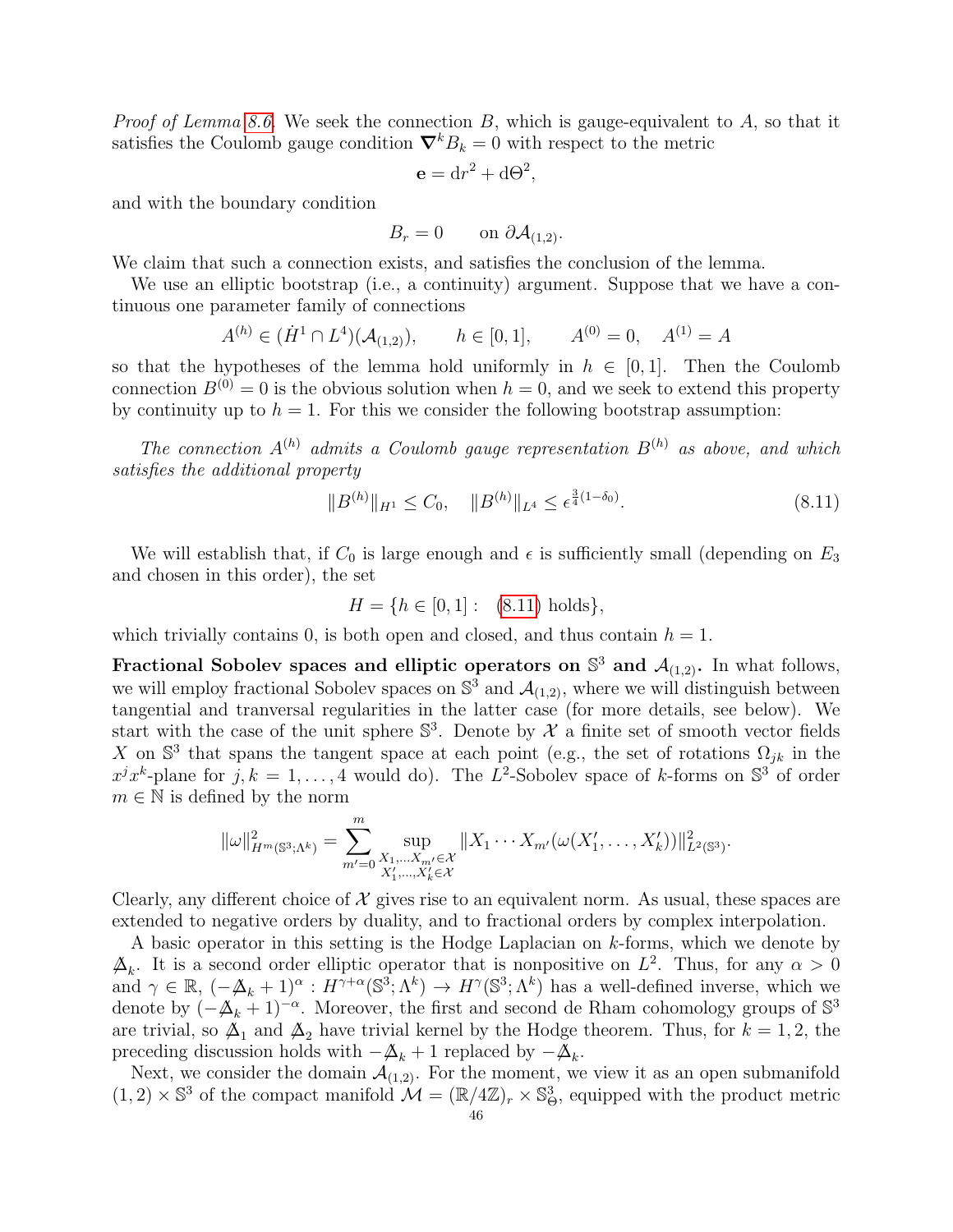*Proof of Lemma 8.6.* We seek the connection $B$, which is gauge-equivalent to $A$, so that it satisfies the Coulomb gauge condition $\boldsymbol{\nabla}^k B_k = 0$ with respect to the metric

$$\mathbf{e} = \mathrm{d}r^2 + \mathrm{d}\Theta^2,$$

and with the boundary condition

$$B_r = 0 \qquad \text{on } \partial\mathcal{A}_{(1,2)}.$$

We claim that such a connection exists, and satisfies the conclusion of the lemma.

We use an elliptic bootstrap (i.e., a continuity) argument. Suppose that we have a continuous one parameter family of connections

$$A^{(h)} \in (\dot{H}^1 \cap L^4)(\mathcal{A}_{(1,2)}), \qquad h \in [0,1], \qquad A^{(0)} = 0, \quad A^{(1)} = A$$

so that the hypotheses of the lemma hold uniformly in $h \in [0,1]$. Then the Coulomb connection $B^{(0)} = 0$ is the obvious solution when $h = 0$, and we seek to extend this property by continuity up to $h = 1$. For this we consider the following bootstrap assumption:

*The connection $A^{(h)}$ admits a Coulomb gauge representation $B^{(h)}$ as above, and which satisfies the additional property*

$$\|B^{(h)}\|_{H^1} \leq C_0, \quad \|B^{(h)}\|_{L^4} \leq \epsilon^{\frac{3}{4}(1-\delta_0)}. \tag{8.11}$$

We will establish that, if $C_0$ is large enough and $\epsilon$ is sufficiently small (depending on $E_3$ and chosen in this order), the set

$$H = \{h \in [0,1] : \ (8.11) \text{ holds}\},$$

which trivially contains 0, is both open and closed, and thus contain $h = 1$.

**Fractional Sobolev spaces and elliptic operators on $\mathbb{S}^3$ and $\mathcal{A}_{(1,2)}$.** In what follows, we will employ fractional Sobolev spaces on $\mathbb{S}^3$ and $\mathcal{A}_{(1,2)}$, where we will distinguish between tangential and tranversal regularities in the latter case (for more details, see below). We start with the case of the unit sphere $\mathbb{S}^3$. Denote by $\mathcal{X}$ a finite set of smooth vector fields $X$ on $\mathbb{S}^3$ that spans the tangent space at each point (e.g., the set of rotations $\Omega_{jk}$ in the $x^j x^k$-plane for $j,k = 1,\ldots,4$ would do). The $L^2$-Sobolev space of $k$-forms on $\mathbb{S}^3$ of order $m \in \mathbb{N}$ is defined by the norm

$$\|\omega\|_{H^m(\mathbb{S}^3;\Lambda^k)}^2 = \sum_{m'=0}^{m} \sup_{\substack{X_1,\ldots X_{m'} \in \mathcal{X} \\ X_1',\ldots,X_k' \in \mathcal{X}}} \|X_1 \cdots X_{m'}(\omega(X_1',\ldots,X_k'))\|_{L^2(\mathbb{S}^3)}^2.$$

Clearly, any different choice of $\mathcal{X}$ gives rise to an equivalent norm. As usual, these spaces are extended to negative orders by duality, and to fractional orders by complex interpolation.

A basic operator in this setting is the Hodge Laplacian on $k$-forms, which we denote by $\Delta\!\!\!\!/_k$. It is a second order elliptic operator that is nonpositive on $L^2$. Thus, for any $\alpha > 0$ and $\gamma \in \mathbb{R}$, $(-\Delta\!\!\!\!/_k + 1)^\alpha : H^{\gamma+\alpha}(\mathbb{S}^3;\Lambda^k) \to H^\gamma(\mathbb{S}^3;\Lambda^k)$ has a well-defined inverse, which we denote by $(-\Delta\!\!\!\!/_k + 1)^{-\alpha}$. Moreover, the first and second de Rham cohomology groups of $\mathbb{S}^3$ are trivial, so $\Delta\!\!\!\!/_1$ and $\Delta\!\!\!\!/_2$ have trivial kernel by the Hodge theorem. Thus, for $k = 1,2$, the preceding discussion holds with $-\Delta\!\!\!\!/_k + 1$ replaced by $-\Delta\!\!\!\!/_k$.

Next, we consider the domain $\mathcal{A}_{(1,2)}$. For the moment, we view it as an open submanifold $(1,2) \times \mathbb{S}^3$ of the compact manifold $\mathcal{M} = (\mathbb{R}/4\mathbb{Z})_r \times \mathbb{S}^3_\Theta$, equipped with the product metric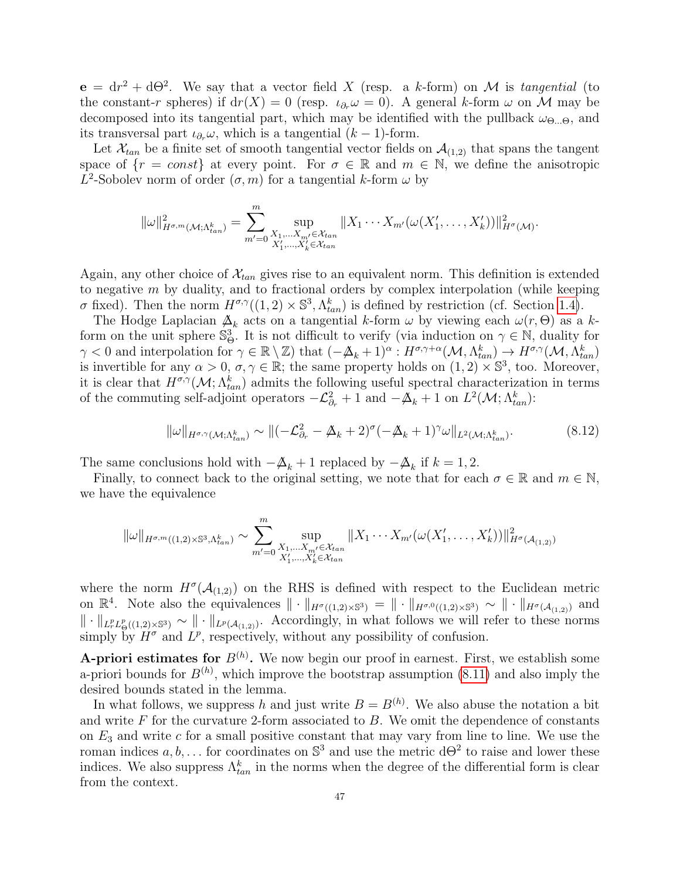$\mathbf{e} = \mathrm{d}r^2 + \mathrm{d}\Theta^2$. We say that a vector field $X$ (resp. a $k$-form) on $\mathcal{M}$ is *tangential* (to the constant-$r$ spheres) if $\mathrm{d}r(X) = 0$ (resp. $\iota_{\partial_r}\omega = 0$). A general $k$-form $\omega$ on $\mathcal{M}$ may be decomposed into its tangential part, which may be identified with the pullback $\omega_{\Theta\ldots\Theta}$, and its transversal part $\iota_{\partial_r}\omega$, which is a tangential $(k-1)$-form.

Let $\mathcal{X}_{tan}$ be a finite set of smooth tangential vector fields on $\mathcal{A}_{(1,2)}$ that spans the tangent space of $\{r = const\}$ at every point. For $\sigma \in \mathbb{R}$ and $m \in \mathbb{N}$, we define the anisotropic $L^2$-Sobolev norm of order $(\sigma, m)$ for a tangential $k$-form $\omega$ by

$$\|\omega\|^2_{H^{\sigma,m}(\mathcal{M};\Lambda^k_{tan})} = \sum_{m'=0}^{m} \sup_{\substack{X_1,\ldots X_{m'} \in \mathcal{X}_{tan} \\ X'_1,\ldots,X'_k \in \mathcal{X}_{tan}}} \|X_1 \cdots X_{m'}(\omega(X'_1, \ldots, X'_k))\|^2_{H^\sigma(\mathcal{M})}.$$

Again, any other choice of $\mathcal{X}_{tan}$ gives rise to an equivalent norm. This definition is extended to negative $m$ by duality, and to fractional orders by complex interpolation (while keeping $\sigma$ fixed). Then the norm $H^{\sigma,\gamma}((1,2)\times\mathbb{S}^3, \Lambda^k_{tan})$ is defined by restriction (cf. Section 1.4).

The Hodge Laplacian $\not{\Delta}_k$ acts on a tangential $k$-form $\omega$ by viewing each $\omega(r,\Theta)$ as a $k$-form on the unit sphere $\mathbb{S}^3_\Theta$. It is not difficult to verify (via induction on $\gamma \in \mathbb{N}$, duality for $\gamma < 0$ and interpolation for $\gamma \in \mathbb{R}\setminus\mathbb{Z}$) that $(-\not{\Delta}_k + 1)^\alpha : H^{\sigma,\gamma+\alpha}(\mathcal{M}, \Lambda^k_{tan}) \to H^{\sigma,\gamma}(\mathcal{M}, \Lambda^k_{tan})$ is invertible for any $\alpha > 0$, $\sigma, \gamma \in \mathbb{R}$; the same property holds on $(1,2)\times\mathbb{S}^3$, too. Moreover, it is clear that $H^{\sigma,\gamma}(\mathcal{M};\Lambda^k_{tan})$ admits the following useful spectral characterization in terms of the commuting self-adjoint operators $-\mathcal{L}^2_{\partial_r} + 1$ and $-\not{\Delta}_k + 1$ on $L^2(\mathcal{M};\Lambda^k_{tan})$:

$$\|\omega\|_{H^{\sigma,\gamma}(\mathcal{M};\Lambda^k_{tan})} \sim \|(-\mathcal{L}^2_{\partial_r} - \not{\Delta}_k + 2)^\sigma(-\not{\Delta}_k + 1)^\gamma \omega\|_{L^2(\mathcal{M};\Lambda^k_{tan})}. \tag{8.12}$$

The same conclusions hold with $-\not{\Delta}_k + 1$ replaced by $-\not{\Delta}_k$ if $k = 1, 2$.

Finally, to connect back to the original setting, we note that for each $\sigma \in \mathbb{R}$ and $m \in \mathbb{N}$, we have the equivalence

$$\|\omega\|_{H^{\sigma,m}((1,2)\times\mathbb{S}^3,\Lambda^k_{tan})} \sim \sum_{m'=0}^{m} \sup_{\substack{X_1,\ldots X_{m'} \in \mathcal{X}_{tan} \\ X'_1,\ldots,X'_k \in \mathcal{X}_{tan}}} \|X_1 \cdots X_{m'}(\omega(X'_1, \ldots, X'_k))\|^2_{H^\sigma(\mathcal{A}_{(1,2)})}$$

where the norm $H^\sigma(\mathcal{A}_{(1,2)})$ on the RHS is defined with respect to the Euclidean metric on $\mathbb{R}^4$. Note also the equivalences $\|\cdot\|_{H^\sigma((1,2)\times\mathbb{S}^3)} = \|\cdot\|_{H^{\sigma,0}((1,2)\times\mathbb{S}^3)} \sim \|\cdot\|_{H^\sigma(\mathcal{A}_{(1,2)})}$ and $\|\cdot\|_{L^p_r L^p_\Theta((1,2)\times\mathbb{S}^3)} \sim \|\cdot\|_{L^p(\mathcal{A}_{(1,2)})}$. Accordingly, in what follows we will refer to these norms simply by $H^\sigma$ and $L^p$, respectively, without any possibility of confusion.

**A-priori estimates for $B^{(h)}$.** We now begin our proof in earnest. First, we establish some a-priori bounds for $B^{(h)}$, which improve the bootstrap assumption (8.11) and also imply the desired bounds stated in the lemma.

In what follows, we suppress $h$ and just write $B = B^{(h)}$. We also abuse the notation a bit and write $F$ for the curvature 2-form associated to $B$. We omit the dependence of constants on $E_3$ and write $c$ for a small positive constant that may vary from line to line. We use the roman indices $a, b, \ldots$ for coordinates on $\mathbb{S}^3$ and use the metric $\mathrm{d}\Theta^2$ to raise and lower these indices. We also suppress $\Lambda^k_{tan}$ in the norms when the degree of the differential form is clear from the context.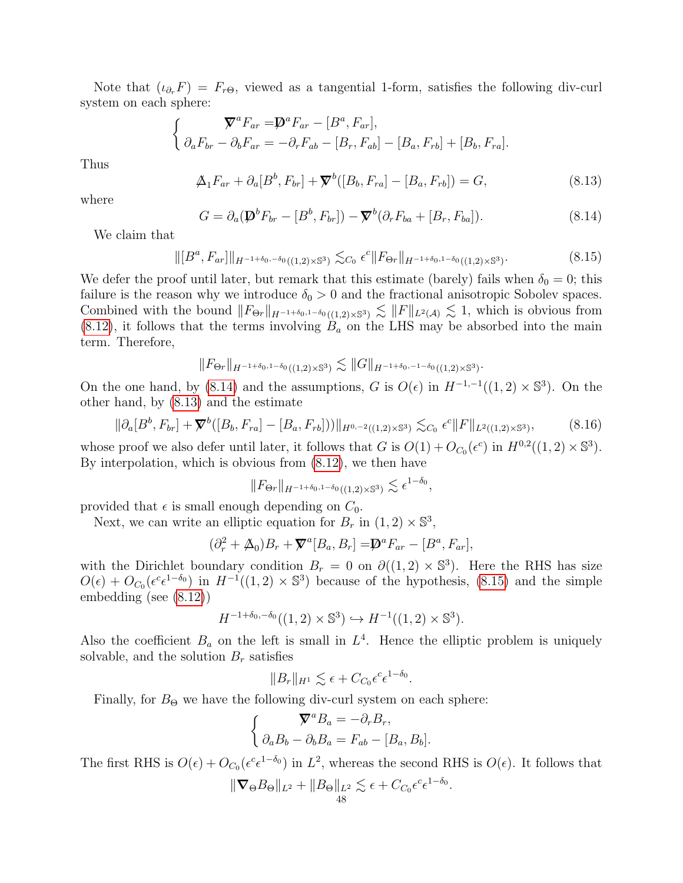Note that $(\iota_{\partial_r} F) = F_{r\Theta}$, viewed as a tangential 1-form, satisfies the following div-curl system on each sphere:

$$
\begin{cases}
\slashed{\nabla}^a F_{ar} = \slashed{\mathbf{D}}^a F_{ar} - [B^a, F_{ar}], \\
\partial_a F_{br} - \partial_b F_{ar} = -\partial_r F_{ab} - [B_r, F_{ab}] - [B_a, F_{rb}] + [B_b, F_{ra}].
\end{cases}
$$

Thus

$$
\slashed{\Delta}_1 F_{ar} + \partial_a [B^b, F_{br}] + \slashed{\nabla}^b([B_b, F_{ra}] - [B_a, F_{rb}]) = G, \tag{8.13}
$$

where

$$
G = \partial_a(\slashed{\mathbf{D}}^b F_{br} - [B^b, F_{br}]) - \slashed{\nabla}^b(\partial_r F_{ba} + [B_r, F_{ba}]). \tag{8.14}
$$

We claim that

$$
\|[B^a, F_{ar}]\|_{H^{-1+\delta_0, -\delta_0}((1,2)\times\mathbb{S}^3)} \lesssim_{C_0} \epsilon^c \|F_{\Theta r}\|_{H^{-1+\delta_0, 1-\delta_0}((1,2)\times\mathbb{S}^3)}. \tag{8.15}
$$

We defer the proof until later, but remark that this estimate (barely) fails when $\delta_0 = 0$; this failure is the reason why we introduce $\delta_0 > 0$ and the fractional anisotropic Sobolev spaces. Combined with the bound $\|F_{\Theta r}\|_{H^{-1+\delta_0, 1-\delta_0}((1,2)\times\mathbb{S}^3)} \lesssim \|F\|_{L^2(\mathcal{A})} \lesssim 1$, which is obvious from (8.12), it follows that the terms involving $B_a$ on the LHS may be absorbed into the main term. Therefore,

$$
\|F_{\Theta r}\|_{H^{-1+\delta_0, 1-\delta_0}((1,2)\times\mathbb{S}^3)} \lesssim \|G\|_{H^{-1+\delta_0, -1-\delta_0}((1,2)\times\mathbb{S}^3)}.
$$

On the one hand, by (8.14) and the assumptions, $G$ is $O(\epsilon)$ in $H^{-1,-1}((1,2)\times\mathbb{S}^3)$. On the other hand, by (8.13) and the estimate

$$
\|\partial_a [B^b, F_{br}] + \slashed{\nabla}^b([B_b, F_{ra}] - [B_a, F_{rb}])\|_{H^{0,-2}((1,2)\times\mathbb{S}^3)} \lesssim_{C_0} \epsilon^c \|F\|_{L^2((1,2)\times\mathbb{S}^3)}, \tag{8.16}
$$

whose proof we also defer until later, it follows that $G$ is $O(1) + O_{C_0}(\epsilon^c)$ in $H^{0,2}((1,2)\times\mathbb{S}^3)$. By interpolation, which is obvious from (8.12), we then have

$$
\|F_{\Theta r}\|_{H^{-1+\delta_0, 1-\delta_0}((1,2)\times\mathbb{S}^3)} \lesssim \epsilon^{1-\delta_0},
$$

provided that $\epsilon$ is small enough depending on $C_0$.

Next, we can write an elliptic equation for $B_r$ in $(1,2)\times\mathbb{S}^3$,

$$
(\partial_r^2 + \slashed{\Delta}_0) B_r + \slashed{\nabla}^a [B_a, B_r] = \slashed{\mathbf{D}}^a F_{ar} - [B^a, F_{ar}],
$$

with the Dirichlet boundary condition $B_r = 0$ on $\partial((1,2)\times\mathbb{S}^3)$. Here the RHS has size $O(\epsilon) + O_{C_0}(\epsilon^c \epsilon^{1-\delta_0})$ in $H^{-1}((1,2)\times\mathbb{S}^3)$ because of the hypothesis, (8.15) and the simple embedding (see (8.12))

$$
H^{-1+\delta_0, -\delta_0}((1,2)\times\mathbb{S}^3) \hookrightarrow H^{-1}((1,2)\times\mathbb{S}^3).
$$

Also the coefficient $B_a$ on the left is small in $L^4$. Hence the elliptic problem is uniquely solvable, and the solution $B_r$ satisfies

$$
\|B_r\|_{H^1} \lesssim \epsilon + C_{C_0} \epsilon^c \epsilon^{1-\delta_0}.
$$

Finally, for $B_\Theta$ we have the following div-curl system on each sphere:

$$
\begin{cases}
\slashed{\nabla}^a B_a = -\partial_r B_r, \\
\partial_a B_b - \partial_b B_a = F_{ab} - [B_a, B_b].
\end{cases}
$$

The first RHS is $O(\epsilon) + O_{C_0}(\epsilon^c \epsilon^{1-\delta_0})$ in $L^2$, whereas the second RHS is $O(\epsilon)$. It follows that

$$
\|\boldsymbol{\nabla}_\Theta B_\Theta\|_{L^2} + \|B_\Theta\|_{L^2} \lesssim \epsilon + C_{C_0} \epsilon^c \epsilon^{1-\delta_0}.
$$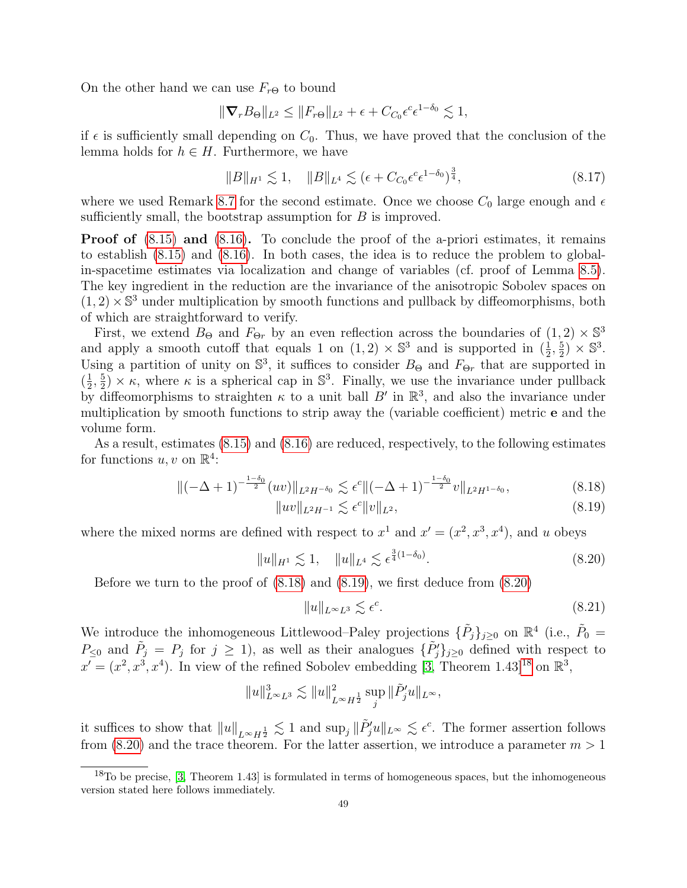On the other hand we can use $F_{r\Theta}$ to bound

$$\|\boldsymbol{\nabla}_r B_\Theta\|_{L^2} \leq \|F_{r\Theta}\|_{L^2} + \epsilon + C_{C_0}\epsilon^c \epsilon^{1-\delta_0} \lesssim 1,$$

if $\epsilon$ is sufficiently small depending on $C_0$. Thus, we have proved that the conclusion of the lemma holds for $h \in H$. Furthermore, we have

$$\|B\|_{H^1} \lesssim 1, \quad \|B\|_{L^4} \lesssim (\epsilon + C_{C_0}\epsilon^c \epsilon^{1-\delta_0})^{\frac{3}{4}}, \tag{8.17}$$

where we used Remark 8.7 for the second estimate. Once we choose $C_0$ large enough and $\epsilon$ sufficiently small, the bootstrap assumption for $B$ is improved.

**Proof of (8.15) and (8.16).** To conclude the proof of the a-priori estimates, it remains to establish (8.15) and (8.16). In both cases, the idea is to reduce the problem to global-in-spacetime estimates via localization and change of variables (cf. proof of Lemma 8.5). The key ingredient in the reduction are the invariance of the anisotropic Sobolev spaces on $(1,2) \times \mathbb{S}^3$ under multiplication by smooth functions and pullback by diffeomorphisms, both of which are straightforward to verify.

First, we extend $B_\Theta$ and $F_{\Theta r}$ by an even reflection across the boundaries of $(1,2) \times \mathbb{S}^3$ and apply a smooth cutoff that equals 1 on $(1,2) \times \mathbb{S}^3$ and is supported in $(\frac{1}{2}, \frac{5}{2}) \times \mathbb{S}^3$. Using a partition of unity on $\mathbb{S}^3$, it suffices to consider $B_\Theta$ and $F_{\Theta r}$ that are supported in $(\frac{1}{2}, \frac{5}{2}) \times \kappa$, where $\kappa$ is a spherical cap in $\mathbb{S}^3$. Finally, we use the invariance under pullback by diffeomorphisms to straighten $\kappa$ to a unit ball $B'$ in $\mathbb{R}^3$, and also the invariance under multiplication by smooth functions to strip away the (variable coefficient) metric $\mathbf{e}$ and the volume form.

As a result, estimates (8.15) and (8.16) are reduced, respectively, to the following estimates for functions $u, v$ on $\mathbb{R}^4$:

$$\|(-\Delta+1)^{-\frac{1-\delta_0}{2}}(uv)\|_{L^2 H^{-\delta_0}} \lesssim \epsilon^c \|(-\Delta+1)^{-\frac{1-\delta_0}{2}} v\|_{L^2 H^{1-\delta_0}}, \tag{8.18}$$

$$\|uv\|_{L^2 H^{-1}} \lesssim \epsilon^c \|v\|_{L^2}, \tag{8.19}$$

where the mixed norms are defined with respect to $x^1$ and $x' = (x^2, x^3, x^4)$, and $u$ obeys

$$\|u\|_{H^1} \lesssim 1, \quad \|u\|_{L^4} \lesssim \epsilon^{\frac{3}{4}(1-\delta_0)}. \tag{8.20}$$

Before we turn to the proof of (8.18) and (8.19), we first deduce from (8.20)

$$\|u\|_{L^\infty L^3} \lesssim \epsilon^c. \tag{8.21}$$

We introduce the inhomogeneous Littlewood–Paley projections $\{\tilde{P}_j\}_{j \geq 0}$ on $\mathbb{R}^4$ (i.e., $\tilde{P}_0 = P_{\leq 0}$ and $\tilde{P}_j = P_j$ for $j \geq 1$), as well as their analogues $\{\tilde{P}'_j\}_{j\geq 0}$ defined with respect to $x' = (x^2, x^3, x^4)$. In view of the refined Sobolev embedding [3, Theorem 1.43][18] on $\mathbb{R}^3$,

$$\|u\|_{L^\infty L^3}^3 \lesssim \|u\|_{L^\infty H^{\frac{1}{2}}}^2 \sup_j \|\tilde{P}'_j u\|_{L^\infty},$$

it suffices to show that $\|u\|_{L^\infty H^{\frac{1}{2}}} \lesssim 1$ and $\sup_j \|\tilde{P}'_j u\|_{L^\infty} \lesssim \epsilon^c$. The former assertion follows from (8.20) and the trace theorem. For the latter assertion, we introduce a parameter $m > 1$

[18] To be precise, [3, Theorem 1.43] is formulated in terms of homogeneous spaces, but the inhomogeneous version stated here follows immediately.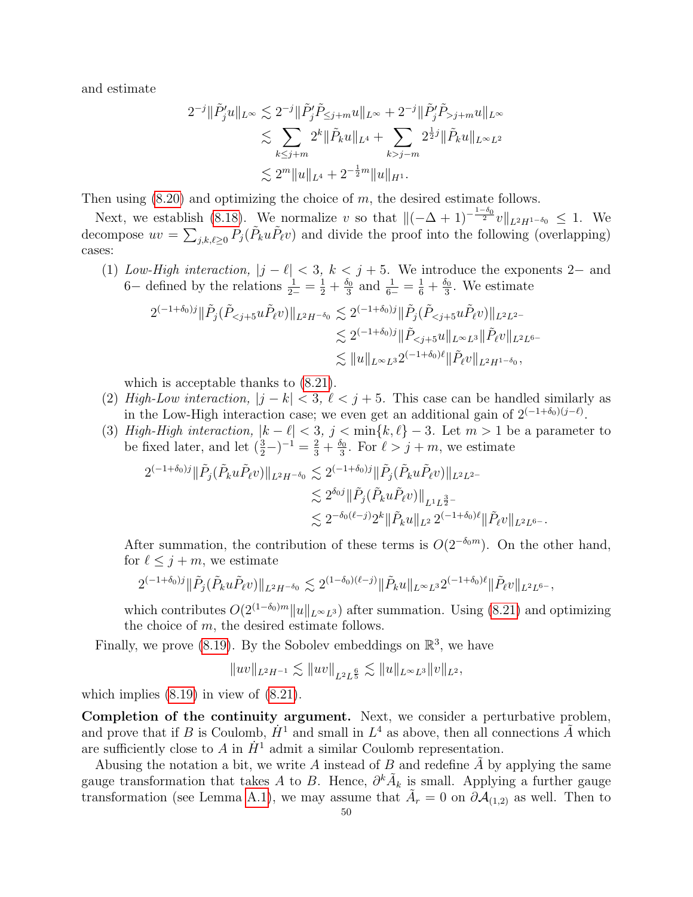and estimate

$$
\begin{aligned}
2^{-j}\|\tilde{P}'_j u\|_{L^\infty} &\lesssim 2^{-j}\|\tilde{P}'_j \tilde{P}_{\leq j+m} u\|_{L^\infty} + 2^{-j}\|\tilde{P}'_j \tilde{P}_{>j+m} u\|_{L^\infty} \\
&\lesssim \sum_{k \leq j+m} 2^k \|\tilde{P}_k u\|_{L^4} + \sum_{k > j-m} 2^{\frac{1}{2}j}\|\tilde{P}_k u\|_{L^\infty L^2} \\
&\lesssim 2^m \|u\|_{L^4} + 2^{-\frac{1}{2}m}\|u\|_{H^1}.
\end{aligned}
$$

Then using (8.20) and optimizing the choice of $m$, the desired estimate follows.

Next, we establish (8.18). We normalize $v$ so that $\|(-\Delta+1)^{-\frac{1-\delta_0}{2}} v\|_{L^2 H^{1-\delta_0}} \leq 1$. We decompose $uv = \sum_{j,k,\ell \geq 0} P_j(\tilde{P}_k u \tilde{P}_\ell v)$ and divide the proof into the following (overlapping) cases:

1. *Low-High interaction*, $|j-\ell| < 3$, $k < j+5$. We introduce the exponents $2-$ and $6-$ defined by the relations $\frac{1}{2-} = \frac{1}{2} + \frac{\delta_0}{3}$ and $\frac{1}{6-} = \frac{1}{6} + \frac{\delta_0}{3}$. We estimate

$$
\begin{aligned}
2^{(-1+\delta_0)j}\|\tilde{P}_j(\tilde{P}_{<j+5} u \tilde{P}_\ell v)\|_{L^2 H^{-\delta_0}} &\lesssim 2^{(-1+\delta_0)j}\|\tilde{P}_j(\tilde{P}_{<j+5} u \tilde{P}_\ell v)\|_{L^2 L^{2-}} \\
&\lesssim 2^{(-1+\delta_0)j}\|\tilde{P}_{<j+5} u\|_{L^\infty L^3}\|\tilde{P}_\ell v\|_{L^2 L^{6-}} \\
&\lesssim \|u\|_{L^\infty L^3} 2^{(-1+\delta_0)\ell}\|\tilde{P}_\ell v\|_{L^2 H^{1-\delta_0}},
\end{aligned}
$$

   which is acceptable thanks to (8.21).

2. *High-Low interaction*, $|j-k| < 3$, $\ell < j+5$. This case can be handled similarly as in the Low-High interaction case; we even get an additional gain of $2^{(-1+\delta_0)(j-\ell)}$.

3. *High-High interaction*, $|k-\ell| < 3$, $j < \min\{k,\ell\} - 3$. Let $m > 1$ be a parameter to be fixed later, and let $(\frac{3}{2}-)^{-1} = \frac{2}{3} + \frac{\delta_0}{3}$. For $\ell > j+m$, we estimate

$$
\begin{aligned}
2^{(-1+\delta_0)j}\|\tilde{P}_j(\tilde{P}_k u \tilde{P}_\ell v)\|_{L^2 H^{-\delta_0}} &\lesssim 2^{(-1+\delta_0)j}\|\tilde{P}_j(\tilde{P}_k u \tilde{P}_\ell v)\|_{L^2 L^{2-}} \\
&\lesssim 2^{\delta_0 j}\|\tilde{P}_j(\tilde{P}_k u \tilde{P}_\ell v)\|_{L^1 L^{\frac{3}{2}-}} \\
&\lesssim 2^{-\delta_0(\ell-j)} 2^k \|\tilde{P}_k u\|_{L^2}\, 2^{(-1+\delta_0)\ell}\|\tilde{P}_\ell v\|_{L^2 L^{6-}}.
\end{aligned}
$$

   After summation, the contribution of these terms is $O(2^{-\delta_0 m})$. On the other hand, for $\ell \leq j+m$, we estimate

$$
2^{(-1+\delta_0)j}\|\tilde{P}_j(\tilde{P}_k u \tilde{P}_\ell v)\|_{L^2 H^{-\delta_0}} \lesssim 2^{(1-\delta_0)(\ell-j)}\|\tilde{P}_k u\|_{L^\infty L^3} 2^{(-1+\delta_0)\ell}\|\tilde{P}_\ell v\|_{L^2 L^{6-}},
$$

   which contributes $O(2^{(1-\delta_0)m}\|u\|_{L^\infty L^3})$ after summation. Using (8.21) and optimizing the choice of $m$, the desired estimate follows.

Finally, we prove (8.19). By the Sobolev embeddings on $\mathbb{R}^3$, we have

$$
\|uv\|_{L^2 H^{-1}} \lesssim \|uv\|_{L^2 L^{\frac{6}{5}}} \lesssim \|u\|_{L^\infty L^3}\|v\|_{L^2},
$$

which implies (8.19) in view of (8.21).

**Completion of the continuity argument.** Next, we consider a perturbative problem, and prove that if $B$ is Coulomb, $\dot{H}^1$ and small in $L^4$ as above, then all connections $\tilde{A}$ which are sufficiently close to $A$ in $\dot{H}^1$ admit a similar Coulomb representation.

Abusing the notation a bit, we write $A$ instead of $B$ and redefine $\tilde{A}$ by applying the same gauge transformation that takes $A$ to $B$. Hence, $\partial^k \tilde{A}_k$ is small. Applying a further gauge transformation (see Lemma A.1), we may assume that $\tilde{A}_r = 0$ on $\partial\mathcal{A}_{(1,2)}$ as well. Then to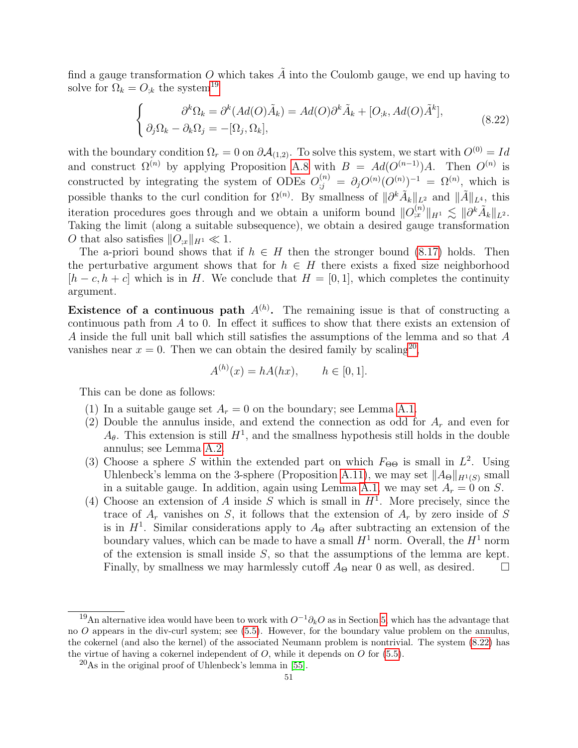find a gauge transformation $O$ which takes $\tilde{A}$ into the Coulomb gauge, we end up having to solve for $\Omega_k = O_{;k}$ the system[19]

$$\begin{cases} \partial^k \Omega_k = \partial^k (Ad(O)\tilde{A}_k) = Ad(O)\partial^k \tilde{A}_k + [O_{;k}, Ad(O)\tilde{A}^k], \\ \partial_j \Omega_k - \partial_k \Omega_j = -[\Omega_j, \Omega_k], \end{cases} \tag{8.22}$$

with the boundary condition $\Omega_r = 0$ on $\partial \mathcal{A}_{(1,2)}$. To solve this system, we start with $O^{(0)} = Id$ and construct $\Omega^{(n)}$ by applying Proposition A.8 with $B = Ad(O^{(n-1)})A$. Then $O^{(n)}$ is constructed by integrating the system of ODEs $O^{(n)}_{;j} = \partial_j O^{(n)} (O^{(n)})^{-1} = \Omega^{(n)}$, which is possible thanks to the curl condition for $\Omega^{(n)}$. By smallness of $\|\partial^k \tilde{A}_k\|_{L^2}$ and $\|\tilde{A}\|_{L^4}$, this iteration procedures goes through and we obtain a uniform bound $\|O^{(n)}_{;x}\|_{H^1} \lesssim \|\partial^k \tilde{A}_k\|_{L^2}$. Taking the limit (along a suitable subsequence), we obtain a desired gauge transformation $O$ that also satisfies $\|O_{;x}\|_{H^1} \ll 1$.

The a-priori bound shows that if $h \in H$ then the stronger bound (8.17) holds. Then the perturbative argument shows that for $h \in H$ there exists a fixed size neighborhood $[h - c, h + c]$ which is in $H$. We conclude that $H = [0, 1]$, which completes the continuity argument.

**Existence of a continuous path $A^{(h)}$.** The remaining issue is that of constructing a continuous path from $A$ to 0. In effect it suffices to show that there exists an extension of $A$ inside the full unit ball which still satisfies the assumptions of the lemma and so that $A$ vanishes near $x = 0$. Then we can obtain the desired family by scaling[20],

$$A^{(h)}(x) = hA(hx), \qquad h \in [0, 1].$$

This can be done as follows:

1. In a suitable gauge set $A_r = 0$ on the boundary; see Lemma A.1.
2. Double the annulus inside, and extend the connection as odd for $A_r$ and even for $A_\theta$. This extension is still $H^1$, and the smallness hypothesis still holds in the double annulus; see Lemma A.2.
3. Choose a sphere $S$ within the extended part on which $F_{\Theta\Theta}$ is small in $L^2$. Using Uhlenbeck's lemma on the 3-sphere (Proposition A.11), we may set $\|A_\Theta\|_{H^1(S)}$ small in a suitable gauge. In addition, again using Lemma A.1, we may set $A_r = 0$ on $S$.
4. Choose an extension of $A$ inside $S$ which is small in $H^1$. More precisely, since the trace of $A_r$ vanishes on $S$, it follows that the extension of $A_r$ by zero inside of $S$ is in $H^1$. Similar considerations apply to $A_\Theta$ after subtracting an extension of the boundary values, which can be made to have a small $H^1$ norm. Overall, the $H^1$ norm of the extension is small inside $S$, so that the assumptions of the lemma are kept. Finally, by smallness we may harmlessly cutoff $A_\Theta$ near 0 as well, as desired. □

[19] An alternative idea would have been to work with $O^{-1}\partial_k O$ as in Section 5, which has the advantage that no $O$ appears in the div-curl system; see (5.5). However, for the boundary value problem on the annulus, the cokernel (and also the kernel) of the associated Neumann problem is nontrivial. The system (8.22) has the virtue of having a cokernel independent of $O$, while it depends on $O$ for (5.5).

[20] As in the original proof of Uhlenbeck's lemma in [55].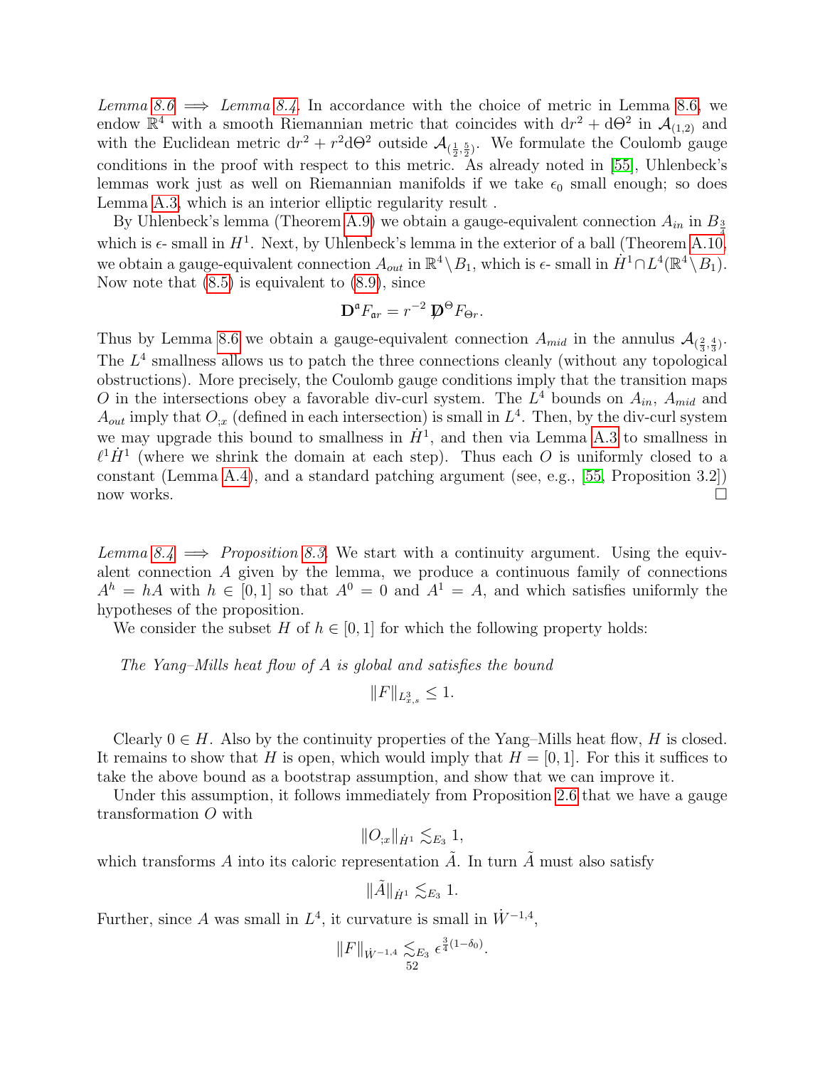*Lemma 8.6 $\implies$ Lemma 8.4.* In accordance with the choice of metric in Lemma 8.6, we endow $\mathbb{R}^4$ with a smooth Riemannian metric that coincides with $\mathrm{d}r^2 + \mathrm{d}\Theta^2$ in $\mathcal{A}_{(1,2)}$ and with the Euclidean metric $\mathrm{d}r^2 + r^2 \mathrm{d}\Theta^2$ outside $\mathcal{A}_{(\frac{1}{2},\frac{5}{2})}$. We formulate the Coulomb gauge conditions in the proof with respect to this metric. As already noted in [55], Uhlenbeck's lemmas work just as well on Riemannian manifolds if we take $\epsilon_0$ small enough; so does Lemma A.3, which is an interior elliptic regularity result .

By Uhlenbeck's lemma (Theorem A.9) we obtain a gauge-equivalent connection $A_{in}$ in $B_{\frac{3}{4}}$ which is $\epsilon$- small in $H^1$. Next, by Uhlenbeck's lemma in the exterior of a ball (Theorem A.10, we obtain a gauge-equivalent connection $A_{out}$ in $\mathbb{R}^4 \setminus B_1$, which is $\epsilon$- small in $\dot{H}^1 \cap L^4(\mathbb{R}^4 \setminus B_1)$. Now note that (8.5) is equivalent to (8.9), since

$$\mathbf{D}^{\mathfrak{a}} F_{\mathfrak{a} r} = r^{-2} \, \not{\mathbf{D}}^{\Theta} F_{\Theta r}.$$

Thus by Lemma 8.6 we obtain a gauge-equivalent connection $A_{mid}$ in the annulus $\mathcal{A}_{(\frac{2}{3},\frac{4}{3})}$. The $L^4$ smallness allows us to patch the three connections cleanly (without any topological obstructions). More precisely, the Coulomb gauge conditions imply that the transition maps $O$ in the intersections obey a favorable div-curl system. The $L^4$ bounds on $A_{in}$, $A_{mid}$ and $A_{out}$ imply that $O_{;x}$ (defined in each intersection) is small in $L^4$. Then, by the div-curl system we may upgrade this bound to smallness in $\dot{H}^1$, and then via Lemma A.3 to smallness in $\ell^1 \dot{H}^1$ (where we shrink the domain at each step). Thus each $O$ is uniformly closed to a constant (Lemma A.4), and a standard patching argument (see, e.g., [55, Proposition 3.2]) now works. $\square$

*Lemma 8.4 $\implies$ Proposition 8.3.* We start with a continuity argument. Using the equivalent connection $A$ given by the lemma, we produce a continuous family of connections $A^h = hA$ with $h \in [0,1]$ so that $A^0 = 0$ and $A^1 = A$, and which satisfies uniformly the hypotheses of the proposition.

We consider the subset $H$ of $h \in [0,1]$ for which the following property holds:

*The Yang–Mills heat flow of $A$ is global and satisfies the bound*

$$\|F\|_{L^3_{x,s}} \leq 1.$$

Clearly $0 \in H$. Also by the continuity properties of the Yang–Mills heat flow, $H$ is closed. It remains to show that $H$ is open, which would imply that $H = [0,1]$. For this it suffices to take the above bound as a bootstrap assumption, and show that we can improve it.

Under this assumption, it follows immediately from Proposition 2.6 that we have a gauge transformation $O$ with

$$\|O_{;x}\|_{\dot{H}^1} \lesssim_{E_3} 1,$$

which transforms $A$ into its caloric representation $\tilde{A}$. In turn $\tilde{A}$ must also satisfy

$$\|\tilde{A}\|_{\dot{H}^1} \lesssim_{E_3} 1.$$

Further, since $A$ was small in $L^4$, it curvature is small in $\dot{W}^{-1,4}$,

$$\|F\|_{\dot{W}^{-1,4}} \lesssim_{E_3} \epsilon^{\frac{3}{4}(1-\delta_0)}.$$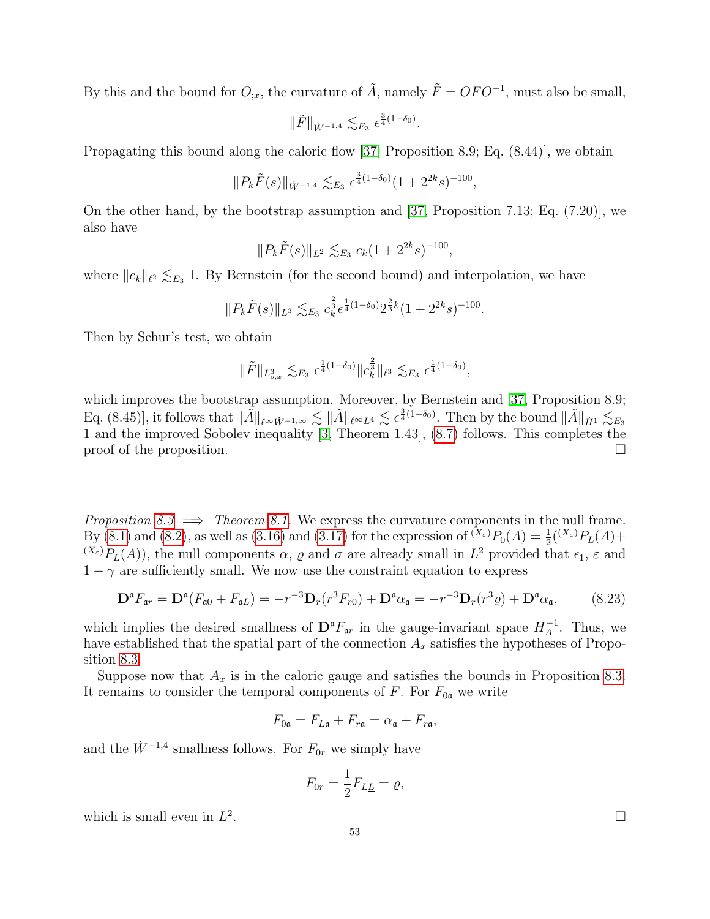By this and the bound for $O_{;x}$, the curvature of $\tilde{A}$, namely $\tilde{F} = OFO^{-1}$, must also be small,

$$\|\tilde{F}\|_{\dot{W}^{-1,4}} \lesssim_{E_3} \epsilon^{\frac{3}{4}(1-\delta_0)}.$$

Propagating this bound along the caloric flow [37, Proposition 8.9; Eq. (8.44)], we obtain

$$\|P_k \tilde{F}(s)\|_{\dot{W}^{-1,4}} \lesssim_{E_3} \epsilon^{\frac{3}{4}(1-\delta_0)}(1 + 2^{2k}s)^{-100},$$

On the other hand, by the bootstrap assumption and [37, Proposition 7.13; Eq. (7.20)], we also have

$$\|P_k \tilde{F}(s)\|_{L^2} \lesssim_{E_3} c_k (1 + 2^{2k}s)^{-100},$$

where $\|c_k\|_{\ell^2} \lesssim_{E_3} 1$. By Bernstein (for the second bound) and interpolation, we have

$$\|P_k \tilde{F}(s)\|_{L^3} \lesssim_{E_3} c_k^{\frac{2}{3}} \epsilon^{\frac{1}{4}(1-\delta_0)} 2^{\frac{2}{3}k} (1 + 2^{2k}s)^{-100}.$$

Then by Schur's test, we obtain

$$\|\tilde{F}\|_{L^3_{s,x}} \lesssim_{E_3} \epsilon^{\frac{1}{4}(1-\delta_0)} \|c_k^{\frac{2}{3}}\|_{\ell^3} \lesssim_{E_3} \epsilon^{\frac{1}{4}(1-\delta_0)},$$

which improves the bootstrap assumption. Moreover, by Bernstein and [37, Proposition 8.9; Eq. (8.45)], it follows that $\|\tilde{A}\|_{\ell^\infty \dot{W}^{-1,\infty}} \lesssim \|\tilde{A}\|_{\ell^\infty L^4} \lesssim \epsilon^{\frac{3}{4}(1-\delta_0)}$. Then by the bound $\|\tilde{A}\|_{\dot{H}^1} \lesssim_{E_3} 1$ and the improved Sobolev inequality [3, Theorem 1.43], (8.7) follows. This completes the proof of the proposition. □

*Proposition 8.3* $\implies$ *Theorem 8.1*. We express the curvature components in the null frame. By (8.1) and (8.2), as well as (3.16) and (3.17) for the expression of ${}^{(X_\varepsilon)}P_0(A) = \frac{1}{2}({}^{(X_\varepsilon)}P_L(A) + {}^{(X_\varepsilon)}P_{\underline{L}}(A))$, the null components $\alpha$, $\varrho$ and $\sigma$ are already small in $L^2$ provided that $\epsilon_1$, $\varepsilon$ and $1 - \gamma$ are sufficiently small. We now use the constraint equation to express

$$\mathbf{D}^{\mathfrak{a}} F_{\mathfrak{a}r} = \mathbf{D}^{\mathfrak{a}}(F_{\mathfrak{a}0} + F_{\mathfrak{a}L}) = -r^{-3}\mathbf{D}_r(r^3 F_{r0}) + \mathbf{D}^{\mathfrak{a}}\alpha_{\mathfrak{a}} = -r^{-3}\mathbf{D}_r(r^3 \varrho) + \mathbf{D}^{\mathfrak{a}}\alpha_{\mathfrak{a}}, \qquad (8.23)$$

which implies the desired smallness of $\mathbf{D}^{\mathfrak{a}} F_{\mathfrak{a}r}$ in the gauge-invariant space $H^{-1}_A$. Thus, we have established that the spatial part of the connection $A_x$ satisfies the hypotheses of Proposition 8.3.

Suppose now that $A_x$ is in the caloric gauge and satisfies the bounds in Proposition 8.3. It remains to consider the temporal components of $F$. For $F_{0\mathfrak{a}}$ we write

$$F_{0\mathfrak{a}} = F_{L\mathfrak{a}} + F_{r\mathfrak{a}} = \alpha_{\mathfrak{a}} + F_{r\mathfrak{a}},$$

and the $\dot{W}^{-1,4}$ smallness follows. For $F_{0r}$ we simply have

$$F_{0r} = \frac{1}{2} F_{L\underline{L}} = \varrho,$$

which is small even in $L^2$. □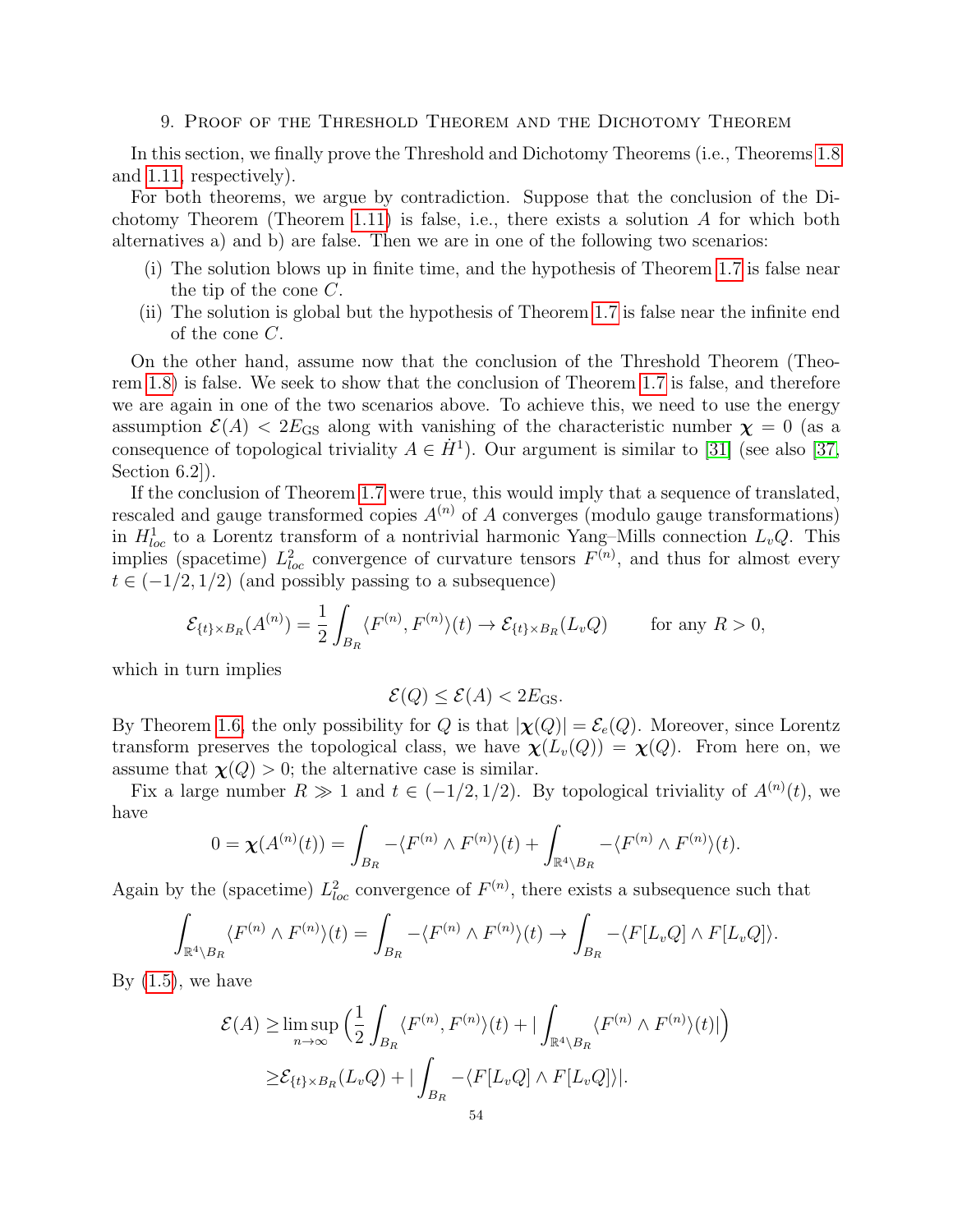## 9. Proof of the Threshold Theorem and the Dichotomy Theorem

In this section, we finally prove the Threshold and Dichotomy Theorems (i.e., Theorems 1.8 and 1.11, respectively).

For both theorems, we argue by contradiction. Suppose that the conclusion of the Dichotomy Theorem (Theorem 1.11) is false, i.e., there exists a solution $A$ for which both alternatives a) and b) are false. Then we are in one of the following two scenarios:

(i) The solution blows up in finite time, and the hypothesis of Theorem 1.7 is false near the tip of the cone $C$.

(ii) The solution is global but the hypothesis of Theorem 1.7 is false near the infinite end of the cone $C$.

On the other hand, assume now that the conclusion of the Threshold Theorem (Theorem 1.8) is false. We seek to show that the conclusion of Theorem 1.7 is false, and therefore we are again in one of the two scenarios above. To achieve this, we need to use the energy assumption $\mathcal{E}(A) < 2E_{\mathrm{GS}}$ along with vanishing of the characteristic number $\boldsymbol{\chi} = 0$ (as a consequence of topological triviality $A \in \dot{H}^1$). Our argument is similar to [31] (see also [37, Section 6.2]).

If the conclusion of Theorem 1.7 were true, this would imply that a sequence of translated, rescaled and gauge transformed copies $A^{(n)}$ of $A$ converges (modulo gauge transformations) in $H^1_{loc}$ to a Lorentz transform of a nontrivial harmonic Yang–Mills connection $L_v Q$. This implies (spacetime) $L^2_{loc}$ convergence of curvature tensors $F^{(n)}$, and thus for almost every $t \in (-1/2, 1/2)$ (and possibly passing to a subsequence)

$$\mathcal{E}_{\{t\}\times B_R}(A^{(n)}) = \frac{1}{2}\int_{B_R} \langle F^{(n)}, F^{(n)}\rangle(t) \to \mathcal{E}_{\{t\}\times B_R}(L_v Q) \qquad \text{for any } R > 0,$$

which in turn implies

$$\mathcal{E}(Q) \leq \mathcal{E}(A) < 2E_{\mathrm{GS}}.$$

By Theorem 1.6, the only possibility for $Q$ is that $|\boldsymbol{\chi}(Q)| = \mathcal{E}_e(Q)$. Moreover, since Lorentz transform preserves the topological class, we have $\boldsymbol{\chi}(L_v(Q)) = \boldsymbol{\chi}(Q)$. From here on, we assume that $\boldsymbol{\chi}(Q) > 0$; the alternative case is similar.

Fix a large number $R \gg 1$ and $t \in (-1/2, 1/2)$. By topological triviality of $A^{(n)}(t)$, we have

$$0 = \boldsymbol{\chi}(A^{(n)}(t)) = \int_{B_R} -\langle F^{(n)} \wedge F^{(n)}\rangle(t) + \int_{\mathbb{R}^4\setminus B_R} -\langle F^{(n)} \wedge F^{(n)}\rangle(t).$$

Again by the (spacetime) $L^2_{loc}$ convergence of $F^{(n)}$, there exists a subsequence such that

$$\int_{\mathbb{R}^4\setminus B_R} \langle F^{(n)} \wedge F^{(n)}\rangle(t) = \int_{B_R} -\langle F^{(n)} \wedge F^{(n)}\rangle(t) \to \int_{B_R} -\langle F[L_v Q] \wedge F[L_v Q]\rangle.$$

By (1.5), we have

$$\begin{aligned}
\mathcal{E}(A) \geq& \limsup_{n\to\infty} \Big( \frac{1}{2}\int_{B_R} \langle F^{(n)}, F^{(n)}\rangle(t) + \Big|\int_{\mathbb{R}^4\setminus B_R} \langle F^{(n)} \wedge F^{(n)}\rangle(t)\Big| \Big) \\
\geq& \mathcal{E}_{\{t\}\times B_R}(L_v Q) + \Big|\int_{B_R} -\langle F[L_v Q] \wedge F[L_v Q]\rangle\Big|.
\end{aligned}$$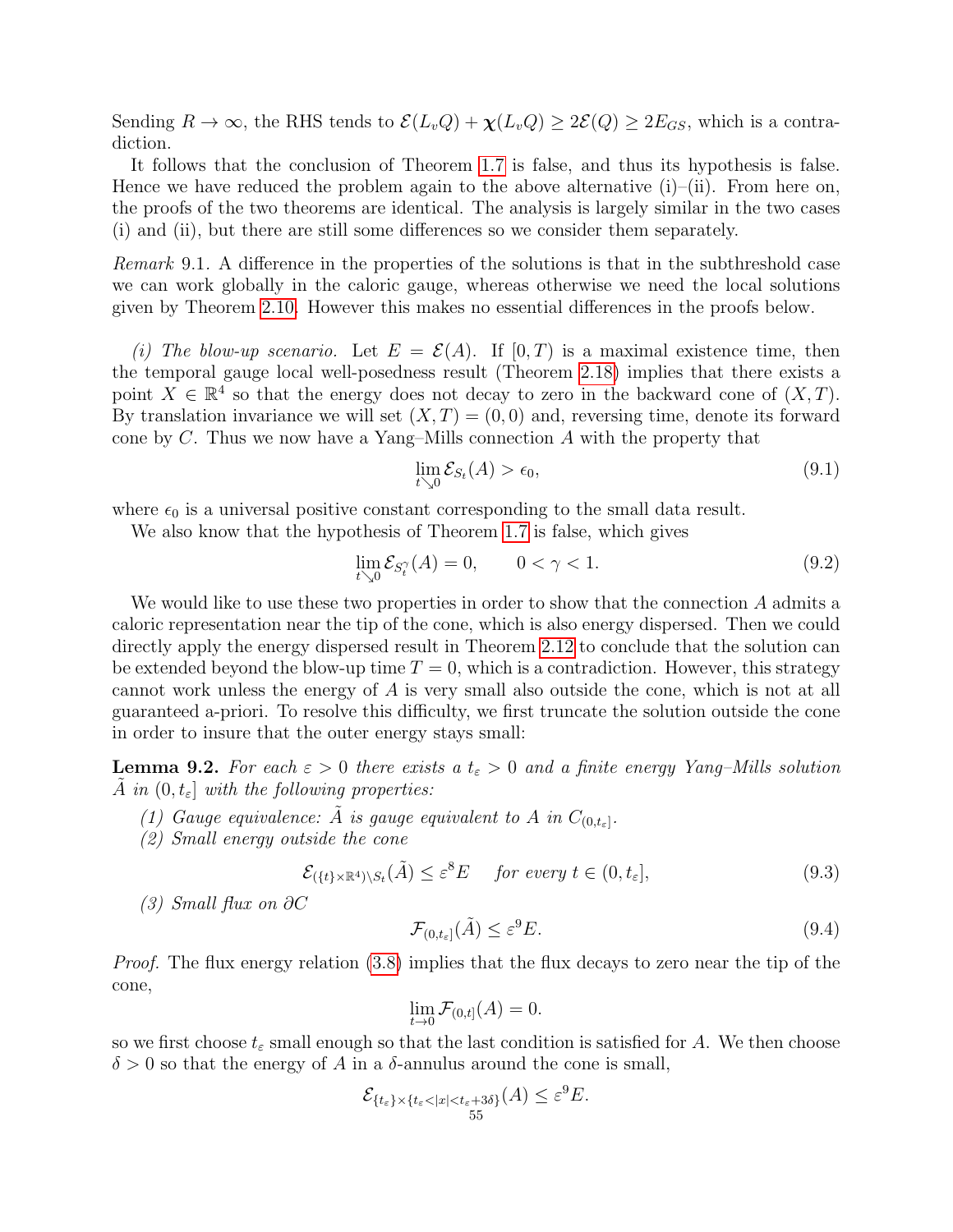Sending $R \to \infty$, the RHS tends to $\mathcal{E}(L_v Q) + \boldsymbol{\chi}(L_v Q) \geq 2\mathcal{E}(Q) \geq 2E_{GS}$, which is a contradiction.

It follows that the conclusion of Theorem 1.7 is false, and thus its hypothesis is false. Hence we have reduced the problem again to the above alternative (i)–(ii). From here on, the proofs of the two theorems are identical. The analysis is largely similar in the two cases (i) and (ii), but there are still some differences so we consider them separately.

*Remark* 9.1. A difference in the properties of the solutions is that in the subthreshold case we can work globally in the caloric gauge, whereas otherwise we need the local solutions given by Theorem 2.10. However this makes no essential differences in the proofs below.

*(i) The blow-up scenario.* Let $E = \mathcal{E}(A)$. If $[0, T)$ is a maximal existence time, then the temporal gauge local well-posedness result (Theorem 2.18) implies that there exists a point $X \in \mathbb{R}^4$ so that the energy does not decay to zero in the backward cone of $(X, T)$. By translation invariance we will set $(X, T) = (0, 0)$ and, reversing time, denote its forward cone by $C$. Thus we now have a Yang–Mills connection $A$ with the property that

$$\lim_{t \searrow 0} \mathcal{E}_{S_t}(A) > \epsilon_0, \tag{9.1}$$

where $\epsilon_0$ is a universal positive constant corresponding to the small data result.

We also know that the hypothesis of Theorem 1.7 is false, which gives

$$\lim_{t \searrow 0} \mathcal{E}_{S_t^\gamma}(A) = 0, \qquad 0 < \gamma < 1. \tag{9.2}$$

We would like to use these two properties in order to show that the connection $A$ admits a caloric representation near the tip of the cone, which is also energy dispersed. Then we could directly apply the energy dispersed result in Theorem 2.12 to conclude that the solution can be extended beyond the blow-up time $T = 0$, which is a contradiction. However, this strategy cannot work unless the energy of $A$ is very small also outside the cone, which is not at all guaranteed a-priori. To resolve this difficulty, we first truncate the solution outside the cone in order to insure that the outer energy stays small:

**Lemma 9.2.** *For each $\varepsilon > 0$ there exists a $t_\varepsilon > 0$ and a finite energy Yang–Mills solution $\tilde{A}$ in $(0, t_\varepsilon]$ with the following properties:*

*(1) Gauge equivalence: $\tilde{A}$ is gauge equivalent to $A$ in $C_{(0,t_\varepsilon]}$.*

*(2) Small energy outside the cone*

$$\mathcal{E}_{(\{t\} \times \mathbb{R}^4) \setminus S_t}(\tilde{A}) \leq \varepsilon^8 E \quad \textit{for every } t \in (0, t_\varepsilon], \tag{9.3}$$

*(3) Small flux on $\partial C$*

$$\mathcal{F}_{(0,t_\varepsilon]}(\tilde{A}) \leq \varepsilon^9 E. \tag{9.4}$$

*Proof.* The flux energy relation (3.8) implies that the flux decays to zero near the tip of the cone,

$$\lim_{t \to 0} \mathcal{F}_{(0,t]}(A) = 0.$$

so we first choose $t_\varepsilon$ small enough so that the last condition is satisfied for $A$. We then choose $\delta > 0$ so that the energy of $A$ in a $\delta$-annulus around the cone is small,

$$\mathcal{E}_{\{t_\varepsilon\} \times \{t_\varepsilon < |x| < t_\varepsilon + 3\delta\}}(A) \leq \varepsilon^9 E.$$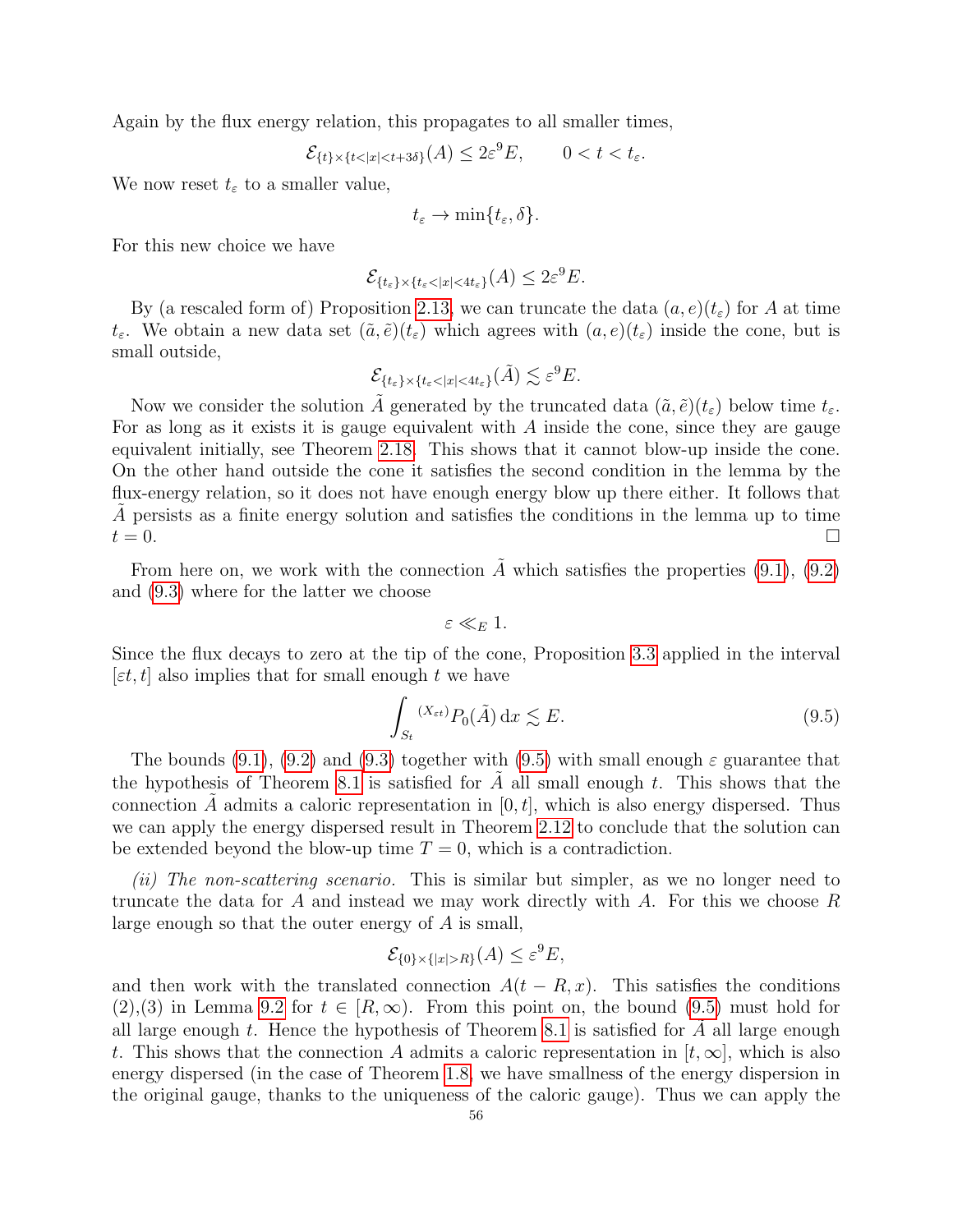Again by the flux energy relation, this propagates to all smaller times,

$$\mathcal{E}_{\{t\}\times\{t<|x|<t+3\delta\}}(A) \leq 2\varepsilon^9 E, \qquad 0 < t < t_\varepsilon.$$

We now reset $t_\varepsilon$ to a smaller value,

$$t_\varepsilon \to \min\{t_\varepsilon, \delta\}.$$

For this new choice we have

$$\mathcal{E}_{\{t_\varepsilon\}\times\{t_\varepsilon<|x|<4t_\varepsilon\}}(A) \leq 2\varepsilon^9 E.$$

By (a rescaled form of) Proposition 2.13, we can truncate the data $(a, e)(t_\varepsilon)$ for $A$ at time $t_\varepsilon$. We obtain a new data set $(\tilde{a}, \tilde{e})(t_\varepsilon)$ which agrees with $(a, e)(t_\varepsilon)$ inside the cone, but is small outside,

$$\mathcal{E}_{\{t_\varepsilon\}\times\{t_\varepsilon<|x|<4t_\varepsilon\}}(\tilde{A}) \lesssim \varepsilon^9 E.$$

Now we consider the solution $\tilde{A}$ generated by the truncated data $(\tilde{a}, \tilde{e})(t_\varepsilon)$ below time $t_\varepsilon$. For as long as it exists it is gauge equivalent with $A$ inside the cone, since they are gauge equivalent initially, see Theorem 2.18. This shows that it cannot blow-up inside the cone. On the other hand outside the cone it satisfies the second condition in the lemma by the flux-energy relation, so it does not have enough energy blow up there either. It follows that $\tilde{A}$ persists as a finite energy solution and satisfies the conditions in the lemma up to time $t = 0$. □

From here on, we work with the connection $\tilde{A}$ which satisfies the properties (9.1), (9.2) and (9.3) where for the latter we choose

$$\varepsilon \ll_E 1.$$

Since the flux decays to zero at the tip of the cone, Proposition 3.3 applied in the interval $[\varepsilon t, t]$ also implies that for small enough $t$ we have

$$\int_{S_t} {}^{(X_{\varepsilon t})}P_0(\tilde{A}) \, \mathrm{d}x \lesssim E. \tag{9.5}$$

The bounds (9.1), (9.2) and (9.3) together with (9.5) with small enough $\varepsilon$ guarantee that the hypothesis of Theorem 8.1 is satisfied for $\tilde{A}$ all small enough $t$. This shows that the connection $\tilde{A}$ admits a caloric representation in $[0, t]$, which is also energy dispersed. Thus we can apply the energy dispersed result in Theorem 2.12 to conclude that the solution can be extended beyond the blow-up time $T = 0$, which is a contradiction.

*(ii) The non-scattering scenario.* This is similar but simpler, as we no longer need to truncate the data for $A$ and instead we may work directly with $A$. For this we choose $R$ large enough so that the outer energy of $A$ is small,

$$\mathcal{E}_{\{0\}\times\{|x|>R\}}(A) \leq \varepsilon^9 E,$$

and then work with the translated connection $A(t - R, x)$. This satisfies the conditions (2),(3) in Lemma 9.2 for $t \in [R, \infty)$. From this point on, the bound (9.5) must hold for all large enough $t$. Hence the hypothesis of Theorem 8.1 is satisfied for $\tilde{A}$ all large enough $t$. This shows that the connection $A$ admits a caloric representation in $[t, \infty]$, which is also energy dispersed (in the case of Theorem 1.8, we have smallness of the energy dispersion in the original gauge, thanks to the uniqueness of the caloric gauge). Thus we can apply the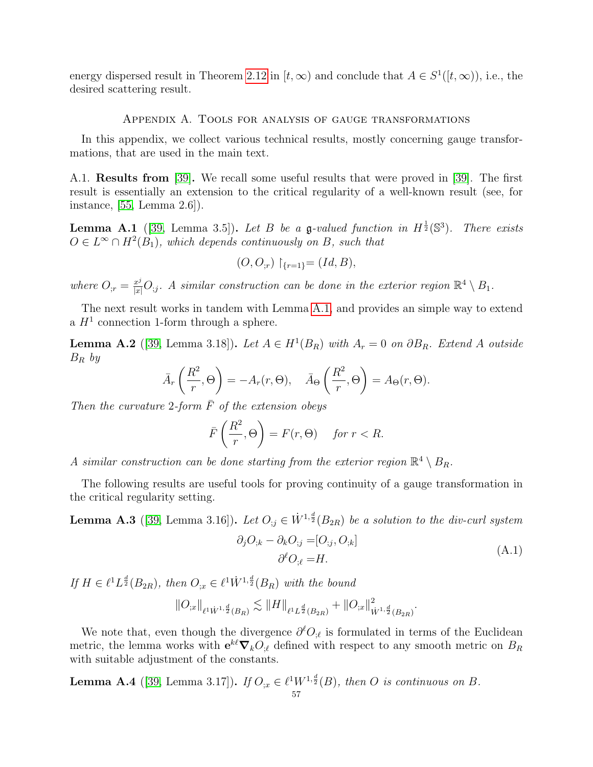energy dispersed result in Theorem 2.12 in $[t, \infty)$ and conclude that $A \in S^1([t, \infty))$, i.e., the desired scattering result.

## Appendix A. Tools for analysis of gauge transformations

In this appendix, we collect various technical results, mostly concerning gauge transformations, that are used in the main text.

### A.1. Results from [39].

We recall some useful results that were proved in [39]. The first result is essentially an extension to the critical regularity of a well-known result (see, for instance, [55, Lemma 2.6]).

**Lemma A.1** ([39, Lemma 3.5]). *Let $B$ be a $\mathfrak{g}$-valued function in $H^{\frac{1}{2}}(\mathbb{S}^3)$. There exists $O \in L^\infty \cap H^2(B_1)$, which depends continuously on $B$, such that*

$$(O, O_{;r}) \restriction_{\{r=1\}} = (Id, B),$$

*where $O_{;r} = \frac{x^j}{|x|} O_{;j}$. A similar construction can be done in the exterior region $\mathbb{R}^4 \setminus B_1$.*

The next result works in tandem with Lemma A.1, and provides an simple way to extend a $H^1$ connection 1-form through a sphere.

**Lemma A.2** ([39, Lemma 3.18]). *Let $A \in H^1(B_R)$ with $A_r = 0$ on $\partial B_R$. Extend $A$ outside $B_R$ by*

$$\bar{A}_r\left(\frac{R^2}{r}, \Theta\right) = -A_r(r, \Theta), \quad \bar{A}_\Theta\left(\frac{R^2}{r}, \Theta\right) = A_\Theta(r, \Theta).$$

*Then the curvature 2-form $\bar{F}$ of the extension obeys*

$$\bar{F}\left(\frac{R^2}{r}, \Theta\right) = F(r, \Theta) \quad \text{for } r < R.$$

*A similar construction can be done starting from the exterior region $\mathbb{R}^4 \setminus B_R$.*

The following results are useful tools for proving continuity of a gauge transformation in the critical regularity setting.

**Lemma A.3** ([39, Lemma 3.16]). *Let $O_{;j} \in \dot{W}^{1,\frac{d}{2}}(B_{2R})$ be a solution to the div-curl system*

$$\begin{aligned} \partial_j O_{;k} - \partial_k O_{;j} =& [O_{;j}, O_{;k}] \\ \partial^\ell O_{;\ell} =& H. \end{aligned} \tag{A.1}$$

*If $H \in \ell^1 L^{\frac{d}{2}}(B_{2R})$, then $O_{;x} \in \ell^1 \dot{W}^{1,\frac{d}{2}}(B_R)$ with the bound*

$$\|O_{;x}\|_{\ell^1 \dot{W}^{1,\frac{d}{2}}(B_R)} \lesssim \|H\|_{\ell^1 L^{\frac{d}{2}}(B_{2R})} + \|O_{;x}\|^2_{\dot{W}^{1,\frac{d}{2}}(B_{2R})}.$$

We note that, even though the divergence $\partial^\ell O_{;\ell}$ is formulated in terms of the Euclidean metric, the lemma works with $\mathbf{e}^{k\ell} \boldsymbol{\nabla}_k O_{;\ell}$ defined with respect to any smooth metric on $B_R$ with suitable adjustment of the constants.

**Lemma A.4** ([39, Lemma 3.17]). *If $O_{;x} \in \ell^1 W^{1,\frac{d}{2}}(B)$, then $O$ is continuous on $B$.*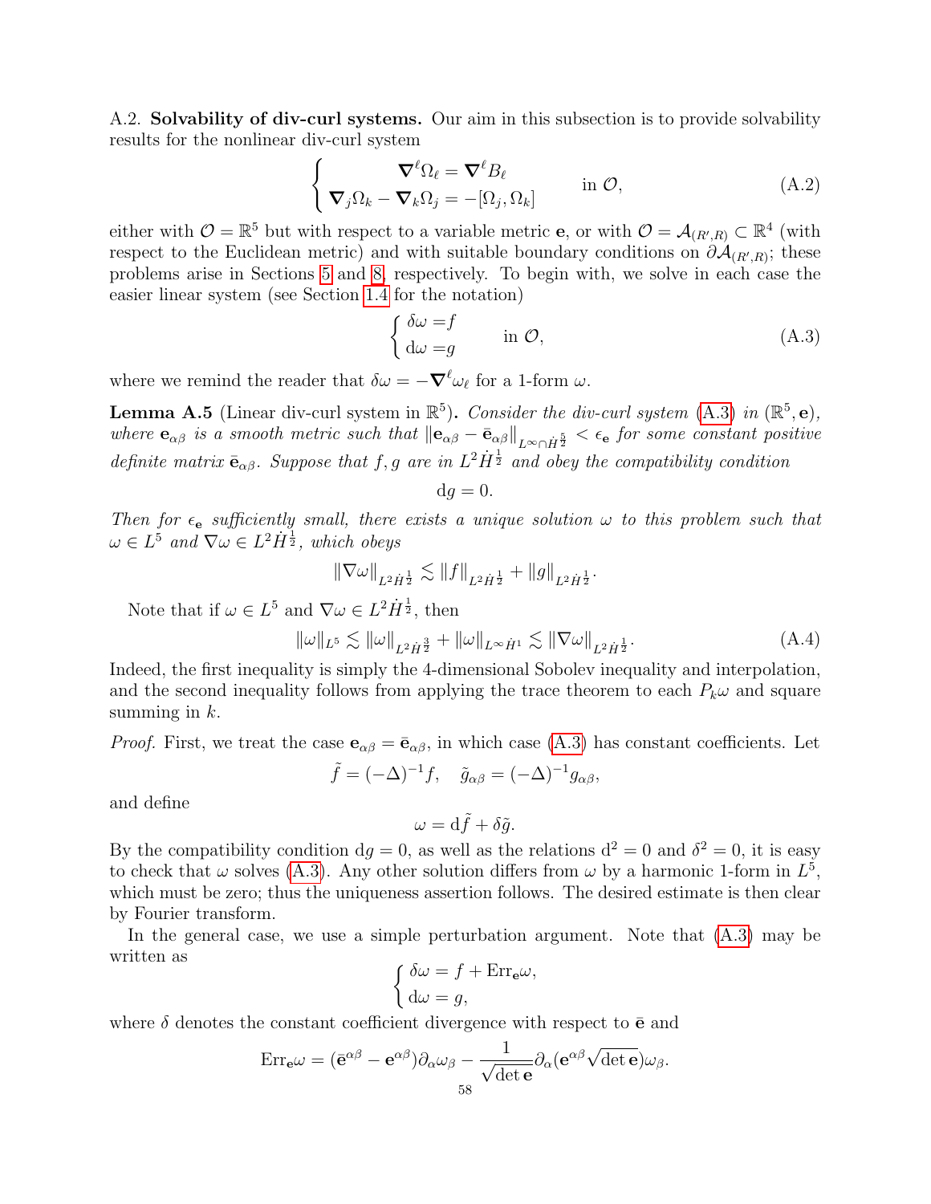A.2. **Solvability of div-curl systems.** Our aim in this subsection is to provide solvability results for the nonlinear div-curl system

$$\begin{cases} \boldsymbol{\nabla}^\ell \Omega_\ell = \boldsymbol{\nabla}^\ell B_\ell \\ \boldsymbol{\nabla}_j \Omega_k - \boldsymbol{\nabla}_k \Omega_j = -[\Omega_j, \Omega_k] \end{cases} \quad \text{in } \mathcal{O}, \tag{A.2}$$

either with $\mathcal{O} = \mathbb{R}^5$ but with respect to a variable metric $\mathbf{e}$, or with $\mathcal{O} = \mathcal{A}_{(R',R)} \subset \mathbb{R}^4$ (with respect to the Euclidean metric) and with suitable boundary conditions on $\partial \mathcal{A}_{(R',R)}$; these problems arise in Sections 5 and 8, respectively. To begin with, we solve in each case the easier linear system (see Section 1.4 for the notation)

$$\begin{cases} \delta\omega = f \\ \mathrm{d}\omega = g \end{cases} \quad \text{in } \mathcal{O}, \tag{A.3}$$

where we remind the reader that $\delta\omega = -\boldsymbol{\nabla}^\ell \omega_\ell$ for a 1-form $\omega$.

**Lemma A.5** (Linear div-curl system in $\mathbb{R}^5$)**.** *Consider the div-curl system (A.3) in $(\mathbb{R}^5, \mathbf{e})$, where $\mathbf{e}_{\alpha\beta}$ is a smooth metric such that $\|\mathbf{e}_{\alpha\beta} - \bar{\mathbf{e}}_{\alpha\beta}\|_{L^\infty \cap \dot{H}^{\frac{5}{2}}} < \epsilon_{\mathbf{e}}$ for some constant positive definite matrix $\bar{\mathbf{e}}_{\alpha\beta}$. Suppose that $f, g$ are in $L^2 \dot{H}^{\frac{1}{2}}$ and obey the compatibility condition*

$$\mathrm{d}g = 0.$$

*Then for $\epsilon_{\mathbf{e}}$ sufficiently small, there exists a unique solution $\omega$ to this problem such that $\omega \in L^5$ and $\nabla\omega \in L^2 \dot{H}^{\frac{1}{2}}$, which obeys*

$$\|\nabla \omega\|_{L^2 \dot{H}^{\frac{1}{2}}} \lesssim \|f\|_{L^2 \dot{H}^{\frac{1}{2}}} + \|g\|_{L^2 \dot{H}^{\frac{1}{2}}}.$$

Note that if $\omega \in L^5$ and $\nabla \omega \in L^2 \dot{H}^{\frac{1}{2}}$, then

$$\|\omega\|_{L^5} \lesssim \|\omega\|_{L^2 \dot{H}^{\frac{3}{2}}} + \|\omega\|_{L^\infty \dot{H}^1} \lesssim \|\nabla \omega\|_{L^2 \dot{H}^{\frac{1}{2}}}. \tag{A.4}$$

Indeed, the first inequality is simply the 4-dimensional Sobolev inequality and interpolation, and the second inequality follows from applying the trace theorem to each $P_k \omega$ and square summing in $k$.

*Proof.* First, we treat the case $\mathbf{e}_{\alpha\beta} = \bar{\mathbf{e}}_{\alpha\beta}$, in which case (A.3) has constant coefficients. Let

$$\tilde{f} = (-\Delta)^{-1} f, \quad \tilde{g}_{\alpha\beta} = (-\Delta)^{-1} g_{\alpha\beta},$$

and define

$$\omega = \mathrm{d}\tilde{f} + \delta\tilde{g}.$$

By the compatibility condition $\mathrm{d}g = 0$, as well as the relations $\mathrm{d}^2 = 0$ and $\delta^2 = 0$, it is easy to check that $\omega$ solves (A.3). Any other solution differs from $\omega$ by a harmonic 1-form in $L^5$, which must be zero; thus the uniqueness assertion follows. The desired estimate is then clear by Fourier transform.

In the general case, we use a simple perturbation argument. Note that (A.3) may be written as

$$\begin{cases} \delta\omega = f + \mathrm{Err}_{\mathbf{e}} \omega, \\ \mathrm{d}\omega = g, \end{cases}$$

where $\delta$ denotes the constant coefficient divergence with respect to $\bar{\mathbf{e}}$ and

$$\mathrm{Err}_{\mathbf{e}} \omega = (\bar{\mathbf{e}}^{\alpha\beta} - \mathbf{e}^{\alpha\beta}) \partial_\alpha \omega_\beta - \frac{1}{\sqrt{\det \mathbf{e}}} \partial_\alpha (\mathbf{e}^{\alpha\beta} \sqrt{\det \mathbf{e}}) \omega_\beta.$$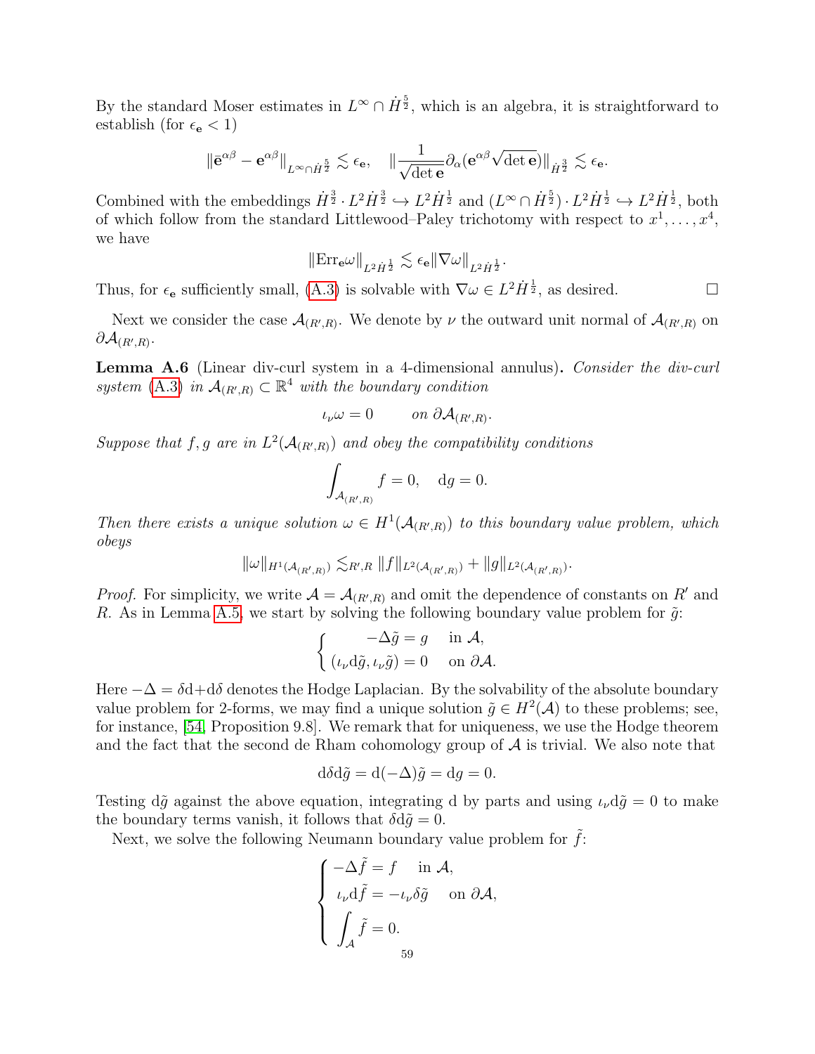By the standard Moser estimates in $L^\infty \cap \dot{H}^{\frac{5}{2}}$, which is an algebra, it is straightforward to establish (for $\epsilon_{\mathbf{e}} < 1$)

$$\|\bar{\mathbf{e}}^{\alpha\beta} - \mathbf{e}^{\alpha\beta}\|_{L^\infty \cap \dot{H}^{\frac{5}{2}}} \lesssim \epsilon_{\mathbf{e}}, \quad \|\frac{1}{\sqrt{\det \mathbf{e}}}\partial_\alpha(\mathbf{e}^{\alpha\beta}\sqrt{\det \mathbf{e}})\|_{\dot{H}^{\frac{3}{2}}} \lesssim \epsilon_{\mathbf{e}}.$$

Combined with the embeddings $\dot{H}^{\frac{3}{2}} \cdot L^2\dot{H}^{\frac{3}{2}} \hookrightarrow L^2\dot{H}^{\frac{1}{2}}$ and $(L^\infty \cap \dot{H}^{\frac{5}{2}}) \cdot L^2\dot{H}^{\frac{1}{2}} \hookrightarrow L^2\dot{H}^{\frac{1}{2}}$, both of which follow from the standard Littlewood–Paley trichotomy with respect to $x^1, \ldots, x^4$, we have

$$\|\mathrm{Err}_{\mathbf{e}}\omega\|_{L^2\dot{H}^{\frac{1}{2}}} \lesssim \epsilon_{\mathbf{e}}\|\nabla\omega\|_{L^2\dot{H}^{\frac{1}{2}}}.$$

Thus, for $\epsilon_{\mathbf{e}}$ sufficiently small, (A.3) is solvable with $\nabla\omega \in L^2\dot{H}^{\frac{1}{2}}$, as desired. □

Next we consider the case $\mathcal{A}_{(R',R)}$. We denote by $\nu$ the outward unit normal of $\mathcal{A}_{(R',R)}$ on $\partial\mathcal{A}_{(R',R)}$.

**Lemma A.6** (Linear div-curl system in a 4-dimensional annulus)**.** *Consider the div-curl system (A.3) in $\mathcal{A}_{(R',R)} \subset \mathbb{R}^4$ with the boundary condition*

$$\iota_\nu\omega = 0 \qquad \text{on } \partial\mathcal{A}_{(R',R)}.$$

*Suppose that $f, g$ are in $L^2(\mathcal{A}_{(R',R)})$ and obey the compatibility conditions*

$$\int_{\mathcal{A}_{(R',R)}} f = 0, \quad \mathrm{d}g = 0.$$

*Then there exists a unique solution $\omega \in H^1(\mathcal{A}_{(R',R)})$ to this boundary value problem, which obeys*

$$\|\omega\|_{H^1(\mathcal{A}_{(R',R)})} \lesssim_{R',R} \|f\|_{L^2(\mathcal{A}_{(R',R)})} + \|g\|_{L^2(\mathcal{A}_{(R',R)})}.$$

*Proof.* For simplicity, we write $\mathcal{A} = \mathcal{A}_{(R',R)}$ and omit the dependence of constants on $R'$ and $R$. As in Lemma A.5, we start by solving the following boundary value problem for $\tilde{g}$:

$$\begin{cases} -\Delta\tilde{g} = g & \text{in } \mathcal{A}, \\ (\iota_\nu \mathrm{d}\tilde{g}, \iota_\nu\tilde{g}) = 0 & \text{on } \partial\mathcal{A}. \end{cases}$$

Here $-\Delta = \delta\mathrm{d} + \mathrm{d}\delta$ denotes the Hodge Laplacian. By the solvability of the absolute boundary value problem for 2-forms, we may find a unique solution $\tilde{g} \in H^2(\mathcal{A})$ to these problems; see, for instance, [54, Proposition 9.8]. We remark that for uniqueness, we use the Hodge theorem and the fact that the second de Rham cohomology group of $\mathcal{A}$ is trivial. We also note that

$$\mathrm{d}\delta\mathrm{d}\tilde{g} = \mathrm{d}(-\Delta)\tilde{g} = \mathrm{d}g = 0.$$

Testing $\mathrm{d}\tilde{g}$ against the above equation, integrating d by parts and using $\iota_\nu\mathrm{d}\tilde{g} = 0$ to make the boundary terms vanish, it follows that $\delta\mathrm{d}\tilde{g} = 0$.

Next, we solve the following Neumann boundary value problem for $\tilde{f}$:

$$\begin{cases} -\Delta\tilde{f} = f & \text{in } \mathcal{A}, \\ \iota_\nu\mathrm{d}\tilde{f} = -\iota_\nu\delta\tilde{g} & \text{on } \partial\mathcal{A}, \\ \displaystyle\int_{\mathcal{A}} \tilde{f} = 0. \end{cases}$$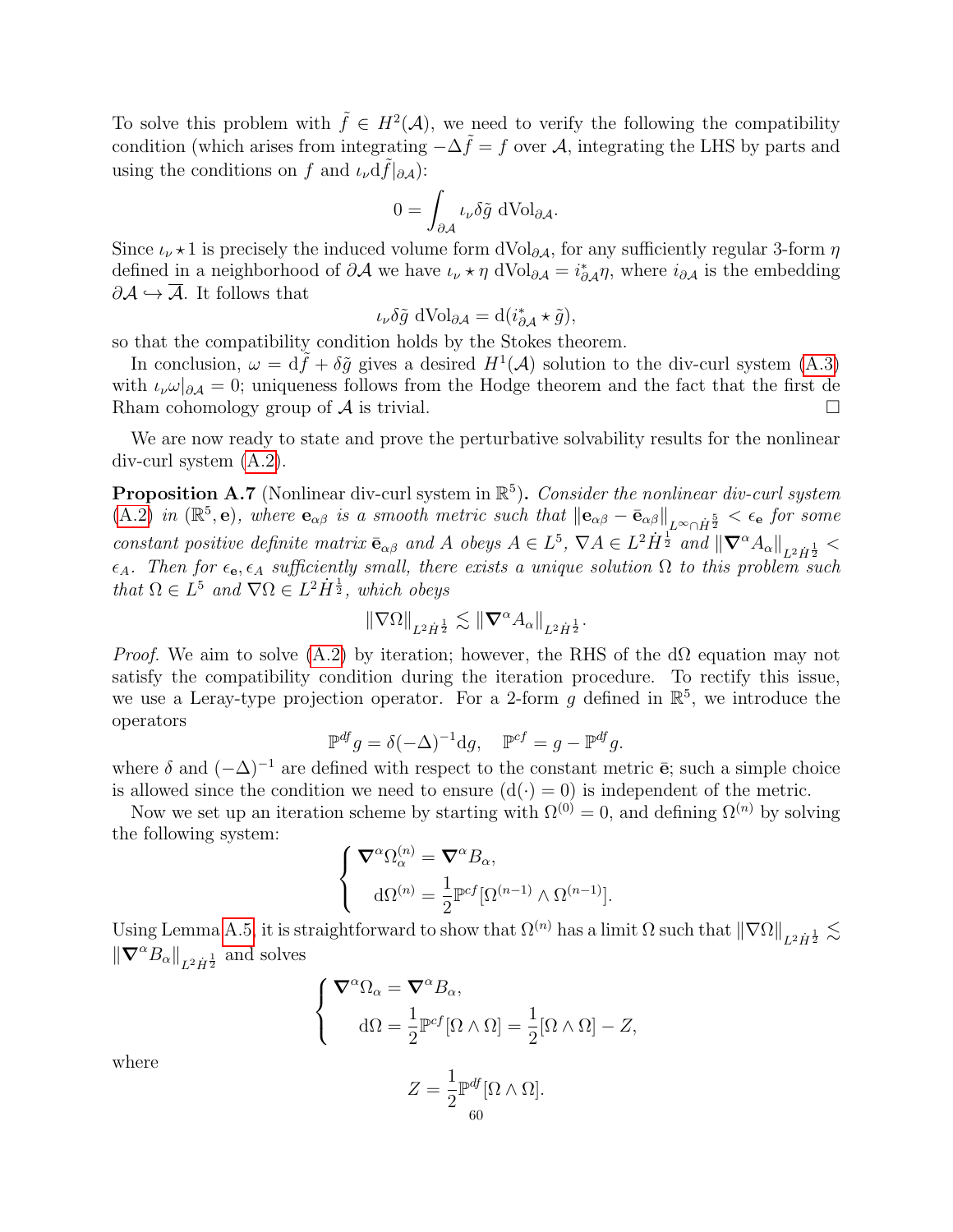To solve this problem with $\tilde{f} \in H^2(\mathcal{A})$, we need to verify the following the compatibility condition (which arises from integrating $-\Delta \tilde{f} = f$ over $\mathcal{A}$, integrating the LHS by parts and using the conditions on $f$ and $\iota_\nu \mathrm{d}\tilde{f}|_{\partial\mathcal{A}}$):

$$0 = \int_{\partial\mathcal{A}} \iota_\nu \delta\tilde{g} \, \mathrm{dVol}_{\partial\mathcal{A}}.$$

Since $\iota_\nu \star 1$ is precisely the induced volume form $\mathrm{dVol}_{\partial\mathcal{A}}$, for any sufficiently regular 3-form $\eta$ defined in a neighborhood of $\partial\mathcal{A}$ we have $\iota_\nu \star \eta \, \mathrm{dVol}_{\partial\mathcal{A}} = i^*_{\partial\mathcal{A}}\eta$, where $i_{\partial\mathcal{A}}$ is the embedding $\partial\mathcal{A} \hookrightarrow \overline{\mathcal{A}}$. It follows that

$$\iota_\nu \delta\tilde{g} \, \mathrm{dVol}_{\partial\mathcal{A}} = \mathrm{d}(i^*_{\partial\mathcal{A}} \star \tilde{g}),$$

so that the compatibility condition holds by the Stokes theorem.

In conclusion, $\omega = \mathrm{d}\tilde{f} + \delta\tilde{g}$ gives a desired $H^1(\mathcal{A})$ solution to the div-curl system (A.3) with $\iota_\nu\omega|_{\partial\mathcal{A}} = 0$; uniqueness follows from the Hodge theorem and the fact that the first de Rham cohomology group of $\mathcal{A}$ is trivial. $\square$

We are now ready to state and prove the perturbative solvability results for the nonlinear div-curl system (A.2).

**Proposition A.7** (Nonlinear div-curl system in $\mathbb{R}^5$). *Consider the nonlinear div-curl system (A.2) in $(\mathbb{R}^5, \mathbf{e})$, where $\mathbf{e}_{\alpha\beta}$ is a smooth metric such that $\|\mathbf{e}_{\alpha\beta} - \bar{\mathbf{e}}_{\alpha\beta}\|_{L^\infty \cap \dot{H}^{\frac{5}{2}}} < \epsilon_{\mathbf{e}}$ for some constant positive definite matrix $\bar{\mathbf{e}}_{\alpha\beta}$ and $A$ obeys $A \in L^5$, $\nabla A \in L^2\dot{H}^{\frac{1}{2}}$ and $\|\boldsymbol{\nabla}^\alpha A_\alpha\|_{L^2\dot{H}^{\frac{1}{2}}} < \epsilon_A$. Then for $\epsilon_{\mathbf{e}}, \epsilon_A$ sufficiently small, there exists a unique solution $\Omega$ to this problem such that $\Omega \in L^5$ and $\nabla\Omega \in L^2\dot{H}^{\frac{1}{2}}$, which obeys*

$$\|\nabla\Omega\|_{L^2\dot{H}^{\frac{1}{2}}} \lesssim \|\boldsymbol{\nabla}^\alpha A_\alpha\|_{L^2\dot{H}^{\frac{1}{2}}}.$$

*Proof.* We aim to solve (A.2) by iteration; however, the RHS of the $\mathrm{d}\Omega$ equation may not satisfy the compatibility condition during the iteration procedure. To rectify this issue, we use a Leray-type projection operator. For a 2-form $g$ defined in $\mathbb{R}^5$, we introduce the operators

$$\mathbb{P}^{df} g = \delta(-\Delta)^{-1}\mathrm{d}g, \quad \mathbb{P}^{cf} = g - \mathbb{P}^{df} g.$$

where $\delta$ and $(-\Delta)^{-1}$ are defined with respect to the constant metric $\bar{\mathbf{e}}$; such a simple choice is allowed since the condition we need to ensure ($\mathrm{d}(\cdot) = 0$) is independent of the metric.

Now we set up an iteration scheme by starting with $\Omega^{(0)} = 0$, and defining $\Omega^{(n)}$ by solving the following system:

$$\begin{cases} \boldsymbol{\nabla}^\alpha \Omega^{(n)}_\alpha = \boldsymbol{\nabla}^\alpha B_\alpha, \\ \mathrm{d}\Omega^{(n)} = \dfrac{1}{2}\mathbb{P}^{cf}[\Omega^{(n-1)} \wedge \Omega^{(n-1)}]. \end{cases}$$

Using Lemma A.5, it is straightforward to show that $\Omega^{(n)}$ has a limit $\Omega$ such that $\|\nabla\Omega\|_{L^2\dot{H}^{\frac{1}{2}}} \lesssim \|\boldsymbol{\nabla}^\alpha B_\alpha\|_{L^2\dot{H}^{\frac{1}{2}}}$ and solves

$$\begin{cases} \boldsymbol{\nabla}^\alpha \Omega_\alpha = \boldsymbol{\nabla}^\alpha B_\alpha, \\ \mathrm{d}\Omega = \dfrac{1}{2}\mathbb{P}^{cf}[\Omega \wedge \Omega] = \dfrac{1}{2}[\Omega \wedge \Omega] - Z, \end{cases}$$

where

$$Z = \frac{1}{2}\mathbb{P}^{df}[\Omega \wedge \Omega].$$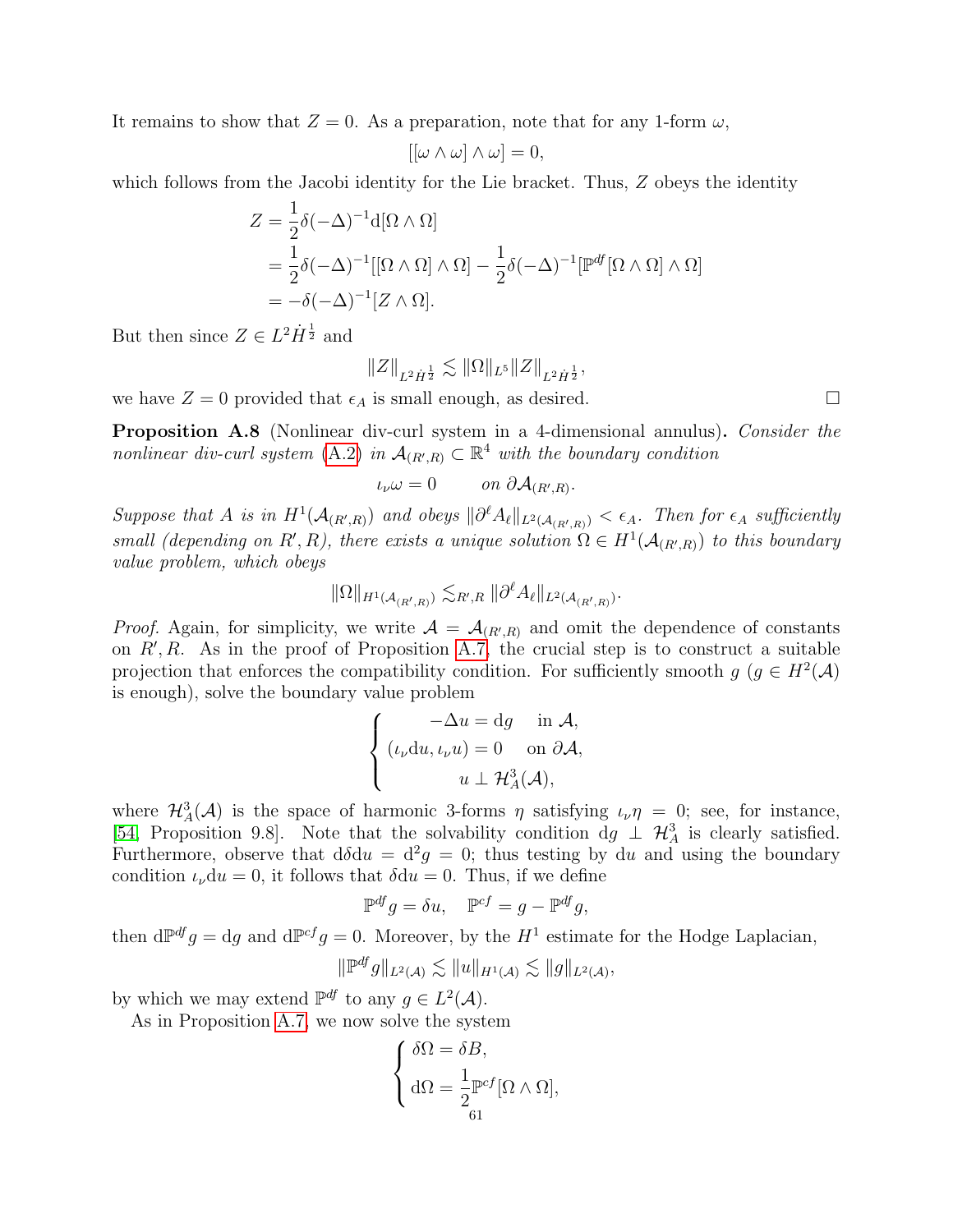It remains to show that $Z = 0$. As a preparation, note that for any 1-form $\omega$,

$$[[\omega \wedge \omega] \wedge \omega] = 0,$$

which follows from the Jacobi identity for the Lie bracket. Thus, $Z$ obeys the identity

$$\begin{aligned} Z &= \frac{1}{2}\delta(-\Delta)^{-1}\mathrm{d}[\Omega \wedge \Omega] \\ &= \frac{1}{2}\delta(-\Delta)^{-1}[[\Omega \wedge \Omega] \wedge \Omega] - \frac{1}{2}\delta(-\Delta)^{-1}[\mathbb{P}^{df}[\Omega \wedge \Omega] \wedge \Omega] \\ &= -\delta(-\Delta)^{-1}[Z \wedge \Omega]. \end{aligned}$$

But then since $Z \in L^2\dot{H}^{\frac{1}{2}}$ and

$$\|Z\|_{L^2\dot{H}^{\frac{1}{2}}} \lesssim \|\Omega\|_{L^5}\|Z\|_{L^2\dot{H}^{\frac{1}{2}}},$$

we have $Z = 0$ provided that $\epsilon_A$ is small enough, as desired. $\square$

**Proposition A.8** (Nonlinear div-curl system in a 4-dimensional annulus)**.** *Consider the nonlinear div-curl system* (A.2) *in $\mathcal{A}_{(R',R)} \subset \mathbb{R}^4$ with the boundary condition*

$$\iota_\nu \omega = 0 \qquad \text{on } \partial\mathcal{A}_{(R',R)}.$$

*Suppose that $A$ is in $H^1(\mathcal{A}_{(R',R)})$ and obeys $\|\partial^\ell A_\ell\|_{L^2(\mathcal{A}_{(R',R)})} < \epsilon_A$. Then for $\epsilon_A$ sufficiently small (depending on $R', R$), there exists a unique solution $\Omega \in H^1(\mathcal{A}_{(R',R)})$ to this boundary value problem, which obeys*

$$\|\Omega\|_{H^1(\mathcal{A}_{(R',R)})} \lesssim_{R',R} \|\partial^\ell A_\ell\|_{L^2(\mathcal{A}_{(R',R)})}.$$

*Proof.* Again, for simplicity, we write $\mathcal{A} = \mathcal{A}_{(R',R)}$ and omit the dependence of constants on $R', R$. As in the proof of Proposition A.7, the crucial step is to construct a suitable projection that enforces the compatibility condition. For sufficiently smooth $g$ ($g \in H^2(\mathcal{A})$ is enough), solve the boundary value problem

$$\begin{cases} -\Delta u = \mathrm{d}g & \text{in } \mathcal{A}, \\ (\iota_\nu \mathrm{d}u, \iota_\nu u) = 0 & \text{on } \partial\mathcal{A}, \\ u \perp \mathcal{H}^3_A(\mathcal{A}), \end{cases}$$

where $\mathcal{H}^3_A(\mathcal{A})$ is the space of harmonic 3-forms $\eta$ satisfying $\iota_\nu \eta = 0$; see, for instance, [54, Proposition 9.8]. Note that the solvability condition $\mathrm{d}g \perp \mathcal{H}^3_A$ is clearly satisfied. Furthermore, observe that $\mathrm{d}\delta\mathrm{d}u = \mathrm{d}^2 g = 0$; thus testing by $\mathrm{d}u$ and using the boundary condition $\iota_\nu \mathrm{d}u = 0$, it follows that $\delta\mathrm{d}u = 0$. Thus, if we define

$$\mathbb{P}^{df} g = \delta u, \quad \mathbb{P}^{cf} = g - \mathbb{P}^{df} g,$$

then $\mathrm{d}\mathbb{P}^{df} g = \mathrm{d}g$ and $\mathrm{d}\mathbb{P}^{cf} g = 0$. Moreover, by the $H^1$ estimate for the Hodge Laplacian,

$$\|\mathbb{P}^{df} g\|_{L^2(\mathcal{A})} \lesssim \|u\|_{H^1(\mathcal{A})} \lesssim \|g\|_{L^2(\mathcal{A})},$$

by which we may extend $\mathbb{P}^{df}$ to any $g \in L^2(\mathcal{A})$.

As in Proposition A.7, we now solve the system

$$\begin{cases} \delta\Omega = \delta B, \\ \mathrm{d}\Omega = \dfrac{1}{2}\mathbb{P}^{cf}[\Omega \wedge \Omega], \end{cases}$$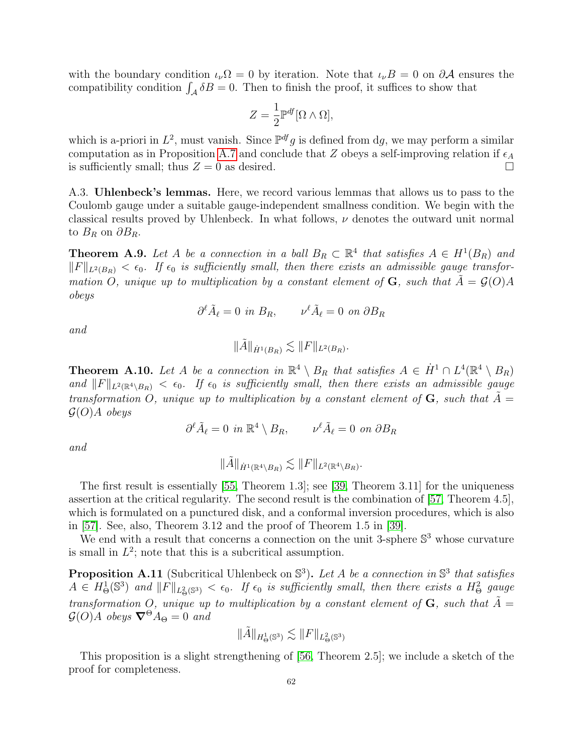with the boundary condition $\iota_\nu \Omega = 0$ by iteration. Note that $\iota_\nu B = 0$ on $\partial \mathcal{A}$ ensures the compatibility condition $\int_{\mathcal{A}} \delta B = 0$. Then to finish the proof, it suffices to show that

$$Z = \frac{1}{2}\mathbb{P}^{df}[\Omega \wedge \Omega],$$

which is a-priori in $L^2$, must vanish. Since $\mathbb{P}^{df} g$ is defined from $\mathrm{d}g$, we may perform a similar computation as in Proposition A.7 and conclude that $Z$ obeys a self-improving relation if $\epsilon_A$ is sufficiently small; thus $Z = 0$ as desired. $\square$

A.3. **Uhlenbeck's lemmas.** Here, we record various lemmas that allows us to pass to the Coulomb gauge under a suitable gauge-independent smallness condition. We begin with the classical results proved by Uhlenbeck. In what follows, $\nu$ denotes the outward unit normal to $B_R$ on $\partial B_R$.

**Theorem A.9.** *Let $A$ be a connection in a ball $B_R \subset \mathbb{R}^4$ that satisfies $A \in H^1(B_R)$ and $\|F\|_{L^2(B_R)} < \epsilon_0$. If $\epsilon_0$ is sufficiently small, then there exists an admissible gauge transformation $O$, unique up to multiplication by a constant element of $\mathbf{G}$, such that $\tilde{A} = \mathcal{G}(O)A$ obeys*

$$\partial^\ell \tilde{A}_\ell = 0 \text{ in } B_R, \qquad \nu^\ell \tilde{A}_\ell = 0 \text{ on } \partial B_R$$

*and*

$$\|\tilde{A}\|_{\dot{H}^1(B_R)} \lesssim \|F\|_{L^2(B_R)}.$$

**Theorem A.10.** *Let $A$ be a connection in $\mathbb{R}^4 \setminus B_R$ that satisfies $A \in \dot{H}^1 \cap L^4(\mathbb{R}^4 \setminus B_R)$ and $\|F\|_{L^2(\mathbb{R}^4 \setminus B_R)} < \epsilon_0$. If $\epsilon_0$ is sufficiently small, then there exists an admissible gauge transformation $O$, unique up to multiplication by a constant element of $\mathbf{G}$, such that $\tilde{A} = \mathcal{G}(O)A$ obeys*

$$\partial^\ell \tilde{A}_\ell = 0 \text{ in } \mathbb{R}^4 \setminus B_R, \qquad \nu^\ell \tilde{A}_\ell = 0 \text{ on } \partial B_R$$

*and*

$$\|\tilde{A}\|_{\dot{H}^1(\mathbb{R}^4 \setminus B_R)} \lesssim \|F\|_{L^2(\mathbb{R}^4 \setminus B_R)}.$$

The first result is essentially [55, Theorem 1.3]; see [39, Theorem 3.11] for the uniqueness assertion at the critical regularity. The second result is the combination of [57, Theorem 4.5], which is formulated on a punctured disk, and a conformal inversion procedures, which is also in [57]. See, also, Theorem 3.12 and the proof of Theorem 1.5 in [39].

We end with a result that concerns a connection on the unit 3-sphere $\mathbb{S}^3$ whose curvature is small in $L^2$; note that this is a subcritical assumption.

**Proposition A.11** (Subcritical Uhlenbeck on $\mathbb{S}^3$)**.** *Let $A$ be a connection in $\mathbb{S}^3$ that satisfies $A \in H^1_\Theta(\mathbb{S}^3)$ and $\|F\|_{L^2_\Theta(\mathbb{S}^3)} < \epsilon_0$. If $\epsilon_0$ is sufficiently small, then there exists a $H^2_\Theta$ gauge transformation $O$, unique up to multiplication by a constant element of $\mathbf{G}$, such that $\tilde{A} = \mathcal{G}(O)A$ obeys $\boldsymbol{\nabla}^\Theta A_\Theta = 0$ and*

$$\|\tilde{A}\|_{H^1_\Theta(\mathbb{S}^3)} \lesssim \|F\|_{L^2_\Theta(\mathbb{S}^3)}$$

This proposition is a slight strengthening of [56, Theorem 2.5]; we include a sketch of the proof for completeness.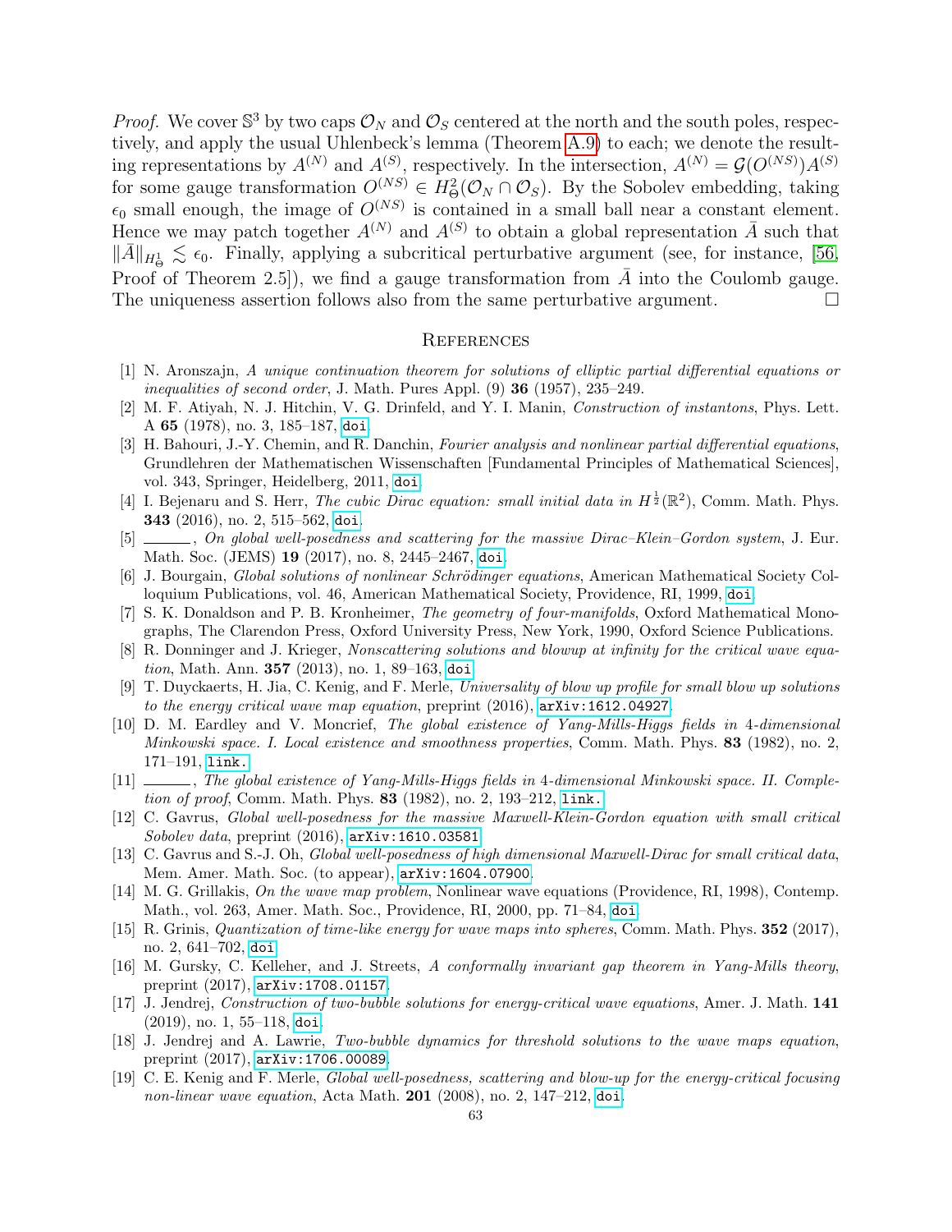*Proof.* We cover $\mathbb{S}^3$ by two caps $\mathcal{O}_N$ and $\mathcal{O}_S$ centered at the north and the south poles, respectively, and apply the usual Uhlenbeck's lemma (Theorem A.9) to each; we denote the resulting representations by $A^{(N)}$ and $A^{(S)}$, respectively. In the intersection, $A^{(N)} = \mathcal{G}(O^{(NS)})A^{(S)}$ for some gauge transformation $O^{(NS)} \in H^2_\Theta(\mathcal{O}_N \cap \mathcal{O}_S)$. By the Sobolev embedding, taking $\epsilon_0$ small enough, the image of $O^{(NS)}$ is contained in a small ball near a constant element. Hence we may patch together $A^{(N)}$ and $A^{(S)}$ to obtain a global representation $\bar{A}$ such that $\|\bar{A}\|_{H^1_\Theta} \lesssim \epsilon_0$. Finally, applying a subcritical perturbative argument (see, for instance, [56, Proof of Theorem 2.5]), we find a gauge transformation from $\bar{A}$ into the Coulomb gauge. The uniqueness assertion follows also from the same perturbative argument. □

## References

[1] N. Aronszajn, *A unique continuation theorem for solutions of elliptic partial differential equations or inequalities of second order*, J. Math. Pures Appl. (9) **36** (1957), 235–249.

[2] M. F. Atiyah, N. J. Hitchin, V. G. Drinfeld, and Y. I. Manin, *Construction of instantons*, Phys. Lett. A **65** (1978), no. 3, 185–187, doi.

[3] H. Bahouri, J.-Y. Chemin, and R. Danchin, *Fourier analysis and nonlinear partial differential equations*, Grundlehren der Mathematischen Wissenschaften [Fundamental Principles of Mathematical Sciences], vol. 343, Springer, Heidelberg, 2011, doi.

[4] I. Bejenaru and S. Herr, *The cubic Dirac equation: small initial data in $H^{\frac{1}{2}}(\mathbb{R}^2)$*, Comm. Math. Phys. **343** (2016), no. 2, 515–562, doi.

[5] ———, *On global well-posedness and scattering for the massive Dirac–Klein–Gordon system*, J. Eur. Math. Soc. (JEMS) **19** (2017), no. 8, 2445–2467, doi.

[6] J. Bourgain, *Global solutions of nonlinear Schrödinger equations*, American Mathematical Society Colloquium Publications, vol. 46, American Mathematical Society, Providence, RI, 1999, doi.

[7] S. K. Donaldson and P. B. Kronheimer, *The geometry of four-manifolds*, Oxford Mathematical Monographs, The Clarendon Press, Oxford University Press, New York, 1990, Oxford Science Publications.

[8] R. Donninger and J. Krieger, *Nonscattering solutions and blowup at infinity for the critical wave equation*, Math. Ann. **357** (2013), no. 1, 89–163, doi.

[9] T. Duyckaerts, H. Jia, C. Kenig, and F. Merle, *Universality of blow up profile for small blow up solutions to the energy critical wave map equation*, preprint (2016), arXiv:1612.04927.

[10] D. M. Eardley and V. Moncrief, *The global existence of Yang-Mills-Higgs fields in 4-dimensional Minkowski space. I. Local existence and smoothness properties*, Comm. Math. Phys. **83** (1982), no. 2, 171–191, link.

[11] ———, *The global existence of Yang-Mills-Higgs fields in 4-dimensional Minkowski space. II. Completion of proof*, Comm. Math. Phys. **83** (1982), no. 2, 193–212, link.

[12] C. Gavrus, *Global well-posedness for the massive Maxwell-Klein-Gordon equation with small critical Sobolev data*, preprint (2016), arXiv:1610.03581.

[13] C. Gavrus and S.-J. Oh, *Global well-posedness of high dimensional Maxwell-Dirac for small critical data*, Mem. Amer. Math. Soc. (to appear), arXiv:1604.07900.

[14] M. G. Grillakis, *On the wave map problem*, Nonlinear wave equations (Providence, RI, 1998), Contemp. Math., vol. 263, Amer. Math. Soc., Providence, RI, 2000, pp. 71–84, doi.

[15] R. Grinis, *Quantization of time-like energy for wave maps into spheres*, Comm. Math. Phys. **352** (2017), no. 2, 641–702, doi.

[16] M. Gursky, C. Kelleher, and J. Streets, *A conformally invariant gap theorem in Yang-Mills theory*, preprint (2017), arXiv:1708.01157.

[17] J. Jendrej, *Construction of two-bubble solutions for energy-critical wave equations*, Amer. J. Math. **141** (2019), no. 1, 55–118, doi.

[18] J. Jendrej and A. Lawrie, *Two-bubble dynamics for threshold solutions to the wave maps equation*, preprint (2017), arXiv:1706.00089.

[19] C. E. Kenig and F. Merle, *Global well-posedness, scattering and blow-up for the energy-critical focusing non-linear wave equation*, Acta Math. **201** (2008), no. 2, 147–212, doi.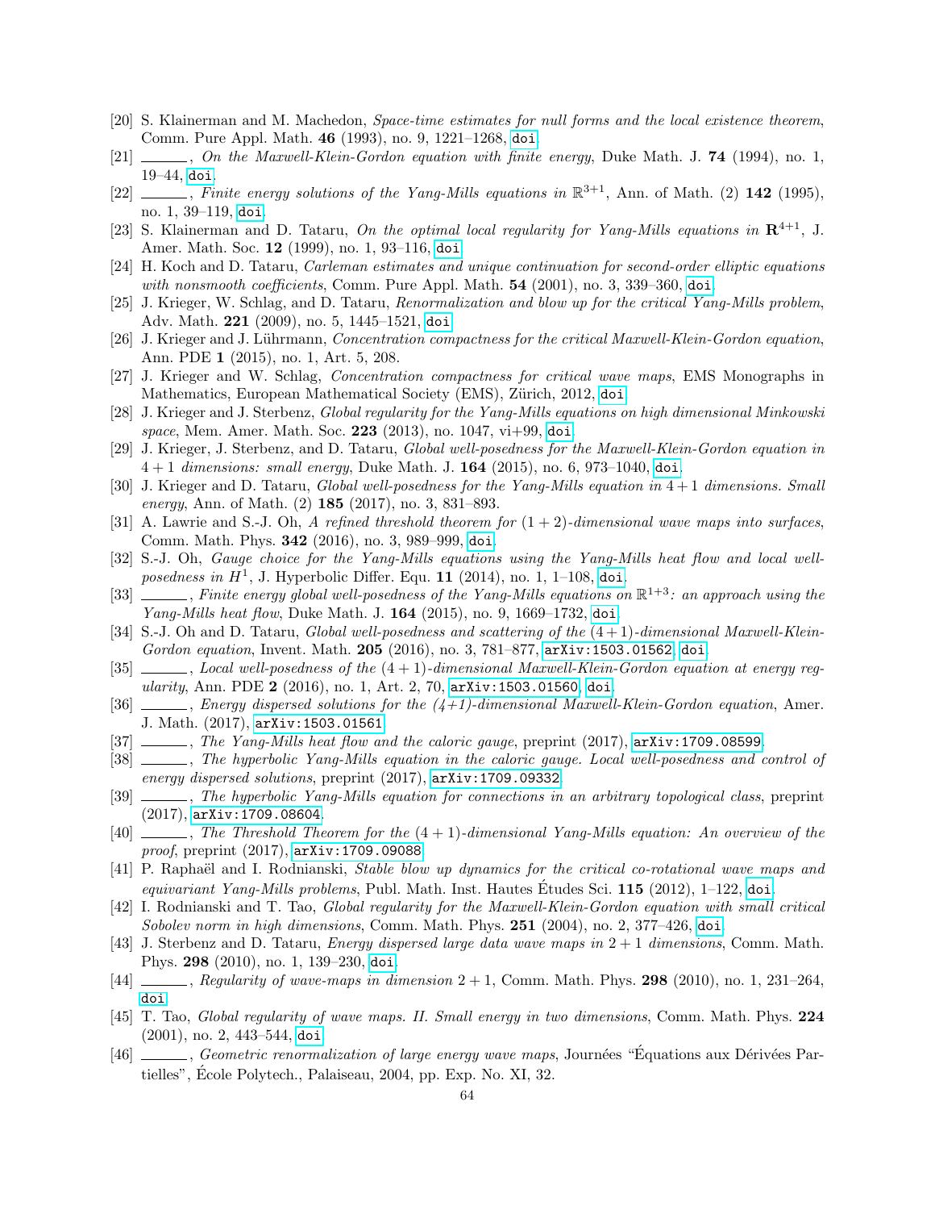[20] S. Klainerman and M. Machedon, *Space-time estimates for null forms and the local existence theorem*, Comm. Pure Appl. Math. **46** (1993), no. 9, 1221–1268, doi.

[21] ———, *On the Maxwell-Klein-Gordon equation with finite energy*, Duke Math. J. **74** (1994), no. 1, 19–44, doi.

[22] ———, *Finite energy solutions of the Yang-Mills equations in* $\mathbb{R}^{3+1}$, Ann. of Math. (2) **142** (1995), no. 1, 39–119, doi.

[23] S. Klainerman and D. Tataru, *On the optimal local regularity for Yang-Mills equations in* $\mathbf{R}^{4+1}$, J. Amer. Math. Soc. **12** (1999), no. 1, 93–116, doi.

[24] H. Koch and D. Tataru, *Carleman estimates and unique continuation for second-order elliptic equations with nonsmooth coefficients*, Comm. Pure Appl. Math. **54** (2001), no. 3, 339–360, doi.

[25] J. Krieger, W. Schlag, and D. Tataru, *Renormalization and blow up for the critical Yang-Mills problem*, Adv. Math. **221** (2009), no. 5, 1445–1521, doi.

[26] J. Krieger and J. Lührmann, *Concentration compactness for the critical Maxwell-Klein-Gordon equation*, Ann. PDE **1** (2015), no. 1, Art. 5, 208.

[27] J. Krieger and W. Schlag, *Concentration compactness for critical wave maps*, EMS Monographs in Mathematics, European Mathematical Society (EMS), Zürich, 2012, doi.

[28] J. Krieger and J. Sterbenz, *Global regularity for the Yang-Mills equations on high dimensional Minkowski space*, Mem. Amer. Math. Soc. **223** (2013), no. 1047, vi+99, doi.

[29] J. Krieger, J. Sterbenz, and D. Tataru, *Global well-posedness for the Maxwell-Klein-Gordon equation in* $4+1$ *dimensions: small energy*, Duke Math. J. **164** (2015), no. 6, 973–1040, doi.

[30] J. Krieger and D. Tataru, *Global well-posedness for the Yang-Mills equation in* $4+1$ *dimensions. Small energy*, Ann. of Math. (2) **185** (2017), no. 3, 831–893.

[31] A. Lawrie and S.-J. Oh, *A refined threshold theorem for* $(1+2)$*-dimensional wave maps into surfaces*, Comm. Math. Phys. **342** (2016), no. 3, 989–999, doi.

[32] S.-J. Oh, *Gauge choice for the Yang-Mills equations using the Yang-Mills heat flow and local well-posedness in* $H^1$, J. Hyperbolic Differ. Equ. **11** (2014), no. 1, 1–108, doi.

[33] ———, *Finite energy global well-posedness of the Yang-Mills equations on* $\mathbb{R}^{1+3}$*: an approach using the Yang-Mills heat flow*, Duke Math. J. **164** (2015), no. 9, 1669–1732, doi.

[34] S.-J. Oh and D. Tataru, *Global well-posedness and scattering of the* $(4+1)$*-dimensional Maxwell-Klein-Gordon equation*, Invent. Math. **205** (2016), no. 3, 781–877, arXiv:1503.01562, doi.

[35] ———, *Local well-posedness of the* $(4+1)$*-dimensional Maxwell-Klein-Gordon equation at energy regularity*, Ann. PDE **2** (2016), no. 1, Art. 2, 70, arXiv:1503.01560, doi.

[36] ———, *Energy dispersed solutions for the (4+1)-dimensional Maxwell-Klein-Gordon equation*, Amer. J. Math. (2017), arXiv:1503.01561.

[37] ———, *The Yang-Mills heat flow and the caloric gauge*, preprint (2017), arXiv:1709.08599.

[38] ———, *The hyperbolic Yang-Mills equation in the caloric gauge. Local well-posedness and control of energy dispersed solutions*, preprint (2017), arXiv:1709.09332.

[39] ———, *The hyperbolic Yang-Mills equation for connections in an arbitrary topological class*, preprint (2017), arXiv:1709.08604.

[40] ———, *The Threshold Theorem for the* $(4+1)$*-dimensional Yang-Mills equation: An overview of the proof*, preprint (2017), arXiv:1709.09088.

[41] P. Raphaël and I. Rodnianski, *Stable blow up dynamics for the critical co-rotational wave maps and equivariant Yang-Mills problems*, Publ. Math. Inst. Hautes Études Sci. **115** (2012), 1–122, doi.

[42] I. Rodnianski and T. Tao, *Global regularity for the Maxwell-Klein-Gordon equation with small critical Sobolev norm in high dimensions*, Comm. Math. Phys. **251** (2004), no. 2, 377–426, doi.

[43] J. Sterbenz and D. Tataru, *Energy dispersed large data wave maps in* $2+1$ *dimensions*, Comm. Math. Phys. **298** (2010), no. 1, 139–230, doi.

[44] ———, *Regularity of wave-maps in dimension* $2+1$, Comm. Math. Phys. **298** (2010), no. 1, 231–264, doi.

[45] T. Tao, *Global regularity of wave maps. II. Small energy in two dimensions*, Comm. Math. Phys. **224** (2001), no. 2, 443–544, doi.

[46] ———, *Geometric renormalization of large energy wave maps*, Journées "Équations aux Dérivées Partielles", École Polytech., Palaiseau, 2004, pp. Exp. No. XI, 32.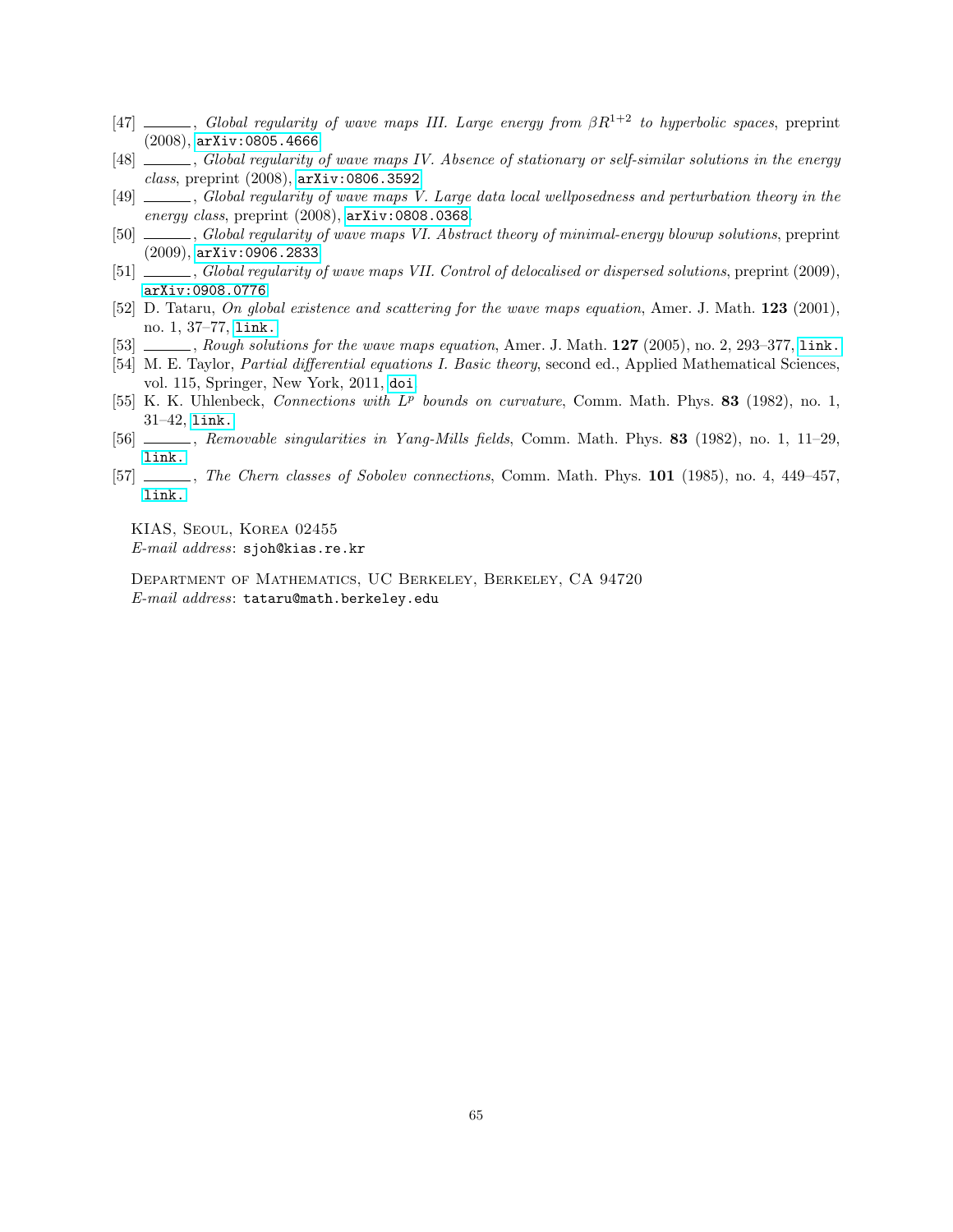[47] ______, *Global regularity of wave maps III. Large energy from $\beta R^{1+2}$ to hyperbolic spaces*, preprint (2008), arXiv:0805.4666.

[48] ______, *Global regularity of wave maps IV. Absence of stationary or self-similar solutions in the energy class*, preprint (2008), arXiv:0806.3592.

[49] ______, *Global regularity of wave maps V. Large data local wellposedness and perturbation theory in the energy class*, preprint (2008), arXiv:0808.0368.

[50] ______, *Global regularity of wave maps VI. Abstract theory of minimal-energy blowup solutions*, preprint (2009), arXiv:0906.2833.

[51] ______, *Global regularity of wave maps VII. Control of delocalised or dispersed solutions*, preprint (2009), arXiv:0908.0776.

[52] D. Tataru, *On global existence and scattering for the wave maps equation*, Amer. J. Math. **123** (2001), no. 1, 37–77, link.

[53] ______, *Rough solutions for the wave maps equation*, Amer. J. Math. **127** (2005), no. 2, 293–377, link.

[54] M. E. Taylor, *Partial differential equations I. Basic theory*, second ed., Applied Mathematical Sciences, vol. 115, Springer, New York, 2011, doi.

[55] K. K. Uhlenbeck, *Connections with $L^p$ bounds on curvature*, Comm. Math. Phys. **83** (1982), no. 1, 31–42, link.

[56] ______, *Removable singularities in Yang-Mills fields*, Comm. Math. Phys. **83** (1982), no. 1, 11–29, link.

[57] ______, *The Chern classes of Sobolev connections*, Comm. Math. Phys. **101** (1985), no. 4, 449–457, link.

KIAS, Seoul, Korea 02455
*E-mail address*: sjoh@kias.re.kr

Department of Mathematics, UC Berkeley, Berkeley, CA 94720
*E-mail address*: tataru@math.berkeley.edu